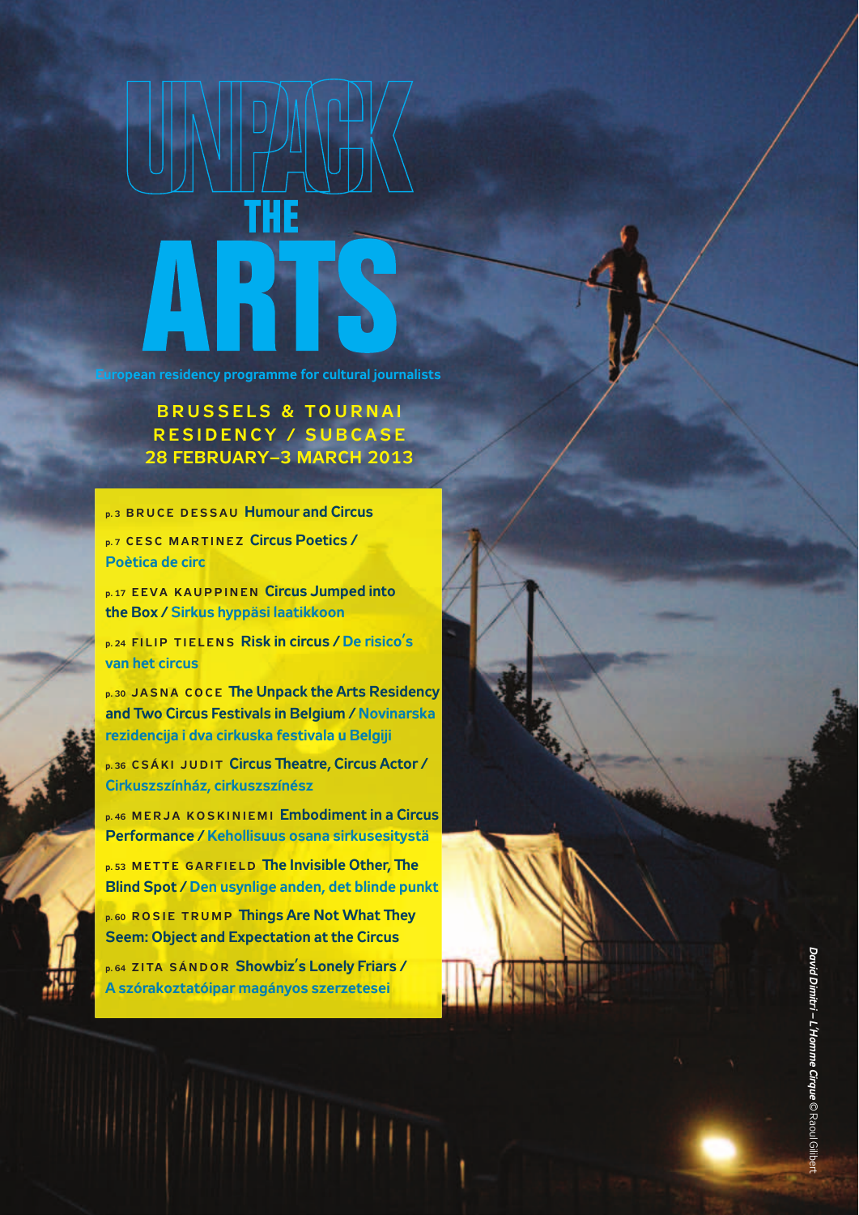# UNPACK THE ARTS

European residency programme for cultural journalists

**BRUSSELS & TOURNAI RESIDENCY / SUBCASE 28 FEBRUARY–3 MARCH 2013**

p. 3 **BRUCE DESSAU** Humour and Circus

p. 7 **CESC MARTINEZ** Circus Poetics / Poètica de circ

p. 17 **EEVA KAUPPINEN** Circus Jumped into the Box / Sirkus hyppäsi laatikkoon

p. 24 **FILIP TIELENS** Risk in circus / De risico's van het circus

p. 30 **JASNA COCE** The Unpack the Arts Residency and Two Circus Festivals in Belgium / Novinarska rezidencija i dva cirkuska festivala u Belgiji

p. 36 **CSÁKI JUDIT** Circus Theatre, Circus Actor / Cirkuszszínház, cirkuszszínész

p. 46 **MERJA KOSKINIEMI** Embodiment in a Circus Performance / Kehollisuus osana sirkusesitystä

p. 53 **METTE GARFIELD** The Invisible Other, The Blind Spot / Den usynlige anden, det blinde punkt

p. 60 **ROSIE TRUMP** Things Are Not What They Seem: Object and Expectation at the Circus

p. 64 **ZITA SÁNDOR** Showbiz's Lonely Friars / A szórakoztatóipar magányos szerzetesei

*David Dimitri – L'Homme Cirque* © Raoul Gilibert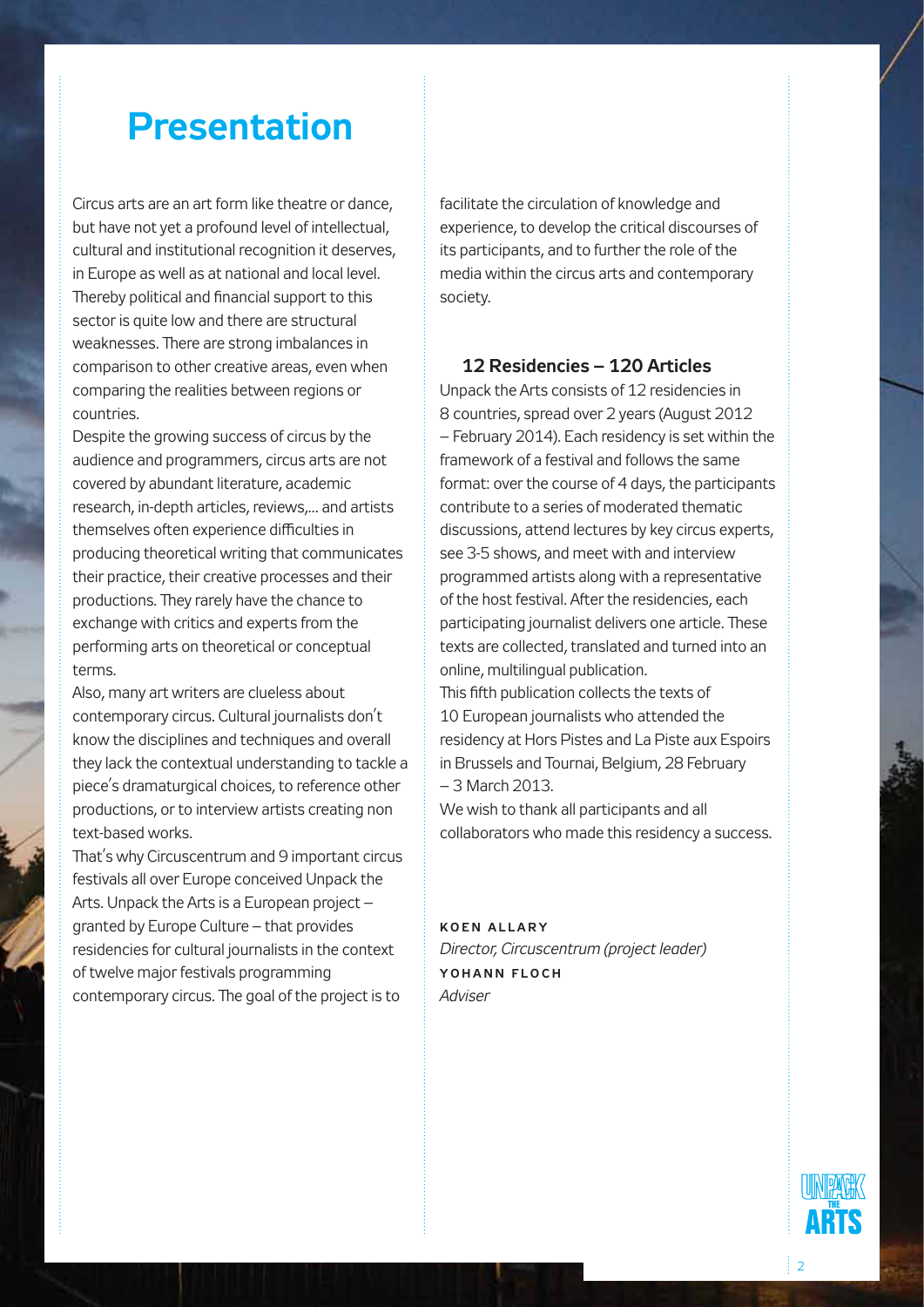# Presentation

Circus arts are an art form like theatre or dance, but have not yet a profound level of intellectual, cultural and institutional recognition it deserves, in Europe as well as at national and local level. Thereby political and financial support to this sector is quite low and there are structural weaknesses. There are strong imbalances in comparison to other creative areas, even when comparing the realities between regions or countries.

Despite the growing success of circus by the audience and programmers, circus arts are not covered by abundant literature, academic research, in-depth articles, reviews,... and artists themselves often experience difficulties in producing theoretical writing that communicates their practice, their creative processes and their productions. They rarely have the chance to exchange with critics and experts from the performing arts on theoretical or conceptual terms.

Also, many art writers are clueless about contemporary circus. Cultural journalists don't know the disciplines and techniques and overall they lack the contextual understanding to tackle a piece's dramaturgical choices, to reference other productions, or to interview artists creating non text-based works.

That's why Circuscentrum and 9 important circus festivals all over Europe conceived Unpack the Arts. Unpack the Arts is a European project – granted by Europe Culture – that provides residencies for cultural journalists in the context of twelve major festivals programming contemporary circus. The goal of the project is to facilitate the circulation of knowledge and experience, to develop the critical discourses of its participants, and to further the role of the media within the circus arts and contemporary society.

### 12 Residencies – 120 Articles

Unpack the Arts consists of 12 residencies in 8 countries, spread over 2 years (August 2012 – February 2014). Each residency is set within the framework of a festival and follows the same format: over the course of 4 days, the participants contribute to a series of moderated thematic discussions, attend lectures by key circus experts, see 3-5 shows, and meet with and interview programmed artists along with a representative of the host festival. After the residencies, each participating journalist delivers one article. These texts are collected, translated and turned into an online, multilingual publication.

This fifth publication collects the texts of 10 European journalists who attended the residency at Hors Pistes and La Piste aux Espoirs in Brussels and Tournai, Belgium, 28 February – 3 March 2013.

We wish to thank all participants and all collaborators who made this residency a success.

**KOEN ALLARY**
*Director, Circuscentrum (project leader)*
**YOHANN FLOCH**
*Adviser*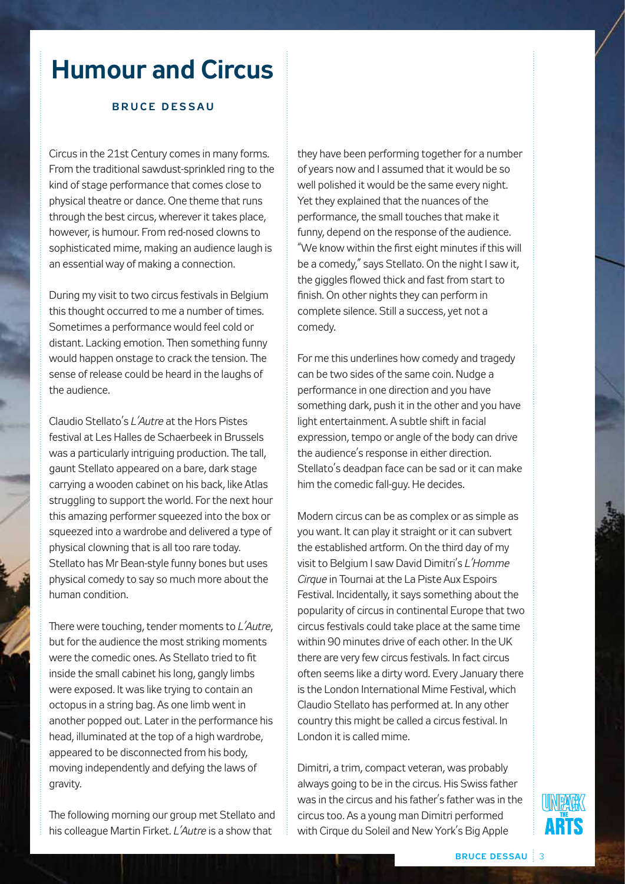# Humour and Circus

**BRUCE DESSAU**

Circus in the 21st Century comes in many forms. From the traditional sawdust-sprinkled ring to the kind of stage performance that comes close to physical theatre or dance. One theme that runs through the best circus, wherever it takes place, however, is humour. From red-nosed clowns to sophisticated mime, making an audience laugh is an essential way of making a connection.

During my visit to two circus festivals in Belgium this thought occurred to me a number of times. Sometimes a performance would feel cold or distant. Lacking emotion. Then something funny would happen onstage to crack the tension. The sense of release could be heard in the laughs of the audience.

Claudio Stellato's *L'Autre* at the Hors Pistes festival at Les Halles de Schaerbeek in Brussels was a particularly intriguing production. The tall, gaunt Stellato appeared on a bare, dark stage carrying a wooden cabinet on his back, like Atlas struggling to support the world. For the next hour this amazing performer squeezed into the box or squeezed into a wardrobe and delivered a type of physical clowning that is all too rare today. Stellato has Mr Bean-style funny bones but uses physical comedy to say so much more about the human condition.

There were touching, tender moments to *L'Autre*, but for the audience the most striking moments were the comedic ones. As Stellato tried to fit inside the small cabinet his long, gangly limbs were exposed. It was like trying to contain an octopus in a string bag. As one limb went in another popped out. Later in the performance his head, illuminated at the top of a high wardrobe, appeared to be disconnected from his body, moving independently and defying the laws of gravity.

The following morning our group met Stellato and his colleague Martin Firket. *L'Autre* is a show that they have been performing together for a number of years now and I assumed that it would be so well polished it would be the same every night. Yet they explained that the nuances of the performance, the small touches that make it funny, depend on the response of the audience. "We know within the first eight minutes if this will be a comedy," says Stellato. On the night I saw it, the giggles flowed thick and fast from start to finish. On other nights they can perform in complete silence. Still a success, yet not a comedy.

For me this underlines how comedy and tragedy can be two sides of the same coin. Nudge a performance in one direction and you have something dark, push it in the other and you have light entertainment. A subtle shift in facial expression, tempo or angle of the body can drive the audience's response in either direction. Stellato's deadpan face can be sad or it can make him the comedic fall-guy. He decides.

Modern circus can be as complex or as simple as you want. It can play it straight or it can subvert the established artform. On the third day of my visit to Belgium I saw David Dimitri's *L'Homme Cirque* in Tournai at the La Piste Aux Espoirs Festival. Incidentally, it says something about the popularity of circus in continental Europe that two circus festivals could take place at the same time within 90 minutes drive of each other. In the UK there are very few circus festivals. In fact circus often seems like a dirty word. Every January there is the London International Mime Festival, which Claudio Stellato has performed at. In any other country this might be called a circus festival. In London it is called mime.

Dimitri, a trim, compact veteran, was probably always going to be in the circus. His Swiss father was in the circus and his father's father was in the circus too. As a young man Dimitri performed with Cirque du Soleil and New York's Big Apple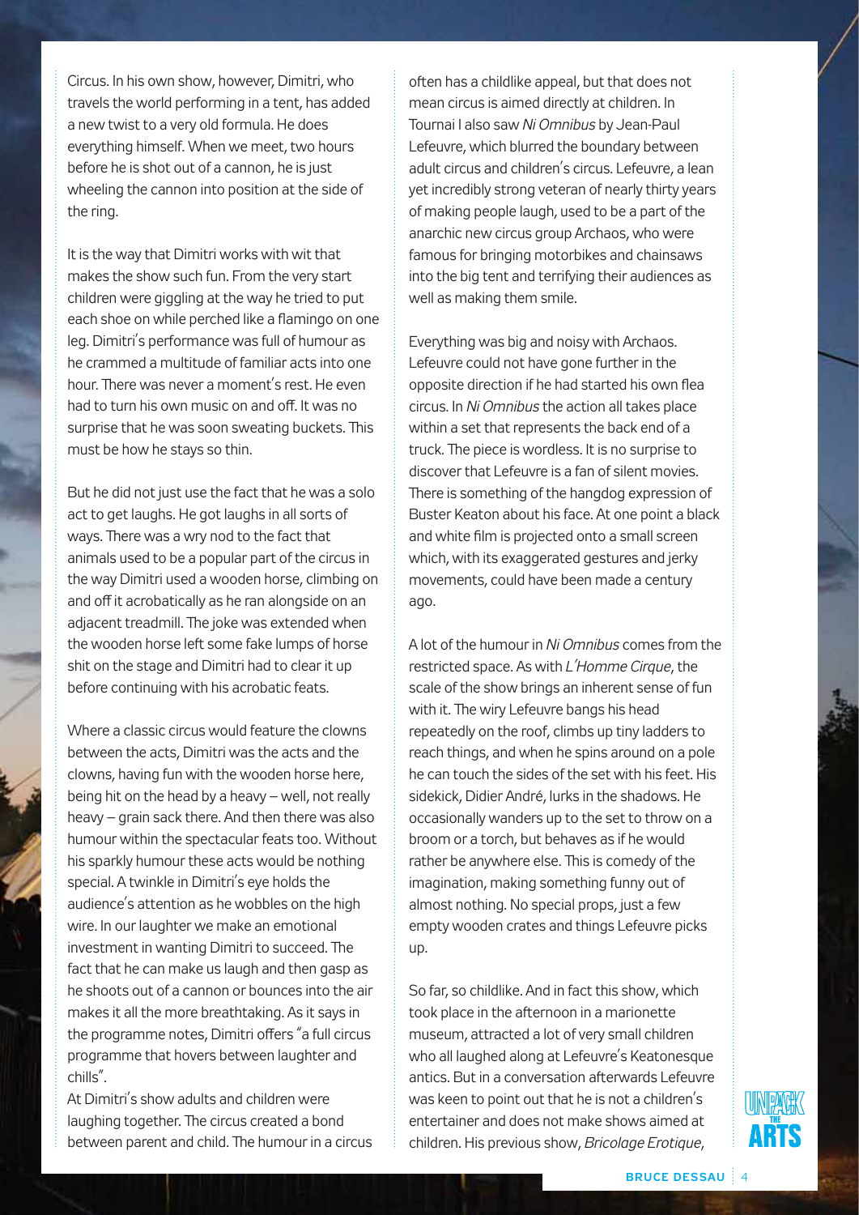Circus. In his own show, however, Dimitri, who travels the world performing in a tent, has added a new twist to a very old formula. He does everything himself. When we meet, two hours before he is shot out of a cannon, he is just wheeling the cannon into position at the side of the ring.

It is the way that Dimitri works with wit that makes the show such fun. From the very start children were giggling at the way he tried to put each shoe on while perched like a flamingo on one leg. Dimitri's performance was full of humour as he crammed a multitude of familiar acts into one hour. There was never a moment's rest. He even had to turn his own music on and off. It was no surprise that he was soon sweating buckets. This must be how he stays so thin.

But he did not just use the fact that he was a solo act to get laughs. He got laughs in all sorts of ways. There was a wry nod to the fact that animals used to be a popular part of the circus in the way Dimitri used a wooden horse, climbing on and off it acrobatically as he ran alongside on an adjacent treadmill. The joke was extended when the wooden horse left some fake lumps of horse shit on the stage and Dimitri had to clear it up before continuing with his acrobatic feats.

Where a classic circus would feature the clowns between the acts, Dimitri was the acts and the clowns, having fun with the wooden horse here, being hit on the head by a heavy – well, not really heavy – grain sack there. And then there was also humour within the spectacular feats too. Without his sparkly humour these acts would be nothing special. A twinkle in Dimitri's eye holds the audience's attention as he wobbles on the high wire. In our laughter we make an emotional investment in wanting Dimitri to succeed. The fact that he can make us laugh and then gasp as he shoots out of a cannon or bounces into the air makes it all the more breathtaking. As it says in the programme notes, Dimitri offers "a full circus programme that hovers between laughter and chills".

At Dimitri's show adults and children were laughing together. The circus created a bond between parent and child. The humour in a circus often has a childlike appeal, but that does not mean circus is aimed directly at children. In Tournai I also saw *Ni Omnibus* by Jean-Paul Lefeuvre, which blurred the boundary between adult circus and children's circus. Lefeuvre, a lean yet incredibly strong veteran of nearly thirty years of making people laugh, used to be a part of the anarchic new circus group Archaos, who were famous for bringing motorbikes and chainsaws into the big tent and terrifying their audiences as well as making them smile.

Everything was big and noisy with Archaos. Lefeuvre could not have gone further in the opposite direction if he had started his own flea circus. In *Ni Omnibus* the action all takes place within a set that represents the back end of a truck. The piece is wordless. It is no surprise to discover that Lefeuvre is a fan of silent movies. There is something of the hangdog expression of Buster Keaton about his face. At one point a black and white film is projected onto a small screen which, with its exaggerated gestures and jerky movements, could have been made a century ago.

A lot of the humour in *Ni Omnibus* comes from the restricted space. As with *L'Homme Cirque*, the scale of the show brings an inherent sense of fun with it. The wiry Lefeuvre bangs his head repeatedly on the roof, climbs up tiny ladders to reach things, and when he spins around on a pole he can touch the sides of the set with his feet. His sidekick, Didier André, lurks in the shadows. He occasionally wanders up to the set to throw on a broom or a torch, but behaves as if he would rather be anywhere else. This is comedy of the imagination, making something funny out of almost nothing. No special props, just a few empty wooden crates and things Lefeuvre picks up.

So far, so childlike. And in fact this show, which took place in the afternoon in a marionette museum, attracted a lot of very small children who all laughed along at Lefeuvre's Keatonesque antics. But in a conversation afterwards Lefeuvre was keen to point out that he is not a children's entertainer and does not make shows aimed at children. His previous show, *Bricolage Erotique*,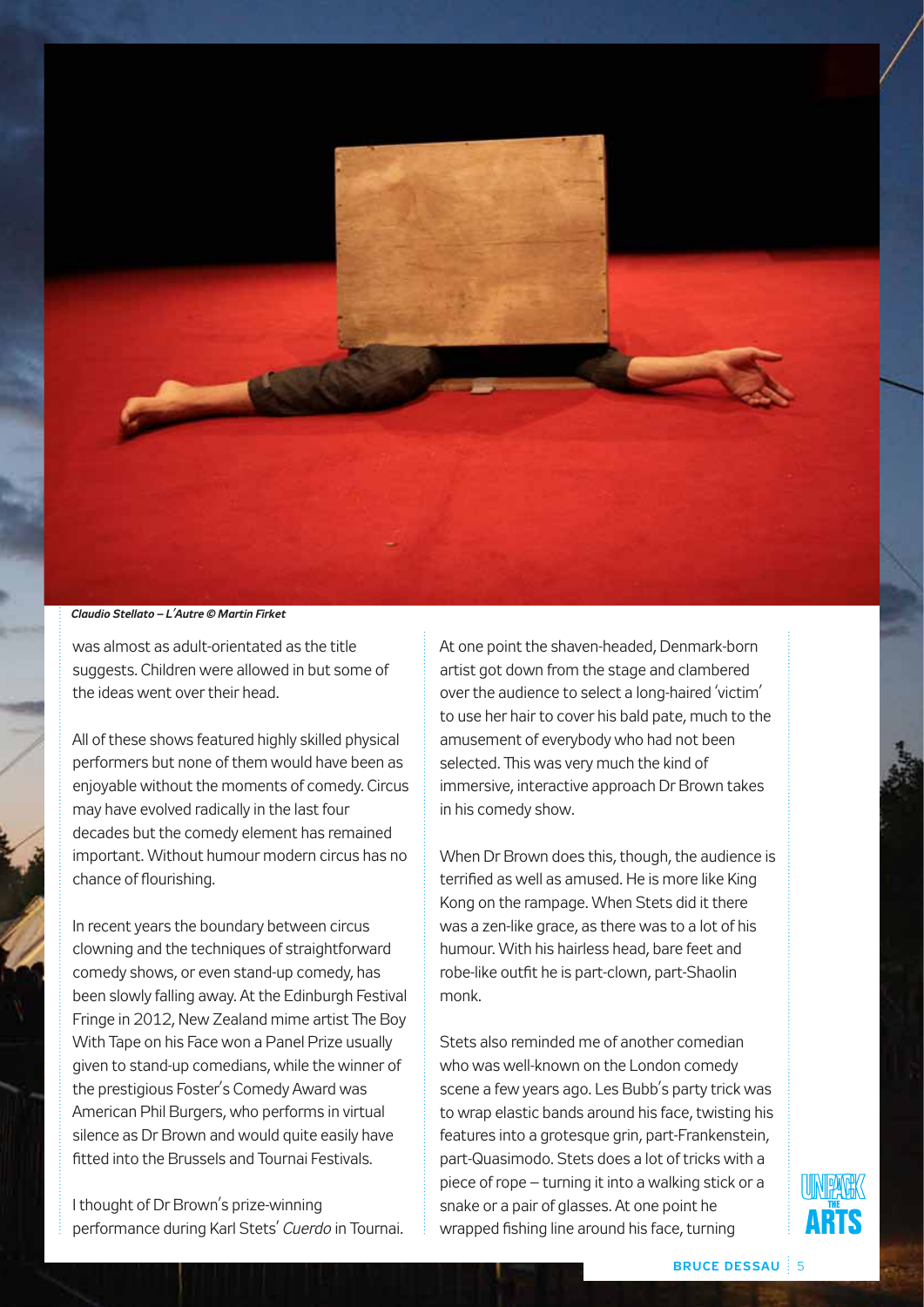*Claudio Stellato – L'Autre © Martin Firket*

was almost as adult-orientated as the title suggests. Children were allowed in but some of the ideas went over their head.

All of these shows featured highly skilled physical performers but none of them would have been as enjoyable without the moments of comedy. Circus may have evolved radically in the last four decades but the comedy element has remained important. Without humour modern circus has no chance of flourishing.

In recent years the boundary between circus clowning and the techniques of straightforward comedy shows, or even stand-up comedy, has been slowly falling away. At the Edinburgh Festival Fringe in 2012, New Zealand mime artist The Boy With Tape on his Face won a Panel Prize usually given to stand-up comedians, while the winner of the prestigious Foster's Comedy Award was American Phil Burgers, who performs in virtual silence as Dr Brown and would quite easily have fitted into the Brussels and Tournai Festivals.

I thought of Dr Brown's prize-winning performance during Karl Stets' *Cuerdo* in Tournai. At one point the shaven-headed, Denmark-born artist got down from the stage and clambered over the audience to select a long-haired 'victim' to use her hair to cover his bald pate, much to the amusement of everybody who had not been selected. This was very much the kind of immersive, interactive approach Dr Brown takes in his comedy show.

When Dr Brown does this, though, the audience is terrified as well as amused. He is more like King Kong on the rampage. When Stets did it there was a zen-like grace, as there was to a lot of his humour. With his hairless head, bare feet and robe-like outfit he is part-clown, part-Shaolin monk.

Stets also reminded me of another comedian who was well-known on the London comedy scene a few years ago. Les Bubb's party trick was to wrap elastic bands around his face, twisting his features into a grotesque grin, part-Frankenstein, part-Quasimodo. Stets does a lot of tricks with a piece of rope – turning it into a walking stick or a snake or a pair of glasses. At one point he wrapped fishing line around his face, turning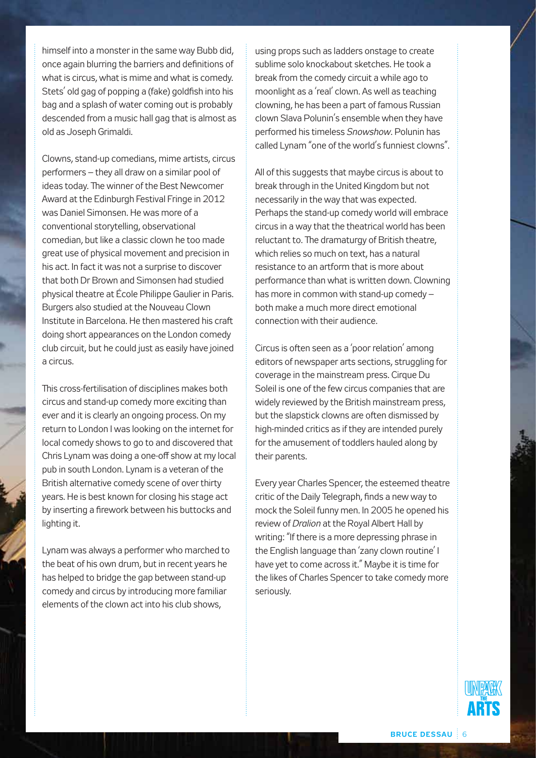himself into a monster in the same way Bubb did, once again blurring the barriers and definitions of what is circus, what is mime and what is comedy. Stets' old gag of popping a (fake) goldfish into his bag and a splash of water coming out is probably descended from a music hall gag that is almost as old as Joseph Grimaldi.

Clowns, stand-up comedians, mime artists, circus performers – they all draw on a similar pool of ideas today. The winner of the Best Newcomer Award at the Edinburgh Festival Fringe in 2012 was Daniel Simonsen. He was more of a conventional storytelling, observational comedian, but like a classic clown he too made great use of physical movement and precision in his act. In fact it was not a surprise to discover that both Dr Brown and Simonsen had studied physical theatre at École Philippe Gaulier in Paris. Burgers also studied at the Nouveau Clown Institute in Barcelona. He then mastered his craft doing short appearances on the London comedy club circuit, but he could just as easily have joined a circus.

This cross-fertilisation of disciplines makes both circus and stand-up comedy more exciting than ever and it is clearly an ongoing process. On my return to London I was looking on the internet for local comedy shows to go to and discovered that Chris Lynam was doing a one-off show at my local pub in south London. Lynam is a veteran of the British alternative comedy scene of over thirty years. He is best known for closing his stage act by inserting a firework between his buttocks and lighting it.

Lynam was always a performer who marched to the beat of his own drum, but in recent years he has helped to bridge the gap between stand-up comedy and circus by introducing more familiar elements of the clown act into his club shows, using props such as ladders onstage to create sublime solo knockabout sketches. He took a break from the comedy circuit a while ago to moonlight as a 'real' clown. As well as teaching clowning, he has been a part of famous Russian clown Slava Polunin's ensemble when they have performed his timeless *Snowshow*. Polunin has called Lynam "one of the world's funniest clowns".

All of this suggests that maybe circus is about to break through in the United Kingdom but not necessarily in the way that was expected. Perhaps the stand-up comedy world will embrace circus in a way that the theatrical world has been reluctant to. The dramaturgy of British theatre, which relies so much on text, has a natural resistance to an artform that is more about performance than what is written down. Clowning has more in common with stand-up comedy – both make a much more direct emotional connection with their audience.

Circus is often seen as a 'poor relation' among editors of newspaper arts sections, struggling for coverage in the mainstream press. Cirque Du Soleil is one of the few circus companies that are widely reviewed by the British mainstream press, but the slapstick clowns are often dismissed by high-minded critics as if they are intended purely for the amusement of toddlers hauled along by their parents.

Every year Charles Spencer, the esteemed theatre critic of the Daily Telegraph, finds a new way to mock the Soleil funny men. In 2005 he opened his review of *Dralion* at the Royal Albert Hall by writing: "If there is a more depressing phrase in the English language than 'zany clown routine' I have yet to come across it." Maybe it is time for the likes of Charles Spencer to take comedy more seriously.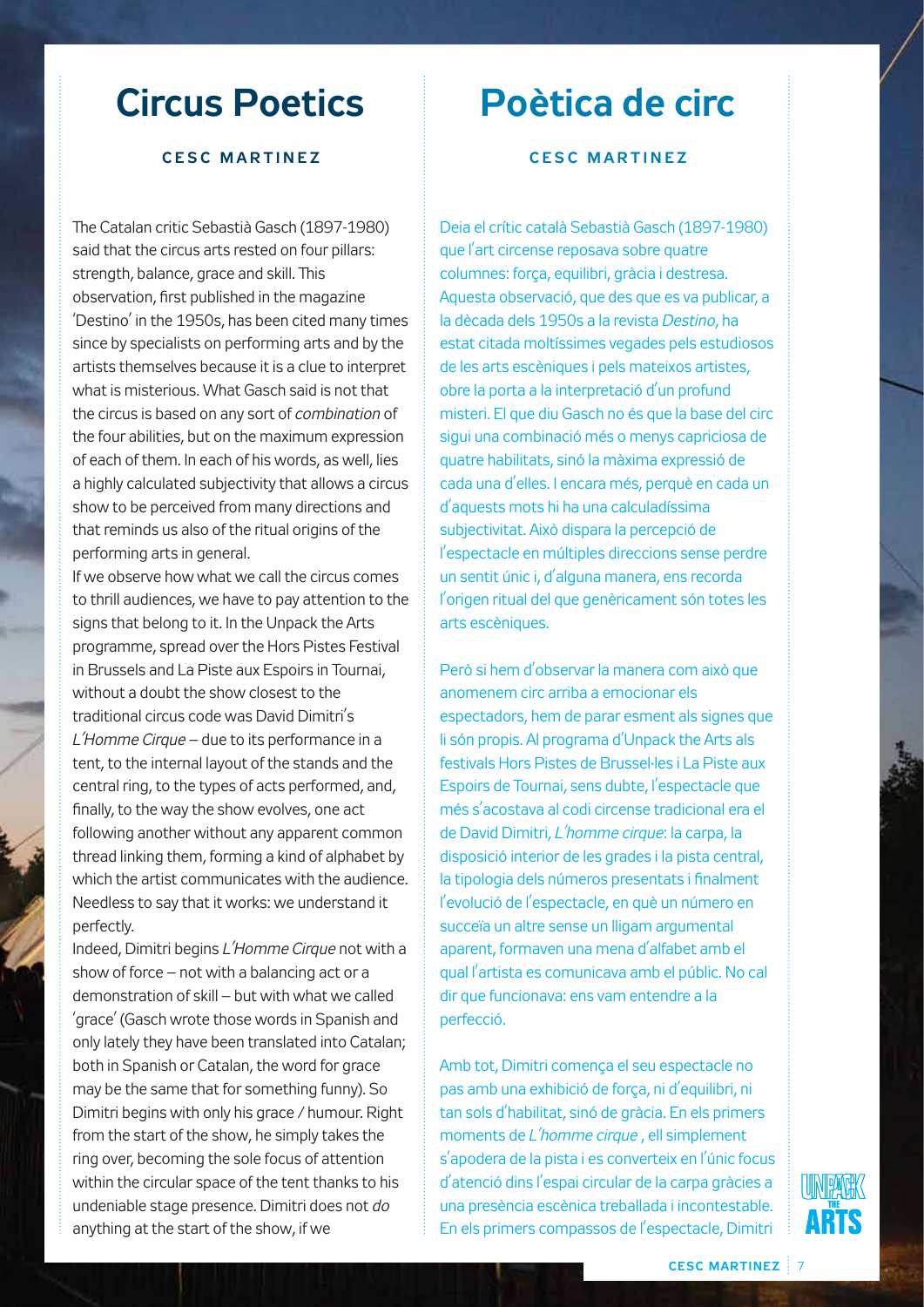# Circus Poetics

**CESC MARTINEZ**

The Catalan critic Sebastià Gasch (1897-1980) said that the circus arts rested on four pillars: strength, balance, grace and skill. This observation, first published in the magazine 'Destino' in the 1950s, has been cited many times since by specialists on performing arts and by the artists themselves because it is a clue to interpret what is misterious. What Gasch said is not that the circus is based on any sort of *combination* of the four abilities, but on the maximum expression of each of them. In each of his words, as well, lies a highly calculated subjectivity that allows a circus show to be perceived from many directions and that reminds us also of the ritual origins of the performing arts in general.

If we observe how what we call the circus comes to thrill audiences, we have to pay attention to the signs that belong to it. In the Unpack the Arts programme, spread over the Hors Pistes Festival in Brussels and La Piste aux Espoirs in Tournai, without a doubt the show closest to the traditional circus code was David Dimitri's *L'Homme Cirque* – due to its performance in a tent, to the internal layout of the stands and the central ring, to the types of acts performed, and, finally, to the way the show evolves, one act following another without any apparent common thread linking them, forming a kind of alphabet by which the artist communicates with the audience. Needless to say that it works: we understand it perfectly.

Indeed, Dimitri begins *L'Homme Cirque* not with a show of force – not with a balancing act or a demonstration of skill – but with what we called 'grace' (Gasch wrote those words in Spanish and only lately they have been translated into Catalan; both in Spanish or Catalan, the word for grace may be the same that for something funny). So Dimitri begins with only his grace / humour. Right from the start of the show, he simply takes the ring over, becoming the sole focus of attention within the circular space of the tent thanks to his undeniable stage presence. Dimitri does not *do* anything at the start of the show, if we

# Poètica de circ

**CESC MARTINEZ**

Deia el crític català Sebastià Gasch (1897-1980) que l'art circense reposava sobre quatre columnes: força, equilibri, gràcia i destresa. Aquesta observació, que des que es va publicar, a la dècada dels 1950s a la revista *Destino*, ha estat citada moltíssimes vegades pels estudiosos de les arts escèniques i pels mateixos artistes, obre la porta a la interpretació d'un profund misteri. El que diu Gasch no és que la base del circ sigui una combinació més o menys capriciosa de quatre habilitats, sinó la màxima expressió de cada una d'elles. I encara més, perquè en cada un d'aquests mots hi ha una calculadíssima subjectivitat. Això dispara la percepció de l'espectacle en múltiples direccions sense perdre un sentit únic i, d'alguna manera, ens recorda l'origen ritual del que genèricament són totes les arts escèniques.

Però si hem d'observar la manera com això que anomenem circ arriba a emocionar els espectadors, hem de parar esment als signes que li són propis. Al programa d'Unpack the Arts als festivals Hors Pistes de Brussel·les i La Piste aux Espoirs de Tournai, sens dubte, l'espectacle que més s'acostava al codi circense tradicional era el de David Dimitri, *L'homme cirque*: la carpa, la disposició interior de les grades i la pista central, la tipologia dels números presentats i finalment l'evolució de l'espectacle, en què un número en succeïa un altre sense un lligam argumental aparent, formaven una mena d'alfabet amb el qual l'artista es comunicava amb el públic. No cal dir que funcionava: ens vam entendre a la perfecció.

Amb tot, Dimitri comença el seu espectacle no pas amb una exhibició de força, ni d'equilibri, ni tan sols d'habilitat, sinó de gràcia. En els primers moments de *L'homme cirque* , ell simplement s'apodera de la pista i es converteix en l'únic focus d'atenció dins l'espai circular de la carpa gràcies a una presència escènica treballada i incontestable. En els primers compassos de l'espectacle, Dimitri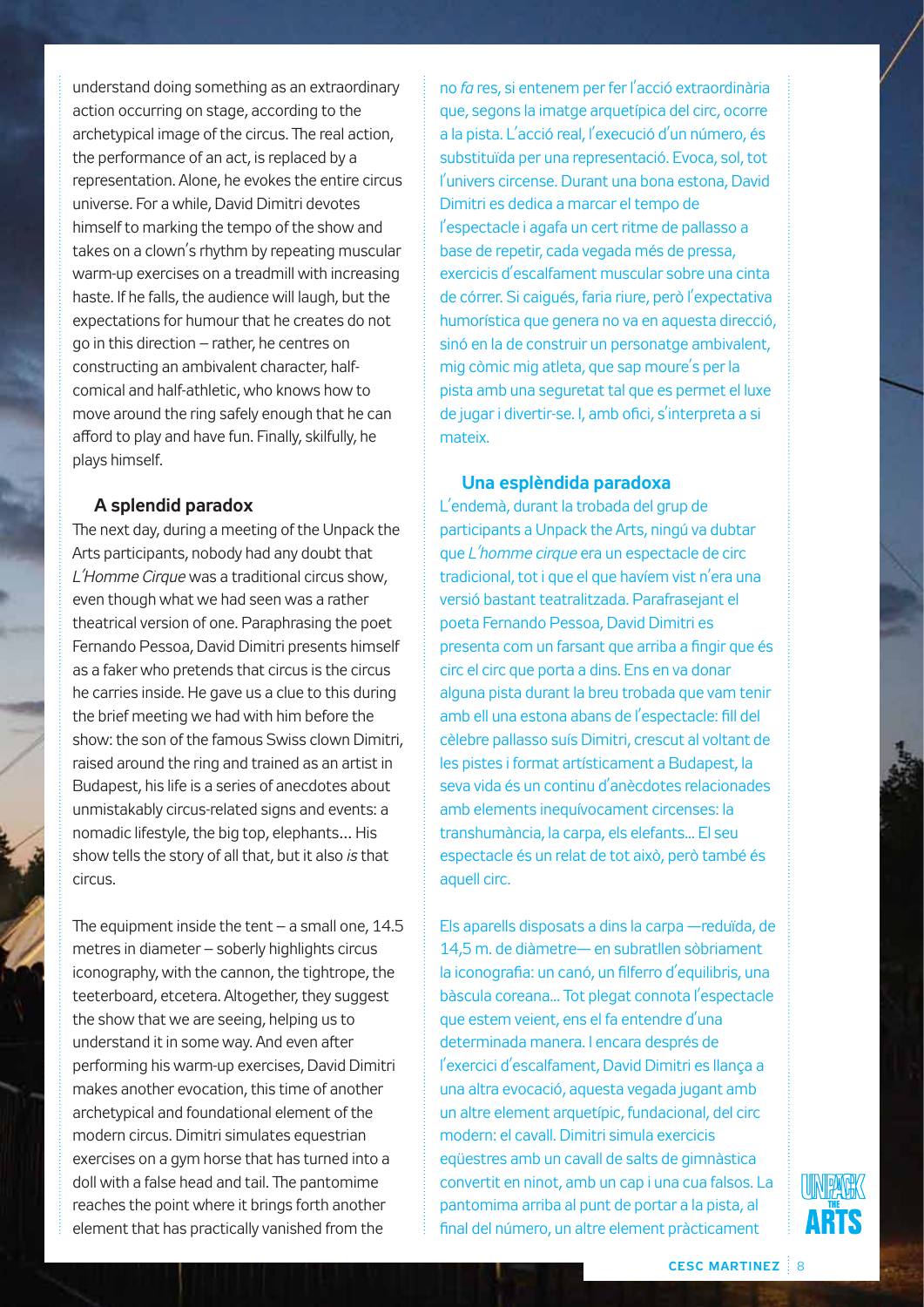understand doing something as an extraordinary action occurring on stage, according to the archetypical image of the circus. The real action, the performance of an act, is replaced by a representation. Alone, he evokes the entire circus universe. For a while, David Dimitri devotes himself to marking the tempo of the show and takes on a clown's rhythm by repeating muscular warm-up exercises on a treadmill with increasing haste. If he falls, the audience will laugh, but the expectations for humour that he creates do not go in this direction – rather, he centres on constructing an ambivalent character, half-comical and half-athletic, who knows how to move around the ring safely enough that he can afford to play and have fun. Finally, skilfully, he plays himself.

### A splendid paradox

The next day, during a meeting of the Unpack the Arts participants, nobody had any doubt that *L'Homme Cirque* was a traditional circus show, even though what we had seen was a rather theatrical version of one. Paraphrasing the poet Fernando Pessoa, David Dimitri presents himself as a faker who pretends that circus is the circus he carries inside. He gave us a clue to this during the brief meeting we had with him before the show: the son of the famous Swiss clown Dimitri, raised around the ring and trained as an artist in Budapest, his life is a series of anecdotes about unmistakably circus-related signs and events: a nomadic lifestyle, the big top, elephants… His show tells the story of all that, but it also *is* that circus.

The equipment inside the tent – a small one, 14.5 metres in diameter – soberly highlights circus iconography, with the cannon, the tightrope, the teeterboard, etcetera. Altogether, they suggest the show that we are seeing, helping us to understand it in some way. And even after performing his warm-up exercises, David Dimitri makes another evocation, this time of another archetypical and foundational element of the modern circus. Dimitri simulates equestrian exercises on a gym horse that has turned into a doll with a false head and tail. The pantomime reaches the point where it brings forth another element that has practically vanished from the

no *fa* res, si entenem per fer l'acció extraordinària que, segons la imatge arquetípica del circ, ocorre a la pista. L'acció real, l'execució d'un número, és substituïda per una representació. Evoca, sol, tot l'univers circense. Durant una bona estona, David Dimitri es dedica a marcar el tempo de l'espectacle i agafa un cert ritme de pallasso a base de repetir, cada vegada més de pressa, exercicis d'escalfament muscular sobre una cinta de córrer. Si caigués, faria riure, però l'expectativa humorística que genera no va en aquesta direcció, sinó en la de construir un personatge ambivalent, mig còmic mig atleta, que sap moure's per la pista amb una seguretat tal que es permet el luxe de jugar i divertir-se. I, amb ofici, s'interpreta a si mateix.

### Una esplèndida paradoxa

L'endemà, durant la trobada del grup de participants a Unpack the Arts, ningú va dubtar que *L'homme cirque* era un espectacle de circ tradicional, tot i que el que havíem vist n'era una versió bastant teatralitzada. Parafrasejant el poeta Fernando Pessoa, David Dimitri es presenta com un farsant que arriba a fingir que és circ el circ que porta a dins. Ens en va donar alguna pista durant la breu trobada que vam tenir amb ell una estona abans de l'espectacle: fill del cèlebre pallasso suís Dimitri, crescut al voltant de les pistes i format artísticament a Budapest, la seva vida és un continu d'anècdotes relacionades amb elements inequívocament circenses: la transhumància, la carpa, els elefants… El seu espectacle és un relat de tot això, però també és aquell circ.

Els aparells disposats a dins la carpa —reduïda, de 14,5 m. de diàmetre— en subratllen sòbriament la iconografia: un canó, un filferro d'equilibris, una bàscula coreana… Tot plegat connota l'espectacle que estem veient, ens el fa entendre d'una determinada manera. I encara després de l'exercici d'escalfament, David Dimitri es llança a una altra evocació, aquesta vegada jugant amb un altre element arquetípic, fundacional, del circ modern: el cavall. Dimitri simula exercicis eqüestres amb un cavall de salts de gimnàstica convertit en ninot, amb un cap i una cua falsos. La pantomima arriba al punt de portar a la pista, al final del número, un altre element pràcticament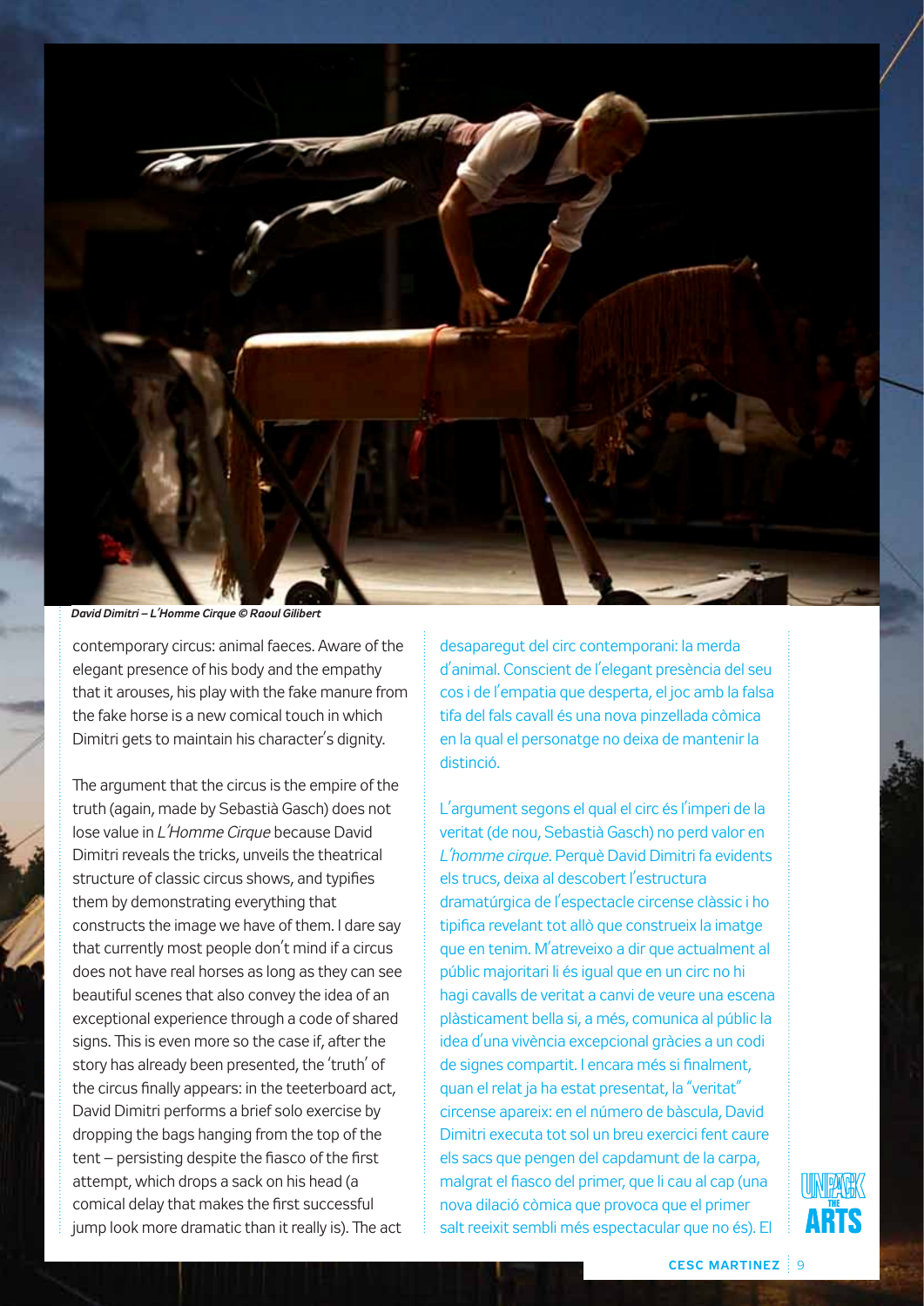*David Dimitri – L'Homme Cirque © Raoul Gilibert*

contemporary circus: animal faeces. Aware of the elegant presence of his body and the empathy that it arouses, his play with the fake manure from the fake horse is a new comical touch in which Dimitri gets to maintain his character's dignity.

The argument that the circus is the empire of the truth (again, made by Sebastià Gasch) does not lose value in *L'Homme Cirque* because David Dimitri reveals the tricks, unveils the theatrical structure of classic circus shows, and typifies them by demonstrating everything that constructs the image we have of them. I dare say that currently most people don't mind if a circus does not have real horses as long as they can see beautiful scenes that also convey the idea of an exceptional experience through a code of shared signs. This is even more so the case if, after the story has already been presented, the 'truth' of the circus finally appears: in the teeterboard act, David Dimitri performs a brief solo exercise by dropping the bags hanging from the top of the tent – persisting despite the fiasco of the first attempt, which drops a sack on his head (a comical delay that makes the first successful jump look more dramatic than it really is). The act

desaparegut del circ contemporani: la merda d'animal. Conscient de l'elegant presència del seu cos i de l'empatia que desperta, el joc amb la falsa tifa del fals cavall és una nova pinzellada còmica en la qual el personatge no deixa de mantenir la distinció.

L'argument segons el qual el circ és l'imperi de la veritat (de nou, Sebastià Gasch) no perd valor en *L'homme cirque*. Perquè David Dimitri fa evidents els trucs, deixa al descobert l'estructura dramatúrgica de l'espectacle circense clàssic i ho tipifica revelant tot allò que construeix la imatge que en tenim. M'atreveixo a dir que actualment al públic majoritari li és igual que en un circ no hi hagi cavalls de veritat a canvi de veure una escena plàsticament bella si, a més, comunica al públic la idea d'una vivència excepcional gràcies a un codi de signes compartit. I encara més si finalment, quan el relat ja ha estat presentat, la "veritat" circense apareix: en el número de bàscula, David Dimitri executa tot sol un breu exercici fent caure els sacs que pengen del capdamunt de la carpa, malgrat el fiasco del primer, que li cau al cap (una nova dilació còmica que provoca que el primer salt reeixit sembli més espectacular que no és). El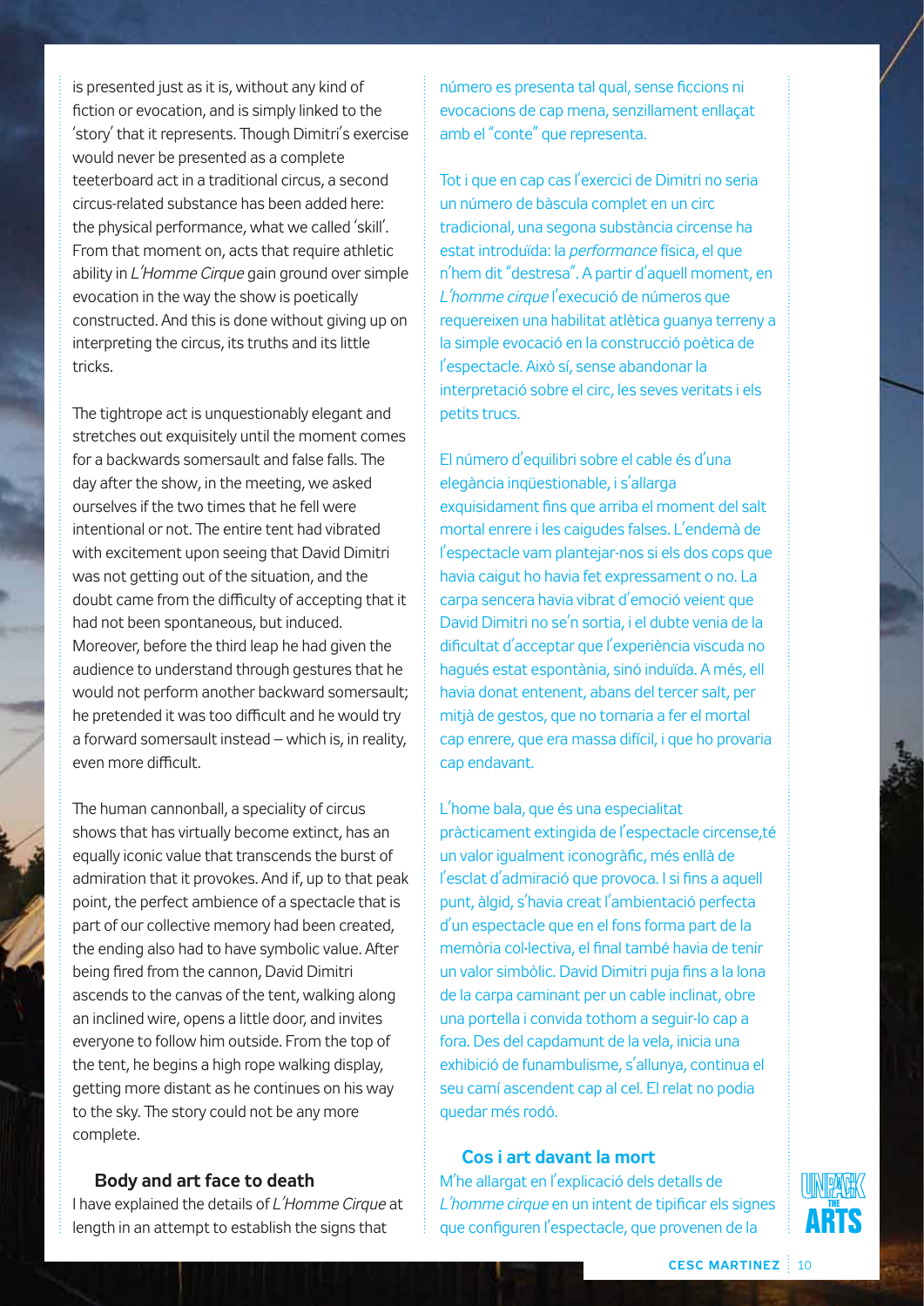is presented just as it is, without any kind of fiction or evocation, and is simply linked to the 'story' that it represents. Though Dimitri's exercise would never be presented as a complete teeterboard act in a traditional circus, a second circus-related substance has been added here: the physical performance, what we called 'skill'. From that moment on, acts that require athletic ability in *L'Homme Cirque* gain ground over simple evocation in the way the show is poetically constructed. And this is done without giving up on interpreting the circus, its truths and its little tricks.

The tightrope act is unquestionably elegant and stretches out exquisitely until the moment comes for a backwards somersault and false falls. The day after the show, in the meeting, we asked ourselves if the two times that he fell were intentional or not. The entire tent had vibrated with excitement upon seeing that David Dimitri was not getting out of the situation, and the doubt came from the difficulty of accepting that it had not been spontaneous, but induced. Moreover, before the third leap he had given the audience to understand through gestures that he would not perform another backward somersault; he pretended it was too difficult and he would try a forward somersault instead – which is, in reality, even more difficult.

The human cannonball, a speciality of circus shows that has virtually become extinct, has an equally iconic value that transcends the burst of admiration that it provokes. And if, up to that peak point, the perfect ambience of a spectacle that is part of our collective memory had been created, the ending also had to have symbolic value. After being fired from the cannon, David Dimitri ascends to the canvas of the tent, walking along an inclined wire, opens a little door, and invites everyone to follow him outside. From the top of the tent, he begins a high rope walking display, getting more distant as he continues on his way to the sky. The story could not be any more complete.

### Body and art face to death

I have explained the details of *L'Homme Cirque* at length in an attempt to establish the signs that

número es presenta tal qual, sense ficcions ni evocacions de cap mena, senzillament enllaçat amb el "conte" que representa.

Tot i que en cap cas l'exercici de Dimitri no seria un número de bàscula complet en un circ tradicional, una segona substància circense ha estat introduïda: la *performance* física, el que n'hem dit "destresa". A partir d'aquell moment, en *L'homme cirque* l'execució de números que requereixen una habilitat atlètica guanya terreny a la simple evocació en la construcció poètica de l'espectacle. Això sí, sense abandonar la interpretació sobre el circ, les seves veritats i els petits trucs.

El número d'equilibri sobre el cable és d'una elegància inqüestionable, i s'allarga exquisidament fins que arriba el moment del salt mortal enrere i les caigudes falses. L'endemà de l'espectacle vam plantejar-nos si els dos cops que havia caigut ho havia fet expressament o no. La carpa sencera havia vibrat d'emoció veient que David Dimitri no se'n sortia, i el dubte venia de la dificultat d'acceptar que l'experiència viscuda no hagués estat espontània, sinó induïda. A més, ell havia donat entenent, abans del tercer salt, per mitjà de gestos, que no tornaria a fer el mortal cap enrere, que era massa difícil, i que ho provaria cap endavant.

L'home bala, que és una especialitat pràcticament extingida de l'espectacle circense,té un valor igualment iconogràfic, més enllà de l'esclat d'admiració que provoca. I si fins a aquell punt, àlgid, s'havia creat l'ambientació perfecta d'un espectacle que en el fons forma part de la memòria col·lectiva, el final també havia de tenir un valor simbòlic. David Dimitri puja fins a la lona de la carpa caminant per un cable inclinat, obre una portella i convida tothom a seguir-lo cap a fora. Des del capdamunt de la vela, inicia una exhibició de funambulisme, s'allunya, continua el seu camí ascendent cap al cel. El relat no podia quedar més rodó.

### Cos i art davant la mort

M'he allargat en l'explicació dels detalls de *L'homme cirque* en un intent de tipificar els signes que configuren l'espectacle, que provenen de la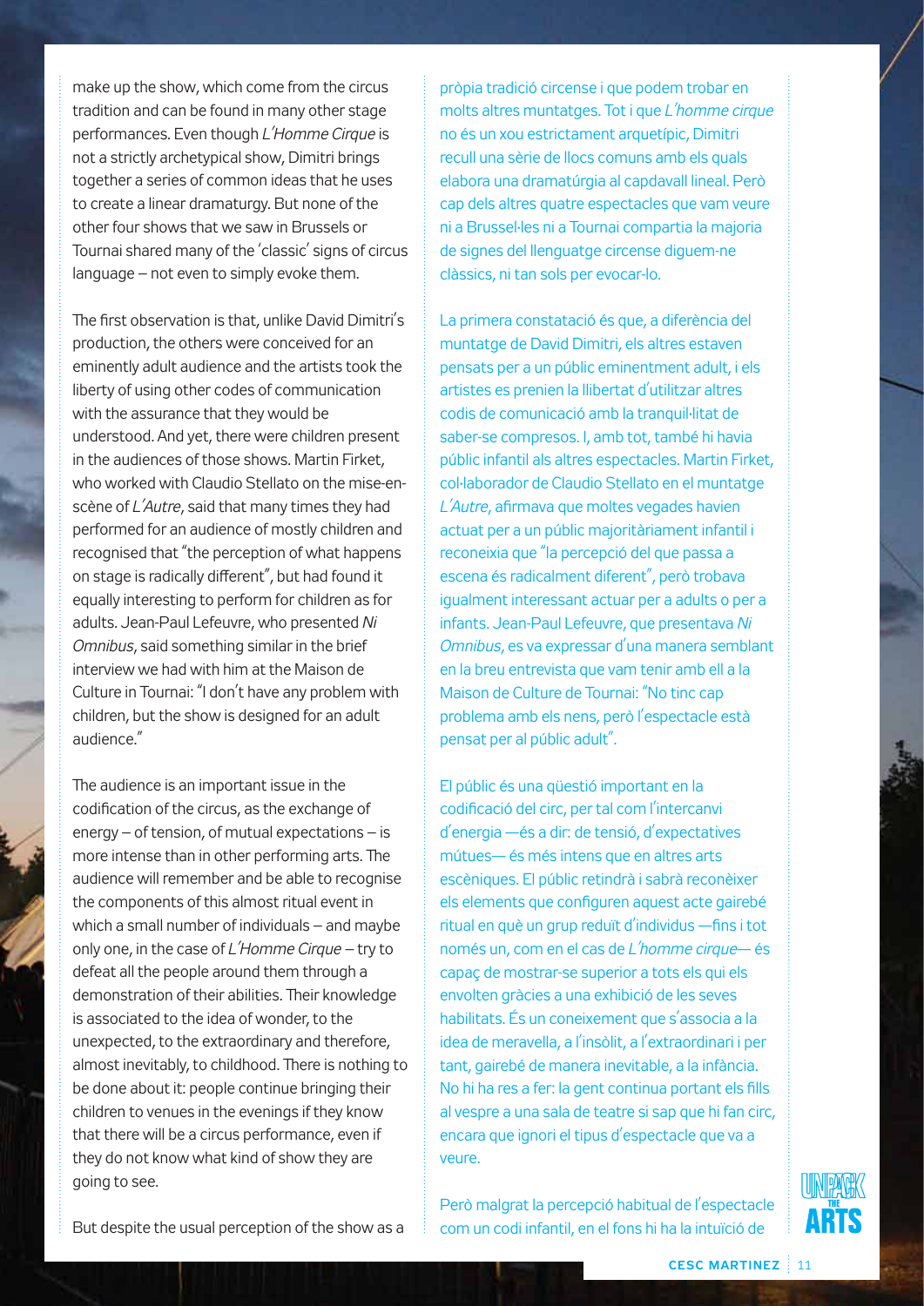make up the show, which come from the circus tradition and can be found in many other stage performances. Even though *L'Homme Cirque* is not a strictly archetypical show, Dimitri brings together a series of common ideas that he uses to create a linear dramaturgy. But none of the other four shows that we saw in Brussels or Tournai shared many of the 'classic' signs of circus language – not even to simply evoke them.

The first observation is that, unlike David Dimitri's production, the others were conceived for an eminently adult audience and the artists took the liberty of using other codes of communication with the assurance that they would be understood. And yet, there were children present in the audiences of those shows. Martin Firket, who worked with Claudio Stellato on the mise-en-scène of *L'Autre*, said that many times they had performed for an audience of mostly children and recognised that "the perception of what happens on stage is radically different", but had found it equally interesting to perform for children as for adults. Jean-Paul Lefeuvre, who presented *Ni Omnibus*, said something similar in the brief interview we had with him at the Maison de Culture in Tournai: "I don't have any problem with children, but the show is designed for an adult audience."

The audience is an important issue in the codification of the circus, as the exchange of energy – of tension, of mutual expectations – is more intense than in other performing arts. The audience will remember and be able to recognise the components of this almost ritual event in which a small number of individuals – and maybe only one, in the case of *L'Homme Cirque* – try to defeat all the people around them through a demonstration of their abilities. Their knowledge is associated to the idea of wonder, to the unexpected, to the extraordinary and therefore, almost inevitably, to childhood. There is nothing to be done about it: people continue bringing their children to venues in the evenings if they know that there will be a circus performance, even if they do not know what kind of show they are going to see.

But despite the usual perception of the show as a

pròpia tradició circense i que podem trobar en molts altres muntatges. Tot i que *L'homme cirque* no és un xou estrictament arquetípic, Dimitri recull una sèrie de llocs comuns amb els quals elabora una dramatúrgia al capdavall lineal. Però cap dels altres quatre espectacles que vam veure ni a Brussel·les ni a Tournai compartia la majoria de signes del llenguatge circense diguem-ne clàssics, ni tan sols per evocar-lo.

La primera constatació és que, a diferència del muntatge de David Dimitri, els altres estaven pensats per a un públic eminentment adult, i els artistes es prenien la llibertat d'utilitzar altres codis de comunicació amb la tranquil·litat de saber-se compresos. I, amb tot, també hi havia públic infantil als altres espectacles. Martin Firket, col·laborador de Claudio Stellato en el muntatge *L'Autre*, afirmava que moltes vegades havien actuat per a un públic majoritàriament infantil i reconeixia que "la percepció del que passa a escena és radicalment diferent", però trobava igualment interessant actuar per a adults o per a infants. Jean-Paul Lefeuvre, que presentava *Ni Omnibus*, es va expressar d'una manera semblant en la breu entrevista que vam tenir amb ell a la Maison de Culture de Tournai: "No tinc cap problema amb els nens, però l'espectacle està pensat per al públic adult".

El públic és una qüestió important en la codificació del circ, per tal com l'intercanvi d'energia —és a dir: de tensió, d'expectatives mútues— és més intens que en altres arts escèniques. El públic retindrà i sabrà reconèixer els elements que configuren aquest acte gairebé ritual en què un grup reduït d'individus —fins i tot només un, com en el cas de *L'homme cirque*— és capaç de mostrar-se superior a tots els qui els envolten gràcies a una exhibició de les seves habilitats. És un coneixement que s'associa a la idea de meravella, a l'insòlit, a l'extraordinari i per tant, gairebé de manera inevitable, a la infància. No hi ha res a fer: la gent continua portant els fills al vespre a una sala de teatre si sap que hi fan circ, encara que ignori el tipus d'espectacle que va a veure.

Però malgrat la percepció habitual de l'espectacle com un codi infantil, en el fons hi ha la intuïció de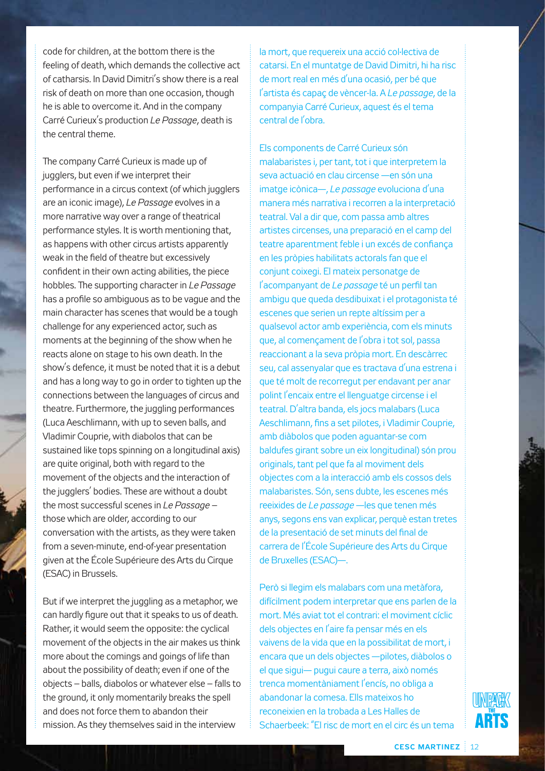code for children, at the bottom there is the feeling of death, which demands the collective act of catharsis. In David Dimitri's show there is a real risk of death on more than one occasion, though he is able to overcome it. And in the company Carré Curieux's production *Le Passage*, death is the central theme.

The company Carré Curieux is made up of jugglers, but even if we interpret their performance in a circus context (of which jugglers are an iconic image), *Le Passage* evolves in a more narrative way over a range of theatrical performance styles. It is worth mentioning that, as happens with other circus artists apparently weak in the field of theatre but excessively confident in their own acting abilities, the piece hobbles. The supporting character in *Le Passage* has a profile so ambiguous as to be vague and the main character has scenes that would be a tough challenge for any experienced actor, such as moments at the beginning of the show when he reacts alone on stage to his own death. In the show's defence, it must be noted that it is a debut and has a long way to go in order to tighten up the connections between the languages of circus and theatre. Furthermore, the juggling performances (Luca Aeschlimann, with up to seven balls, and Vladimir Couprie, with diabolos that can be sustained like tops spinning on a longitudinal axis) are quite original, both with regard to the movement of the objects and the interaction of the jugglers' bodies. These are without a doubt the most successful scenes in *Le Passage* – those which are older, according to our conversation with the artists, as they were taken from a seven-minute, end-of-year presentation given at the École Supérieure des Arts du Cirque (ESAC) in Brussels.

But if we interpret the juggling as a metaphor, we can hardly figure out that it speaks to us of death. Rather, it would seem the opposite: the cyclical movement of the objects in the air makes us think more about the comings and goings of life than about the possibility of death; even if one of the objects – balls, diabolos or whatever else – falls to the ground, it only momentarily breaks the spell and does not force them to abandon their mission. As they themselves said in the interview

la mort, que requereix una acció col·lectiva de catarsi. En el muntatge de David Dimitri, hi ha risc de mort real en més d'una ocasió, per bé que l'artista és capaç de vèncer-la. A *Le passage*, de la companyia Carré Curieux, aquest és el tema central de l'obra.

Els components de Carré Curieux són malabaristes i, per tant, tot i que interpretem la seva actuació en clau circense —en són una imatge icònica—, *Le passage* evoluciona d'una manera més narrativa i recorren a la interpretació teatral. Val a dir que, com passa amb altres artistes circenses, una preparació en el camp del teatre aparentment feble i un excés de confiança en les pròpies habilitats actorals fan que el conjunt coixegi. El mateix personatge de l'acompanyant de *Le passage* té un perfil tan ambigu que queda desdibuixat i el protagonista té escenes que serien un repte altíssim per a qualsevol actor amb experiència, com els minuts que, al començament de l'obra i tot sol, passa reaccionant a la seva pròpia mort. En descàrrec seu, cal assenyalar que es tractava d'una estrena i que té molt de recorregut per endavant per anar polint l'encaix entre el llenguatge circense i el teatral. D'altra banda, els jocs malabars (Luca Aeschlimann, fins a set pilotes, i Vladimir Couprie, amb diàbolos que poden aguantar-se com baldufes girant sobre un eix longitudinal) són prou originals, tant pel que fa al moviment dels objectes com a la interacció amb els cossos dels malabaristes. Són, sens dubte, les escenes més reeixides de *Le passage* —les que tenen més anys, segons ens van explicar, perquè estan tretes de la presentació de set minuts del final de carrera de l'École Supérieure des Arts du Cirque de Bruxelles (ESAC)—.

Però si llegim els malabars com una metàfora, difícilment podem interpretar que ens parlen de la mort. Més aviat tot el contrari: el moviment cíclic dels objectes en l'aire fa pensar més en els vaivens de la vida que en la possibilitat de mort, i encara que un dels objectes —pilotes, diàbolos o el que sigui— pugui caure a terra, això només trenca momentàniament l'encís, no obliga a abandonar la comesa. Ells mateixos ho reconeixien en la trobada a Les Halles de Schaerbeek: "El risc de mort en el circ és un tema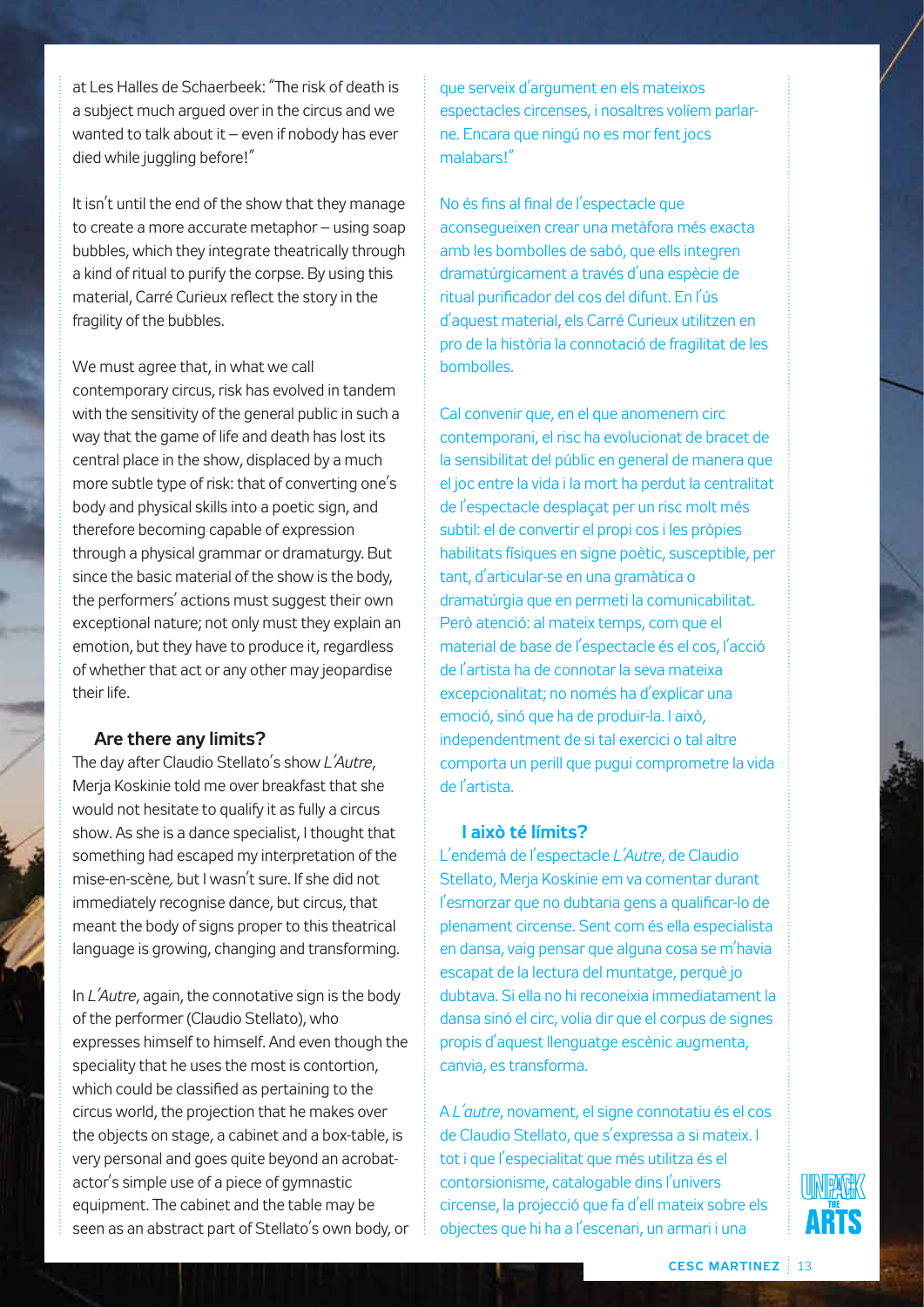at Les Halles de Schaerbeek: "The risk of death is a subject much argued over in the circus and we wanted to talk about it – even if nobody has ever died while juggling before!"

It isn't until the end of the show that they manage to create a more accurate metaphor – using soap bubbles, which they integrate theatrically through a kind of ritual to purify the corpse. By using this material, Carré Curieux reflect the story in the fragility of the bubbles.

We must agree that, in what we call contemporary circus, risk has evolved in tandem with the sensitivity of the general public in such a way that the game of life and death has lost its central place in the show, displaced by a much more subtle type of risk: that of converting one's body and physical skills into a poetic sign, and therefore becoming capable of expression through a physical grammar or dramaturgy. But since the basic material of the show is the body, the performers' actions must suggest their own exceptional nature; not only must they explain an emotion, but they have to produce it, regardless of whether that act or any other may jeopardise their life.

### Are there any limits?

The day after Claudio Stellato's show *L'Autre*, Merja Koskinie told me over breakfast that she would not hesitate to qualify it as fully a circus show. As she is a dance specialist, I thought that something had escaped my interpretation of the mise-en-scène, but I wasn't sure. If she did not immediately recognise dance, but circus, that meant the body of signs proper to this theatrical language is growing, changing and transforming.

In *L'Autre*, again, the connotative sign is the body of the performer (Claudio Stellato), who expresses himself to himself. And even though the speciality that he uses the most is contortion, which could be classified as pertaining to the circus world, the projection that he makes over the objects on stage, a cabinet and a box-table, is very personal and goes quite beyond an acrobat-actor's simple use of a piece of gymnastic equipment. The cabinet and the table may be seen as an abstract part of Stellato's own body, or

que serveix d'argument en els mateixos espectacles circenses, i nosaltres volíem parlar-ne. Encara que ningú no es mor fent jocs malabars!"

No és fins al final de l'espectacle que aconsegueixen crear una metàfora més exacta amb les bombolles de sabó, que ells integren dramatúrgicament a través d'una espècie de ritual purificador del cos del difunt. En l'ús d'aquest material, els Carré Curieux utilitzen en pro de la història la connotació de fragilitat de les bombolles.

Cal convenir que, en el que anomenem circ contemporani, el risc ha evolucionat de bracet de la sensibilitat del públic en general de manera que el joc entre la vida i la mort ha perdut la centralitat de l'espectacle desplaçat per un risc molt més subtil: el de convertir el propi cos i les pròpies habilitats físiques en signe poètic, susceptible, per tant, d'articular-se en una gramàtica o dramatúrgia que en permeti la comunicabilitat. Però atenció: al mateix temps, com que el material de base de l'espectacle és el cos, l'acció de l'artista ha de connotar la seva mateixa excepcionalitat; no només ha d'explicar una emoció, sinó que ha de produir-la. I això, independentment de si tal exercici o tal altre comporta un perill que pugui comprometre la vida de l'artista.

### I això té límits?

L'endemà de l'espectacle *L'Autre*, de Claudio Stellato, Merja Koskinie em va comentar durant l'esmorzar que no dubtaria gens a qualificar-lo de plenament circense. Sent com és ella especialista en dansa, vaig pensar que alguna cosa se m'havia escapat de la lectura del muntatge, perquè jo dubtava. Si ella no hi reconeixia immediatament la dansa sinó el circ, volia dir que el corpus de signes propis d'aquest llenguatge escènic augmenta, canvia, es transforma.

A *L'autre*, novament, el signe connotatiu és el cos de Claudio Stellato, que s'expressa a si mateix. I tot i que l'especialitat que més utilitza és el contorsionisme, catalogable dins l'univers circense, la projecció que fa d'ell mateix sobre els objectes que hi ha a l'escenari, un armari i una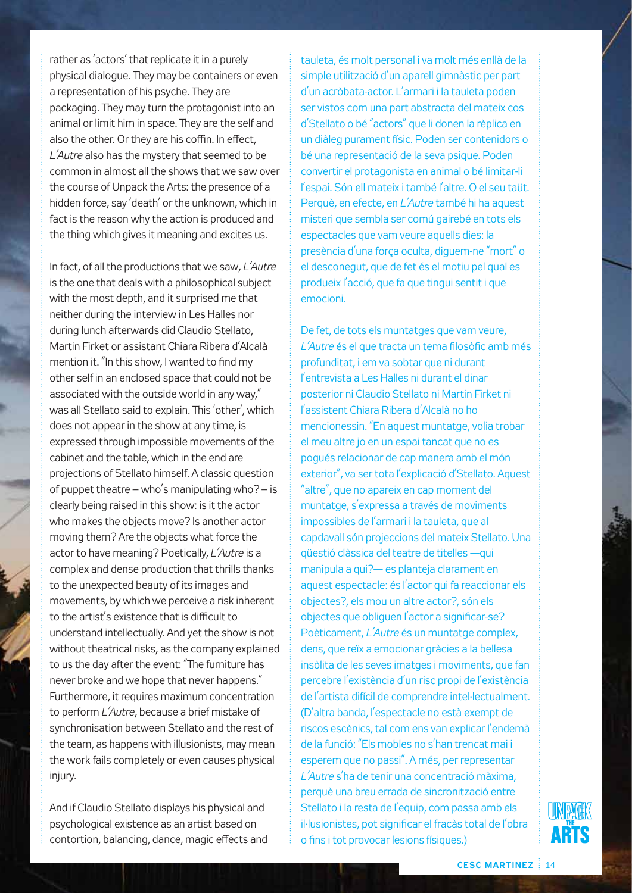rather as 'actors' that replicate it in a purely physical dialogue. They may be containers or even a representation of his psyche. They are packaging. They may turn the protagonist into an animal or limit him in space. They are the self and also the other. Or they are his coffin. In effect, *L'Autre* also has the mystery that seemed to be common in almost all the shows that we saw over the course of Unpack the Arts: the presence of a hidden force, say 'death' or the unknown, which in fact is the reason why the action is produced and the thing which gives it meaning and excites us.

In fact, of all the productions that we saw, *L'Autre* is the one that deals with a philosophical subject with the most depth, and it surprised me that neither during the interview in Les Halles nor during lunch afterwards did Claudio Stellato, Martin Firket or assistant Chiara Ribera d'Alcalà mention it. "In this show, I wanted to find my other self in an enclosed space that could not be associated with the outside world in any way," was all Stellato said to explain. This 'other', which does not appear in the show at any time, is expressed through impossible movements of the cabinet and the table, which in the end are projections of Stellato himself. A classic question of puppet theatre – who's manipulating who? – is clearly being raised in this show: is it the actor who makes the objects move? Is another actor moving them? Are the objects what force the actor to have meaning? Poetically, *L'Autre* is a complex and dense production that thrills thanks to the unexpected beauty of its images and movements, by which we perceive a risk inherent to the artist's existence that is difficult to understand intellectually. And yet the show is not without theatrical risks, as the company explained to us the day after the event: "The furniture has never broke and we hope that never happens." Furthermore, it requires maximum concentration to perform *L'Autre*, because a brief mistake of synchronisation between Stellato and the rest of the team, as happens with illusionists, may mean the work fails completely or even causes physical injury.

And if Claudio Stellato displays his physical and psychological existence as an artist based on contortion, balancing, dance, magic effects and

tauleta, és molt personal i va molt més enllà de la simple utilització d'un aparell gimnàstic per part d'un acròbata-actor. L'armari i la tauleta poden ser vistos com una part abstracta del mateix cos d'Stellato o bé "actors" que li donen la rèplica en un diàleg purament físic. Poden ser contenidors o bé una representació de la seva psique. Poden convertir el protagonista en animal o bé limitar-li l'espai. Són ell mateix i també l'altre. O el seu taüt. Perquè, en efecte, en *L'Autre* també hi ha aquest misteri que sembla ser comú gairebé en tots els espectacles que vam veure aquells dies: la presència d'una força oculta, diguem-ne "mort" o el desconegut, que de fet és el motiu pel qual es produeix l'acció, que fa que tingui sentit i que emocioni.

De fet, de tots els muntatges que vam veure, *L'Autre* és el que tracta un tema filosòfic amb més profunditat, i em va sobtar que ni durant l'entrevista a Les Halles ni durant el dinar posterior ni Claudio Stellato ni Martin Firket ni l'assistent Chiara Ribera d'Alcalà no ho mencionessin. "En aquest muntatge, volia trobar el meu altre jo en un espai tancat que no es pogués relacionar de cap manera amb el món exterior", va ser tota l'explicació d'Stellato. Aquest "altre", que no apareix en cap moment del muntatge, s'expressa a través de moviments impossibles de l'armari i la tauleta, que al capdavall són projeccions del mateix Stellato. Una qüestió clàssica del teatre de titelles —qui manipula a qui?— es planteja clarament en aquest espectacle: és l'actor qui fa reaccionar els objectes?, els mou un altre actor?, són els objectes que obliguen l'actor a significar-se? Poèticament, *L'Autre* és un muntatge complex, dens, que reïx a emocionar gràcies a la bellesa insòlita de les seves imatges i moviments, que fan percebre l'existència d'un risc propi de l'existència de l'artista difícil de comprendre intel·lectualment. (D'altra banda, l'espectacle no està exempt de riscos escènics, tal com ens van explicar l'endemà de la funció: "Els mobles no s'han trencat mai i esperem que no passi". A més, per representar *L'Autre* s'ha de tenir una concentració màxima, perquè una breu errada de sincronització entre Stellato i la resta de l'equip, com passa amb els il·lusionistes, pot significar el fracàs total de l'obra o fins i tot provocar lesions físiques.)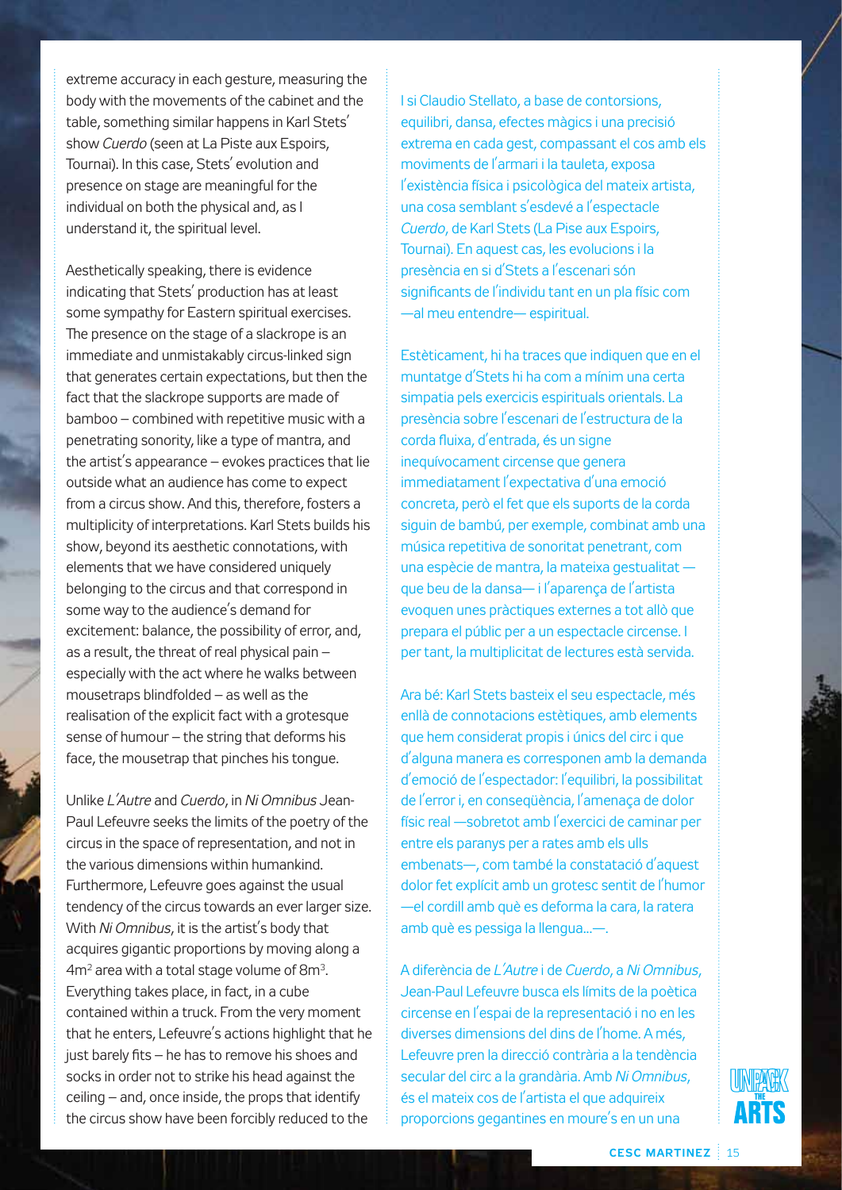extreme accuracy in each gesture, measuring the body with the movements of the cabinet and the table, something similar happens in Karl Stets' show *Cuerdo* (seen at La Piste aux Espoirs, Tournai). In this case, Stets' evolution and presence on stage are meaningful for the individual on both the physical and, as I understand it, the spiritual level.

Aesthetically speaking, there is evidence indicating that Stets' production has at least some sympathy for Eastern spiritual exercises. The presence on the stage of a slackrope is an immediate and unmistakably circus-linked sign that generates certain expectations, but then the fact that the slackrope supports are made of bamboo – combined with repetitive music with a penetrating sonority, like a type of mantra, and the artist's appearance – evokes practices that lie outside what an audience has come to expect from a circus show. And this, therefore, fosters a multiplicity of interpretations. Karl Stets builds his show, beyond its aesthetic connotations, with elements that we have considered uniquely belonging to the circus and that correspond in some way to the audience's demand for excitement: balance, the possibility of error, and, as a result, the threat of real physical pain – especially with the act where he walks between mousetraps blindfolded – as well as the realisation of the explicit fact with a grotesque sense of humour – the string that deforms his face, the mousetrap that pinches his tongue.

Unlike *L'Autre* and *Cuerdo*, in *Ni Omnibus* Jean-Paul Lefeuvre seeks the limits of the poetry of the circus in the space of representation, and not in the various dimensions within humankind. Furthermore, Lefeuvre goes against the usual tendency of the circus towards an ever larger size. With *Ni Omnibus*, it is the artist's body that acquires gigantic proportions by moving along a $4m^2$ area with a total stage volume of $8m^3$. Everything takes place, in fact, in a cube contained within a truck. From the very moment that he enters, Lefeuvre's actions highlight that he just barely fits – he has to remove his shoes and socks in order not to strike his head against the ceiling – and, once inside, the props that identify the circus show have been forcibly reduced to the

I si Claudio Stellato, a base de contorsions, equilibri, dansa, efectes màgics i una precisió extrema en cada gest, compassant el cos amb els moviments de l'armari i la tauleta, exposa l'existència física i psicològica del mateix artista, una cosa semblant s'esdevé a l'espectacle *Cuerdo*, de Karl Stets (La Pise aux Espoirs, Tournai). En aquest cas, les evolucions i la presència en si d'Stets a l'escenari són significants de l'individu tant en un pla físic com —al meu entendre— espiritual.

Estèticament, hi ha traces que indiquen que en el muntatge d'Stets hi ha com a mínim una certa simpatia pels exercicis espirituals orientals. La presència sobre l'escenari de l'estructura de la corda fluixa, d'entrada, és un signe inequívocament circense que genera immediatament l'expectativa d'una emoció concreta, però el fet que els suports de la corda siguin de bambú, per exemple, combinat amb una música repetitiva de sonoritat penetrant, com una espècie de mantra, la mateixa gestualitat —que beu de la dansa— i l'aparença de l'artista evoquen unes pràctiques externes a tot allò que prepara el públic per a un espectacle circense. I per tant, la multiplicitat de lectures està servida.

Ara bé: Karl Stets basteix el seu espectacle, més enllà de connotacions estètiques, amb elements que hem considerat propis i únics del circ i que d'alguna manera es corresponen amb la demanda d'emoció de l'espectador: l'equilibri, la possibilitat de l'error i, en conseqüència, l'amenaça de dolor físic real —sobretot amb l'exercici de caminar per entre els paranys per a rates amb els ulls embenats—, com també la constatació d'aquest dolor fet explícit amb un grotesc sentit de l'humor —el cordill amb què es deforma la cara, la ratera amb què es pessiga la llengua...—.

A diferència de *L'Autre* i de *Cuerdo*, a *Ni Omnibus*, Jean-Paul Lefeuvre busca els límits de la poètica circense en l'espai de la representació i no en les diverses dimensions del dins de l'home. A més, Lefeuvre pren la direcció contrària a la tendència secular del circ a la grandària. Amb *Ni Omnibus*, és el mateix cos de l'artista el que adquireix proporcions gegantines en moure's en un una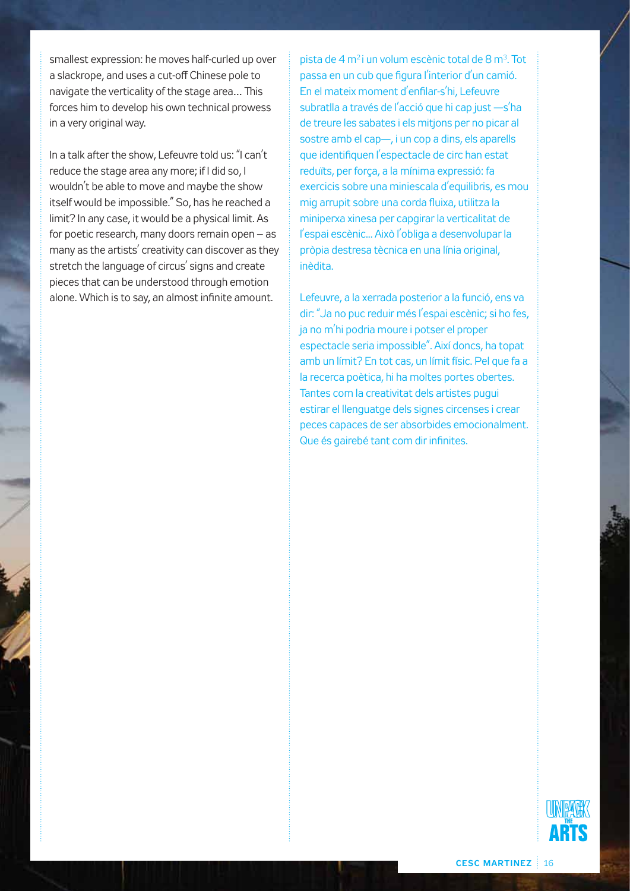smallest expression: he moves half-curled up over a slackrope, and uses a cut-off Chinese pole to navigate the verticality of the stage area... This forces him to develop his own technical prowess in a very original way.

In a talk after the show, Lefeuvre told us: "I can't reduce the stage area any more; if I did so, I wouldn't be able to move and maybe the show itself would be impossible." So, has he reached a limit? In any case, it would be a physical limit. As for poetic research, many doors remain open – as many as the artists' creativity can discover as they stretch the language of circus' signs and create pieces that can be understood through emotion alone. Which is to say, an almost infinite amount.

pista de 4 $m^2$ i un volum escènic total de 8 $m^3$. Tot passa en un cub que figura l'interior d'un camió. En el mateix moment d'enfilar-s'hi, Lefeuvre subratlla a través de l'acció que hi cap just —s'ha de treure les sabates i els mitjons per no picar al sostre amb el cap—, i un cop a dins, els aparells que identifiquen l'espectacle de circ han estat reduïts, per força, a la mínima expressió: fa exercicis sobre una miniescala d'equilibris, es mou mig arrupit sobre una corda fluixa, utilitza la miniperxa xinesa per capgirar la verticalitat de l'espai escènic... Això l'obliga a desenvolupar la pròpia destresa tècnica en una línia original, inèdita.

Lefeuvre, a la xerrada posterior a la funció, ens va dir: "Ja no puc reduir més l'espai escènic; si ho fes, ja no m'hi podria moure i potser el proper espectacle seria impossible". Així doncs, ha topat amb un límit? En tot cas, un límit físic. Pel que fa a la recerca poètica, hi ha moltes portes obertes. Tantes com la creativitat dels artistes pugui estirar el llenguatge dels signes circenses i crear peces capaces de ser absorbides emocionalment. Que és gairebé tant com dir infinites.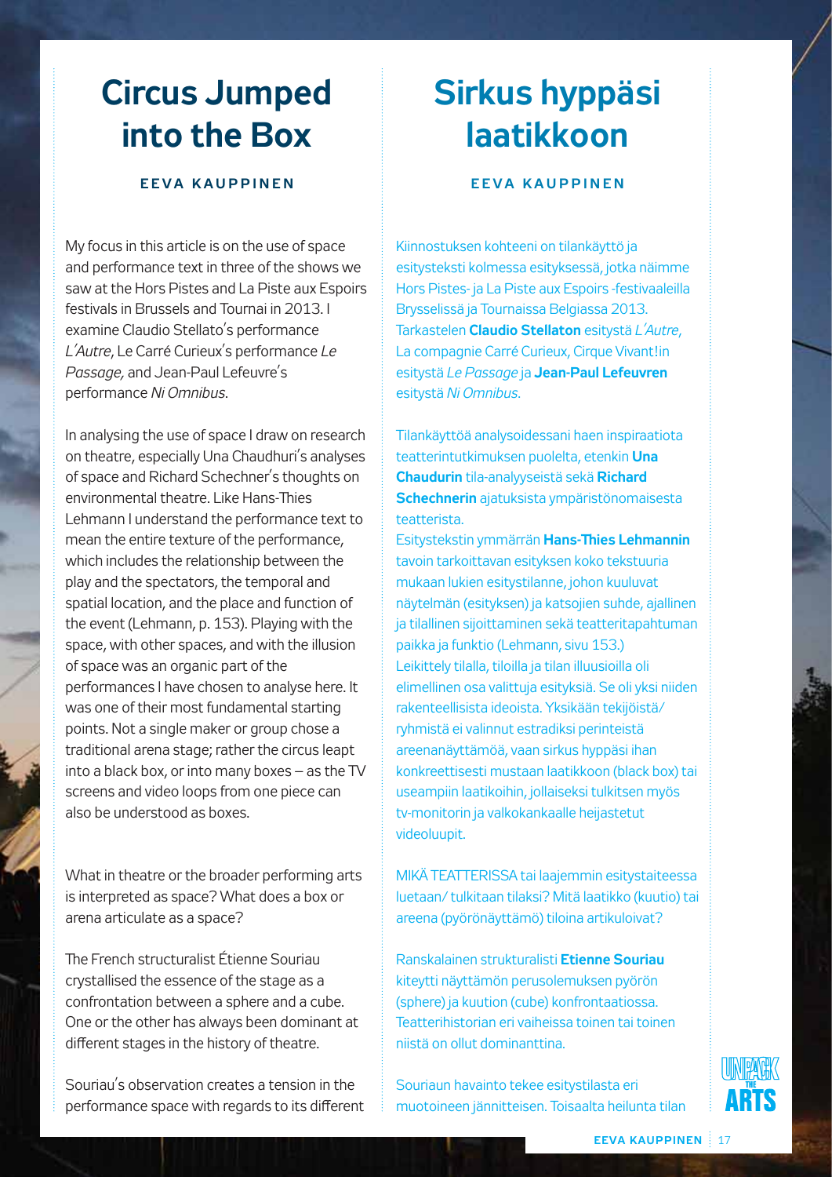# Circus Jumped into the Box

**EEVA KAUPPINEN**

My focus in this article is on the use of space and performance text in three of the shows we saw at the Hors Pistes and La Piste aux Espoirs festivals in Brussels and Tournai in 2013. I examine Claudio Stellato's performance *L'Autre*, Le Carré Curieux's performance *Le Passage,* and Jean-Paul Lefeuvre's performance *Ni Omnibus*.

In analysing the use of space I draw on research on theatre, especially Una Chaudhuri's analyses of space and Richard Schechner's thoughts on environmental theatre. Like Hans-Thies Lehmann I understand the performance text to mean the entire texture of the performance, which includes the relationship between the play and the spectators, the temporal and spatial location, and the place and function of the event (Lehmann, p. 153). Playing with the space, with other spaces, and with the illusion of space was an organic part of the performances I have chosen to analyse here. It was one of their most fundamental starting points. Not a single maker or group chose a traditional arena stage; rather the circus leapt into a black box, or into many boxes – as the TV screens and video loops from one piece can also be understood as boxes.

What in theatre or the broader performing arts is interpreted as space? What does a box or arena articulate as a space?

The French structuralist Étienne Souriau crystallised the essence of the stage as a confrontation between a sphere and a cube. One or the other has always been dominant at different stages in the history of theatre.

Souriau's observation creates a tension in the performance space with regards to its different

# Sirkus hyppäsi laatikkoon

**EEVA KAUPPINEN**

Kiinnostuksen kohteeni on tilankäyttö ja esitysteksti kolmessa esityksessä, jotka näimme Hors Pistes- ja La Piste aux Espoirs -festivaaleilla Brysselissä ja Tournaissa Belgiassa 2013. Tarkastelen **Claudio Stellaton** esitystä *L'Autre*, La compagnie Carré Curieux, Cirque Vivant!in esitystä *Le Passage* ja **Jean-Paul Lefeuvren** esitystä *Ni Omnibus*.

Tilankäyttöä analysoidessani haen inspiraatiota teatterintutkimuksen puolelta, etenkin **Una Chaudurin** tila-analyyseistä sekä **Richard Schechnerin** ajatuksista ympäristönomaisesta teatterista.
Esitystekstin ymmärrän **Hans-Thies Lehmannin** tavoin tarkoittavan esityksen koko tekstuuria mukaan lukien esitystilanne, johon kuuluvat näytelmän (esityksen) ja katsojien suhde, ajallinen ja tilallinen sijoittaminen sekä teatteritapahtuman paikka ja funktio (Lehmann, sivu 153.)
Leikittely tilalla, tiloilla ja tilan illuusioilla oli elimellinen osa valittuja esityksiä. Se oli yksi niiden rakenteellisista ideoista. Yksikään tekijöistä/ ryhmistä ei valinnut estradiksi perinteistä areenanäyttämöä, vaan sirkus hyppäsi ihan konkreettisesti mustaan laatikkoon (black box) tai useampiin laatikoihin, jollaiseksi tulkitsen myös tv-monitorin ja valkokankaalle heijastetut videoluupit.

MIKÄ TEATTERISSA tai laajemmin esitystaiteessa luetaan/ tulkitaan tilaksi? Mitä laatikko (kuutio) tai areena (pyörönäyttämö) tiloina artikuloivat?

Ranskalainen strukturalisti **Etienne Souriau** kiteytti näyttämön perusolemuksen pyörön (sphere) ja kuution (cube) konfrontaatiossa. Teatterihistorian eri vaiheissa toinen tai toinen niistä on ollut dominanttina.

Souriaun havainto tekee esitystilasta eri muotoineen jännitteisen. Toisaalta heilunta tilan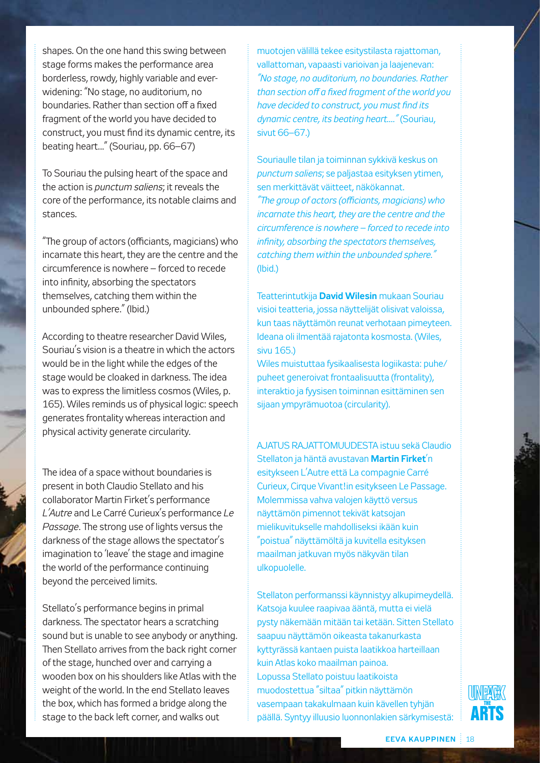shapes. On the one hand this swing between stage forms makes the performance area borderless, rowdy, highly variable and ever-widening: "No stage, no auditorium, no boundaries. Rather than section off a fixed fragment of the world you have decided to construct, you must find its dynamic centre, its beating heart..." (Souriau, pp. 66–67)

To Souriau the pulsing heart of the space and the action is *punctum saliens*; it reveals the core of the performance, its notable claims and stances.

"The group of actors (officiants, magicians) who incarnate this heart, they are the centre and the circumference is nowhere – forced to recede into infinity, absorbing the spectators themselves, catching them within the unbounded sphere." (Ibid.)

According to theatre researcher David Wiles, Souriau's vision is a theatre in which the actors would be in the light while the edges of the stage would be cloaked in darkness. The idea was to express the limitless cosmos (Wiles, p. 165). Wiles reminds us of physical logic: speech generates frontality whereas interaction and physical activity generate circularity.

The idea of a space without boundaries is present in both Claudio Stellato and his collaborator Martin Firket's performance *L'Autre* and Le Carré Curieux's performance *Le Passage*. The strong use of lights versus the darkness of the stage allows the spectator's imagination to 'leave' the stage and imagine the world of the performance continuing beyond the perceived limits.

Stellato's performance begins in primal darkness. The spectator hears a scratching sound but is unable to see anybody or anything. Then Stellato arrives from the back right corner of the stage, hunched over and carrying a wooden box on his shoulders like Atlas with the weight of the world. In the end Stellato leaves the box, which has formed a bridge along the stage to the back left corner, and walks out

muotojen välillä tekee esitystilasta rajattoman, vallattoman, vapaasti varioivan ja laajenevan: *"No stage, no auditorium, no boundaries. Rather than section off a fixed fragment of the world you have decided to construct, you must find its dynamic centre, its beating heart...."* (Souriau, sivut 66–67.)

Souriaulle tilan ja toiminnan sykkivä keskus on *punctum saliens*; se paljastaa esityksen ytimen, sen merkittävät väitteet, näkökannat. *"The group of actors (officiants, magicians) who incarnate this heart, they are the centre and the circumference is nowhere – forced to recede into infinity, absorbing the spectators themselves, catching them within the unbounded sphere."* (Ibid.)

Teatterintutkija **David Wilesin** mukaan Souriau visioi teatteria, jossa näyttelijät olisivat valoissa, kun taas näyttämön reunat verhotaan pimeyteen. Ideana oli ilmentää rajatonta kosmosta. (Wiles, sivu 165.)
Wiles muistuttaa fysikaalisesta logiikasta: puhe/puheet generoivat frontaalisuutta (frontality), interaktio ja fyysisen toiminnan esittäminen sen sijaan ympyrämuotoa (circularity).

AJATUS RAJATTOMUUDESTA istuu sekä Claudio Stellaton ja häntä avustavan **Martin Firket**'n esitykseen L'Autre että La compagnie Carré Curieux, Cirque Vivant!in esitykseen Le Passage. Molemmissa vahva valojen käyttö versus näyttämön pimennot tekivät katsojan mielikuvitukselle mahdolliseksi ikään kuin "poistua" näyttämöltä ja kuvitella esityksen maailman jatkuvan myös näkyvän tilan ulkopuolelle.

Stellaton performanssi käynnistyy alkupimeydellä. Katsoja kuulee raapivaa ääntä, mutta ei vielä pysty näkemään mitään tai ketään. Sitten Stellato saapuu näyttämön oikeasta takanurkasta kyttyrässä kantaen puista laatikkoa harteillaan kuin Atlas koko maailman painoa.
Lopussa Stellato poistuu laatikoista muodostettua "siltaa" pitkin näyttämön vasempaan takakulmaan kuin kävellen tyhjän päällä. Syntyy illuusio luonnonlakien särkymisestä: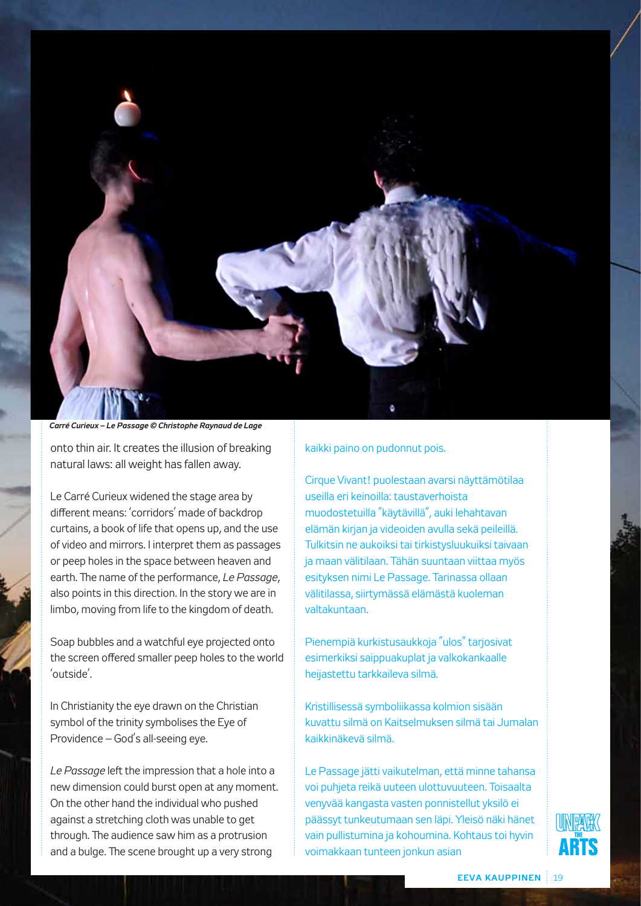*Carré Curieux – Le Passage © Christophe Raynaud de Lage*

onto thin air. It creates the illusion of breaking natural laws: all weight has fallen away.

Le Carré Curieux widened the stage area by different means: 'corridors' made of backdrop curtains, a book of life that opens up, and the use of video and mirrors. I interpret them as passages or peep holes in the space between heaven and earth. The name of the performance, *Le Passage*, also points in this direction. In the story we are in limbo, moving from life to the kingdom of death.

Soap bubbles and a watchful eye projected onto the screen offered smaller peep holes to the world 'outside'.

In Christianity the eye drawn on the Christian symbol of the trinity symbolises the Eye of Providence – God's all-seeing eye.

*Le Passage* left the impression that a hole into a new dimension could burst open at any moment. On the other hand the individual who pushed against a stretching cloth was unable to get through. The audience saw him as a protrusion and a bulge. The scene brought up a very strong

kaikki paino on pudonnut pois.

Cirque Vivant! puolestaan avarsi näyttämötilaa useilla eri keinoilla: taustaverhoista muodostetuilla "käytävillä", auki lehahtavan elämän kirjan ja videoiden avulla sekä peileillä. Tulkitsin ne aukoiksi tai tirkistysluukuiksi taivaan ja maan välitilaan. Tähän suuntaan viittaa myös esityksen nimi Le Passage. Tarinassa ollaan välitilassa, siirtymässä elämästä kuoleman valtakuntaan.

Pienempiä kurkistusaukkoja "ulos" tarjosivat esimerkiksi saippuakuplat ja valkokankaalle heijastettu tarkkaileva silmä.

Kristillisessä symboliikassa kolmion sisään kuvattu silmä on Kaitselmuksen silmä tai Jumalan kaikkinäkevä silmä.

Le Passage jätti vaikutelman, että minne tahansa voi puhjeta reikä uuteen ulottuvuuteen. Toisaalta venyvää kangasta vasten ponnistellut yksilö ei päässyt tunkeutumaan sen läpi. Yleisö näki hänet vain pullistumina ja kohoumina. Kohtaus toi hyvin voimakkaan tunteen jonkun asian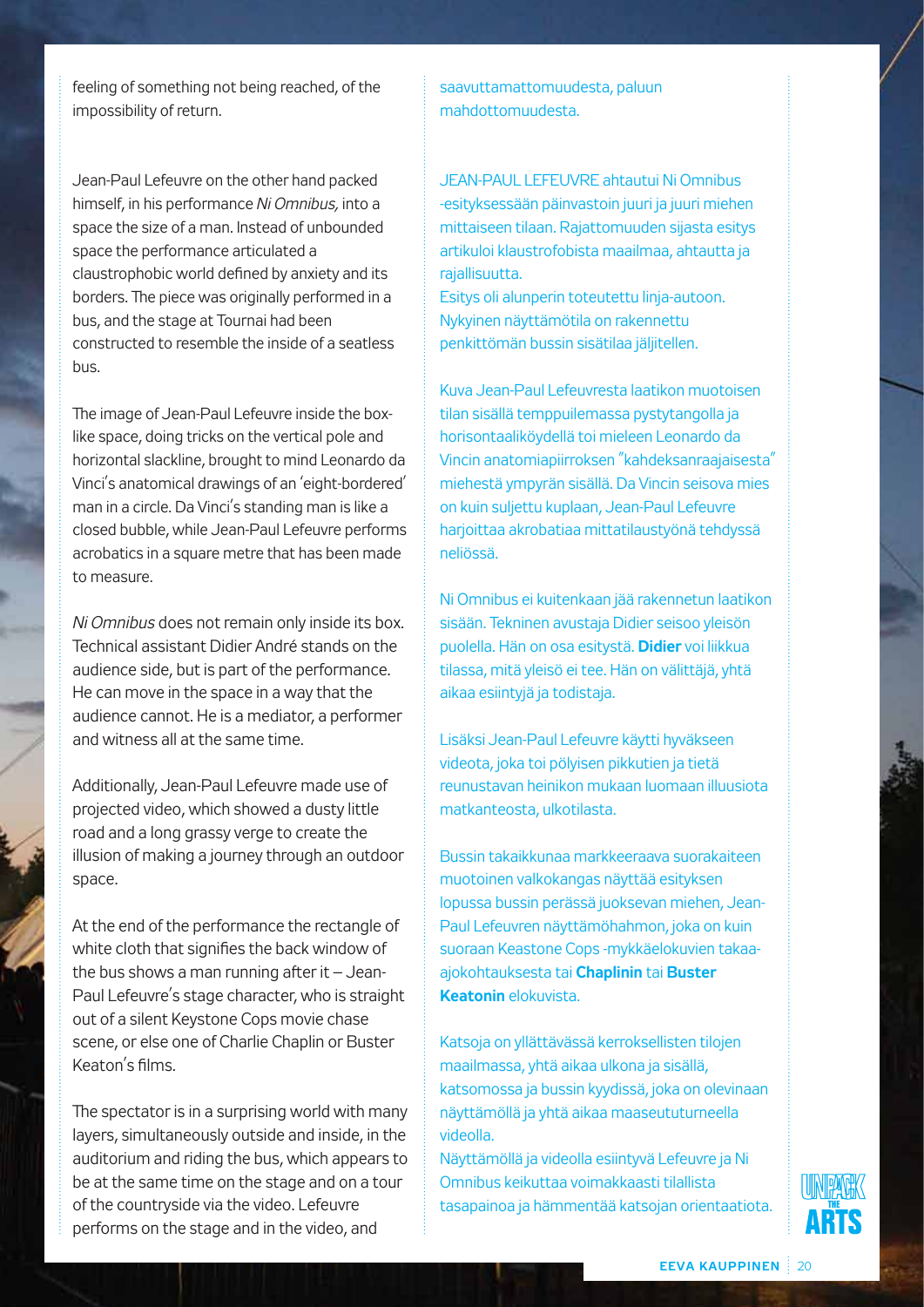feeling of something not being reached, of the impossibility of return.

Jean-Paul Lefeuvre on the other hand packed himself, in his performance *Ni Omnibus,* into a space the size of a man. Instead of unbounded space the performance articulated a claustrophobic world defined by anxiety and its borders. The piece was originally performed in a bus, and the stage at Tournai had been constructed to resemble the inside of a seatless bus.

The image of Jean-Paul Lefeuvre inside the box-like space, doing tricks on the vertical pole and horizontal slackline, brought to mind Leonardo da Vinci's anatomical drawings of an 'eight-bordered' man in a circle. Da Vinci's standing man is like a closed bubble, while Jean-Paul Lefeuvre performs acrobatics in a square metre that has been made to measure.

*Ni Omnibus* does not remain only inside its box. Technical assistant Didier André stands on the audience side, but is part of the performance. He can move in the space in a way that the audience cannot. He is a mediator, a performer and witness all at the same time.

Additionally, Jean-Paul Lefeuvre made use of projected video, which showed a dusty little road and a long grassy verge to create the illusion of making a journey through an outdoor space.

At the end of the performance the rectangle of white cloth that signifies the back window of the bus shows a man running after it – Jean-Paul Lefeuvre's stage character, who is straight out of a silent Keystone Cops movie chase scene, or else one of Charlie Chaplin or Buster Keaton's films.

The spectator is in a surprising world with many layers, simultaneously outside and inside, in the auditorium and riding the bus, which appears to be at the same time on the stage and on a tour of the countryside via the video. Lefeuvre performs on the stage and in the video, and

saavuttamattomuudesta, paluun mahdottomuudesta.

JEAN-PAUL LEFEUVRE ahtautui Ni Omnibus -esityksessään päinvastoin juuri ja juuri miehen mittaiseen tilaan. Rajattomuuden sijasta esitys artikuloi klaustrofobista maailmaa, ahtautta ja rajallisuutta.
Esitys oli alunperin toteutettu linja-autoon. Nykyinen näyttämötila on rakennettu penkittömän bussin sisätilaa jäljitellen.

Kuva Jean-Paul Lefeuvresta laatikon muotoisen tilan sisällä temppuilemassa pystytangolla ja horisontaaliköydellä toi mieleen Leonardo da Vincin anatomiapiirroksen "kahdeksanraajaisesta" miehestä ympyrän sisällä. Da Vincin seisova mies on kuin suljettu kuplaan, Jean-Paul Lefeuvre harjoittaa akrobatiaa mittatilaustyönä tehdyssä neliössä.

Ni Omnibus ei kuitenkaan jää rakennetun laatikon sisään. Tekninen avustaja Didier seisoo yleisön puolella. Hän on osa esitystä. **Didier** voi liikkua tilassa, mitä yleisö ei tee. Hän on välittäjä, yhtä aikaa esiintyjä ja todistaja.

Lisäksi Jean-Paul Lefeuvre käytti hyväkseen videota, joka toi pölyisen pikkutien ja tietä reunustavan heinikon mukaan luomaan illuusiota matkanteosta, ulkotilasta.

Bussin takaikkunaa markkeeraava suorakaiteen muotoinen valkokangas näyttää esityksen lopussa bussin perässä juoksevan miehen, Jean-Paul Lefeuvren näyttämöhahmon, joka on kuin suoraan Keastone Cops -mykkäelokuvien takaa-ajokohtauksesta tai **Chaplinin** tai **Buster Keatonin** elokuvista.

Katsoja on yllättävässä kerroksellisten tilojen maailmassa, yhtä aikaa ulkona ja sisällä, katsomossa ja bussin kyydissä, joka on olevinaan näyttämöllä ja yhtä aikaa maaseututurneella videolla.
Näyttämöllä ja videolla esiintyvä Lefeuvre ja Ni Omnibus keikuttaa voimakkaasti tilallista tasapainoa ja hämmentää katsojan orientaatiota.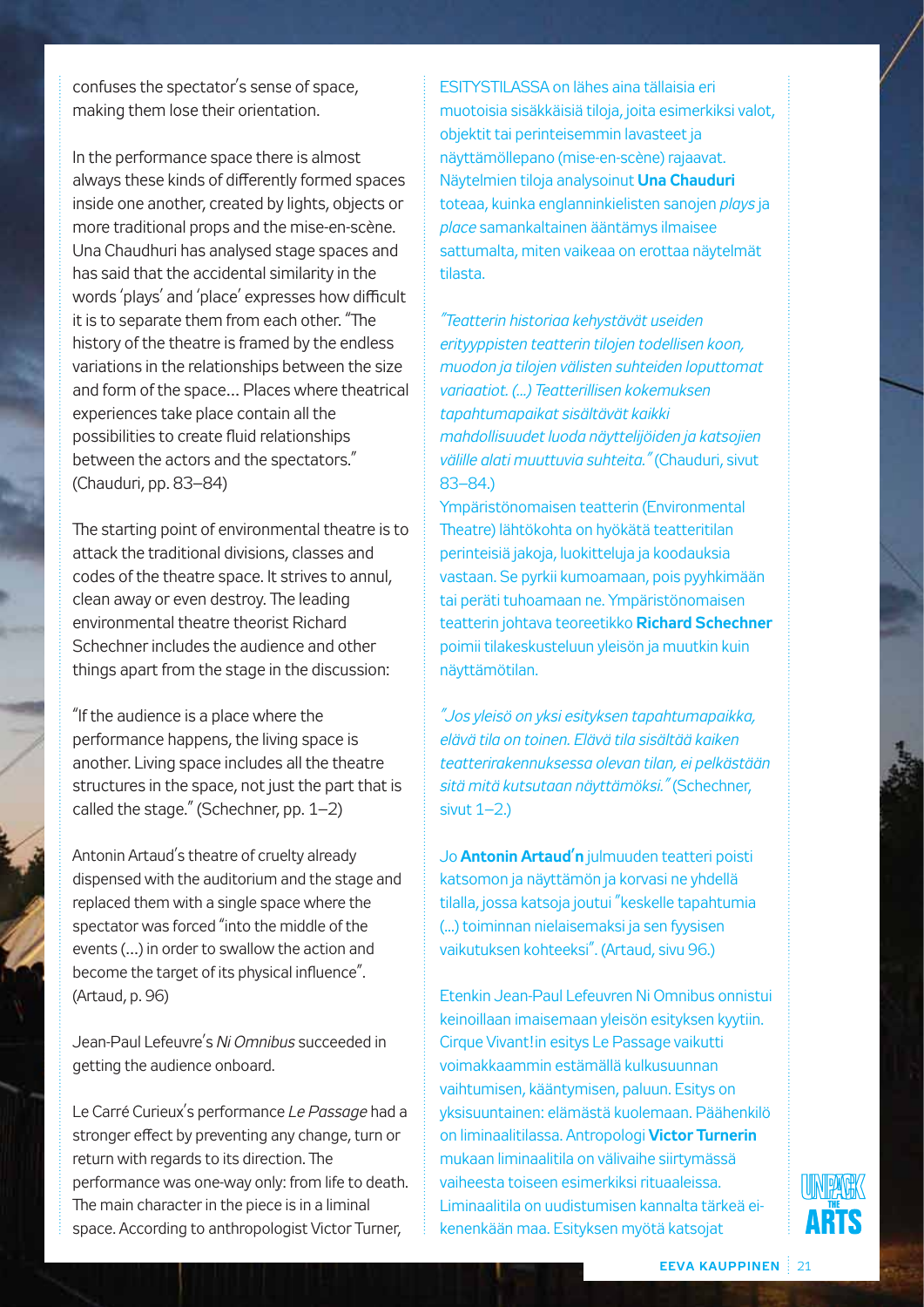confuses the spectator's sense of space, making them lose their orientation.

In the performance space there is almost always these kinds of differently formed spaces inside one another, created by lights, objects or more traditional props and the mise-en-scène. Una Chaudhuri has analysed stage spaces and has said that the accidental similarity in the words 'plays' and 'place' expresses how difficult it is to separate them from each other. "The history of the theatre is framed by the endless variations in the relationships between the size and form of the space… Places where theatrical experiences take place contain all the possibilities to create fluid relationships between the actors and the spectators." (Chauduri, pp. 83–84)

The starting point of environmental theatre is to attack the traditional divisions, classes and codes of the theatre space. It strives to annul, clean away or even destroy. The leading environmental theatre theorist Richard Schechner includes the audience and other things apart from the stage in the discussion:

"If the audience is a place where the performance happens, the living space is another. Living space includes all the theatre structures in the space, not just the part that is called the stage." (Schechner, pp. 1–2)

Antonin Artaud's theatre of cruelty already dispensed with the auditorium and the stage and replaced them with a single space where the spectator was forced "into the middle of the events (…) in order to swallow the action and become the target of its physical influence". (Artaud, p. 96)

Jean-Paul Lefeuvre's *Ni Omnibus* succeeded in getting the audience onboard.

Le Carré Curieux's performance *Le Passage* had a stronger effect by preventing any change, turn or return with regards to its direction. The performance was one-way only: from life to death. The main character in the piece is in a liminal space. According to anthropologist Victor Turner,

ESITYSTILASSA on lähes aina tällaisia eri muotoisia sisäkkäisiä tiloja, joita esimerkiksi valot, objektit tai perinteisemmin lavasteet ja näyttämöllepano (mise-en-scène) rajaavat. Näytelmien tiloja analysoinut **Una Chauduri** toteaa, kuinka englanninkielisten sanojen *plays* ja *place* samankaltainen ääntämys ilmaisee sattumalta, miten vaikeaa on erottaa näytelmät tilasta.

*"Teatterin historiaa kehystävät useiden erityyppisten teatterin tilojen todellisen koon, muodon ja tilojen välisten suhteiden loputtomat variaatiot. (…) Teatterillisen kokemuksen tapahtumapaikat sisältävät kaikki mahdollisuudet luoda näyttelijöiden ja katsojien välille alati muuttuvia suhteita."* (Chauduri, sivut 83–84.)

Ympäristönomaisen teatterin (Environmental Theatre) lähtökohta on hyökätä teatteritilan perinteisiä jakoja, luokitteluja ja koodauksia vastaan. Se pyrkii kumoamaan, pois pyyhkimään tai peräti tuhoamaan ne. Ympäristönomaisen teatterin johtava teoreetikko **Richard Schechner** poimii tilakeskusteluun yleisön ja muutkin kuin näyttämötilan.

*"Jos yleisö on yksi esityksen tapahtumapaikka, elävä tila on toinen. Elävä tila sisältää kaiken teatterirakennuksessa olevan tilan, ei pelkästään sitä mitä kutsutaan näyttämöksi."* (Schechner, sivut 1–2.)

Jo **Antonin Artaud'n** julmuuden teatteri poisti katsomon ja näyttämön ja korvasi ne yhdellä tilalla, jossa katsoja joutui "keskelle tapahtumia (…) toiminnan nielaisemaksi ja sen fyysisen vaikutuksen kohteeksi". (Artaud, sivu 96.)

Etenkin Jean-Paul Lefeuvren Ni Omnibus onnistui keinoillaan imaisemaan yleisön esityksen kyytiin. Cirque Vivant!in esitys Le Passage vaikutti voimakkaammin estämällä kulkusuunnan vaihtumisen, kääntymisen, paluun. Esitys on yksisuuntainen: elämästä kuolemaan. Päähenkilö on liminaalitilassa. Antropologi **Victor Turnerin** mukaan liminaalitila on välivaihe siirtymässä vaiheesta toiseen esimerkiksi rituaaleissa. Liminaalitila on uudistumisen kannalta tärkeä ei-kenenkään maa. Esityksen myötä katsojat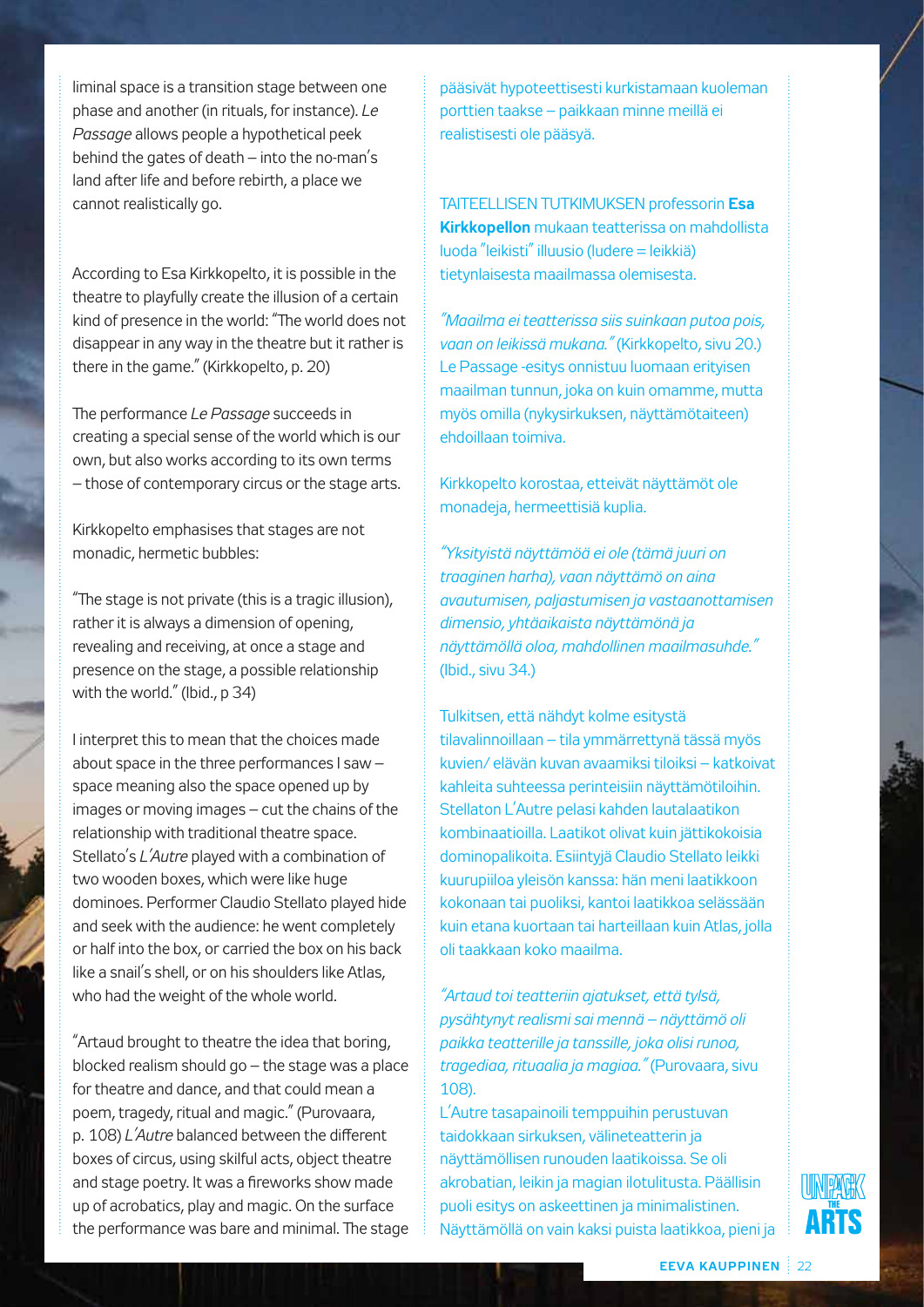liminal space is a transition stage between one phase and another (in rituals, for instance). *Le Passage* allows people a hypothetical peek behind the gates of death – into the no-man's land after life and before rebirth, a place we cannot realistically go.

According to Esa Kirkkopelto, it is possible in the theatre to playfully create the illusion of a certain kind of presence in the world: "The world does not disappear in any way in the theatre but it rather is there in the game." (Kirkkopelto, p. 20)

The performance *Le Passage* succeeds in creating a special sense of the world which is our own, but also works according to its own terms – those of contemporary circus or the stage arts.

Kirkkopelto emphasises that stages are not monadic, hermetic bubbles:

"The stage is not private (this is a tragic illusion), rather it is always a dimension of opening, revealing and receiving, at once a stage and presence on the stage, a possible relationship with the world." (Ibid., p 34)

I interpret this to mean that the choices made about space in the three performances I saw – space meaning also the space opened up by images or moving images – cut the chains of the relationship with traditional theatre space. Stellato's *L'Autre* played with a combination of two wooden boxes, which were like huge dominoes. Performer Claudio Stellato played hide and seek with the audience: he went completely or half into the box, or carried the box on his back like a snail's shell, or on his shoulders like Atlas, who had the weight of the whole world.

"Artaud brought to theatre the idea that boring, blocked realism should go – the stage was a place for theatre and dance, and that could mean a poem, tragedy, ritual and magic." (Purovaara, p. 108) *L'Autre* balanced between the different boxes of circus, using skilful acts, object theatre and stage poetry. It was a fireworks show made up of acrobatics, play and magic. On the surface the performance was bare and minimal. The stage

pääsivät hypoteettisesti kurkistamaan kuoleman porttien taakse – paikkaan minne meillä ei realistisesti ole pääsyä.

TAITEELLISEN TUTKIMUKSEN professorin **Esa Kirkkopellon** mukaan teatterissa on mahdollista luoda "leikisti" illuusio (ludere = leikkiä) tietynlaisesta maailmassa olemisesta.

*"Maailma ei teatterissa siis suinkaan putoa pois, vaan on leikissä mukana."* (Kirkkopelto, sivu 20.) Le Passage -esitys onnistuu luomaan erityisen maailman tunnun, joka on kuin omamme, mutta myös omilla (nykysirkuksen, näyttämötaiteen) ehdoillaan toimiva.

Kirkkopelto korostaa, etteivät näyttämöt ole monadeja, hermeettisiä kuplia.

*"Yksityistä näyttämöä ei ole (tämä juuri on traaginen harha), vaan näyttämö on aina avautumisen, paljastumisen ja vastaanottamisen dimensio, yhtäaikaista näyttämönä ja näyttämöllä oloa, mahdollinen maailmasuhde."* (Ibid., sivu 34.)

Tulkitsen, että nähdyt kolme esitystä tilavalinnoillaan – tila ymmärrettynä tässä myös kuvien/ elävän kuvan avaamiksi tiloiksi – katkoivat kahleita suhteessa perinteisiin näyttämötiloihin. Stellaton L'Autre pelasi kahden lautalaatikon kombinaatioilla. Laatikot olivat kuin jättikokoisia dominopalikoita. Esiintyjä Claudio Stellato leikki kuurupiiloa yleisön kanssa: hän meni laatikkoon kokonaan tai puoliksi, kantoi laatikkoa selässään kuin etana kuortaan tai harteillaan kuin Atlas, jolla oli taakkaan koko maailma.

*"Artaud toi teatteriin ajatukset, että tylsä, pysähtynyt realismi sai mennä – näyttämö oli paikka teatterille ja tanssille, joka olisi runoa, tragediaa, rituaalia ja magiaa."* (Purovaara, sivu 108).

L'Autre tasapainoili temppuihin perustuvan taidokkaan sirkuksen, välineteatterin ja näyttämöllisen runouden laatikoissa. Se oli akrobatian, leikin ja magian ilotulitusta. Päällisin puoli esitys on askeettinen ja minimalistinen. Näyttämöllä on vain kaksi puista laatikkoa, pieni ja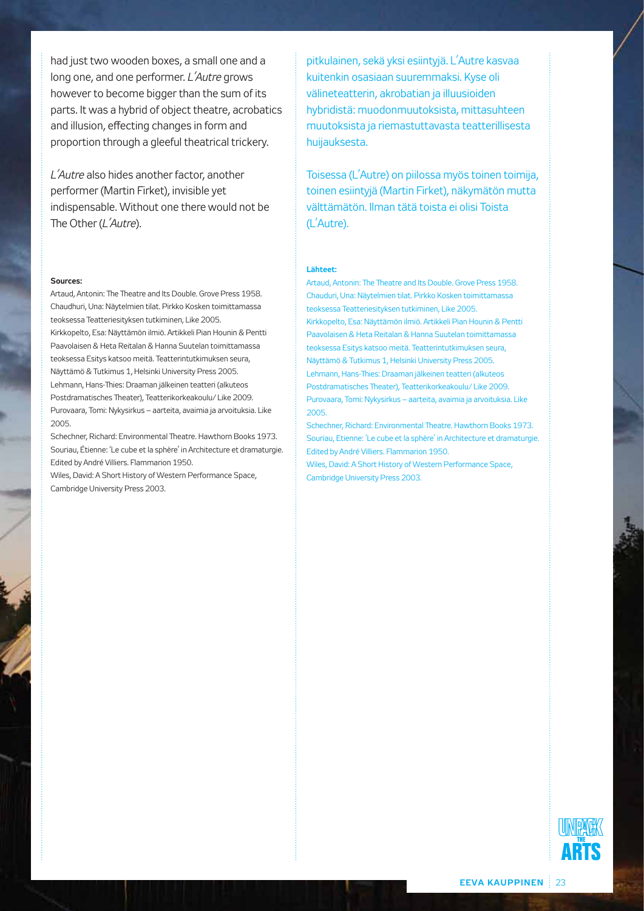had just two wooden boxes, a small one and a long one, and one performer. *L´Autre* grows however to become bigger than the sum of its parts. It was a hybrid of object theatre, acrobatics and illusion, effecting changes in form and proportion through a gleeful theatrical trickery.

*L´Autre* also hides another factor, another performer (Martin Firket), invisible yet indispensable. Without one there would not be The Other (*L´Autre*).

**Sources:**

Artaud, Antonin: The Theatre and Its Double. Grove Press 1958.
Chaudhuri, Una: Näytelmien tilat. Pirkko Kosken toimittamassa teoksessa Teatteriesityksen tutkiminen, Like 2005.
Kirkkopelto, Esa: Näyttämön ilmiö. Artikkeli Pian Hounin & Pentti Paavolaisen & Heta Reitalan & Hanna Suutelan toimittamassa teoksessa Esitys katsoo meitä. Teatterintutkimuksen seura, Näyttämö & Tutkimus 1, Helsinki University Press 2005.
Lehmann, Hans-Thies: Draaman jälkeinen teatteri (alkuteos Postdramatisches Theater), Teatterikorkeakoulu/ Like 2009.
Purovaara, Tomi: Nykysirkus – aarteita, avaimia ja arvoituksia. Like 2005.
Schechner, Richard: Environmental Theatre. Hawthorn Books 1973.
Souriau, Étienne: 'Le cube et la sphère' in Architecture et dramaturgie. Edited by André Villiers. Flammarion 1950.
Wiles, David: A Short History of Western Performance Space, Cambridge University Press 2003.

pitkulainen, sekä yksi esiintyjä. L´Autre kasvaa kuitenkin osasiaan suuremmaksi. Kyse oli välineteatterin, akrobatian ja illuusioiden hybridistä: muodonmuutoksista, mittasuhteen muutoksista ja riemastuttavasta teatterillisesta huijauksesta.

Toisessa (L´Autre) on piilossa myös toinen toimija, toinen esiintyjä (Martin Firket), näkymätön mutta välttämätön. Ilman tätä toista ei olisi Toista (L´Autre).

**Lähteet:**

Artaud, Antonin: The Theatre and Its Double. Grove Press 1958.
Chauduri, Una: Näytelmien tilat. Pirkko Kosken toimittamassa teoksessa Teatteriesityksen tutkiminen, Like 2005.
Kirkkopelto, Esa: Näyttämön ilmiö. Artikkeli Pian Hounin & Pentti Paavolaisen & Heta Reitalan & Hanna Suutelan toimittamassa teoksessa Esitys katsoo meitä. Teatterintutkimuksen seura, Näyttämö & Tutkimus 1, Helsinki University Press 2005.
Lehmann, Hans-Thies: Draaman jälkeinen teatteri (alkuteos Postdramatisches Theater), Teatterikorkeakoulu/ Like 2009.
Purovaara, Tomi: Nykysirkus – aarteita, avaimia ja arvoituksia. Like 2005.
Schechner, Richard: Environmental Theatre. Hawthorn Books 1973.
Souriau, Etienne: 'Le cube et la sphère' in Architecture et dramaturgie. Edited by André Villiers. Flammarion 1950.
Wiles, David: A Short History of Western Performance Space, Cambridge University Press 2003.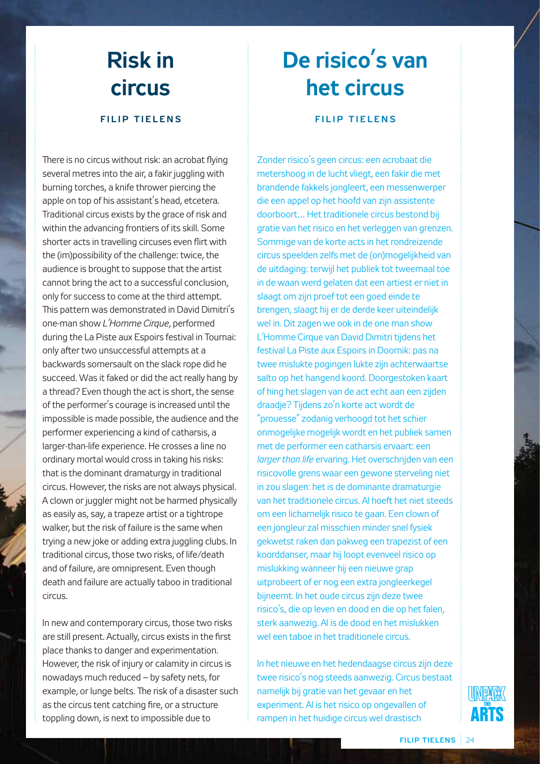# Risk in circus

**FILIP TIELENS**

There is no circus without risk: an acrobat flying several metres into the air, a fakir juggling with burning torches, a knife thrower piercing the apple on top of his assistant's head, etcetera. Traditional circus exists by the grace of risk and within the advancing frontiers of its skill. Some shorter acts in travelling circuses even flirt with the (im)possibility of the challenge: twice, the audience is brought to suppose that the artist cannot bring the act to a successful conclusion, only for success to come at the third attempt. This pattern was demonstrated in David Dimitri's one-man show *L'Homme Cirque*, performed during the La Piste aux Espoirs festival in Tournai: only after two unsuccessful attempts at a backwards somersault on the slack rope did he succeed. Was it faked or did the act really hang by a thread? Even though the act is short, the sense of the performer's courage is increased until the impossible is made possible, the audience and the performer experiencing a kind of catharsis, a larger-than-life experience. He crosses a line no ordinary mortal would cross in taking his risks: that is the dominant dramaturgy in traditional circus. However, the risks are not always physical. A clown or juggler might not be harmed physically as easily as, say, a trapeze artist or a tightrope walker, but the risk of failure is the same when trying a new joke or adding extra juggling clubs. In traditional circus, those two risks, of life/death and of failure, are omnipresent. Even though death and failure are actually taboo in traditional circus.

In new and contemporary circus, those two risks are still present. Actually, circus exists in the first place thanks to danger and experimentation. However, the risk of injury or calamity in circus is nowadays much reduced – by safety nets, for example, or lunge belts. The risk of a disaster such as the circus tent catching fire, or a structure toppling down, is next to impossible due to

# De risico's van het circus

**FILIP TIELENS**

Zonder risico's geen circus: een acrobaat die metershoog in de lucht vliegt, een fakir die met brandende fakkels jongleert, een messenwerper die een appel op het hoofd van zijn assistente doorboort… Het traditionele circus bestond bij gratie van het risico en het verleggen van grenzen. Sommige van de korte acts in het rondreizende circus speelden zelfs met de (on)mogelijkheid van de uitdaging: terwijl het publiek tot tweemaal toe in de waan werd gelaten dat een artiest er niet in slaagt om zijn proef tot een goed einde te brengen, slaagt hij er de derde keer uiteindelijk wel in. Dit zagen we ook in de one man show L'Homme Cirque van David Dimitri tijdens het festival La Piste aux Espoirs in Doornik: pas na twee mislukte pogingen lukte zijn achterwaartse salto op het hangend koord. Doorgestoken kaart of hing het slagen van de act echt aan een zijden draadje? Tijdens zo'n korte act wordt de "prouesse" zodanig verhoogd tot het schier onmogelijke mogelijk wordt en het publiek samen met de performer een catharsis ervaart: een *larger than life* ervaring. Het overschrijden van een risicovolle grens waar een gewone sterveling niet in zou slagen: het is de dominante dramaturgie van het traditionele circus. Al hoeft het niet steeds om een lichamelijk risico te gaan. Een clown of een jongleur zal misschien minder snel fysiek gekwetst raken dan pakweg een trapezist of een koorddanser, maar hij loopt evenveel risico op mislukking wanneer hij een nieuwe grap uitprobeert of er nog een extra jongleerkegel bijneemt. In het oude circus zijn deze twee risico's, die op leven en dood en die op het falen, sterk aanwezig. Al is de dood en het mislukken wel een taboe in het traditionele circus.

In het nieuwe en het hedendaagse circus zijn deze twee risico's nog steeds aanwezig. Circus bestaat namelijk bij gratie van het gevaar en het experiment. Al is het risico op ongevallen of rampen in het huidige circus wel drastisch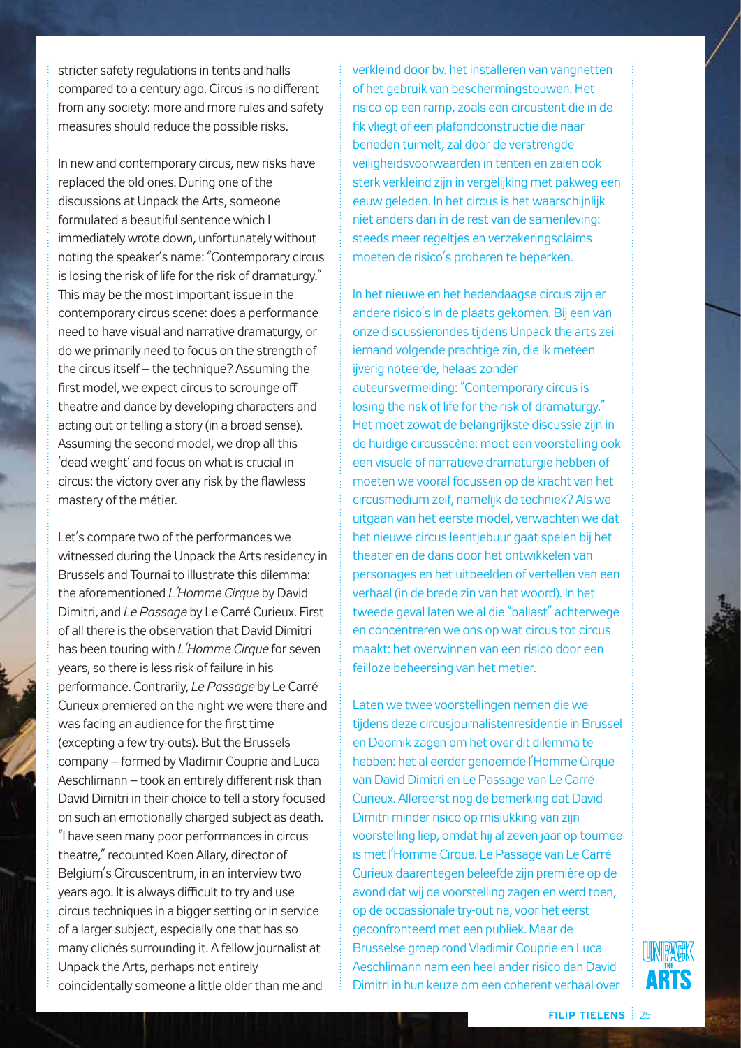stricter safety regulations in tents and halls compared to a century ago. Circus is no different from any society: more and more rules and safety measures should reduce the possible risks.

In new and contemporary circus, new risks have replaced the old ones. During one of the discussions at Unpack the Arts, someone formulated a beautiful sentence which I immediately wrote down, unfortunately without noting the speaker's name: "Contemporary circus is losing the risk of life for the risk of dramaturgy." This may be the most important issue in the contemporary circus scene: does a performance need to have visual and narrative dramaturgy, or do we primarily need to focus on the strength of the circus itself – the technique? Assuming the first model, we expect circus to scrounge off theatre and dance by developing characters and acting out or telling a story (in a broad sense). Assuming the second model, we drop all this 'dead weight' and focus on what is crucial in circus: the victory over any risk by the flawless mastery of the métier.

Let's compare two of the performances we witnessed during the Unpack the Arts residency in Brussels and Tournai to illustrate this dilemma: the aforementioned *L'Homme Cirque* by David Dimitri, and *Le Passage* by Le Carré Curieux. First of all there is the observation that David Dimitri has been touring with *L'Homme Cirque* for seven years, so there is less risk of failure in his performance. Contrarily, *Le Passage* by Le Carré Curieux premiered on the night we were there and was facing an audience for the first time (excepting a few try-outs). But the Brussels company – formed by Vladimir Couprie and Luca Aeschlimann – took an entirely different risk than David Dimitri in their choice to tell a story focused on such an emotionally charged subject as death. "I have seen many poor performances in circus theatre," recounted Koen Allary, director of Belgium's Circuscentrum, in an interview two years ago. It is always difficult to try and use circus techniques in a bigger setting or in service of a larger subject, especially one that has so many clichés surrounding it. A fellow journalist at Unpack the Arts, perhaps not entirely coincidentally someone a little older than me and

verkleind door bv. het installeren van vangnetten of het gebruik van beschermingstouwen. Het risico op een ramp, zoals een circustent die in de fik vliegt of een plafondconstructie die naar beneden tuimelt, zal door de verstrengde veiligheidsvoorwaarden in tenten en zalen ook sterk verkleind zijn in vergelijking met pakweg een eeuw geleden. In het circus is het waarschijnlijk niet anders dan in de rest van de samenleving: steeds meer regeltjes en verzekeringsclaims moeten de risico's proberen te beperken.

In het nieuwe en het hedendaagse circus zijn er andere risico's in de plaats gekomen. Bij een van onze discussierondes tijdens Unpack the arts zei iemand volgende prachtige zin, die ik meteen ijverig noteerde, helaas zonder auteursvermelding: "Contemporary circus is losing the risk of life for the risk of dramaturgy." Het moet zowat de belangrijkste discussie zijn in de huidige circusscène: moet een voorstelling ook een visuele of narratieve dramaturgie hebben of moeten we vooral focussen op de kracht van het circusmedium zelf, namelijk de techniek? Als we uitgaan van het eerste model, verwachten we dat het nieuwe circus leentjebuur gaat spelen bij het theater en de dans door het ontwikkelen van personages en het uitbeelden of vertellen van een verhaal (in de brede zin van het woord). In het tweede geval laten we al die "ballast" achterwege en concentreren we ons op wat circus tot circus maakt: het overwinnen van een risico door een feilloze beheersing van het metier.

Laten we twee voorstellingen nemen die we tijdens deze circusjournalistenresidentie in Brussel en Doornik zagen om het over dit dilemma te hebben: het al eerder genoemde l'Homme Cirque van David Dimitri en Le Passage van Le Carré Curieux. Allereerst nog de bemerking dat David Dimitri minder risico op mislukking van zijn voorstelling liep, omdat hij al zeven jaar op tournee is met l'Homme Cirque. Le Passage van Le Carré Curieux daarentegen beleefde zijn première op de avond dat wij de voorstelling zagen en werd toen, op de occasionale try-out na, voor het eerst geconfronteerd met een publiek. Maar de Brusselse groep rond Vladimir Couprie en Luca Aeschlimann nam een heel ander risico dan David Dimitri in hun keuze om een coherent verhaal over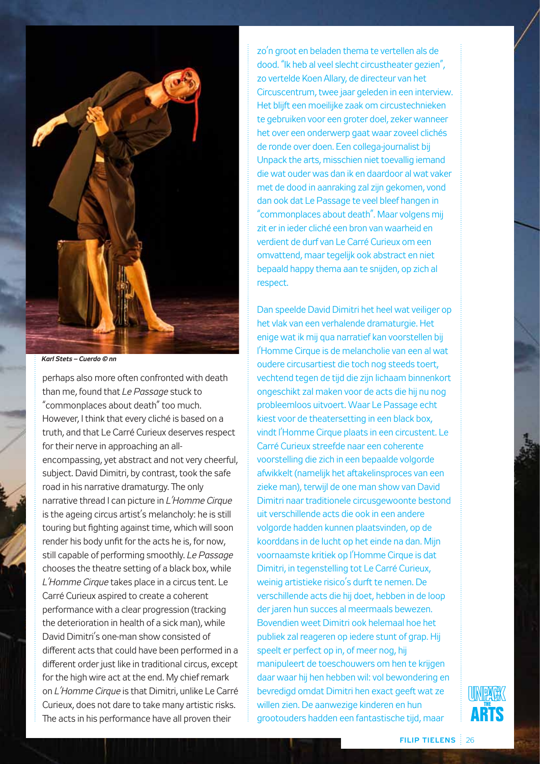*Karl Stets – Cuerdo © nn*

perhaps also more often confronted with death than me, found that *Le Passage* stuck to "commonplaces about death" too much. However, I think that every cliché is based on a truth, and that Le Carré Curieux deserves respect for their nerve in approaching an all-encompassing, yet abstract and not very cheerful, subject. David Dimitri, by contrast, took the safe road in his narrative dramaturgy. The only narrative thread I can picture in *L'Homme Cirque* is the ageing circus artist's melancholy: he is still touring but fighting against time, which will soon render his body unfit for the acts he is, for now, still capable of performing smoothly. *Le Passage* chooses the theatre setting of a black box, while *L'Homme Cirque* takes place in a circus tent. Le Carré Curieux aspired to create a coherent performance with a clear progression (tracking the deterioration in health of a sick man), while David Dimitri's one-man show consisted of different acts that could have been performed in a different order just like in traditional circus, except for the high wire act at the end. My chief remark on *L'Homme Cirque* is that Dimitri, unlike Le Carré Curieux, does not dare to take many artistic risks. The acts in his performance have all proven their

zo'n groot en beladen thema te vertellen als de dood. "Ik heb al veel slecht circustheater gezien", zo vertelde Koen Allary, de directeur van het Circuscentrum, twee jaar geleden in een interview. Het blijft een moeilijke zaak om circustechnieken te gebruiken voor een groter doel, zeker wanneer het over een onderwerp gaat waar zoveel clichés de ronde over doen. Een collega-journalist bij Unpack the arts, misschien niet toevallig iemand die wat ouder was dan ik en daardoor al wat vaker met de dood in aanraking zal zijn gekomen, vond dan ook dat Le Passage te veel bleef hangen in "commonplaces about death". Maar volgens mij zit er in ieder cliché een bron van waarheid en verdient de durf van Le Carré Curieux om een omvattend, maar tegelijk ook abstract en niet bepaald happy thema aan te snijden, op zich al respect.

Dan speelde David Dimitri het heel wat veiliger op het vlak van een verhalende dramaturgie. Het enige wat ik mij qua narratief kan voorstellen bij l'Homme Cirque is de melancholie van een al wat oudere circusartiest die toch nog steeds toert, vechtend tegen de tijd die zijn lichaam binnenkort ongeschikt zal maken voor de acts die hij nu nog probleemloos uitvoert. Waar Le Passage echt kiest voor de theatersetting in een black box, vindt l'Homme Cirque plaats in een circustent. Le Carré Curieux streefde naar een coherente voorstelling die zich in een bepaalde volgorde afwikkelt (namelijk het aftakelinsproces van een zieke man), terwijl de one man show van David Dimitri naar traditionele circusgewoonte bestond uit verschillende acts die ook in een andere volgorde hadden kunnen plaatsvinden, op de koorddans in de lucht op het einde na dan. Mijn voornaamste kritiek op l'Homme Cirque is dat Dimitri, in tegenstelling tot Le Carré Curieux, weinig artistieke risico's durft te nemen. De verschillende acts die hij doet, hebben in de loop der jaren hun succes al meermaals bewezen. Bovendien weet Dimitri ook helemaal hoe het publiek zal reageren op iedere stunt of grap. Hij speelt er perfect op in, of meer nog, hij manipuleert de toeschouwers om hen te krijgen daar waar hij hen hebben wil: vol bewondering en bevredigd omdat Dimitri hen exact geeft wat ze willen zien. De aanwezige kinderen en hun grootouders hadden een fantastische tijd, maar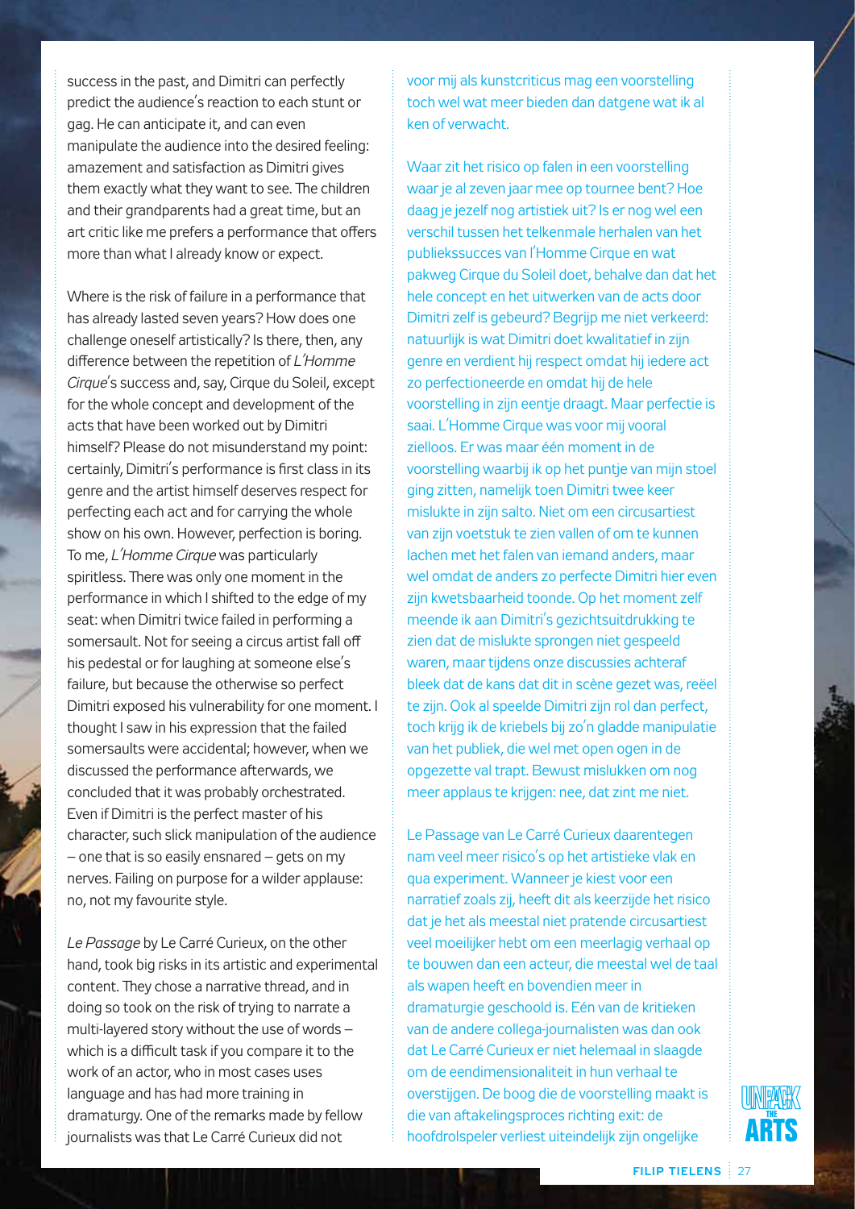success in the past, and Dimitri can perfectly predict the audience's reaction to each stunt or gag. He can anticipate it, and can even manipulate the audience into the desired feeling: amazement and satisfaction as Dimitri gives them exactly what they want to see. The children and their grandparents had a great time, but an art critic like me prefers a performance that offers more than what I already know or expect.

Where is the risk of failure in a performance that has already lasted seven years? How does one challenge oneself artistically? Is there, then, any difference between the repetition of *L'Homme Cirque*'s success and, say, Cirque du Soleil, except for the whole concept and development of the acts that have been worked out by Dimitri himself? Please do not misunderstand my point: certainly, Dimitri's performance is first class in its genre and the artist himself deserves respect for perfecting each act and for carrying the whole show on his own. However, perfection is boring. To me, *L'Homme Cirque* was particularly spiritless. There was only one moment in the performance in which I shifted to the edge of my seat: when Dimitri twice failed in performing a somersault. Not for seeing a circus artist fall off his pedestal or for laughing at someone else's failure, but because the otherwise so perfect Dimitri exposed his vulnerability for one moment. I thought I saw in his expression that the failed somersaults were accidental; however, when we discussed the performance afterwards, we concluded that it was probably orchestrated. Even if Dimitri is the perfect master of his character, such slick manipulation of the audience – one that is so easily ensnared – gets on my nerves. Failing on purpose for a wilder applause: no, not my favourite style.

*Le Passage* by Le Carré Curieux, on the other hand, took big risks in its artistic and experimental content. They chose a narrative thread, and in doing so took on the risk of trying to narrate a multi-layered story without the use of words – which is a difficult task if you compare it to the work of an actor, who in most cases uses language and has had more training in dramaturgy. One of the remarks made by fellow journalists was that Le Carré Curieux did not

voor mij als kunstcriticus mag een voorstelling toch wel wat meer bieden dan datgene wat ik al ken of verwacht.

Waar zit het risico op falen in een voorstelling waar je al zeven jaar mee op tournee bent? Hoe daag je jezelf nog artistiek uit? Is er nog wel een verschil tussen het telkenmale herhalen van het publiekssucces van l'Homme Cirque en wat pakweg Cirque du Soleil doet, behalve dan dat het hele concept en het uitwerken van de acts door Dimitri zelf is gebeurd? Begrijp me niet verkeerd: natuurlijk is wat Dimitri doet kwalitatief in zijn genre en verdient hij respect omdat hij iedere act zo perfectioneerde en omdat hij de hele voorstelling in zijn eentje draagt. Maar perfectie is saai. L'Homme Cirque was voor mij vooral zielloos. Er was maar één moment in de voorstelling waarbij ik op het puntje van mijn stoel ging zitten, namelijk toen Dimitri twee keer mislukte in zijn salto. Niet om een circusartiest van zijn voetstuk te zien vallen of om te kunnen lachen met het falen van iemand anders, maar wel omdat de anders zo perfecte Dimitri hier even zijn kwetsbaarheid toonde. Op het moment zelf meende ik aan Dimitri's gezichtsuitdrukking te zien dat de mislukte sprongen niet gespeeld waren, maar tijdens onze discussies achteraf bleek dat de kans dat dit in scène gezet was, reëel te zijn. Ook al speelde Dimitri zijn rol dan perfect, toch krijg ik de kriebels bij zo'n gladde manipulatie van het publiek, die wel met open ogen in de opgezette val trapt. Bewust mislukken om nog meer applaus te krijgen: nee, dat zint me niet.

Le Passage van Le Carré Curieux daarentegen nam veel meer risico's op het artistieke vlak en qua experiment. Wanneer je kiest voor een narratief zoals zij, heeft dit als keerzijde het risico dat je het als meestal niet pratende circusartiest veel moeilijker hebt om een meerlagig verhaal op te bouwen dan een acteur, die meestal wel de taal als wapen heeft en bovendien meer in dramaturgie geschoold is. Eén van de kritieken van de andere collega-journalisten was dan ook dat Le Carré Curieux er niet helemaal in slaagde om de eendimensionaliteit in hun verhaal te overstijgen. De boog die de voorstelling maakt is die van aftakelingsproces richting exit: de hoofdrolspeler verliest uiteindelijk zijn ongelijke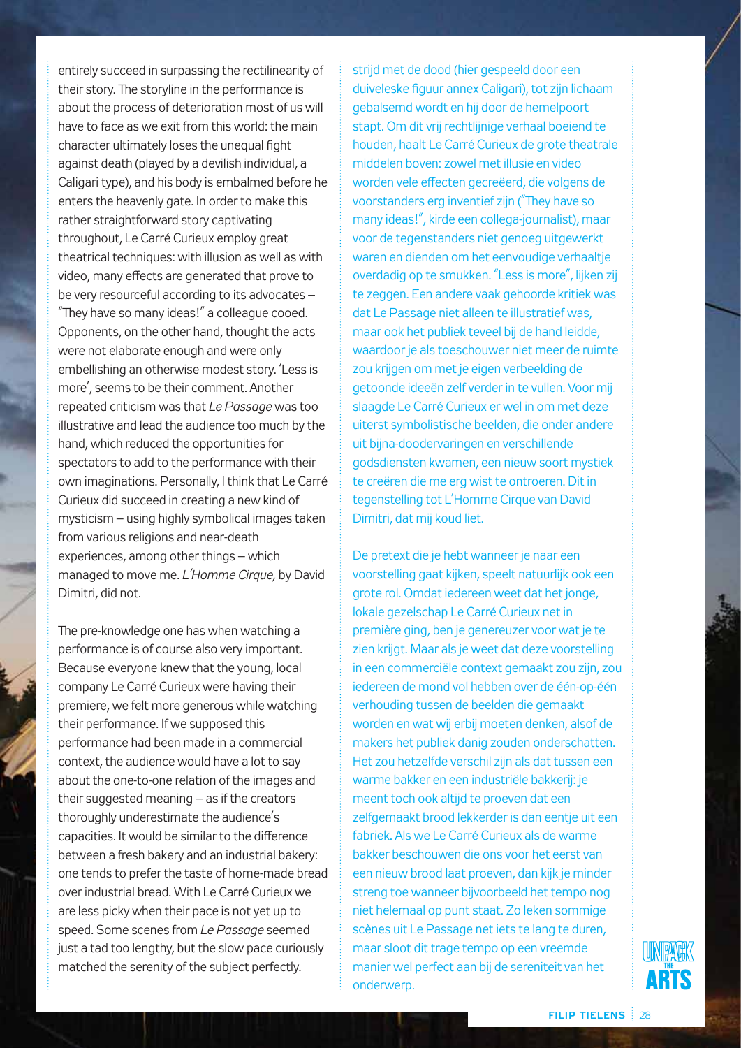entirely succeed in surpassing the rectilinearity of their story. The storyline in the performance is about the process of deterioration most of us will have to face as we exit from this world: the main character ultimately loses the unequal fight against death (played by a devilish individual, a Caligari type), and his body is embalmed before he enters the heavenly gate. In order to make this rather straightforward story captivating throughout, Le Carré Curieux employ great theatrical techniques: with illusion as well as with video, many effects are generated that prove to be very resourceful according to its advocates – "They have so many ideas!" a colleague cooed. Opponents, on the other hand, thought the acts were not elaborate enough and were only embellishing an otherwise modest story. 'Less is more', seems to be their comment. Another repeated criticism was that *Le Passage* was too illustrative and lead the audience too much by the hand, which reduced the opportunities for spectators to add to the performance with their own imaginations. Personally, I think that Le Carré Curieux did succeed in creating a new kind of mysticism – using highly symbolical images taken from various religions and near-death experiences, among other things – which managed to move me. *L'Homme Cirque,* by David Dimitri, did not.

The pre-knowledge one has when watching a performance is of course also very important. Because everyone knew that the young, local company Le Carré Curieux were having their premiere, we felt more generous while watching their performance. If we supposed this performance had been made in a commercial context, the audience would have a lot to say about the one-to-one relation of the images and their suggested meaning – as if the creators thoroughly underestimate the audience's capacities. It would be similar to the difference between a fresh bakery and an industrial bakery: one tends to prefer the taste of home-made bread over industrial bread. With Le Carré Curieux we are less picky when their pace is not yet up to speed. Some scenes from *Le Passage* seemed just a tad too lengthy, but the slow pace curiously matched the serenity of the subject perfectly.

strijd met de dood (hier gespeeld door een duiveleske figuur annex Caligari), tot zijn lichaam gebalsemd wordt en hij door de hemelpoort stapt. Om dit vrij rechtlijnige verhaal boeiend te houden, haalt Le Carré Curieux de grote theatrale middelen boven: zowel met illusie en video worden vele effecten gecreëerd, die volgens de voorstanders erg inventief zijn ("They have so many ideas!", kirde een collega-journalist), maar voor de tegenstanders niet genoeg uitgewerkt waren en dienden om het eenvoudige verhaaltje overdadig op te smukken. "Less is more", lijken zij te zeggen. Een andere vaak gehoorde kritiek was dat Le Passage niet alleen te illustratief was, maar ook het publiek teveel bij de hand leidde, waardoor je als toeschouwer niet meer de ruimte zou krijgen om met je eigen verbeelding de getoonde ideeën zelf verder in te vullen. Voor mij slaagde Le Carré Curieux er wel in om met deze uiterst symbolistische beelden, die onder andere uit bijna-doodervaringen en verschillende godsdiensten kwamen, een nieuw soort mystiek te creëren die me erg wist te ontroeren. Dit in tegenstelling tot L'Homme Cirque van David Dimitri, dat mij koud liet.

De pretext die je hebt wanneer je naar een voorstelling gaat kijken, speelt natuurlijk ook een grote rol. Omdat iedereen weet dat het jonge, lokale gezelschap Le Carré Curieux net in première ging, ben je genereuzer voor wat je te zien krijgt. Maar als je weet dat deze voorstelling in een commerciële context gemaakt zou zijn, zou iedereen de mond vol hebben over de één-op-één verhouding tussen de beelden die gemaakt worden en wat wij erbij moeten denken, alsof de makers het publiek danig zouden onderschatten. Het zou hetzelfde verschil zijn als dat tussen een warme bakker en een industriële bakkerij: je meent toch ook altijd te proeven dat een zelfgemaakt brood lekkerder is dan eentje uit een fabriek. Als we Le Carré Curieux als de warme bakker beschouwen die ons voor het eerst van een nieuw brood laat proeven, dan kijk je minder streng toe wanneer bijvoorbeeld het tempo nog niet helemaal op punt staat. Zo leken sommige scènes uit Le Passage net iets te lang te duren, maar sloot dit trage tempo op een vreemde manier wel perfect aan bij de sereniteit van het onderwerp.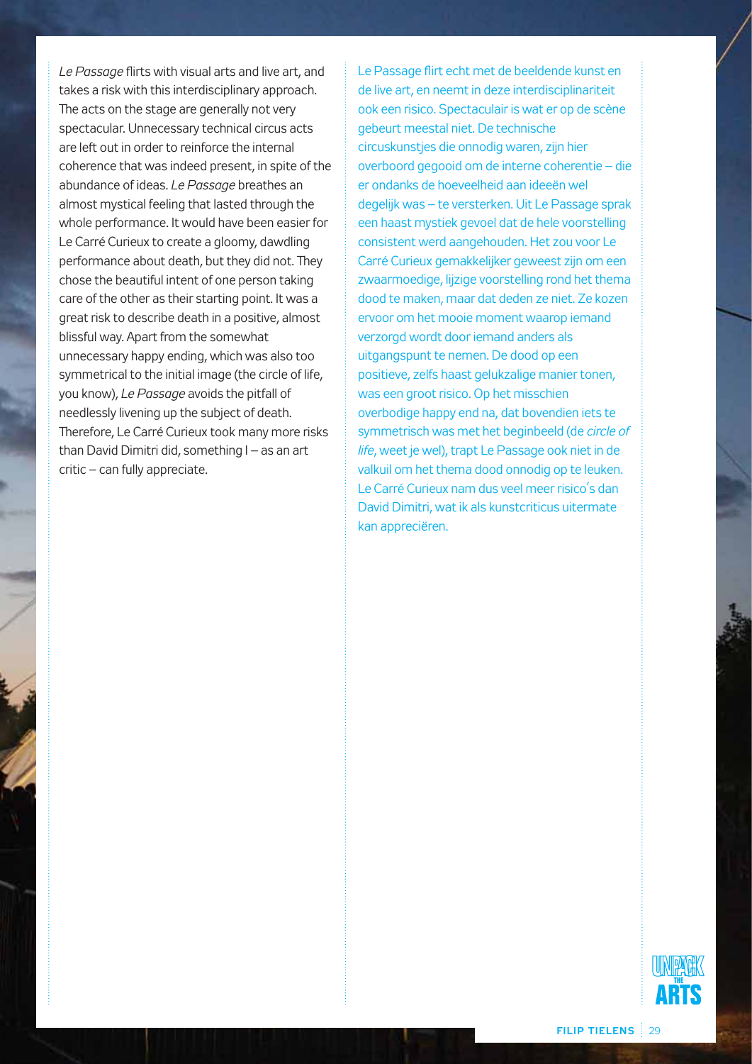*Le Passage* flirts with visual arts and live art, and takes a risk with this interdisciplinary approach. The acts on the stage are generally not very spectacular. Unnecessary technical circus acts are left out in order to reinforce the internal coherence that was indeed present, in spite of the abundance of ideas. *Le Passage* breathes an almost mystical feeling that lasted through the whole performance. It would have been easier for Le Carré Curieux to create a gloomy, dawdling performance about death, but they did not. They chose the beautiful intent of one person taking care of the other as their starting point. It was a great risk to describe death in a positive, almost blissful way. Apart from the somewhat unnecessary happy ending, which was also too symmetrical to the initial image (the circle of life, you know), *Le Passage* avoids the pitfall of needlessly livening up the subject of death. Therefore, Le Carré Curieux took many more risks than David Dimitri did, something I – as an art critic – can fully appreciate.

Le Passage flirt echt met de beeldende kunst en de live art, en neemt in deze interdisciplinariteit ook een risico. Spectaculair is wat er op de scène gebeurt meestal niet. De technische circuskunstjes die onnodig waren, zijn hier overboord gegooid om de interne coherentie – die er ondanks de hoeveelheid aan ideeën wel degelijk was – te versterken. Uit Le Passage sprak een haast mystiek gevoel dat de hele voorstelling consistent werd aangehouden. Het zou voor Le Carré Curieux gemakkelijker geweest zijn om een zwaarmoedige, lijzige voorstelling rond het thema dood te maken, maar dat deden ze niet. Ze kozen ervoor om het mooie moment waarop iemand verzorgd wordt door iemand anders als uitgangspunt te nemen. De dood op een positieve, zelfs haast gelukzalige manier tonen, was een groot risico. Op het misschien overbodige happy end na, dat bovendien iets te symmetrisch was met het beginbeeld (de *circle of life*, weet je wel), trapt Le Passage ook niet in de valkuil om het thema dood onnodig op te leuken. Le Carré Curieux nam dus veel meer risico's dan David Dimitri, wat ik als kunstcriticus uitermate kan appreciëren.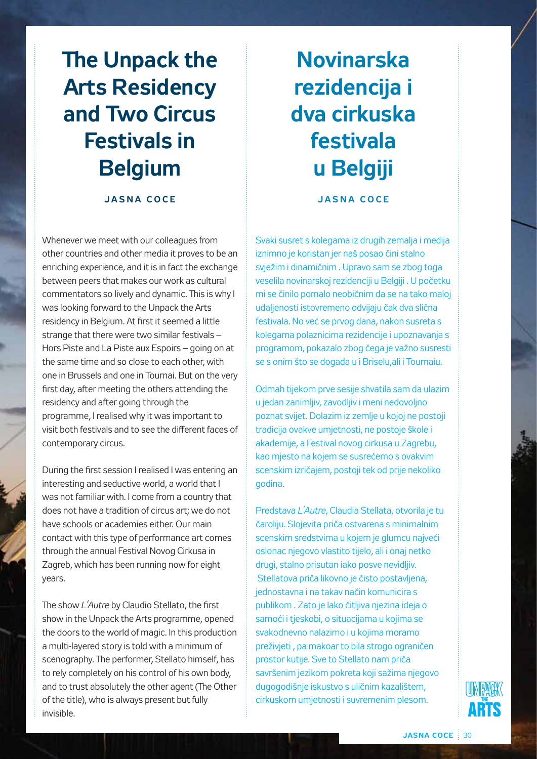# The Unpack the Arts Residency and Two Circus Festivals in Belgium

**JASNA COCE**

Whenever we meet with our colleagues from other countries and other media it proves to be an enriching experience, and it is in fact the exchange between peers that makes our work as cultural commentators so lively and dynamic. This is why I was looking forward to the Unpack the Arts residency in Belgium. At first it seemed a little strange that there were two similar festivals – Hors Piste and La Piste aux Espoirs – going on at the same time and so close to each other, with one in Brussels and one in Tournai. But on the very first day, after meeting the others attending the residency and after going through the programme, I realised why it was important to visit both festivals and to see the different faces of contemporary circus.

During the first session I realised I was entering an interesting and seductive world, a world that I was not familiar with. I come from a country that does not have a tradition of circus art; we do not have schools or academies either. Our main contact with this type of performance art comes through the annual Festival Novog Cirkusa in Zagreb, which has been running now for eight years.

The show *L´Autre* by Claudio Stellato, the first show in the Unpack the Arts programme, opened the doors to the world of magic. In this production a multi-layered story is told with a minimum of scenography. The performer, Stellato himself, has to rely completely on his control of his own body, and to trust absolutely the other agent (The Other of the title), who is always present but fully invisible.

# Novinarska rezidencija i dva cirkuska festivala u Belgiji

**JASNA COCE**

Svaki susret s kolegama iz drugih zemalja i medija iznimno je koristan jer naš posao čini stalno svježim i dinamičnim . Upravo sam se zbog toga veselila novinarskoj rezidenciji u Belgiji . U početku mi se činilo pomalo neobičnim da se na tako maloj udaljenosti istovremeno odvijaju čak dva slična festivala. No već se prvog dana, nakon susreta s kolegama polaznicima rezidencije i upoznavanja s programom, pokazalo zbog čega je važno susresti se s onim što se događa u i Briselu,ali i Tournaiu.

Odmah tijekom prve sesije shvatila sam da ulazim u jedan zanimljiv, zavodljiv i meni nedovoljno poznat svijet. Dolazim iz zemlje u kojoj ne postoji tradicija ovakve umjetnosti, ne postoje škole i akademije, a Festival novog cirkusa u Zagrebu, kao mjesto na kojem se susrećemo s ovakvim scenskim izričajem, postoji tek od prije nekoliko godina.

Predstava *L´Autre*, Claudia Stellata, otvorila je tu čaroliju. Slojevita priča ostvarena s minimalnim scenskim sredstvima u kojem je glumcu najveći oslonac njegovo vlastito tijelo, ali i onaj netko drugi, stalno prisutan iako posve nevidljiv. Stellatova priča likovno je čisto postavljena, jednostavna i na takav način komunicira s publikom . Zato je lako čitljiva njezina ideja o samoći i tjeskobi, o situacijama u kojima se svakodnevno nalazimo i u kojima moramo preživjeti , pa makoar to bila strogo ograničen prostor kutije. Sve to Stellato nam priča savršenim jezikom pokreta koji sažima njegovo dugogodišnje iskustvo s uličnim kazalištem, cirkuskom umjetnosti i suvremenim plesom.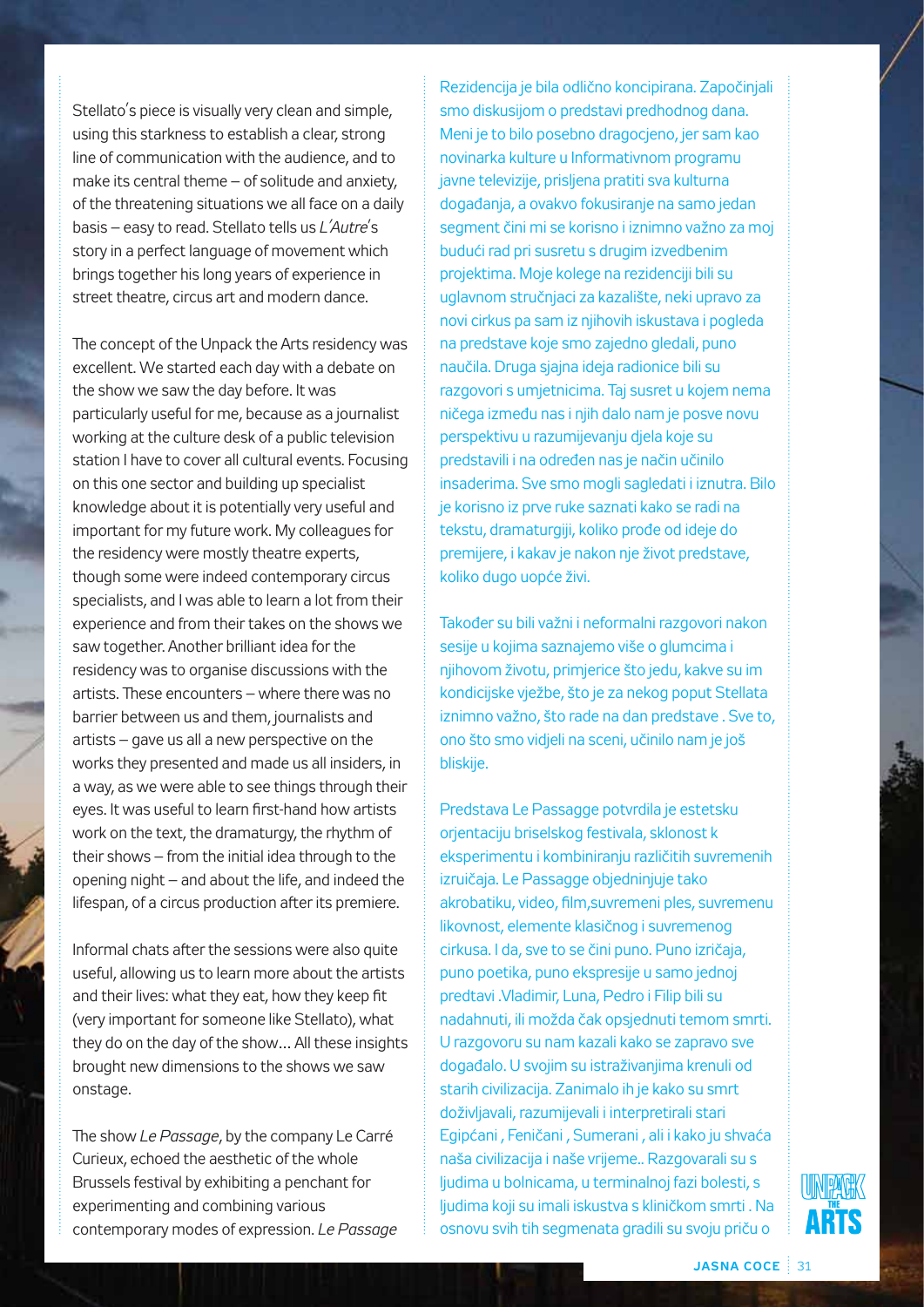Stellato's piece is visually very clean and simple, using this starkness to establish a clear, strong line of communication with the audience, and to make its central theme – of solitude and anxiety, of the threatening situations we all face on a daily basis – easy to read. Stellato tells us *L'Autre*'s story in a perfect language of movement which brings together his long years of experience in street theatre, circus art and modern dance.

The concept of the Unpack the Arts residency was excellent. We started each day with a debate on the show we saw the day before. It was particularly useful for me, because as a journalist working at the culture desk of a public television station I have to cover all cultural events. Focusing on this one sector and building up specialist knowledge about it is potentially very useful and important for my future work. My colleagues for the residency were mostly theatre experts, though some were indeed contemporary circus specialists, and I was able to learn a lot from their experience and from their takes on the shows we saw together. Another brilliant idea for the residency was to organise discussions with the artists. These encounters – where there was no barrier between us and them, journalists and artists – gave us all a new perspective on the works they presented and made us all insiders, in a way, as we were able to see things through their eyes. It was useful to learn first-hand how artists work on the text, the dramaturgy, the rhythm of their shows – from the initial idea through to the opening night – and about the life, and indeed the lifespan, of a circus production after its premiere.

Informal chats after the sessions were also quite useful, allowing us to learn more about the artists and their lives: what they eat, how they keep fit (very important for someone like Stellato), what they do on the day of the show… All these insights brought new dimensions to the shows we saw onstage.

The show *Le Passage*, by the company Le Carré Curieux, echoed the aesthetic of the whole Brussels festival by exhibiting a penchant for experimenting and combining various contemporary modes of expression. *Le Passage*

Rezidencija je bila odlično koncipirana. Započinjali smo diskusijom o predstavi predhodnog dana. Meni je to bilo posebno dragocjeno, jer sam kao novinarka kulture u Informativnom programu javne televizije, prisljena pratiti sva kulturna događanja, a ovakvo fokusiranje na samo jedan segment čini mi se korisno i iznimno važno za moj budući rad pri susretu s drugim izvedbenim projektima. Moje kolege na rezidenciji bili su uglavnom stručnjaci za kazalište, neki upravo za novi cirkus pa sam iz njihovih iskustava i pogleda na predstave koje smo zajedno gledali, puno naučila. Druga sjajna ideja radionice bili su razgovori s umjetnicima. Taj susret u kojem nema ničega između nas i njih dalo nam je posve novu perspektivu u razumijevanju djela koje su predstavili i na određen nas je način učinilo insaderima. Sve smo mogli sagledati i iznutra. Bilo je korisno iz prve ruke saznati kako se radi na tekstu, dramaturgiji, koliko prođe od ideje do premijere, i kakav je nakon nje život predstave, koliko dugo uopće živi.

Također su bili važni i neformalni razgovori nakon sesije u kojima saznajemo više o glumcima i njihovom životu, primjerice što jedu, kakve su im kondicijske vježbe, što je za nekog poput Stellata iznimno važno, što rade na dan predstave . Sve to, ono što smo vidjeli na sceni, učinilo nam je još bliskije.

Predstava Le Passagge potvrdila je estetsku orjentaciju briselskog festivala, sklonost k eksperimentu i kombiniranju različitih suvremenih izruičaja. Le Passagge objedninjuje tako akrobatiku, video, film,suvremeni ples, suvremenu likovnost, elemente klasičnog i suvremenog cirkusa. I da, sve to se čini puno. Puno izričaja, puno poetika, puno ekspresije u samo jednoj predtavi .Vladimir, Luna, Pedro i Filip bili su nadahnuti, ili možda čak opsjednuti temom smrti. U razgovoru su nam kazali kako se zapravo sve događalo. U svojim su istraživanjima krenuli od starih civilizacija. Zanimalo ih je kako su smrt doživljavali, razumijevali i interpretirali stari Egipćani , Feničani , Sumerani , ali i kako ju shvaća naša civilizacija i naše vrijeme.. Razgovarali su s ljudima u bolnicama, u terminalnoj fazi bolesti, s ljudima koji su imali iskustva s kliničkom smrti . Na osnovu svih tih segmenata gradili su svoju priču o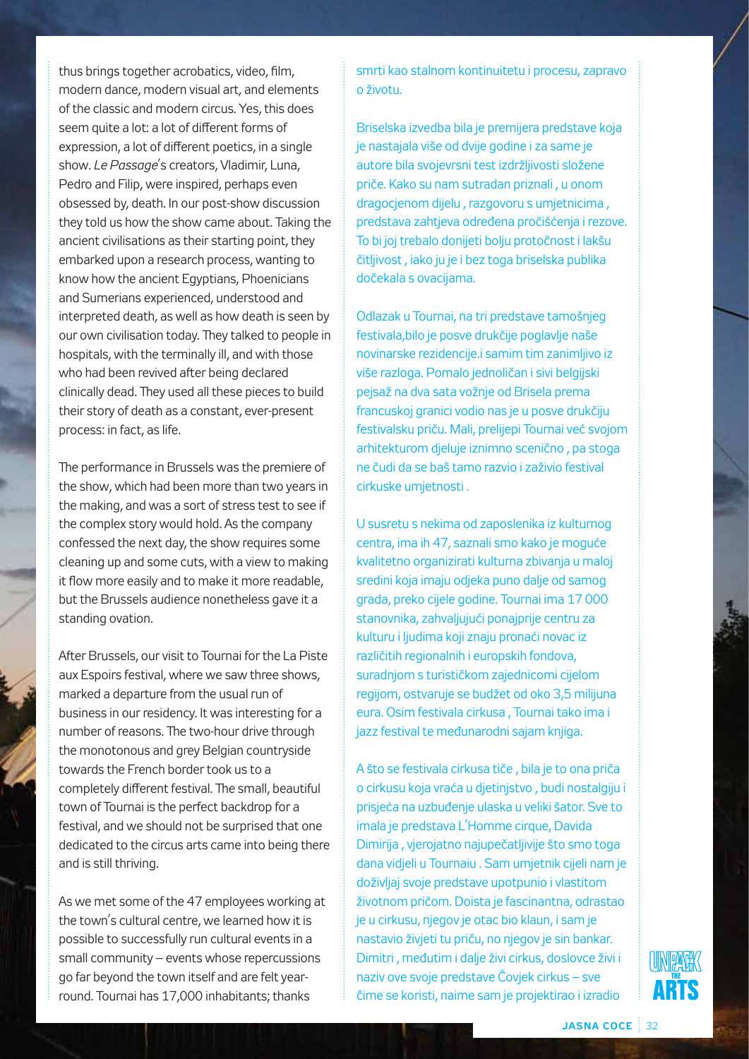thus brings together acrobatics, video, film, modern dance, modern visual art, and elements of the classic and modern circus. Yes, this does seem quite a lot: a lot of different forms of expression, a lot of different poetics, in a single show. *Le Passage*'s creators, Vladimir, Luna, Pedro and Filip, were inspired, perhaps even obsessed by, death. In our post-show discussion they told us how the show came about. Taking the ancient civilisations as their starting point, they embarked upon a research process, wanting to know how the ancient Egyptians, Phoenicians and Sumerians experienced, understood and interpreted death, as well as how death is seen by our own civilisation today. They talked to people in hospitals, with the terminally ill, and with those who had been revived after being declared clinically dead. They used all these pieces to build their story of death as a constant, ever-present process: in fact, as life.

The performance in Brussels was the premiere of the show, which had been more than two years in the making, and was a sort of stress test to see if the complex story would hold. As the company confessed the next day, the show requires some cleaning up and some cuts, with a view to making it flow more easily and to make it more readable, but the Brussels audience nonetheless gave it a standing ovation.

After Brussels, our visit to Tournai for the La Piste aux Espoirs festival, where we saw three shows, marked a departure from the usual run of business in our residency. It was interesting for a number of reasons. The two-hour drive through the monotonous and grey Belgian countryside towards the French border took us to a completely different festival. The small, beautiful town of Tournai is the perfect backdrop for a festival, and we should not be surprised that one dedicated to the circus arts came into being there and is still thriving.

As we met some of the 47 employees working at the town's cultural centre, we learned how it is possible to successfully run cultural events in a small community – events whose repercussions go far beyond the town itself and are felt year-round. Tournai has 17,000 inhabitants; thanks

smrti kao stalnom kontinuitetu i procesu, zapravo o životu.

Briselska izvedba bila je premijera predstave koja je nastajala više od dvije godine i za same je autore bila svojevrsni test izdržljivosti složene priče. Kako su nam sutradan priznali , u onom dragocjenom dijelu , razgovoru s umjetnicima , predstava zahtjeva određena pročišćenja i rezove. To bi joj trebalo donijeti bolju protočnost i lakšu čitljivost , iako ju je i bez toga briselska publika dočekala s ovacijama.

Odlazak u Tournai, na tri predstave tamošnjeg festivala,bilo je posve drukčije poglavlje naše novinarske rezidencije.i samim tim zanimljivo iz više razloga. Pomalo jednoličan i sivi belgijski pejsaž na dva sata vožnje od Brisela prema francuskoj granici vodio nas je u posve drukčiju festivalsku priču. Mali, prelijepi Tournai već svojom arhitekturom djeluje iznimno scenično , pa stoga ne čudi da se baš tamo razvio i zaživio festival cirkuske umjetnosti .

U susretu s nekima od zaposlenika iz kulturnog centra, ima ih 47, saznali smo kako je moguće kvalitetno organizirati kulturna zbivanja u maloj sredini koja imaju odjeka puno dalje od samog grada, preko cijele godine. Tournai ima 17 000 stanovnika, zahvaljujući ponajprije centru za kulturu i ljudima koji znaju pronaći novac iz različitih regionalnih i europskih fondova, suradnjom s turističkom zajednicomi cijelom regijom, ostvaruje se budžet od oko 3,5 milijuna eura. Osim festivala cirkusa , Tournai tako ima i jazz festival te međunarodni sajam knjiga.

A što se festivala cirkusa tiče , bila je to ona priča o cirkusu koja vraća u djetinjstvo , budi nostalgiju i prisjeća na uzbuđenje ulaska u veliki šator. Sve to imala je predstava L'Homme cirque, Davida Dimirija , vjerojatno najupečatljivije što smo toga dana vidjeli u Tournaiu . Sam umjetnik cijeli nam je doživljaj svoje predstave upotpunio i vlastitom životnom pričom. Doista je fascinantna, odrastao je u cirkusu, njegov je otac bio klaun, i sam je nastavio živjeti tu priču, no njegov je sin bankar. Dimitri , međutim i dalje živi cirkus, doslovce živi i naziv ove svoje predstave Čovjek cirkus – sve čime se koristi, naime sam je projektirao i izradio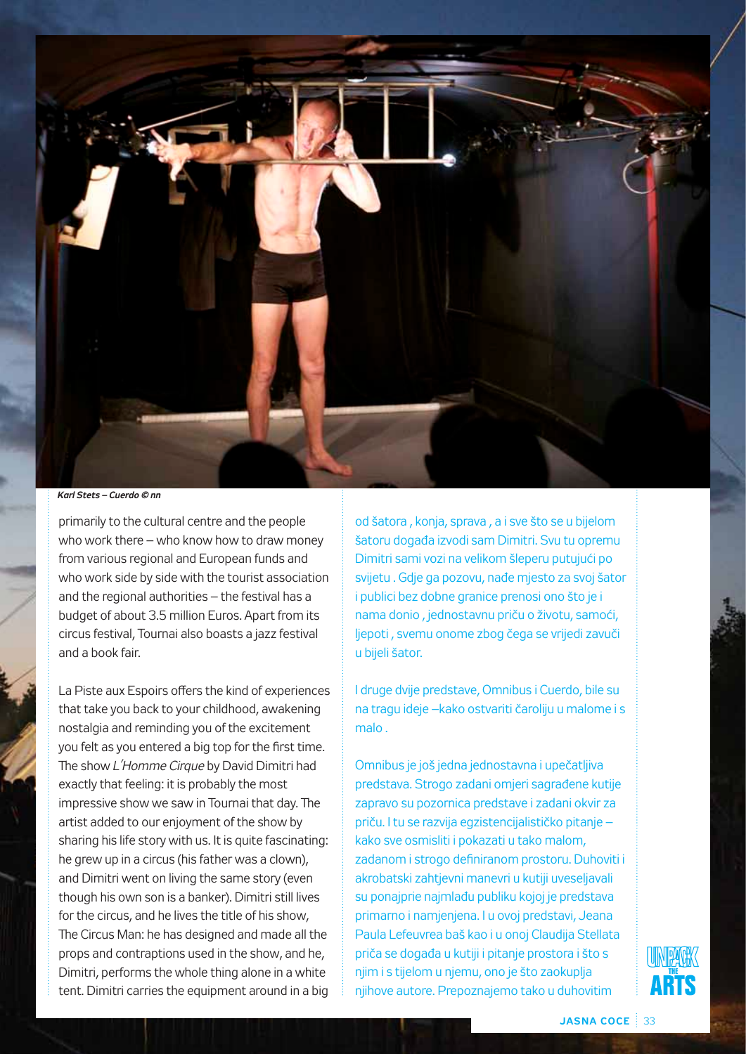*Karl Stets – Cuerdo © nn*

primarily to the cultural centre and the people who work there – who know how to draw money from various regional and European funds and who work side by side with the tourist association and the regional authorities – the festival has a budget of about 3.5 million Euros. Apart from its circus festival, Tournai also boasts a jazz festival and a book fair.

La Piste aux Espoirs offers the kind of experiences that take you back to your childhood, awakening nostalgia and reminding you of the excitement you felt as you entered a big top for the first time. The show *L'Homme Cirque* by David Dimitri had exactly that feeling: it is probably the most impressive show we saw in Tournai that day. The artist added to our enjoyment of the show by sharing his life story with us. It is quite fascinating: he grew up in a circus (his father was a clown), and Dimitri went on living the same story (even though his own son is a banker). Dimitri still lives for the circus, and he lives the title of his show, The Circus Man: he has designed and made all the props and contraptions used in the show, and he, Dimitri, performs the whole thing alone in a white tent. Dimitri carries the equipment around in a big

od šatora , konja, sprava , a i sve što se u bijelom šatoru događa izvodi sam Dimitri. Svu tu opremu Dimitri sami vozi na velikom šleperu putujući po svijetu . Gdje ga pozovu, nađe mjesto za svoj šator i publici bez dobne granice prenosi ono što je i nama donio , jednostavnu priču o životu, samoći, ljepoti , svemu onome zbog čega se vrijedi zavući u bijeli šator.

I druge dvije predstave, Omnibus i Cuerdo, bile su na tragu ideje –kako ostvariti čaroliju u malome i s malo .

Omnibus je još jedna jednostavna i upečatljiva predstava. Strogo zadani omjeri sagrađene kutije zapravo su pozornica predstave i zadani okvir za priču. I tu se razvija egzistencijalističko pitanje – kako sve osmisliti i pokazati u tako malom, zadanom i strogo definiranom prostoru. Duhoviti i akrobatski zahtjevni manevri u kutiji uveseljavali su ponajprie najmlađu publiku kojoj je predstava primarno i namjenjena. I u ovoj predstavi, Jeana Paula Lefeuvrea baš kao i u onoj Claudija Stellata priča se događa u kutiji i pitanje prostora i što s njim i s tijelom u njemu, ono je što zaokuplja njihove autore. Prepoznajemo tako u duhovitim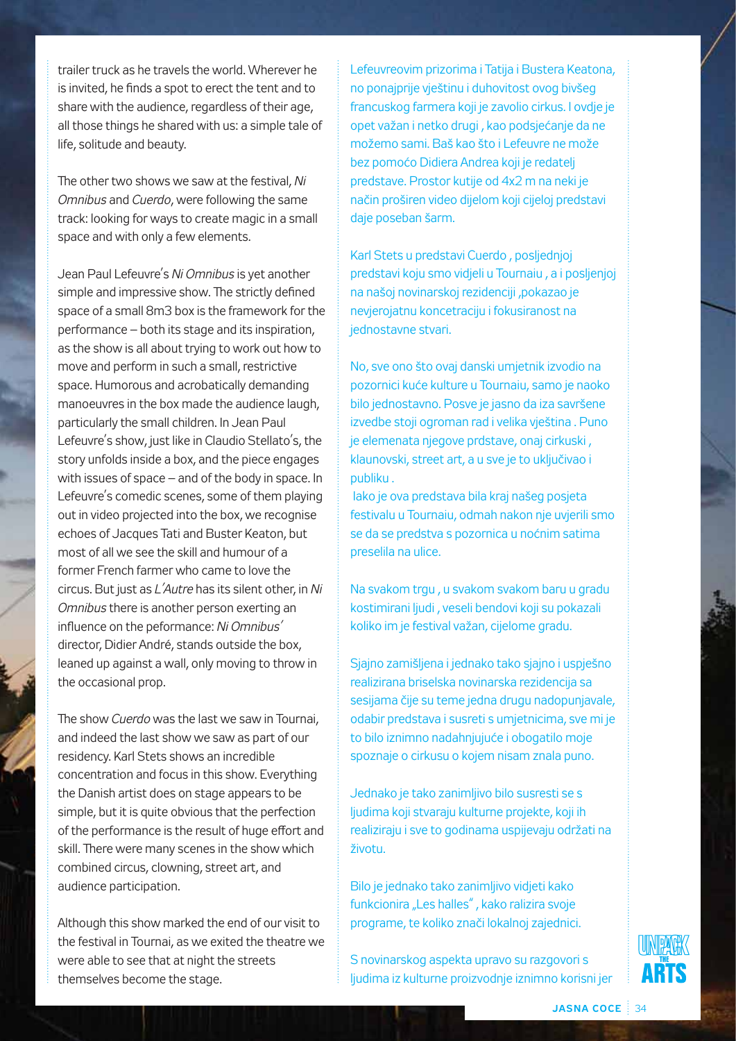trailer truck as he travels the world. Wherever he is invited, he finds a spot to erect the tent and to share with the audience, regardless of their age, all those things he shared with us: a simple tale of life, solitude and beauty.

The other two shows we saw at the festival, *Ni Omnibus* and *Cuerdo*, were following the same track: looking for ways to create magic in a small space and with only a few elements.

Jean Paul Lefeuvre's *Ni Omnibus* is yet another simple and impressive show. The strictly defined space of a small 8m3 box is the framework for the performance – both its stage and its inspiration, as the show is all about trying to work out how to move and perform in such a small, restrictive space. Humorous and acrobatically demanding manoeuvres in the box made the audience laugh, particularly the small children. In Jean Paul Lefeuvre's show, just like in Claudio Stellato's, the story unfolds inside a box, and the piece engages with issues of space – and of the body in space. In Lefeuvre's comedic scenes, some of them playing out in video projected into the box, we recognise echoes of Jacques Tati and Buster Keaton, but most of all we see the skill and humour of a former French farmer who came to love the circus. But just as *L'Autre* has its silent other, in *Ni Omnibus* there is another person exerting an influence on the peformance: *Ni Omnibus'* director, Didier André, stands outside the box, leaned up against a wall, only moving to throw in the occasional prop.

The show *Cuerdo* was the last we saw in Tournai, and indeed the last show we saw as part of our residency. Karl Stets shows an incredible concentration and focus in this show. Everything the Danish artist does on stage appears to be simple, but it is quite obvious that the perfection of the performance is the result of huge effort and skill. There were many scenes in the show which combined circus, clowning, street art, and audience participation.

Although this show marked the end of our visit to the festival in Tournai, as we exited the theatre we were able to see that at night the streets themselves become the stage.

Lefeuvreovim prizorima i Tatija i Bustera Keatona, no ponajprije vještinu i duhovitost ovog bivšeg francuskog farmera koji je zavolio cirkus. I ovdje je opet važan i netko drugi , kao podsjećanje da ne možemo sami. Baš kao što i Lefeuvre ne može bez pomoćo Didiera Andrea koji je redatelj predstave. Prostor kutije od 4x2 m na neki je način proširen video dijelom koji cijeloj predstavi daje poseban šarm.

Karl Stets u predstavi Cuerdo , posljednjoj predstavi koju smo vidjeli u Tournaiu , a i posljenjoj na našoj novinarskoj rezidenciji ,pokazao je nevjerojatnu koncetraciju i fokusiranost na jednostavne stvari.

No, sve ono što ovaj danski umjetnik izvodio na pozornici kuće kulture u Tournaiu, samo je naoko bilo jednostavno. Posve je jasno da iza savršene izvedbe stoji ogroman rad i velika vještina . Puno je elemenata njegove prdstave, onaj cirkuski , klaunovski, street art, a u sve je to uključivao i publiku .

Iako je ova predstava bila kraj našeg posjeta festivalu u Tournaiu, odmah nakon nje uvjerili smo se da se predstva s pozornica u noćnim satima preselila na ulice.

Na svakom trgu , u svakom svakom baru u gradu kostimirani ljudi , veseli bendovi koji su pokazali koliko im je festival važan, cijelome gradu.

Sjajno zamišljena i jednako tako sjajno i uspješno realizirana briselska novinarska rezidencija sa sesijama čije su teme jedna drugu nadopunjavale, odabir predstava i susreti s umjetnicima, sve mi je to bilo iznimno nadahnjujuće i obogatilo moje spoznaje o cirkusu o kojem nisam znala puno.

Jednako je tako zanimljivo bilo susresti se s ljudima koji stvaraju kulturne projekte, koji ih realiziraju i sve to godinama uspijevaju održati na životu.

Bilo je jednako tako zanimljivo vidjeti kako funkcionira „Les halles", kako ralizira svoje programe, te koliko znači lokalnoj zajednici.

S novinarskog aspekta upravo su razgovori s ljudima iz kulturne proizvodnje iznimno korisni jer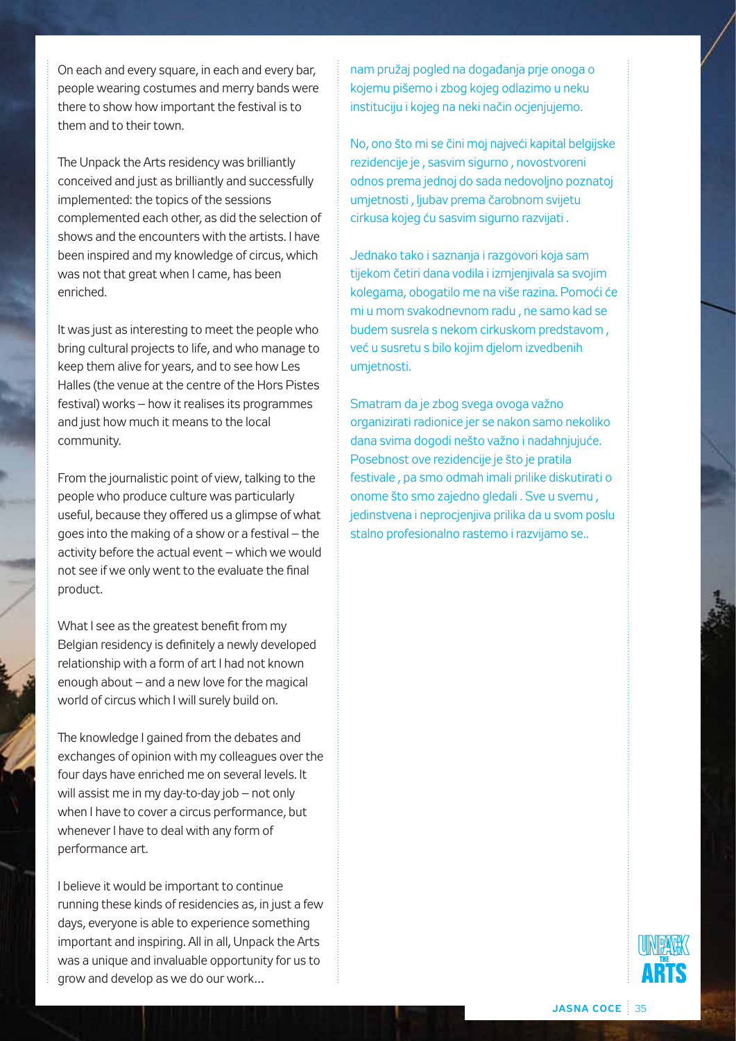On each and every square, in each and every bar, people wearing costumes and merry bands were there to show how important the festival is to them and to their town.

The Unpack the Arts residency was brilliantly conceived and just as brilliantly and successfully implemented: the topics of the sessions complemented each other, as did the selection of shows and the encounters with the artists. I have been inspired and my knowledge of circus, which was not that great when I came, has been enriched.

It was just as interesting to meet the people who bring cultural projects to life, and who manage to keep them alive for years, and to see how Les Halles (the venue at the centre of the Hors Pistes festival) works – how it realises its programmes and just how much it means to the local community.

From the journalistic point of view, talking to the people who produce culture was particularly useful, because they offered us a glimpse of what goes into the making of a show or a festival – the activity before the actual event – which we would not see if we only went to the evaluate the final product.

What I see as the greatest benefit from my Belgian residency is definitely a newly developed relationship with a form of art I had not known enough about – and a new love for the magical world of circus which I will surely build on.

The knowledge I gained from the debates and exchanges of opinion with my colleagues over the four days have enriched me on several levels. It will assist me in my day-to-day job – not only when I have to cover a circus performance, but whenever I have to deal with any form of performance art.

I believe it would be important to continue running these kinds of residencies as, in just a few days, everyone is able to experience something important and inspiring. All in all, Unpack the Arts was a unique and invaluable opportunity for us to grow and develop as we do our work…

nam pružaj pogled na događanja prje onoga o kojemu pišemo i zbog kojeg odlazimo u neku instituciju i kojeg na neki način ocjenjujemo.

No, ono što mi se čini moj najveći kapital belgijske rezidencije je , sasvim sigurno , novostvoreni odnos prema jednoj do sada nedovoljno poznatoj umjetnosti , ljubav prema čarobnom svijetu cirkusa kojeg ću sasvim sigurno razvijati .

Jednako tako i saznanja i razgovori koja sam tijekom četiri dana vodila i izmjenjivala sa svojim kolegama, obogatilo me na više razina. Pomoći će mi u mom svakodnevnom radu , ne samo kad se budem susrela s nekom cirkuskom predstavom , već u susretu s bilo kojim djelom izvedbenih umjetnosti.

Smatram da je zbog svega ovoga važno organizirati radionice jer se nakon samo nekoliko dana svima dogodi nešto važno i nadahnjujuće. Posebnost ove rezidencije je što je pratila festivale , pa smo odmah imali prilike diskutirati o onome što smo zajedno gledali . Sve u svemu , jedinstvena i neprocjenjiva prilika da u svom poslu stalno profesionalno rastemo i razvijamo se..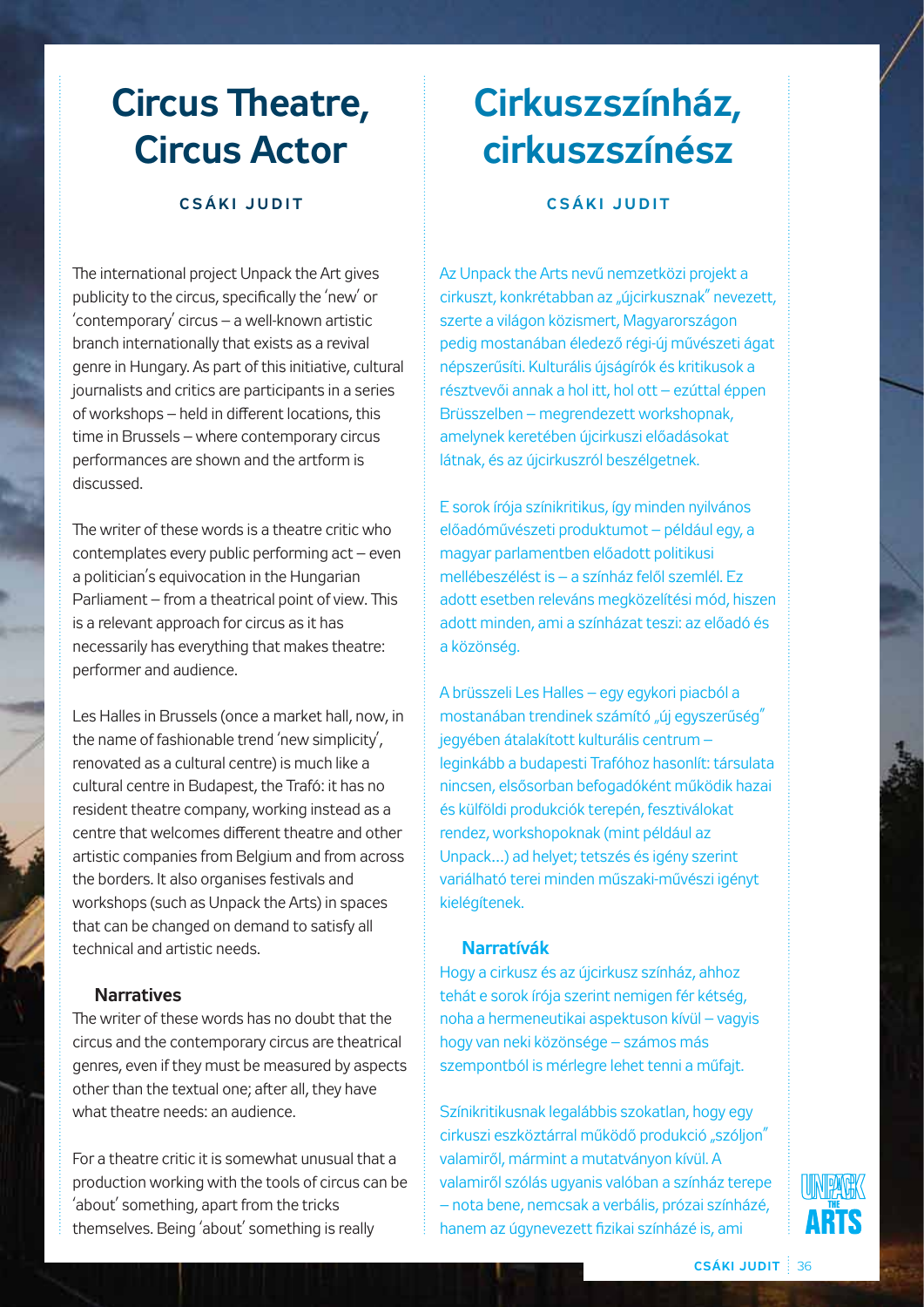# Circus Theatre, Circus Actor

**CSÁKI JUDIT**

The international project Unpack the Art gives publicity to the circus, specifically the 'new' or 'contemporary' circus – a well-known artistic branch internationally that exists as a revival genre in Hungary. As part of this initiative, cultural journalists and critics are participants in a series of workshops – held in different locations, this time in Brussels – where contemporary circus performances are shown and the artform is discussed.

The writer of these words is a theatre critic who contemplates every public performing act – even a politician's equivocation in the Hungarian Parliament – from a theatrical point of view. This is a relevant approach for circus as it has necessarily has everything that makes theatre: performer and audience.

Les Halles in Brussels (once a market hall, now, in the name of fashionable trend 'new simplicity', renovated as a cultural centre) is much like a cultural centre in Budapest, the Trafó: it has no resident theatre company, working instead as a centre that welcomes different theatre and other artistic companies from Belgium and from across the borders. It also organises festivals and workshops (such as Unpack the Arts) in spaces that can be changed on demand to satisfy all technical and artistic needs.

### Narratives

The writer of these words has no doubt that the circus and the contemporary circus are theatrical genres, even if they must be measured by aspects other than the textual one; after all, they have what theatre needs: an audience.

For a theatre critic it is somewhat unusual that a production working with the tools of circus can be 'about' something, apart from the tricks themselves. Being 'about' something is really

# Cirkuszszínház, cirkuszszínész

**CSÁKI JUDIT**

Az Unpack the Arts nevű nemzetközi projekt a cirkuszt, konkrétabban az „újcirkusznak" nevezett, szerte a világon közismert, Magyarországon pedig mostanában éledező régi-új művészeti ágat népszerűsíti. Kulturális újságírók és kritikusok a résztvevői annak a hol itt, hol ott – ezúttal éppen Brüsszelben – megrendezett workshopnak, amelynek keretében újcirkuszi előadásokat látnak, és az újcirkuszról beszélgetnek.

E sorok írója színikritikus, így minden nyilvános előadóművészeti produktumot – például egy, a magyar parlamentben előadott politikusi mellébeszélést is – a színház felől szemlél. Ez adott esetben releváns megközelítési mód, hiszen adott minden, ami a színházat teszi: az előadó és a közönség.

A brüsszeli Les Halles – egy egykori piacból a mostanában trendinek számító „új egyszerűség" jegyében átalakított kulturális centrum – leginkább a budapesti Trafóhoz hasonlít: társulata nincsen, elsősorban befogadóként működik hazai és külföldi produkciók terepén, fesztiválokat rendez, workshopoknak (mint például az Unpack...) ad helyet; tetszés és igény szerint variálható terei minden műszaki-művészi igényt kielégítenek.

### Narratívák

Hogy a cirkusz és az újcirkusz színház, ahhoz tehát e sorok írója szerint nemigen fér kétség, noha a hermeneutikai aspektuson kívül – vagyis hogy van neki közönsége – számos más szempontból is mérlegre lehet tenni a műfajt.

Színikritikusnak legalábbis szokatlan, hogy egy cirkuszi eszköztárral működő produkció „szóljon" valamiről, mármint a mutatványon kívül. A valamiről szólás ugyanis valóban a színház terepe – nota bene, nemcsak a verbális, prózai színházé, hanem az úgynevezett fizikai színházé is, ami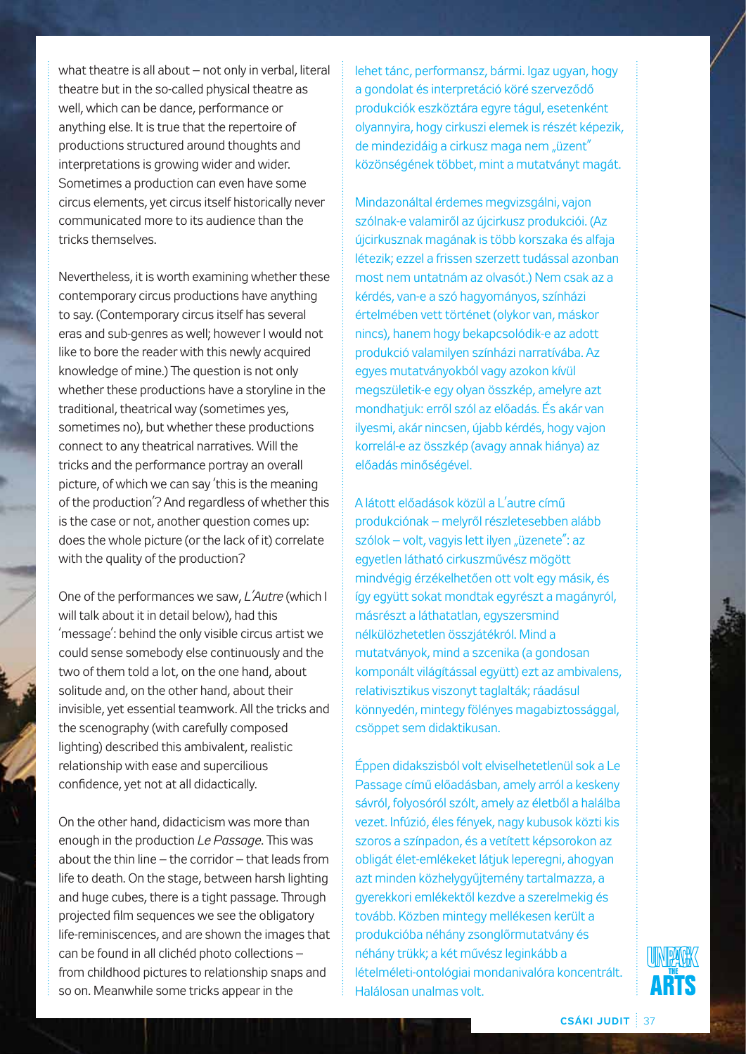what theatre is all about – not only in verbal, literal theatre but in the so-called physical theatre as well, which can be dance, performance or anything else. It is true that the repertoire of productions structured around thoughts and interpretations is growing wider and wider. Sometimes a production can even have some circus elements, yet circus itself historically never communicated more to its audience than the tricks themselves.

Nevertheless, it is worth examining whether these contemporary circus productions have anything to say. (Contemporary circus itself has several eras and sub-genres as well; however I would not like to bore the reader with this newly acquired knowledge of mine.) The question is not only whether these productions have a storyline in the traditional, theatrical way (sometimes yes, sometimes no), but whether these productions connect to any theatrical narratives. Will the tricks and the performance portray an overall picture, of which we can say 'this is the meaning of the production'? And regardless of whether this is the case or not, another question comes up: does the whole picture (or the lack of it) correlate with the quality of the production?

One of the performances we saw, *L'Autre* (which I will talk about it in detail below), had this 'message': behind the only visible circus artist we could sense somebody else continuously and the two of them told a lot, on the one hand, about solitude and, on the other hand, about their invisible, yet essential teamwork. All the tricks and the scenography (with carefully composed lighting) described this ambivalent, realistic relationship with ease and supercilious confidence, yet not at all didactically.

On the other hand, didacticism was more than enough in the production *Le Passage*. This was about the thin line – the corridor – that leads from life to death. On the stage, between harsh lighting and huge cubes, there is a tight passage. Through projected film sequences we see the obligatory life-reminiscences, and are shown the images that can be found in all clichéd photo collections – from childhood pictures to relationship snaps and so on. Meanwhile some tricks appear in the

lehet tánc, performansz, bármi. Igaz ugyan, hogy a gondolat és interpretáció köré szerveződő produkciók eszköztára egyre tágul, esetenként olyannyira, hogy cirkuszi elemek is részét képezik, de mindezidáig a cirkusz maga nem „üzent" közönségének többet, mint a mutatványt magát.

Mindazonáltal érdemes megvizsgálni, vajon szólnak-e valamiről az újcirkusz produkciói. (Az újcirkusznak magának is több korszaka és alfaja létezik; ezzel a frissen szerzett tudással azonban most nem untatnám az olvasót.) Nem csak az a kérdés, van-e a szó hagyományos, színházi értelmében vett történet (olykor van, máskor nincs), hanem hogy bekapcsolódik-e az adott produkció valamilyen színházi narratívába. Az egyes mutatványokból vagy azokon kívül megszületik-e egy olyan összkép, amelyre azt mondhatjuk: erről szól az előadás. És akár van ilyesmi, akár nincsen, újabb kérdés, hogy vajon korrelál-e az összkép (avagy annak hiánya) az előadás minőségével.

A látott előadások közül a L'autre című produkciónak – melyről részletesebben alább szólok – volt, vagyis lett ilyen „üzenete": az egyetlen látható cirkuszművész mögött mindvégig érzékelhetően ott volt egy másik, és így együtt sokat mondtak egyrészt a magányról, másrészt a láthatatlan, egyszersmind nélkülözhetetlen összjátékról. Mind a mutatványok, mind a szcenika (a gondosan komponált világítással együtt) ezt az ambivalens, relativisztikus viszonyt taglalták; ráadásul könnyedén, mintegy fölényes magabiztossággal, csöppet sem didaktikusan.

Éppen didakszisból volt elviselhetetlenül sok a Le Passage című előadásban, amely arról a keskeny sávról, folyosóról szólt, amely az életből a halálba vezet. Infúzió, éles fények, nagy kubusok közti kis szoros a színpadon, és a vetített képsorokon az obligát élet-emlékeket látjuk leperegni, ahogyan azt minden közhelygyűjtemény tartalmazza, a gyerekkori emlékektől kezdve a szerelmekig és tovább. Közben mintegy mellékesen került a produkcióba néhány zsonglőrmutatvány és néhány trükk; a két művész leginkább a lételméleti-ontológiai mondanivalóra koncentrált. Halálosan unalmas volt.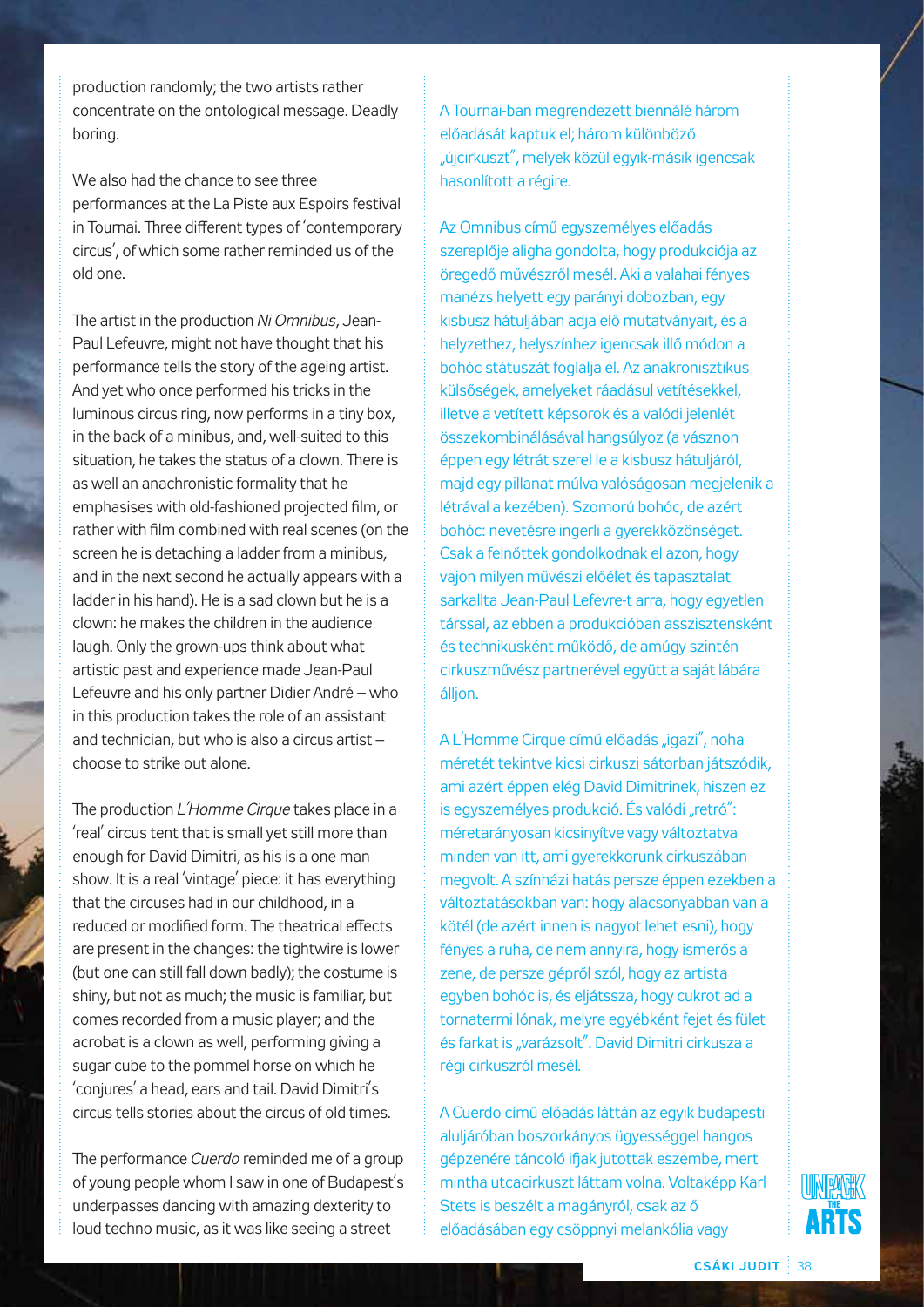production randomly; the two artists rather concentrate on the ontological message. Deadly boring.

We also had the chance to see three performances at the La Piste aux Espoirs festival in Tournai. Three different types of 'contemporary circus', of which some rather reminded us of the old one.

The artist in the production *Ni Omnibus*, Jean-Paul Lefeuvre, might not have thought that his performance tells the story of the ageing artist. And yet who once performed his tricks in the luminous circus ring, now performs in a tiny box, in the back of a minibus, and, well-suited to this situation, he takes the status of a clown. There is as well an anachronistic formality that he emphasises with old-fashioned projected film, or rather with film combined with real scenes (on the screen he is detaching a ladder from a minibus, and in the next second he actually appears with a ladder in his hand). He is a sad clown but he is a clown: he makes the children in the audience laugh. Only the grown-ups think about what artistic past and experience made Jean-Paul Lefeuvre and his only partner Didier André – who in this production takes the role of an assistant and technician, but who is also a circus artist – choose to strike out alone.

The production *L'Homme Cirque* takes place in a 'real' circus tent that is small yet still more than enough for David Dimitri, as his is a one man show. It is a real 'vintage' piece: it has everything that the circuses had in our childhood, in a reduced or modified form. The theatrical effects are present in the changes: the tightwire is lower (but one can still fall down badly); the costume is shiny, but not as much; the music is familiar, but comes recorded from a music player; and the acrobat is a clown as well, performing giving a sugar cube to the pommel horse on which he 'conjures' a head, ears and tail. David Dimitri's circus tells stories about the circus of old times.

The performance *Cuerdo* reminded me of a group of young people whom I saw in one of Budapest's underpasses dancing with amazing dexterity to loud techno music, as it was like seeing a street

A Tournai-ban megrendezett biennálé három előadását kaptuk el; három különböző „újcirkuszt", melyek közül egyik-másik igencsak hasonlított a régire.

Az Omnibus című egyszemélyes előadás szereplője aligha gondolta, hogy produkciója az öregedő művészről mesél. Aki a valahai fényes manézs helyett egy parányi dobozban, egy kisbusz hátuljában adja elő mutatványait, és a helyzethez, helyszínhez igencsak illő módon a bohóc státuszát foglalja el. Az anakronisztikus külsőségek, amelyeket ráadásul vetítésekkel, illetve a vetített képsorok és a valódi jelenlét összekombinálásával hangsúlyoz (a vásznon éppen egy létrát szerel le a kisbusz hátuljáról, majd egy pillanat múlva valóságosan megjelenik a létrával a kezében). Szomorú bohóc, de azért bohóc: nevetésre ingerli a gyerekközönséget. Csak a felnőttek gondolkodnak el azon, hogy vajon milyen művészi előélet és tapasztalat sarkallta Jean-Paul Lefevre-t arra, hogy egyetlen társsal, az ebben a produkcióban asszisztensként és technikusként működő, de amúgy szintén cirkuszművész partnerével együtt a saját lábára álljon.

A L'Homme Cirque című előadás „igazi", noha méretét tekintve kicsi cirkuszi sátorban játszódik, ami azért éppen elég David Dimitrinek, hiszen ez is egyszemélyes produkció. És valódi „retró": méretarányosan kicsinyítve vagy változtatva minden van itt, ami gyerekkorunk cirkuszában megvolt. A színházi hatás persze éppen ezekben a változtatásokban van: hogy alacsonyabban van a kötél (de azért innen is nagyot lehet esni), hogy fényes a ruha, de nem annyira, hogy ismerős a zene, de persze gépről szól, hogy az artista egyben bohóc is, és eljátssza, hogy cukrot ad a tornatermi lónak, melyre egyébként fejet és fület és farkat is „varázsolt". David Dimitri cirkusza a régi cirkuszról mesél.

A Cuerdo című előadás láttán az egyik budapesti aluljáróban boszorkányos ügyességgel hangos gépzenére táncoló ifjak jutottak eszembe, mert mintha utcacirkuszt láttam volna. Voltaképp Karl Stets is beszélt a magányról, csak az ő előadásában egy csöppnyi melankólia vagy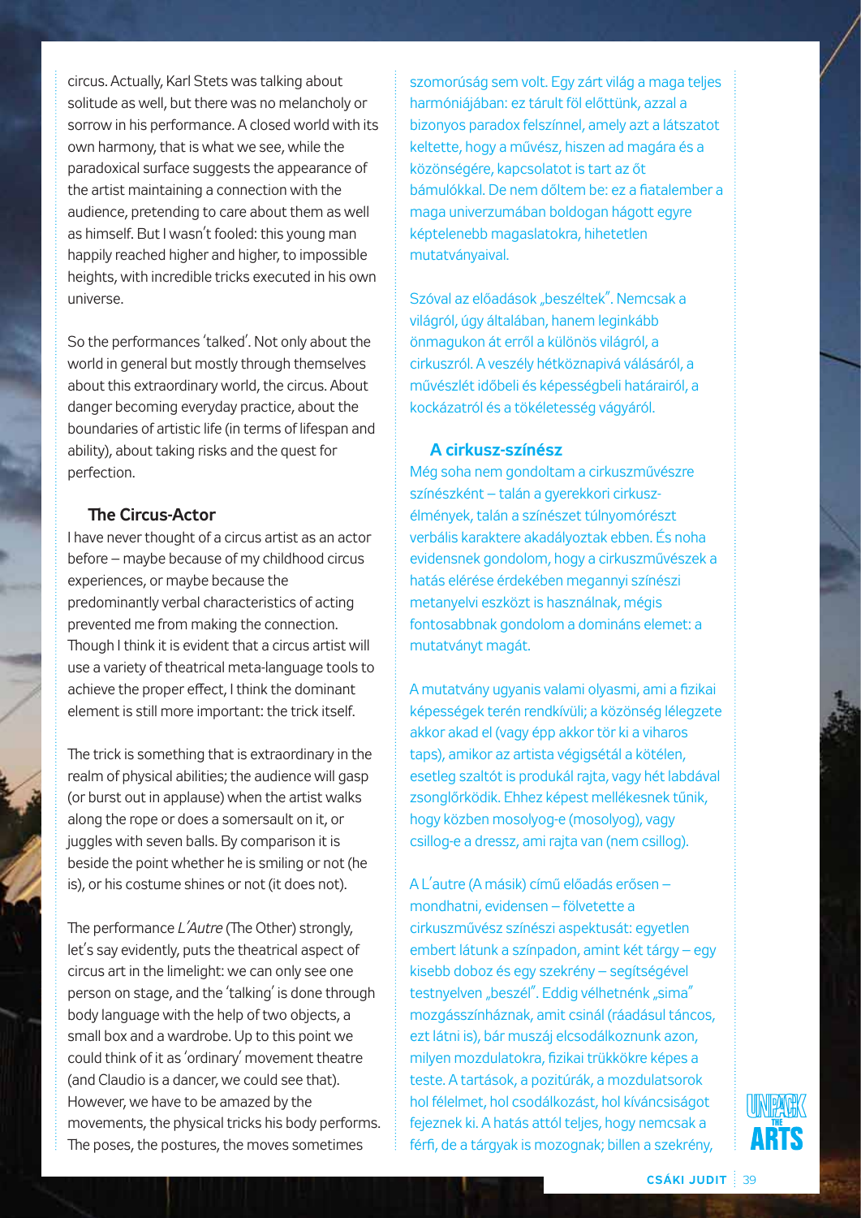circus. Actually, Karl Stets was talking about solitude as well, but there was no melancholy or sorrow in his performance. A closed world with its own harmony, that is what we see, while the paradoxical surface suggests the appearance of the artist maintaining a connection with the audience, pretending to care about them as well as himself. But I wasn't fooled: this young man happily reached higher and higher, to impossible heights, with incredible tricks executed in his own universe.

So the performances 'talked'. Not only about the world in general but mostly through themselves about this extraordinary world, the circus. About danger becoming everyday practice, about the boundaries of artistic life (in terms of lifespan and ability), about taking risks and the quest for perfection.

### The Circus-Actor

I have never thought of a circus artist as an actor before – maybe because of my childhood circus experiences, or maybe because the predominantly verbal characteristics of acting prevented me from making the connection. Though I think it is evident that a circus artist will use a variety of theatrical meta-language tools to achieve the proper effect, I think the dominant element is still more important: the trick itself.

The trick is something that is extraordinary in the realm of physical abilities; the audience will gasp (or burst out in applause) when the artist walks along the rope or does a somersault on it, or juggles with seven balls. By comparison it is beside the point whether he is smiling or not (he is), or his costume shines or not (it does not).

The performance *L'Autre* (The Other) strongly, let's say evidently, puts the theatrical aspect of circus art in the limelight: we can only see one person on stage, and the 'talking' is done through body language with the help of two objects, a small box and a wardrobe. Up to this point we could think of it as 'ordinary' movement theatre (and Claudio is a dancer, we could see that). However, we have to be amazed by the movements, the physical tricks his body performs. The poses, the postures, the moves sometimes

szomorúság sem volt. Egy zárt világ a maga teljes harmóniájában: ez tárult föl előttünk, azzal a bizonyos paradox felszínnel, amely azt a látszatot keltette, hogy a művész, hiszen ad magára és a közönségére, kapcsolatot is tart az őt bámulókkal. De nem dőltem be: ez a fiatalember a maga univerzumában boldogan hágott egyre képtelenebb magaslatokra, hihetetlen mutatványaival.

Szóval az előadások „beszéltek". Nemcsak a világról, úgy általában, hanem leginkább önmagukon át erről a különös világról, a cirkuszról. A veszély hétköznapivá válásáról, a művészlét időbeli és képességbeli határairól, a kockázatról és a tökéletesség vágyáról.

### A cirkusz-színész

Még soha nem gondoltam a cirkuszművészre színészként – talán a gyerekkori cirkusz-élmények, talán a színészet túlnyomórészt verbális karaktere akadályoztak ebben. És noha evidensnek gondolom, hogy a cirkuszművészek a hatás elérése érdekében megannyi színészi metanyelvi eszközt is használnak, mégis fontosabbnak gondolom a domináns elemet: a mutatványt magát.

A mutatvány ugyanis valami olyasmi, ami a fizikai képességek terén rendkívüli; a közönség lélegzete akkor akad el (vagy épp akkor tör ki a viharos taps), amikor az artista végigsétál a kötélen, esetleg szaltót is produkál rajta, vagy hét labdával zsonglőrködik. Ehhez képest mellékesnek tűnik, hogy közben mosolyog-e (mosolyog), vagy csillog-e a dressz, ami rajta van (nem csillog).

A L'autre (A másik) című előadás erősen – mondhatni, evidensen – fölvetette a cirkuszművész színészi aspektusát: egyetlen embert látunk a színpadon, amint két tárgy – egy kisebb doboz és egy szekrény – segítségével testnyelven „beszél". Eddig vélhetnénk „sima" mozgásszínháznak, amit csinál (ráadásul táncos, ezt látni is), bár muszáj elcsodálkoznunk azon, milyen mozdulatokra, fizikai trükkökre képes a teste. A tartások, a pozitúrák, a mozdulatsorok hol félelmet, hol csodálkozást, hol kíváncsiságot fejeznek ki. A hatás attól teljes, hogy nemcsak a férfi, de a tárgyak is mozognak; billen a szekrény,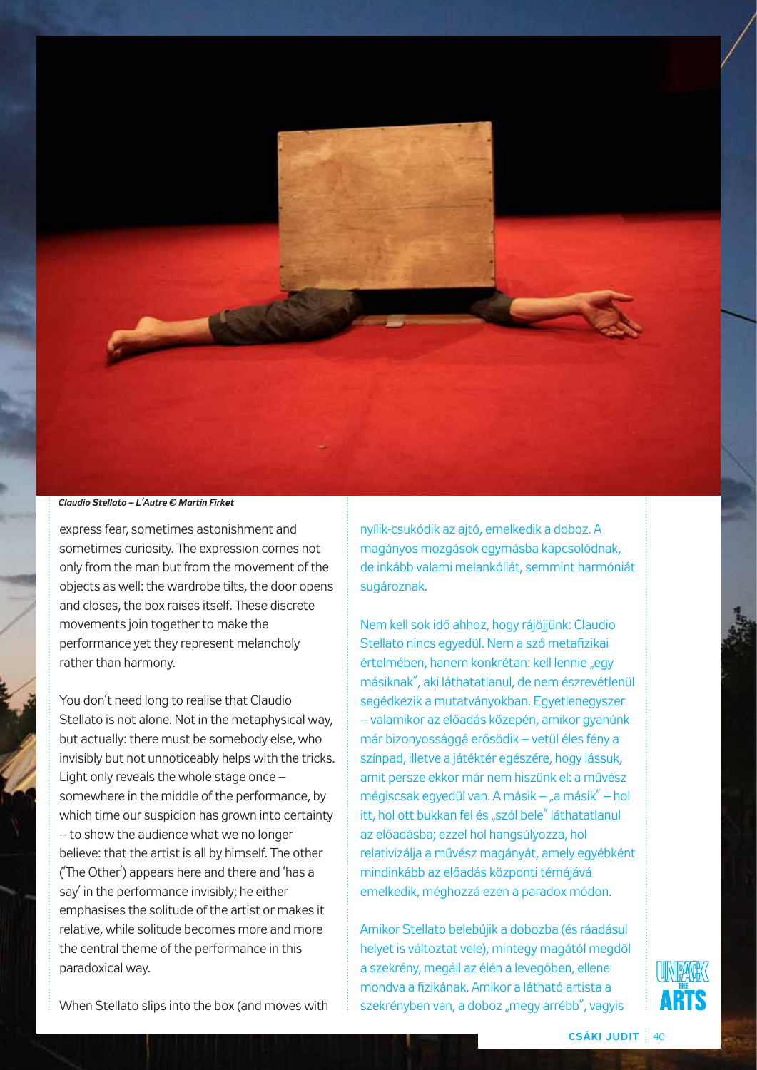*Claudio Stellato – L'Autre © Martin Firket*

express fear, sometimes astonishment and sometimes curiosity. The expression comes not only from the man but from the movement of the objects as well: the wardrobe tilts, the door opens and closes, the box raises itself. These discrete movements join together to make the performance yet they represent melancholy rather than harmony.

You don't need long to realise that Claudio Stellato is not alone. Not in the metaphysical way, but actually: there must be somebody else, who invisibly but not unnoticeably helps with the tricks. Light only reveals the whole stage once – somewhere in the middle of the performance, by which time our suspicion has grown into certainty – to show the audience what we no longer believe: that the artist is all by himself. The other ('The Other') appears here and there and 'has a say' in the performance invisibly; he either emphasises the solitude of the artist or makes it relative, while solitude becomes more and more the central theme of the performance in this paradoxical way.

When Stellato slips into the box (and moves with

nyílik-csukódik az ajtó, emelkedik a doboz. A magányos mozgások egymásba kapcsolódnak, de inkább valami melankóliát, semmint harmóniát sugároznak.

Nem kell sok idő ahhoz, hogy rájöjjünk: Claudio Stellato nincs egyedül. Nem a szó metafizikai értelmében, hanem konkrétan: kell lennie „egy másiknak", aki láthatatlanul, de nem észrevétlenül segédkezik a mutatványokban. Egyetlenegyszer – valamikor az előadás közepén, amikor gyanúnk már bizonyossággá erősödik – vetül éles fény a színpad, illetve a játéktér egészére, hogy lássuk, amit persze ekkor már nem hiszünk el: a művész mégiscsak egyedül van. A másik – „a másik" – hol itt, hol ott bukkan fel és „szól bele" láthatatlanul az előadásba; ezzel hol hangsúlyozza, hol relativizálja a művész magányát, amely egyébként mindinkább az előadás központi témájává emelkedik, méghozzá ezen a paradox módon.

Amikor Stellato belebújik a dobozba (és ráadásul helyet is változtat vele), mintegy magától megdől a szekrény, megáll az élén a levegőben, ellene mondva a fizikának. Amikor a látható artista a szekrényben van, a doboz „megy arrébb", vagyis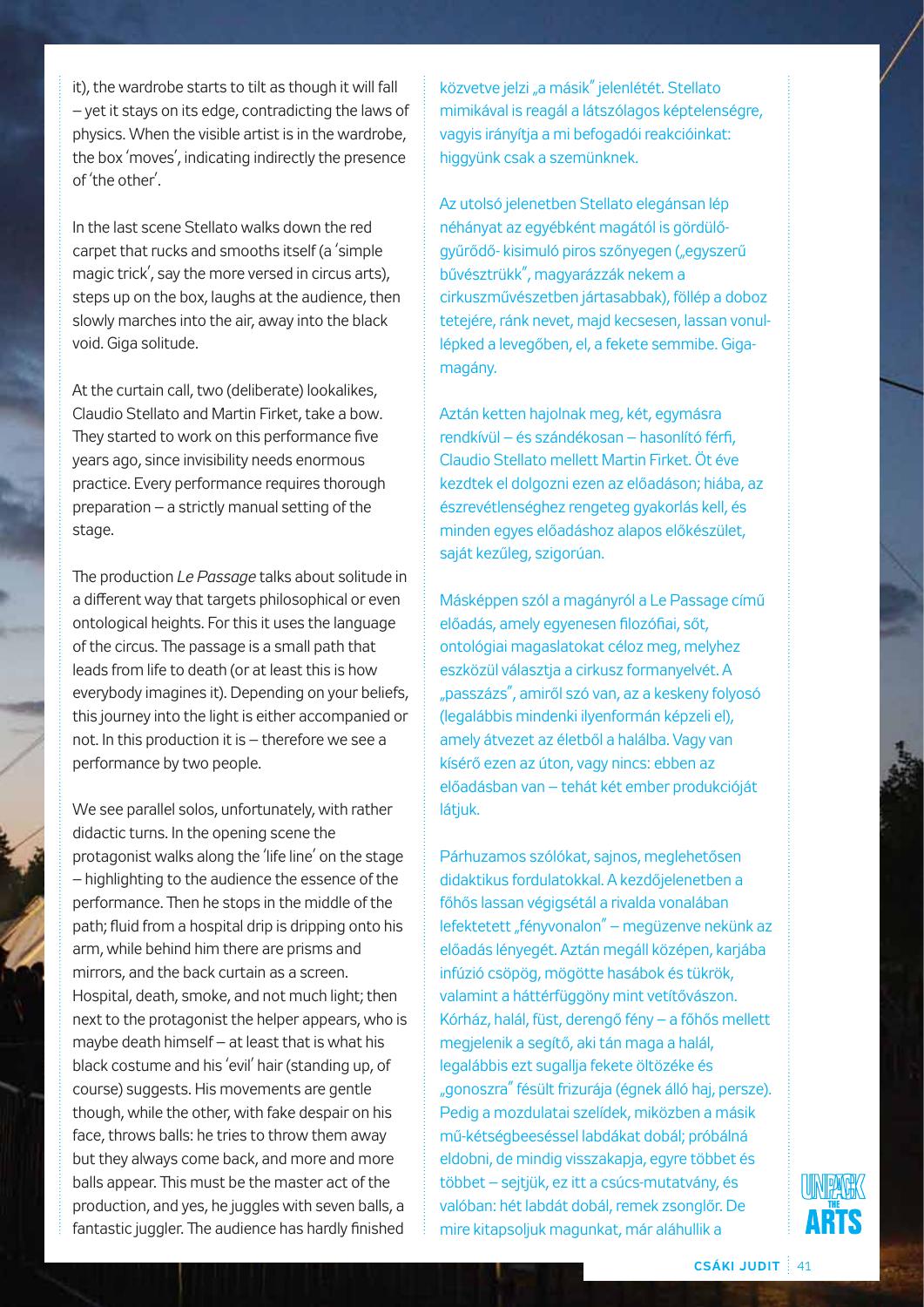it), the wardrobe starts to tilt as though it will fall – yet it stays on its edge, contradicting the laws of physics. When the visible artist is in the wardrobe, the box 'moves', indicating indirectly the presence of 'the other'.

In the last scene Stellato walks down the red carpet that rucks and smooths itself (a 'simple magic trick', say the more versed in circus arts), steps up on the box, laughs at the audience, then slowly marches into the air, away into the black void. Giga solitude.

At the curtain call, two (deliberate) lookalikes, Claudio Stellato and Martin Firket, take a bow. They started to work on this performance five years ago, since invisibility needs enormous practice. Every performance requires thorough preparation – a strictly manual setting of the stage.

The production *Le Passage* talks about solitude in a different way that targets philosophical or even ontological heights. For this it uses the language of the circus. The passage is a small path that leads from life to death (or at least this is how everybody imagines it). Depending on your beliefs, this journey into the light is either accompanied or not. In this production it is – therefore we see a performance by two people.

We see parallel solos, unfortunately, with rather didactic turns. In the opening scene the protagonist walks along the 'life line' on the stage – highlighting to the audience the essence of the performance. Then he stops in the middle of the path; fluid from a hospital drip is dripping onto his arm, while behind him there are prisms and mirrors, and the back curtain as a screen. Hospital, death, smoke, and not much light; then next to the protagonist the helper appears, who is maybe death himself – at least that is what his black costume and his 'evil' hair (standing up, of course) suggests. His movements are gentle though, while the other, with fake despair on his face, throws balls: he tries to throw them away but they always come back, and more and more balls appear. This must be the master act of the production, and yes, he juggles with seven balls, a fantastic juggler. The audience has hardly finished

közvetve jelzi „a másik" jelenlétét. Stellato mimikával is reagál a látszólagos képtelenségre, vagyis irányítja a mi befogadói reakcióinkat: higgyünk csak a szemünknek.

Az utolsó jelenetben Stellato elegánsan lép néhányat az egyébként magától is gördülő-gyűrődő- kisimuló piros szőnyegen („egyszerű bűvésztrükk", magyarázzák nekem a cirkuszművészetben jártasabbak), föllép a doboz tetejére, ránk nevet, majd kecsesen, lassan vonul-lépked a levegőben, el, a fekete semmibe. Giga-magány.

Aztán ketten hajolnak meg, két, egymásra rendkívül – és szándékosan – hasonlító férfi, Claudio Stellato mellett Martin Firket. Öt éve kezdtek el dolgozni ezen az előadáson; hiába, az észrevétlenséghez rengeteg gyakorlás kell, és minden egyes előadáshoz alapos előkészület, saját kezűleg, szigorúan.

Másképpen szól a magányról a Le Passage című előadás, amely egyenesen filozófiai, sőt, ontológiai magaslatokat céloz meg, melyhez eszközül választja a cirkusz formanyelvét. A „passzázs", amiről szó van, az a keskeny folyosó (legalábbis mindenki ilyenformán képzeli el), amely átvezet az életből a halálba. Vagy van kísérő ezen az úton, vagy nincs: ebben az előadásban van – tehát két ember produkcióját látjuk.

Párhuzamos szólókat, sajnos, meglehetősen didaktikus fordulatokkal. A kezdőjelenetben a főhős lassan végigsétál a rivalda vonalában lefektetett „fényvonalon" – megüzenve nekünk az előadás lényegét. Aztán megáll középen, karjába infúzió csöpög, mögötte hasábok és tükrök, valamint a háttérfüggöny mint vetítővászon. Kórház, halál, füst, derengő fény – a főhős mellett megjelenik a segítő, aki tán maga a halál, legalábbis ezt sugallja fekete öltözéke és „gonoszra" fésült frizurája (égnek álló haj, persze). Pedig a mozdulatai szelídek, miközben a másik mű-kétségbeeséssel labdákat dobál; próbálná eldobni, de mindig visszakapja, egyre többet és többet – sejtjük, ez itt a csúcs-mutatvány, és valóban: hét labdát dobál, remek zsonglőr. De mire kitapsoljuk magunkat, már aláhullik a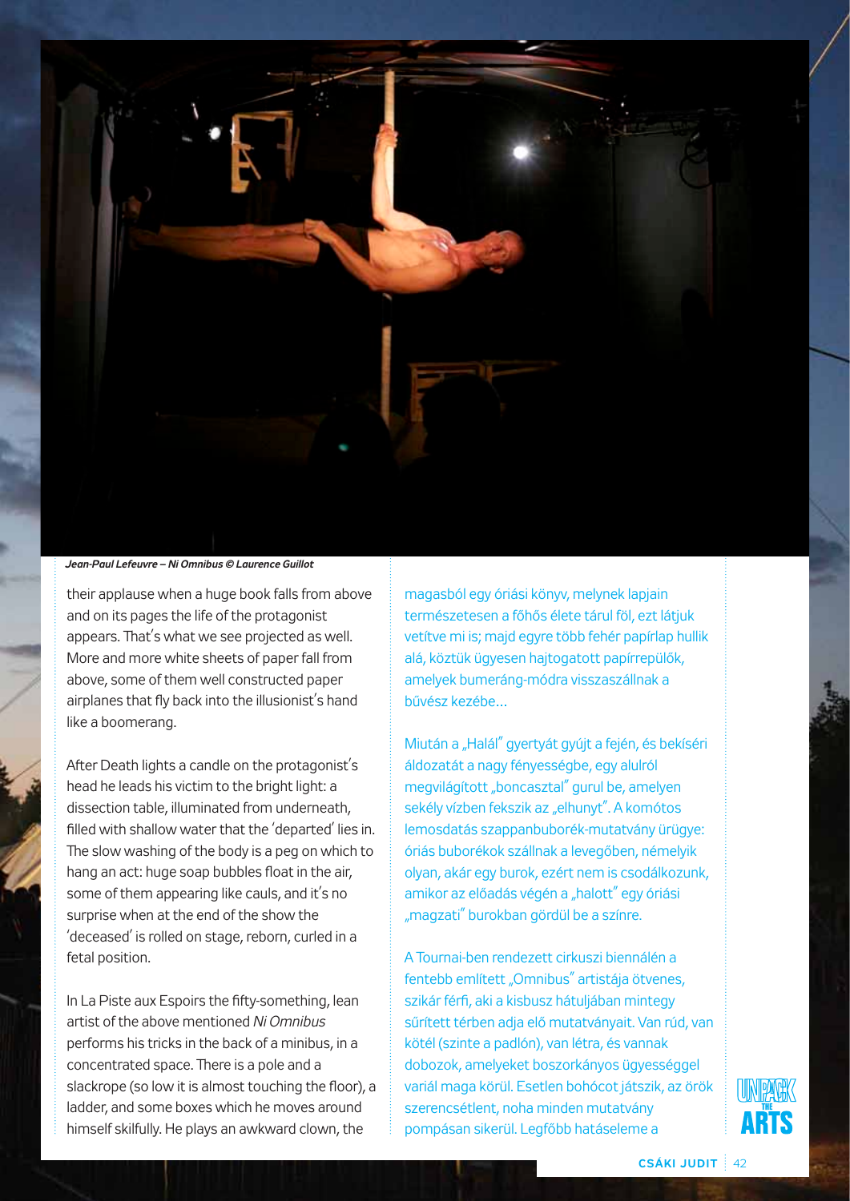*Jean-Paul Lefeuvre – Ni Omnibus © Laurence Guillot*

their applause when a huge book falls from above and on its pages the life of the protagonist appears. That's what we see projected as well. More and more white sheets of paper fall from above, some of them well constructed paper airplanes that fly back into the illusionist's hand like a boomerang.

After Death lights a candle on the protagonist's head he leads his victim to the bright light: a dissection table, illuminated from underneath, filled with shallow water that the 'departed' lies in. The slow washing of the body is a peg on which to hang an act: huge soap bubbles float in the air, some of them appearing like cauls, and it's no surprise when at the end of the show the 'deceased' is rolled on stage, reborn, curled in a fetal position.

In La Piste aux Espoirs the fifty-something, lean artist of the above mentioned *Ni Omnibus* performs his tricks in the back of a minibus, in a concentrated space. There is a pole and a slackrope (so low it is almost touching the floor), a ladder, and some boxes which he moves around himself skilfully. He plays an awkward clown, the

magasból egy óriási könyv, melynek lapjain természetesen a főhős élete tárul föl, ezt látjuk vetítve mi is; majd egyre több fehér papírlap hullik alá, köztük ügyesen hajtogatott papírrepülők, amelyek bumeráng-módra visszaszállnak a bűvész kezébe…

Miután a „Halál" gyertyát gyújt a fején, és bekíséri áldozatát a nagy fényességbe, egy alulról megvilágított „boncasztal" gurul be, amelyen sekély vízben fekszik az „elhunyt". A komótos lemosdatás szappanbuborék-mutatvány ürügye: óriás buborékok szállnak a levegőben, némelyik olyan, akár egy burok, ezért nem is csodálkozunk, amikor az előadás végén a „halott" egy óriási „magzati" burokban gördül be a színre.

A Tournai-ben rendezett cirkuszi biennálén a fentebb említett „Omnibus" artistája ötvenes, szikár férfi, aki a kisbusz hátuljában mintegy sűrített térben adja elő mutatványait. Van rúd, van kötél (szinte a padlón), van létra, és vannak dobozok, amelyeket boszorkányos ügyességgel variál maga körül. Esetlen bohócot játszik, az örök szerencsétlent, noha minden mutatvány pompásan sikerül. Legfőbb hatáseleme a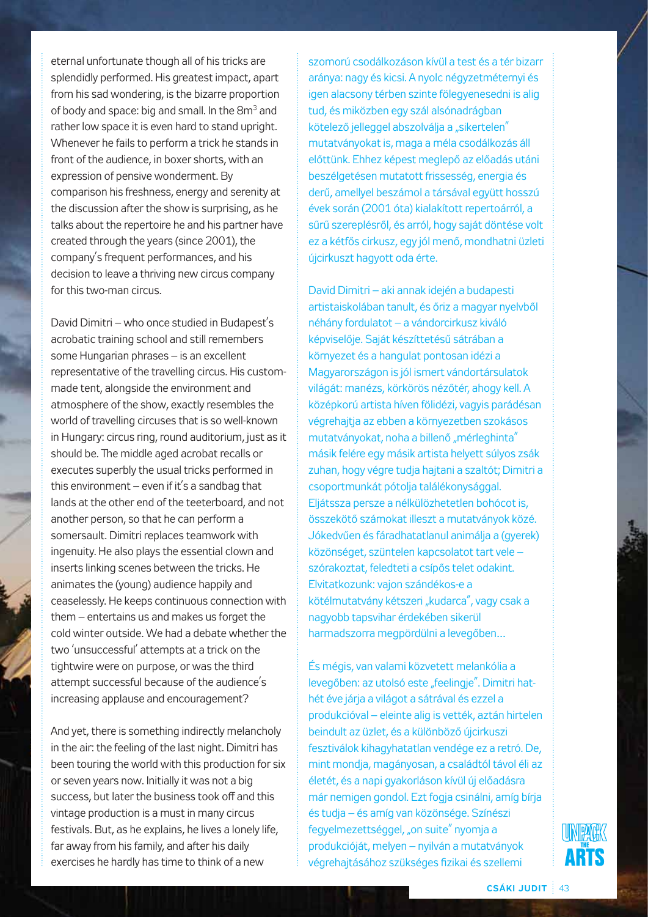eternal unfortunate though all of his tricks are splendidly performed. His greatest impact, apart from his sad wondering, is the bizarre proportion of body and space: big and small. In the $8m^3$ and rather low space it is even hard to stand upright. Whenever he fails to perform a trick he stands in front of the audience, in boxer shorts, with an expression of pensive wonderment. By comparison his freshness, energy and serenity at the discussion after the show is surprising, as he talks about the repertoire he and his partner have created through the years (since 2001), the company's frequent performances, and his decision to leave a thriving new circus company for this two-man circus.

David Dimitri – who once studied in Budapest's acrobatic training school and still remembers some Hungarian phrases – is an excellent representative of the travelling circus. His custom-made tent, alongside the environment and atmosphere of the show, exactly resembles the world of travelling circuses that is so well-known in Hungary: circus ring, round auditorium, just as it should be. The middle aged acrobat recalls or executes superbly the usual tricks performed in this environment – even if it's a sandbag that lands at the other end of the teeterboard, and not another person, so that he can perform a somersault. Dimitri replaces teamwork with ingenuity. He also plays the essential clown and inserts linking scenes between the tricks. He animates the (young) audience happily and ceaselessly. He keeps continuous connection with them – entertains us and makes us forget the cold winter outside. We had a debate whether the two 'unsuccessful' attempts at a trick on the tightwire were on purpose, or was the third attempt successful because of the audience's increasing applause and encouragement?

And yet, there is something indirectly melancholy in the air: the feeling of the last night. Dimitri has been touring the world with this production for six or seven years now. Initially it was not a big success, but later the business took off and this vintage production is a must in many circus festivals. But, as he explains, he lives a lonely life, far away from his family, and after his daily exercises he hardly has time to think of a new

szomorú csodálkozáson kívül a test és a tér bizarr aránya: nagy és kicsi. A nyolc négyzetméternyi és igen alacsony térben szinte fölegyenesedni is alig tud, és miközben egy szál alsónadrágban kötelező jelleggel abszolválja a „sikertelen" mutatványokat is, maga a méla csodálkozás áll előttünk. Ehhez képest meglepő az előadás utáni beszélgetésen mutatott frissesség, energia és derű, amellyel beszámol a társával együtt hosszú évek során (2001 óta) kialakított repertoárról, a sűrű szereplésről, és arról, hogy saját döntése volt ez a kétfős cirkusz, egy jól menő, mondhatni üzleti újcirkuszt hagyott oda érte.

David Dimitri – aki annak idején a budapesti artistaiskolában tanult, és őriz a magyar nyelvből néhány fordulatot – a vándorcirkusz kiváló képviselője. Saját készíttetésű sátrában a környezet és a hangulat pontosan idézi a Magyarországon is jól ismert vándortársulatok világát: manézs, körkörös nézőtér, ahogy kell. A középkorú artista híven fölidézi, vagyis parádésan végrehajtja az ebben a környezetben szokásos mutatványokat, noha a billenő „mérleghinta" másik felére egy másik artista helyett súlyos zsák zuhan, hogy végre tudja hajtani a szaltót; Dimitri a csoportmunkát pótolja találékonysággal. Eljátssza persze a nélkülözhetetlen bohócot is, összekötő számokat illeszt a mutatványok közé. Jókedvűen és fáradhatatlanul animálja a (gyerek) közönséget, szüntelen kapcsolatot tart vele – szórakoztat, feledteti a csípős telet odakint. Elvitatkozunk: vajon szándékos-e a kötélmutatvány kétszeri „kudarca", vagy csak a nagyobb tapsvihar érdekében sikerül harmadszorra megpördülni a levegőben…

És mégis, van valami közvetett melankólia a levegőben: az utolsó este „feelingje". Dimitri hat-hét éve járja a világot a sátrával és ezzel a produkcióval – eleinte alig is vették, aztán hirtelen beindult az üzlet, és a különböző újcirkuszi fesztiválok kihagyhatatlan vendége ez a retró. De, mint mondja, magányosan, a családtól távol éli az életét, és a napi gyakorláson kívül új előadásra már nemigen gondol. Ezt fogja csinálni, amíg bírja és tudja – és amíg van közönsége. Színészi fegyelmezettséggel, „on suite" nyomja a produkcióját, melyen – nyilván a mutatványok végrehajtásához szükséges fizikai és szellemi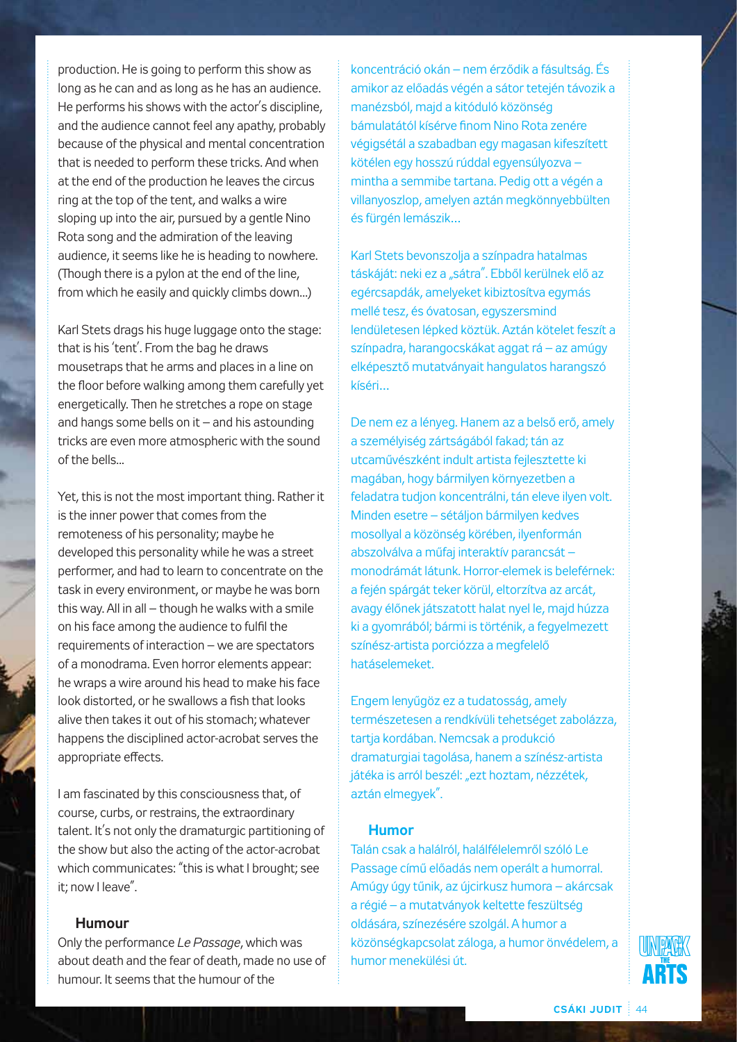production. He is going to perform this show as long as he can and as long as he has an audience. He performs his shows with the actor's discipline, and the audience cannot feel any apathy, probably because of the physical and mental concentration that is needed to perform these tricks. And when at the end of the production he leaves the circus ring at the top of the tent, and walks a wire sloping up into the air, pursued by a gentle Nino Rota song and the admiration of the leaving audience, it seems like he is heading to nowhere. (Though there is a pylon at the end of the line, from which he easily and quickly climbs down...)

Karl Stets drags his huge luggage onto the stage: that is his 'tent'. From the bag he draws mousetraps that he arms and places in a line on the floor before walking among them carefully yet energetically. Then he stretches a rope on stage and hangs some bells on it – and his astounding tricks are even more atmospheric with the sound of the bells...

Yet, this is not the most important thing. Rather it is the inner power that comes from the remoteness of his personality; maybe he developed this personality while he was a street performer, and had to learn to concentrate on the task in every environment, or maybe he was born this way. All in all – though he walks with a smile on his face among the audience to fulfil the requirements of interaction – we are spectators of a monodrama. Even horror elements appear: he wraps a wire around his head to make his face look distorted, or he swallows a fish that looks alive then takes it out of his stomach; whatever happens the disciplined actor-acrobat serves the appropriate effects.

I am fascinated by this consciousness that, of course, curbs, or restrains, the extraordinary talent. It's not only the dramaturgic partitioning of the show but also the acting of the actor-acrobat which communicates: "this is what I brought; see it; now I leave".

### Humour

Only the performance *Le Passage*, which was about death and the fear of death, made no use of humour. It seems that the humour of the

koncentráció okán – nem érződik a fásultság. És amikor az előadás végén a sátor tetején távozik a manézsból, majd a kitóduló közönség bámulatától kísérve finom Nino Rota zenére végigsétál a szabadban egy magasan kifeszített kötélen egy hosszú rúddal egyensúlyozva – mintha a semmibe tartana. Pedig ott a végén a villanyoszlop, amelyen aztán megkönnyebbülten és fürgén lemászik...

Karl Stets bevonszolja a színpadra hatalmas táskáját: neki ez a „sátra". Ebből kerülnek elő az egércsapdák, amelyeket kibiztosítva egymás mellé tesz, és óvatosan, egyszersmind lendületesen lépked köztük. Aztán kötelet feszít a színpadra, harangocskákat aggat rá – az amúgy elképesztő mutatványait hangulatos harangszó kíséri...

De nem ez a lényeg. Hanem az a belső erő, amely a személyiség zártságából fakad; tán az utcaművészként indult artista fejlesztette ki magában, hogy bármilyen környezetben a feladatra tudjon koncentrálni, tán eleve ilyen volt. Minden esetre – sétáljon bármilyen kedves mosollyal a közönség körében, ilyenformán abszolválva a műfaj interaktív parancsát – monodrámát látunk. Horror-elemek is beleférnek: a fején spárgát teker körül, eltorzítva az arcát, avagy élőnek játszatott halat nyel le, majd húzza ki a gyomrából; bármi is történik, a fegyelmezett színész-artista porciózza a megfelelő hatáselemeket.

Engem lenyűgöz ez a tudatosság, amely természetesen a rendkívüli tehetséget zabolázza, tartja kordában. Nemcsak a produkció dramaturgiai tagolása, hanem a színész-artista játéka is arról beszél: „ezt hoztam, nézzétek, aztán elmegyek".

### Humor

Talán csak a halálról, halálfélelemről szóló Le Passage című előadás nem operált a humorral. Amúgy úgy tűnik, az újcirkusz humora – akárcsak a régié – a mutatványok keltette feszültség oldására, színezésére szolgál. A humor a közönségkapcsolat záloga, a humor önvédelem, a humor menekülési út.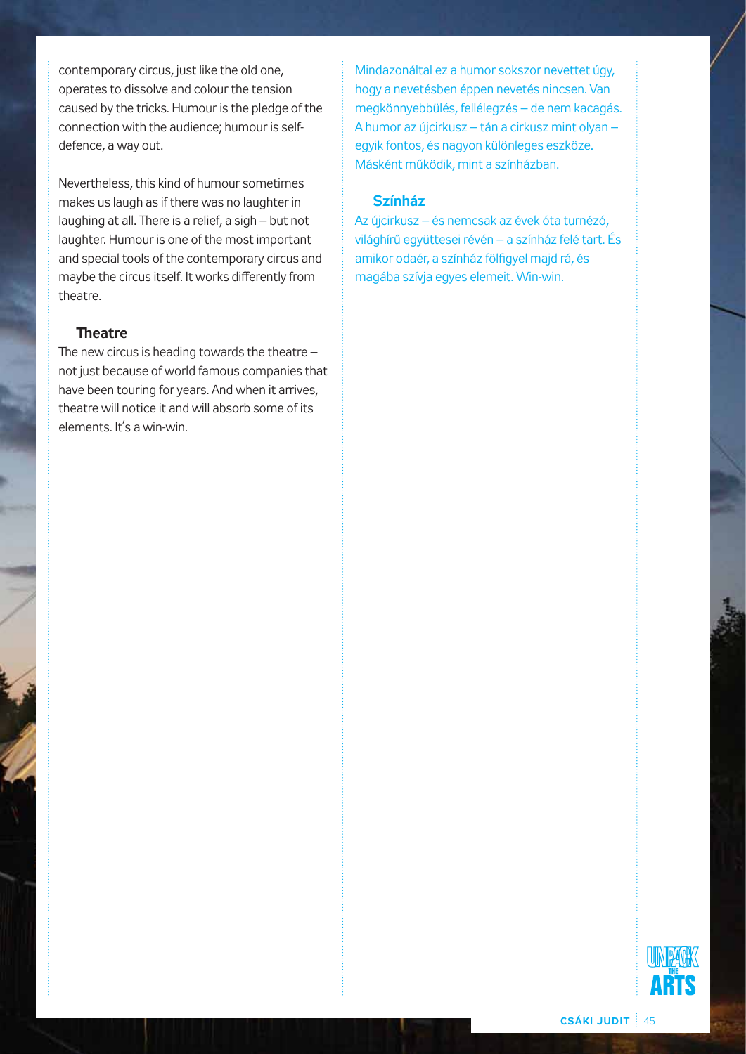contemporary circus, just like the old one, operates to dissolve and colour the tension caused by the tricks. Humour is the pledge of the connection with the audience; humour is self-defence, a way out.

Nevertheless, this kind of humour sometimes makes us laugh as if there was no laughter in laughing at all. There is a relief, a sigh – but not laughter. Humour is one of the most important and special tools of the contemporary circus and maybe the circus itself. It works differently from theatre.

### Theatre

The new circus is heading towards the theatre – not just because of world famous companies that have been touring for years. And when it arrives, theatre will notice it and will absorb some of its elements. It's a win-win.

Mindazonáltal ez a humor sokszor nevettet úgy, hogy a nevetésben éppen nevetés nincsen. Van megkönnyebbülés, fellélegzés – de nem kacagás. A humor az újcirkusz – tán a cirkusz mint olyan – egyik fontos, és nagyon különleges eszköze. Másként működik, mint a színházban.

### Színház

Az újcirkusz – és nemcsak az évek óta turnézó, világhírű együttesei révén – a színház felé tart. És amikor odaér, a színház fölfigyel majd rá, és magába szívja egyes elemeit. Win-win.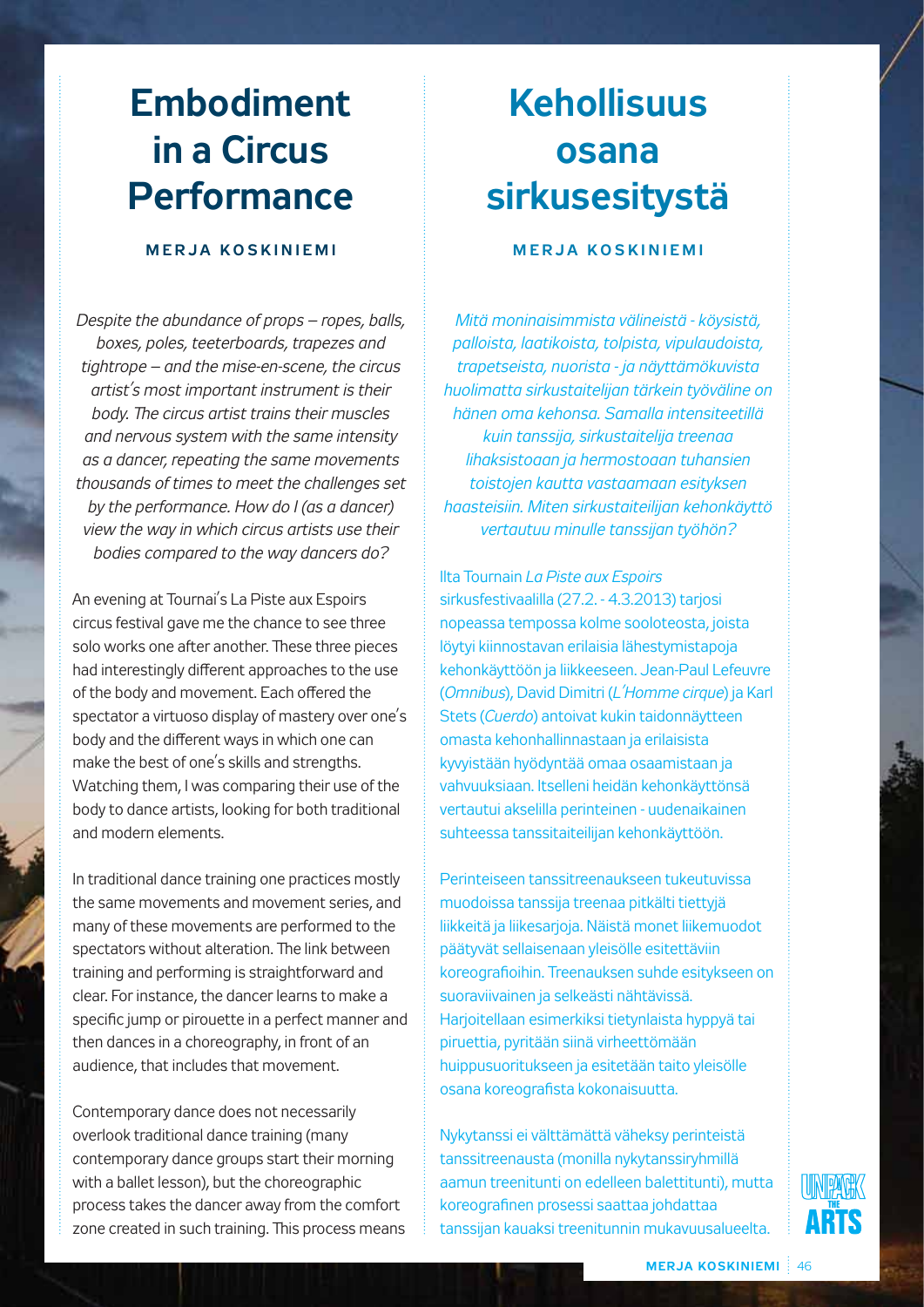# Embodiment in a Circus Performance

**MERJA KOSKINIEMI**

*Despite the abundance of props – ropes, balls, boxes, poles, teeterboards, trapezes and tightrope – and the mise-en-scene, the circus artist's most important instrument is their body. The circus artist trains their muscles and nervous system with the same intensity as a dancer, repeating the same movements thousands of times to meet the challenges set by the performance. How do I (as a dancer) view the way in which circus artists use their bodies compared to the way dancers do?*

An evening at Tournai's La Piste aux Espoirs circus festival gave me the chance to see three solo works one after another. These three pieces had interestingly different approaches to the use of the body and movement. Each offered the spectator a virtuoso display of mastery over one's body and the different ways in which one can make the best of one's skills and strengths. Watching them, I was comparing their use of the body to dance artists, looking for both traditional and modern elements.

In traditional dance training one practices mostly the same movements and movement series, and many of these movements are performed to the spectators without alteration. The link between training and performing is straightforward and clear. For instance, the dancer learns to make a specific jump or pirouette in a perfect manner and then dances in a choreography, in front of an audience, that includes that movement.

Contemporary dance does not necessarily overlook traditional dance training (many contemporary dance groups start their morning with a ballet lesson), but the choreographic process takes the dancer away from the comfort zone created in such training. This process means

# Kehollisuus osana sirkusesitystä

**MERJA KOSKINIEMI**

*Mitä moninaisimmista välineistä - köysistä, palloista, laatikoista, tolpista, vipulaudoista, trapetseista, nuorista - ja näyttämökuvista huolimatta sirkustaitelijan tärkein työväline on hänen oma kehonsa. Samalla intensiteetillä kuin tanssija, sirkustaitelija treenaa lihaksistoaan ja hermostoaan tuhansien toistojen kautta vastaamaan esityksen haasteisiin. Miten sirkustaiteilijan kehonkäyttö vertautuu minulle tanssijan työhön?*

Ilta Tournain *La Piste aux Espoirs* sirkusfestivaalilla (27.2. - 4.3.2013) tarjosi nopeassa tempossa kolme sooloteosta, joista löytyi kiinnostavan erilaisia lähestymistapoja kehonkäyttöön ja liikkeeseen. Jean-Paul Lefeuvre (*Omnibus*), David Dimitri (*L'Homme cirque*) ja Karl Stets (*Cuerdo*) antoivat kukin taidonnäytteen omasta kehonhallinnastaan ja erilaisista kyvyistään hyödyntää omaa osaamistaan ja vahvuuksiaan. Itselleni heidän kehonkäyttönsä vertautui akselilla perinteinen - uudenaikainen suhteessa tanssitaiteilijan kehonkäyttöön.

Perinteiseen tanssitreenaukseen tukeutuvissa muodoissa tanssija treenaa pitkälti tiettyjä liikkeitä ja liikesarjoja. Näistä monet liikemuodot päätyvät sellaisenaan yleisölle esitettäviin koreografioihin. Treenauksen suhde esitykseen on suoraviivainen ja selkeästi nähtävissä. Harjoitellaan esimerkiksi tietynlaista hyppyä tai piruettia, pyritään siinä virheettömään huippusuoritukseen ja esitetään taito yleisölle osana koreografista kokonaisuutta.

Nykytanssi ei välttämättä väheksy perinteistä tanssitreenausta (monilla nykytanssiryhmillä aamun treenituntí on edelleen balettitunti), mutta koreografinen prosessi saattaa johdattaa tanssijan kauaksi treenitunnin mukavuusalueelta.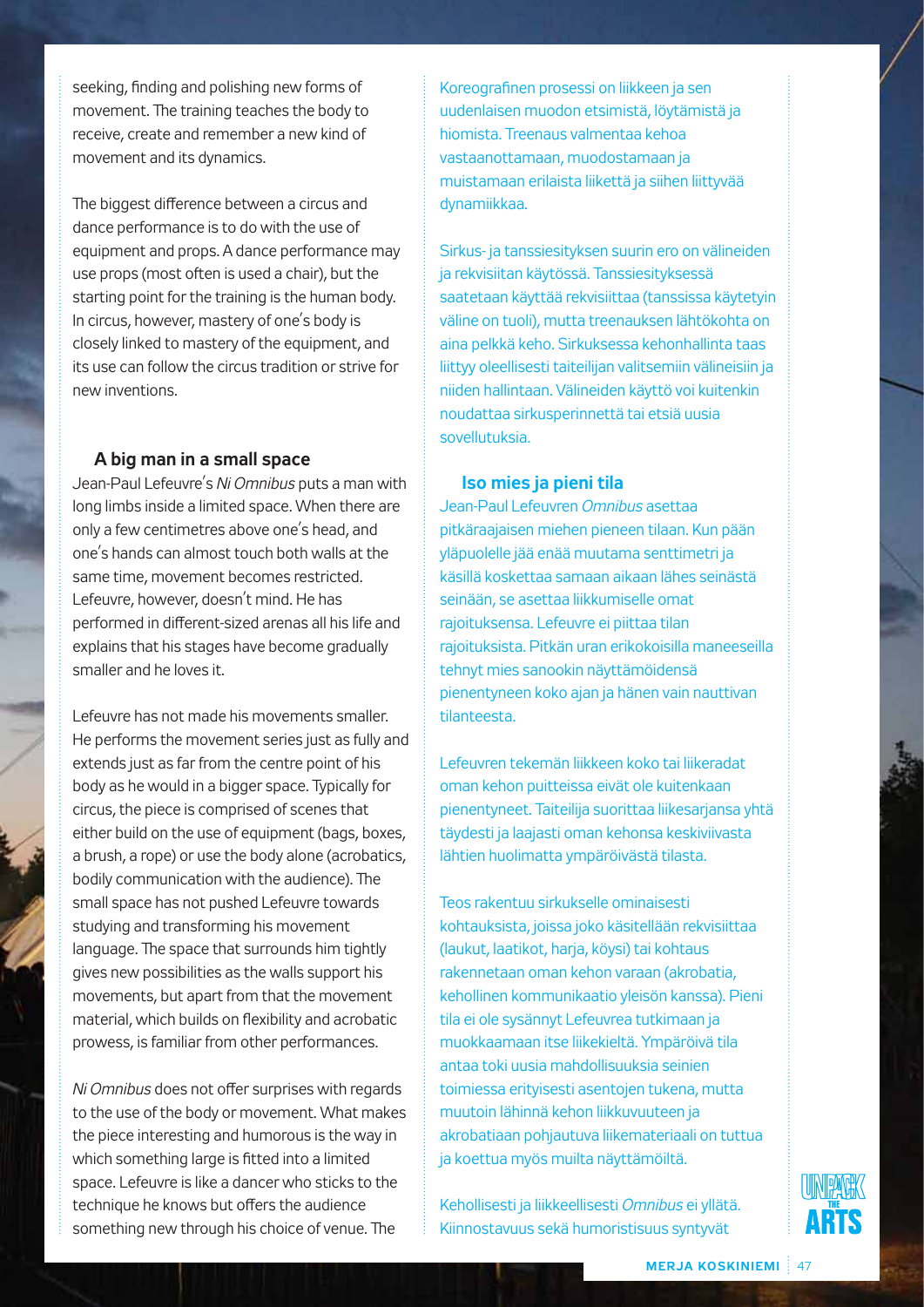seeking, finding and polishing new forms of movement. The training teaches the body to receive, create and remember a new kind of movement and its dynamics.

The biggest difference between a circus and dance performance is to do with the use of equipment and props. A dance performance may use props (most often is used a chair), but the starting point for the training is the human body. In circus, however, mastery of one's body is closely linked to mastery of the equipment, and its use can follow the circus tradition or strive for new inventions.

### A big man in a small space

Jean-Paul Lefeuvre's *Ni Omnibus* puts a man with long limbs inside a limited space. When there are only a few centimetres above one's head, and one's hands can almost touch both walls at the same time, movement becomes restricted. Lefeuvre, however, doesn't mind. He has performed in different-sized arenas all his life and explains that his stages have become gradually smaller and he loves it.

Lefeuvre has not made his movements smaller. He performs the movement series just as fully and extends just as far from the centre point of his body as he would in a bigger space. Typically for circus, the piece is comprised of scenes that either build on the use of equipment (bags, boxes, a brush, a rope) or use the body alone (acrobatics, bodily communication with the audience). The small space has not pushed Lefeuvre towards studying and transforming his movement language. The space that surrounds him tightly gives new possibilities as the walls support his movements, but apart from that the movement material, which builds on flexibility and acrobatic prowess, is familiar from other performances.

*Ni Omnibus* does not offer surprises with regards to the use of the body or movement. What makes the piece interesting and humorous is the way in which something large is fitted into a limited space. Lefeuvre is like a dancer who sticks to the technique he knows but offers the audience something new through his choice of venue. The

Koreografinen prosessi on liikkeen ja sen uudenlaisen muodon etsimistä, löytämistä ja hiomista. Treenaus valmentaa kehoa vastaanottamaan, muodostamaan ja muistamaan erilaista liikettä ja siihen liittyvää dynamiikkaa.

Sirkus- ja tanssiesityksen suurin ero on välineiden ja rekvisiitan käytössä. Tanssiesityksessä saatetaan käyttää rekvisiittaa (tanssissa käytetyin väline on tuoli), mutta treenauksen lähtökohta on aina pelkkä keho. Sirkuksessa kehonhallinta taas liittyy oleellisesti taiteilijan valitsemiin välineisiin ja niiden hallintaan. Välineiden käyttö voi kuitenkin noudattaa sirkusperinnettä tai etsiä uusia sovellutuksia.

### Iso mies ja pieni tila

Jean-Paul Lefeuvren *Omnibus* asettaa pitkäraajaisen miehen pieneen tilaan. Kun pään yläpuolelle jää enää muutama senttimetri ja käsillä koskettaa samaan aikaan lähes seinästä seinään, se asettaa liikkumiselle omat rajoituksensa. Lefeuvre ei piittaa tilan rajoituksista. Pitkän uran erikokoisilla maneeseilla tehnyt mies sanookin näyttämöidensä pienentyneen koko ajan ja hänen vain nauttivan tilanteesta.

Lefeuvren tekemän liikkeen koko tai liikeradat oman kehon puitteissa eivät ole kuitenkaan pienentyneet. Taiteilija suorittaa liikesarjansa yhtä täydesti ja laajasti oman kehonsa keskiviivasta lähtien huolimatta ympäröivästä tilasta.

Teos rakentuu sirkukselle ominaisesti kohtauksista, joissa joko käsitellään rekvisiittaa (laukut, laatikot, harja, köysi) tai kohtaus rakennetaan oman kehon varaan (akrobatia, kehollinen kommunikaatio yleisön kanssa). Pieni tila ei ole sysännyt Lefeuvrea tutkimaan ja muokkaamaan itse liikekieltä. Ympäröivä tila antaa toki uusia mahdollisuuksia seinien toimiessa erityisesti asentojen tukena, mutta muutoin lähinnä kehon liikkuvuuteen ja akrobatiaan pohjautuva liikemateriaali on tuttua ja koettua myös muilta näyttämöiltä.

Kehollisesti ja liikkeellisesti *Omnibus* ei yllätä. Kiinnostavuus sekä humoristisuus syntyvät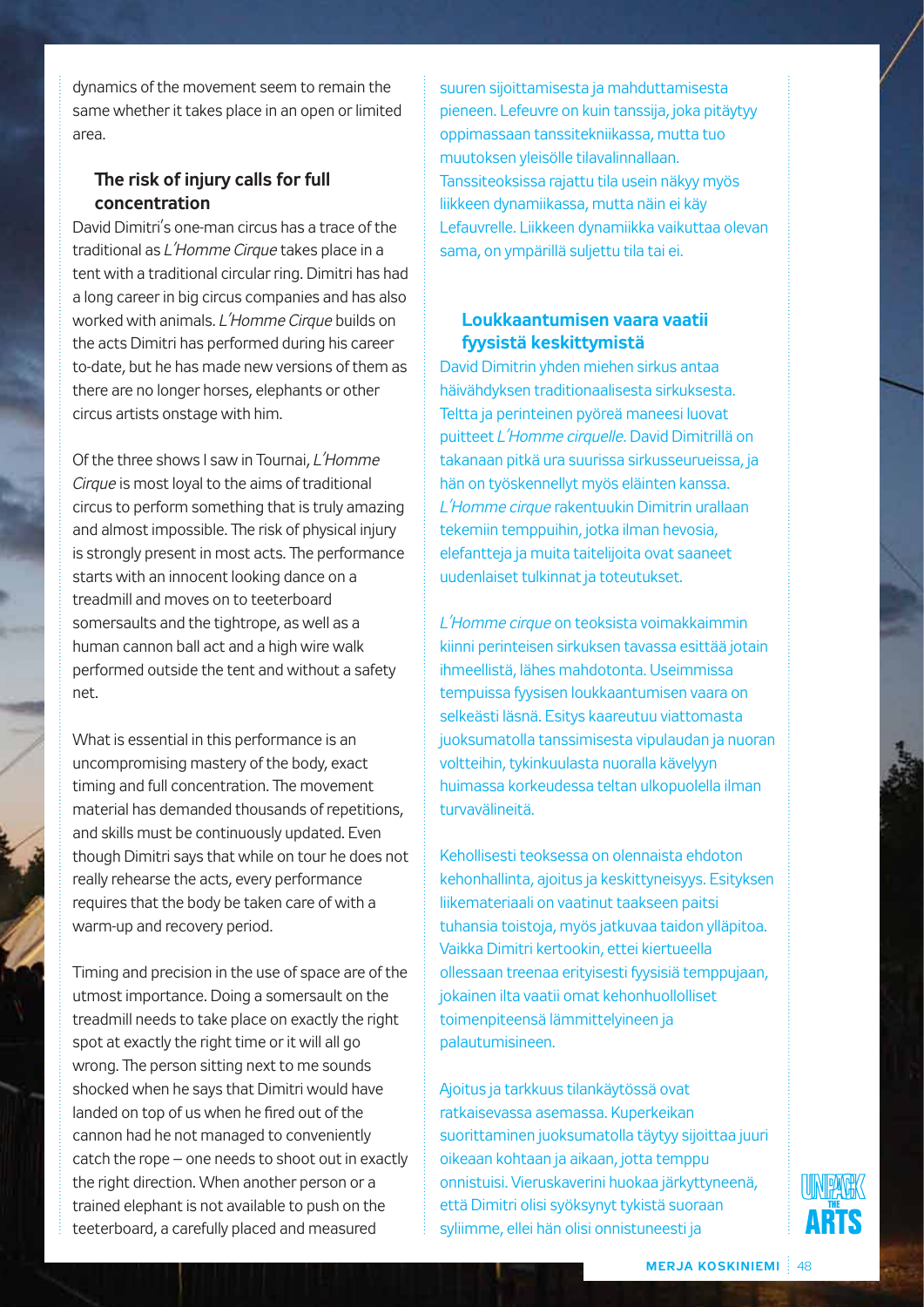dynamics of the movement seem to remain the same whether it takes place in an open or limited area.

### The risk of injury calls for full concentration

David Dimitri's one-man circus has a trace of the traditional as *L'Homme Cirque* takes place in a tent with a traditional circular ring. Dimitri has had a long career in big circus companies and has also worked with animals. *L'Homme Cirque* builds on the acts Dimitri has performed during his career to-date, but he has made new versions of them as there are no longer horses, elephants or other circus artists onstage with him.

Of the three shows I saw in Tournai, *L'Homme Cirque* is most loyal to the aims of traditional circus to perform something that is truly amazing and almost impossible. The risk of physical injury is strongly present in most acts. The performance starts with an innocent looking dance on a treadmill and moves on to teeterboard somersaults and the tightrope, as well as a human cannon ball act and a high wire walk performed outside the tent and without a safety net.

What is essential in this performance is an uncompromising mastery of the body, exact timing and full concentration. The movement material has demanded thousands of repetitions, and skills must be continuously updated. Even though Dimitri says that while on tour he does not really rehearse the acts, every performance requires that the body be taken care of with a warm-up and recovery period.

Timing and precision in the use of space are of the utmost importance. Doing a somersault on the treadmill needs to take place on exactly the right spot at exactly the right time or it will all go wrong. The person sitting next to me sounds shocked when he says that Dimitri would have landed on top of us when he fired out of the cannon had he not managed to conveniently catch the rope – one needs to shoot out in exactly the right direction. When another person or a trained elephant is not available to push on the teeterboard, a carefully placed and measured

suuren sijoittamisesta ja mahduttamisesta pieneen. Lefeuvre on kuin tanssija, joka pitäytyy oppimassaan tanssitekniikassa, mutta tuo muutoksen yleisölle tilavalinnallaan. Tanssiteoksissa rajattu tila usein näkyy myös liikkeen dynamiikassa, mutta näin ei käy Lefauvrelle. Liikkeen dynamiikka vaikuttaa olevan sama, on ympärillä suljettu tila tai ei.

### Loukkaantumisen vaara vaatii fyysistä keskittymistä

David Dimitrin yhden miehen sirkus antaa häivähdyksen traditionaalisesta sirkuksesta. Teltta ja perinteinen pyöreä maneesi luovat puitteet *L'Homme cirquelle*. David Dimitrillä on takanaan pitkä ura suurissa sirkusseurueissa, ja hän on työskennellyt myös eläinten kanssa. *L'Homme cirque* rakentuukin Dimitrin urallaan tekemiin temppuihin, jotka ilman hevosia, elefantteja ja muita taitelijoita ovat saaneet uudenlaiset tulkinnat ja toteutukset.

*L'Homme cirque* on teoksista voimakkaimmin kiinni perinteisen sirkuksen tavassa esittää jotain ihmeellistä, lähes mahdotonta. Useimmissa tempuissa fyysisen loukkaantumisen vaara on selkeästi läsnä. Esitys kaareutuu viattomasta juoksumatolla tanssimisesta vipulaudan ja nuoran voltteihin, tykinkuulasta nuoralla kävelyyn huimassa korkeudessa teltan ulkopuolella ilman turvavälineitä.

Kehollisesti teoksessa on olennaista ehdoton kehonhallinta, ajoitus ja keskittyneisyys. Esityksen liikemateriaali on vaatinut taakseen paitsi tuhansia toistoja, myös jatkuvaa taidon ylläpitoa. Vaikka Dimitri kertookin, ettei kiertueella ollessaan treenaa erityisesti fyysisiä temppujaan, jokainen ilta vaatii omat kehonhuollolliset toimenpiteensä lämmittelyineen ja palautumisineen.

Ajoitus ja tarkkuus tilankäytössä ovat ratkaisevassa asemassa. Kuperkeikan suorittaminen juoksumatolla täytyy sijoittaa juuri oikeaan kohtaan ja aikaan, jotta temppu onnistuisi. Vieruskaverini huokaa järkyttyneenä, että Dimitri olisi syöksynyt tykistä suoraan syliimme, ellei hän olisi onnistuneesti ja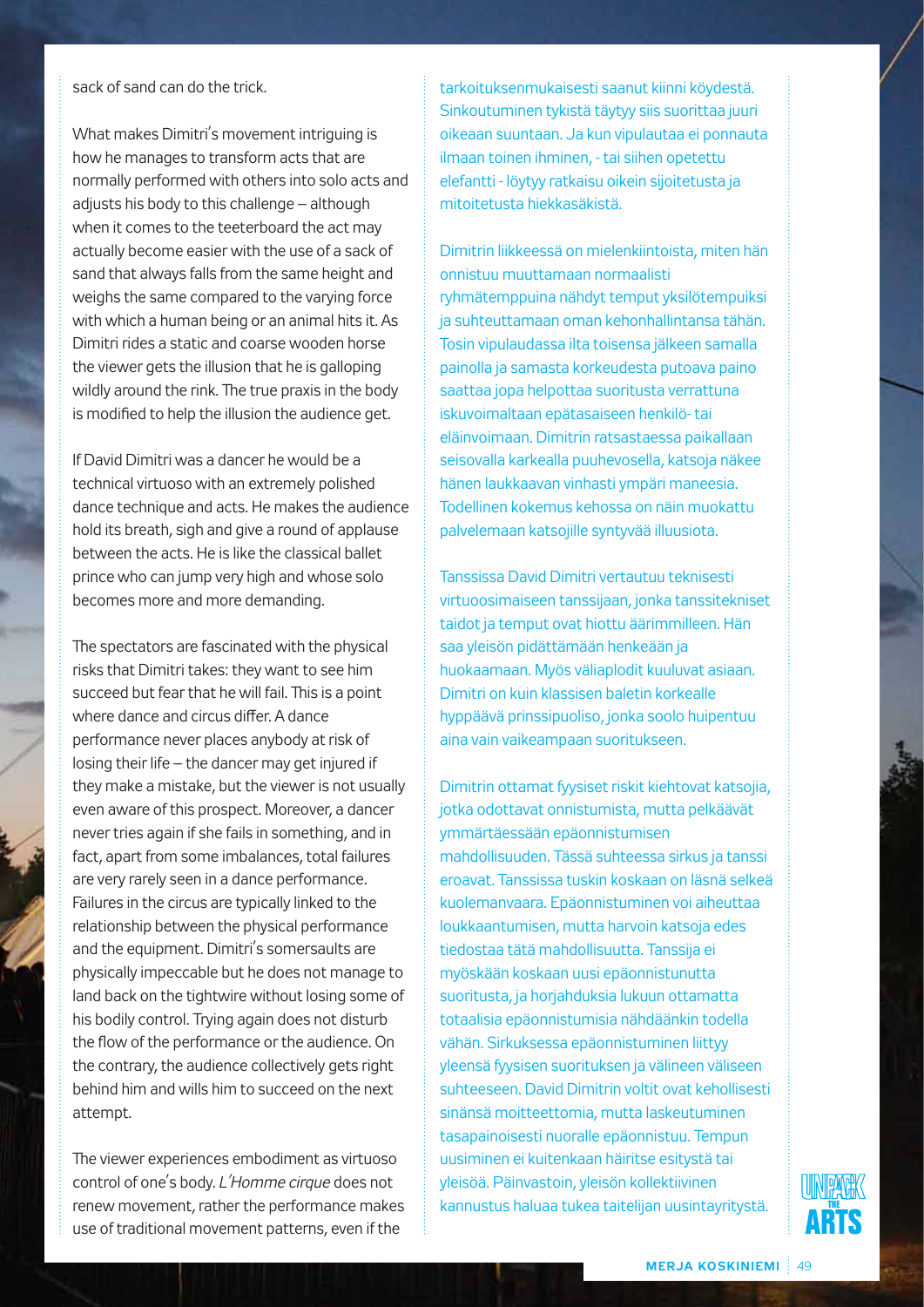sack of sand can do the trick.

What makes Dimitri's movement intriguing is how he manages to transform acts that are normally performed with others into solo acts and adjusts his body to this challenge – although when it comes to the teeterboard the act may actually become easier with the use of a sack of sand that always falls from the same height and weighs the same compared to the varying force with which a human being or an animal hits it. As Dimitri rides a static and coarse wooden horse the viewer gets the illusion that he is galloping wildly around the rink. The true praxis in the body is modified to help the illusion the audience get.

If David Dimitri was a dancer he would be a technical virtuoso with an extremely polished dance technique and acts. He makes the audience hold its breath, sigh and give a round of applause between the acts. He is like the classical ballet prince who can jump very high and whose solo becomes more and more demanding.

The spectators are fascinated with the physical risks that Dimitri takes: they want to see him succeed but fear that he will fail. This is a point where dance and circus differ. A dance performance never places anybody at risk of losing their life – the dancer may get injured if they make a mistake, but the viewer is not usually even aware of this prospect. Moreover, a dancer never tries again if she fails in something, and in fact, apart from some imbalances, total failures are very rarely seen in a dance performance. Failures in the circus are typically linked to the relationship between the physical performance and the equipment. Dimitri's somersaults are physically impeccable but he does not manage to land back on the tightwire without losing some of his bodily control. Trying again does not disturb the flow of the performance or the audience. On the contrary, the audience collectively gets right behind him and wills him to succeed on the next attempt.

The viewer experiences embodiment as virtuoso control of one's body. *L'Homme cirque* does not renew movement, rather the performance makes use of traditional movement patterns, even if the

tarkoituksenmukaisesti saanut kiinni köydestä. Sinkoutuminen tykistä täytyy siis suorittaa juuri oikeaan suuntaan. Ja kun vipulautaa ei ponnauta ilmaan toinen ihminen, - tai siihen opetettu elefantti - löytyy ratkaisu oikein sijoitetusta ja mitoitetusta hiekkasäkistä.

Dimitrin liikkeessä on mielenkiintoista, miten hän onnistuu muuttamaan normaalisti ryhmätemppuina nähdyt temput yksilötempuiksi ja suhteuttamaan oman kehonhallintansa tähän. Tosin vipulaudassa ilta toisensa jälkeen samalla painolla ja samasta korkeudesta putoava paino saattaa jopa helpottaa suoritusta verrattuna iskuvoimaltaan epätasaiseen henkilö- tai eläinvoimaan. Dimitrin ratsastaessa paikallaan seisovalla karkealla puuhevosella, katsoja näkee hänen laukkaavan vinhasti ympäri maneesia. Todellinen kokemus kehossa on näin muokattu palvelemaan katsojille syntyvää illuusiota.

Tanssissa David Dimitri vertautuu teknisesti virtuoosimaiseen tanssijaan, jonka tanssitekniset taidot ja temput ovat hiottu äärimmilleen. Hän saa yleisön pidättämään henkeään ja huokaamaan. Myös väliaplodit kuuluvat asiaan. Dimitri on kuin klassisen baletin korkealle hyppäävä prinssipuoliso, jonka soolo huipentuu aina vain vaikeampaan suoritukseen.

Dimitrin ottamat fyysiset riskit kiehtovat katsojia, jotka odottavat onnistumista, mutta pelkäävät ymmärtäessään epäonnistumisen mahdollisuuden. Tässä suhteessa sirkus ja tanssi eroavat. Tanssissa tuskin koskaan on läsnä selkeä kuolemanvaara. Epäonnistuminen voi aiheuttaa loukkaantumisen, mutta harvoin katsoja edes tiedostaa tätä mahdollisuutta. Tanssija ei myöskään koskaan uusi epäonnistunutta suoritusta, ja horjahduksia lukuun ottamatta totaalisia epäonnistumisia nähdäänkin todella vähän. Sirkuksessa epäonnistuminen liittyy yleensä fyysisen suorituksen ja välineen väliseen suhteeseen. David Dimitrin voltit ovat kehollisesti sinänsä moitteettomia, mutta laskeutuminen tasapainoisesti nuoralle epäonnistuu. Tempun uusiminen ei kuitenkaan häiritse esitystä tai yleisöä. Päinvastoin, yleisön kollektiivinen kannustus haluaa tukea taiteilijan uusintayritystä.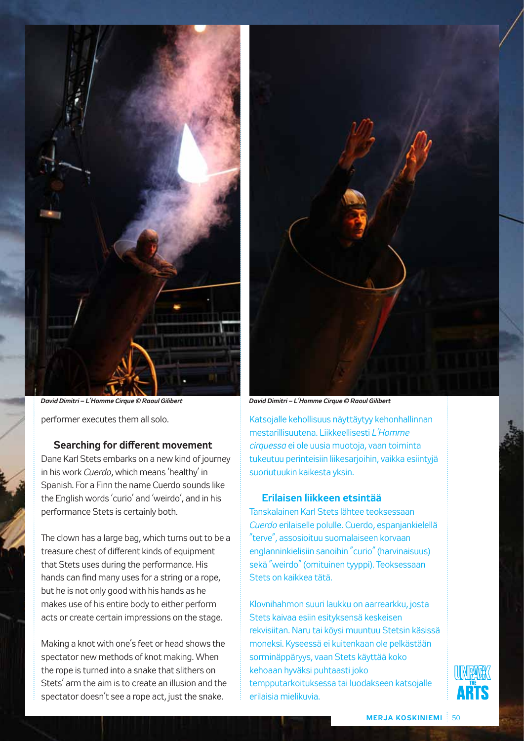*David Dimitri – L'Homme Cirque © Raoul Gilibert*

*David Dimitri – L'Homme Cirque © Raoul Gilibert*

performer executes them all solo.

### Searching for different movement

Dane Karl Stets embarks on a new kind of journey in his work *Cuerdo*, which means 'healthy' in Spanish. For a Finn the name Cuerdo sounds like the English words 'curio' and 'weirdo', and in his performance Stets is certainly both.

The clown has a large bag, which turns out to be a treasure chest of different kinds of equipment that Stets uses during the performance. His hands can find many uses for a string or a rope, but he is not only good with his hands as he makes use of his entire body to either perform acts or create certain impressions on the stage.

Making a knot with one's feet or head shows the spectator new methods of knot making. When the rope is turned into a snake that slithers on Stets' arm the aim is to create an illusion and the spectator doesn't see a rope act, just the snake.

Katsojalle kehollisuus näyttäytyy kehonhallinnan mestarillisuutena. Liikkeellisesti *L'Homme cirquessa* ei ole uusia muotoja, vaan toiminta tukeutuu perinteisiin liikesarjoihin, vaikka esiintyjä suoriutuukin kaikesta yksin.

### Erilaisen liikkeen etsintää

Tanskalainen Karl Stets lähtee teoksessaan *Cuerdo* erilaiselle polulle. Cuerdo, espanjankielellä "terve", assosioituu suomalaiseen korvaan englanninkielisiin sanoihin "curio" (harvinaisuus) sekä "weirdo" (omituinen tyyppi). Teoksessaan Stets on kaikkea tätä.

Klovnihahmon suuri laukku on aarrearkku, josta Stets kaivaa esiin esityksensä keskeisen rekvisiitan. Naru tai köysi muuntuu Stetsin käsissä moneksi. Kyseessä ei kuitenkaan ole pelkästään sorminäppäryys, vaan Stets käyttää koko kehoaan hyväksi puhtaasti joko tempputarkoituksessa tai luodakseen katsojalle erilaisia mielikuvia.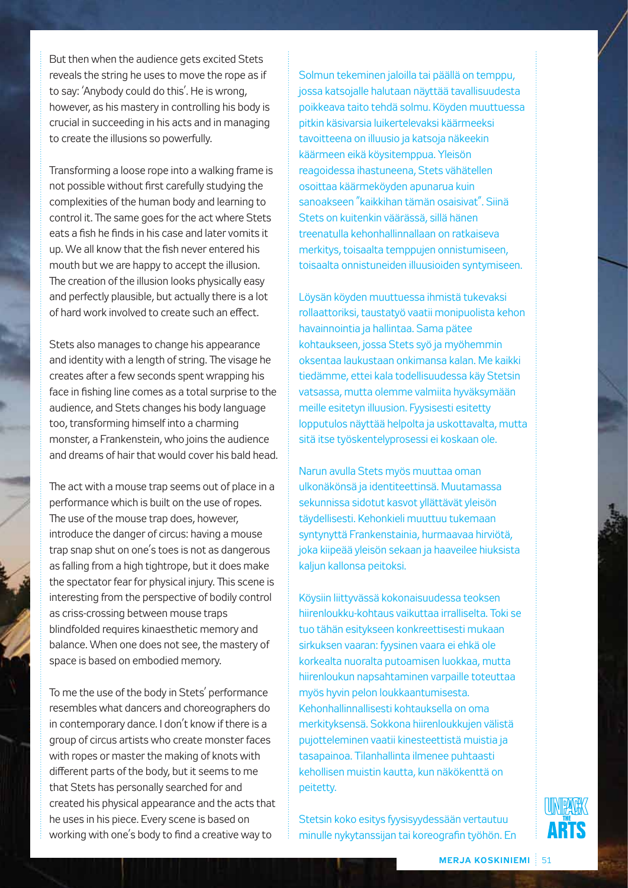But then when the audience gets excited Stets reveals the string he uses to move the rope as if to say: 'Anybody could do this'. He is wrong, however, as his mastery in controlling his body is crucial in succeeding in his acts and in managing to create the illusions so powerfully.

Transforming a loose rope into a walking frame is not possible without first carefully studying the complexities of the human body and learning to control it. The same goes for the act where Stets eats a fish he finds in his case and later vomits it up. We all know that the fish never entered his mouth but we are happy to accept the illusion. The creation of the illusion looks physically easy and perfectly plausible, but actually there is a lot of hard work involved to create such an effect.

Stets also manages to change his appearance and identity with a length of string. The visage he creates after a few seconds spent wrapping his face in fishing line comes as a total surprise to the audience, and Stets changes his body language too, transforming himself into a charming monster, a Frankenstein, who joins the audience and dreams of hair that would cover his bald head.

The act with a mouse trap seems out of place in a performance which is built on the use of ropes. The use of the mouse trap does, however, introduce the danger of circus: having a mouse trap snap shut on one's toes is not as dangerous as falling from a high tightrope, but it does make the spectator fear for physical injury. This scene is interesting from the perspective of bodily control as criss-crossing between mouse traps blindfolded requires kinaesthetic memory and balance. When one does not see, the mastery of space is based on embodied memory.

To me the use of the body in Stets' performance resembles what dancers and choreographers do in contemporary dance. I don't know if there is a group of circus artists who create monster faces with ropes or master the making of knots with different parts of the body, but it seems to me that Stets has personally searched for and created his physical appearance and the acts that he uses in his piece. Every scene is based on working with one's body to find a creative way to

Solmun tekeminen jaloilla tai päällä on temppu, jossa katsojalle halutaan näyttää tavallisuudesta poikkeava taito tehdä solmu. Köyden muuttuessa pitkin käsivarsia luikertelevaksi käärmeeksi tavoitteena on illuusio ja katsoja näkeekin käärmeen eikä köysitemppua. Yleisön reagoidessa ihastuneena, Stets vähätellen osoittaa käärmeköyden apunarua kuin sanoakseen "kaikkihan tämän osaisivat". Siinä Stets on kuitenkin väärässä, sillä hänen treenatulla kehonhallinnallaan on ratkaiseva merkitys, toisaalta temppujen onnistumiseen, toisaalta onnistuneiden illuusioiden syntymiseen.

Löysän köyden muuttuessa ihmistä tukevaksi rollaattoriksi, taustatyö vaatii monipuolista kehon havainnointia ja hallintaa. Sama pätee kohtaukseen, jossa Stets syö ja myöhemmin oksentaa laukustaan onkimansa kalan. Me kaikki tiedämme, ettei kala todellisuudessa käy Stetsin vatsassa, mutta olemme valmiita hyväksymään meille esitetyn illuusion. Fyysisesti esitetty lopputulos näyttää helpolta ja uskottavalta, mutta sitä itse työskentelyprosessi ei koskaan ole.

Narun avulla Stets myös muuttaa oman ulkonäkönsä ja identiteettinsä. Muutamassa sekunnissa sidotut kasvot yllättävät yleisön täydellisesti. Kehonkieli muuttuu tukemaan syntynyttä Frankenstainia, hurmaavaa hirviötä, joka kiipeää yleisön sekaan ja haaveilee hiuksista kaljun kallonsa peitoksi.

Köysiin liittyvässä kokonaisuudessa teoksen hiirenloukku-kohtaus vaikuttaa irralliselta. Toki se tuo tähän esitykseen konkreettisesti mukaan sirkuksen vaaran: fyysinen vaara ei ehkä ole korkealta nuoralta putoamisen luokkaa, mutta hiirenloukun napsahtaminen varpaille toteuttaa myös hyvin pelon loukkaantumisesta. Kehonhallinnallisesti kohtauksella on oma merkityksensä. Sokkona hiirenloukkujen välistä pujotteleminen vaatii kinesteettistä muistia ja tasapainoa. Tilanhallinta ilmenee puhtaasti kehollisen muistin kautta, kun näkökenttä on peitetty.

Stetsin koko esitys fyysisyydessään vertautuu minulle nykytanssijan tai koreografin työhön. En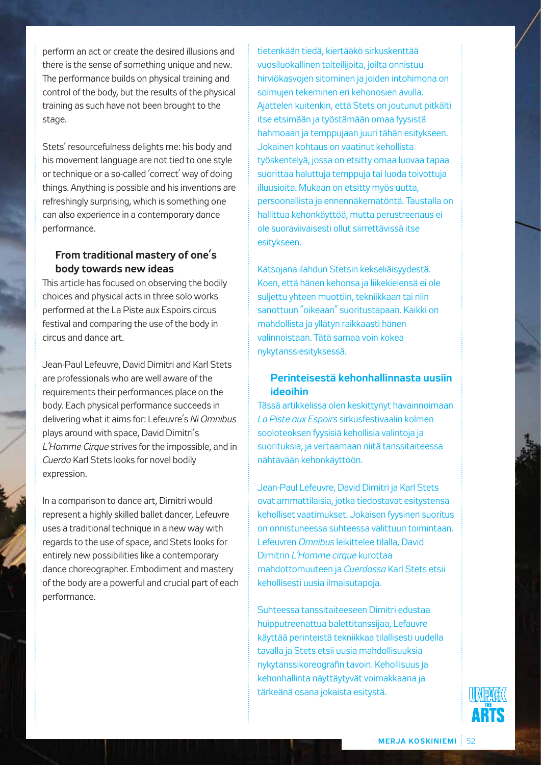perform an act or create the desired illusions and there is the sense of something unique and new. The performance builds on physical training and control of the body, but the results of the physical training as such have not been brought to the stage.

Stets' resourcefulness delights me: his body and his movement language are not tied to one style or technique or a so-called 'correct' way of doing things. Anything is possible and his inventions are refreshingly surprising, which is something one can also experience in a contemporary dance performance.

### From traditional mastery of one's body towards new ideas

This article has focused on observing the bodily choices and physical acts in three solo works performed at the La Piste aux Espoirs circus festival and comparing the use of the body in circus and dance art.

Jean-Paul Lefeuvre, David Dimitri and Karl Stets are professionals who are well aware of the requirements their performances place on the body. Each physical performance succeeds in delivering what it aims for: Lefeuvre's *Ni Omnibus* plays around with space, David Dimitri's *L'Homme Cirque* strives for the impossible, and in *Cuerdo* Karl Stets looks for novel bodily expression.

In a comparison to dance art, Dimitri would represent a highly skilled ballet dancer, Lefeuvre uses a traditional technique in a new way with regards to the use of space, and Stets looks for entirely new possibilities like a contemporary dance choreographer. Embodiment and mastery of the body are a powerful and crucial part of each performance.

tietenkään tiedä, kiertääkö sirkuskenttää vuosiluokallinen taiteilijoita, joilta onnistuu hirviökasvojen sitominen ja joiden intohimona on solmujen tekeminen eri kehonosien avulla. Ajattelen kuitenkin, että Stets on joutunut pitkälti itse etsimään ja työstämään omaa fyysistä hahmoaan ja temppujaan juuri tähän esitykseen. Jokainen kohtaus on vaatinut kehollista työskentelyä, jossa on etsitty omaa luovaa tapaa suorittaa haluttuja temppuja tai luoda toivottuja illuusioita. Mukaan on etsitty myös uutta, persoonallista ja ennennäkemätöntä. Taustalla on hallittua kehonkäyttöä, mutta perustreenaus ei ole suoraviivaisesti ollut siirrettävissä itse esitykseen.

Katsojana ilahdun Stetsin kekseliäisyydestä. Koen, että hänen kehonsa ja liikekielensä ei ole suljettu yhteen muottiin, tekniikkaan tai niin sanottuun "oikeaan" suoritustapaan. Kaikki on mahdollista ja yllätyn raikkaasti hänen valinnoistaan. Tätä samaa voin kokea nykytanssiesityksessä.

### Perinteisestä kehonhallinnasta uusiin ideoihin

Tässä artikkelissa olen keskittynyt havainnoimaan *La Piste aux Espoirs* sirkusfestivaalin kolmen sooloteoksen fyysisiä kehollisia valintoja ja suorituksia, ja vertaamaan niitä tanssitaiteessa nähtävään kehonkäyttöön.

Jean-Paul Lefeuvre, David Dimitri ja Karl Stets ovat ammattilaisia, jotka tiedostavat esitystensä keholliset vaatimukset. Jokaisen fyysinen suoritus on onnistuneessa suhteessa valittuun toimintaan. Lefeuvren *Omnibus* leikittelee tilalla, David Dimitrin *L'Homme cirque* kurottaa mahdottomuuteen ja *Cuerdossa* Karl Stets etsii kehollisesti uusia ilmaisutapoja.

Suhteessa tanssitaiteeseen Dimitri edustaa huipputreenattua balettitanssijaa, Lefauvre käyttää perinteistä tekniikkaa tilallisesti uudella tavalla ja Stets etsii uusia mahdollisuuksia nykytanssikoreografin tavoin. Kehollisuus ja kehonhallinta näyttäytyvät voimakkaana ja tärkeänä osana jokaista esitystä.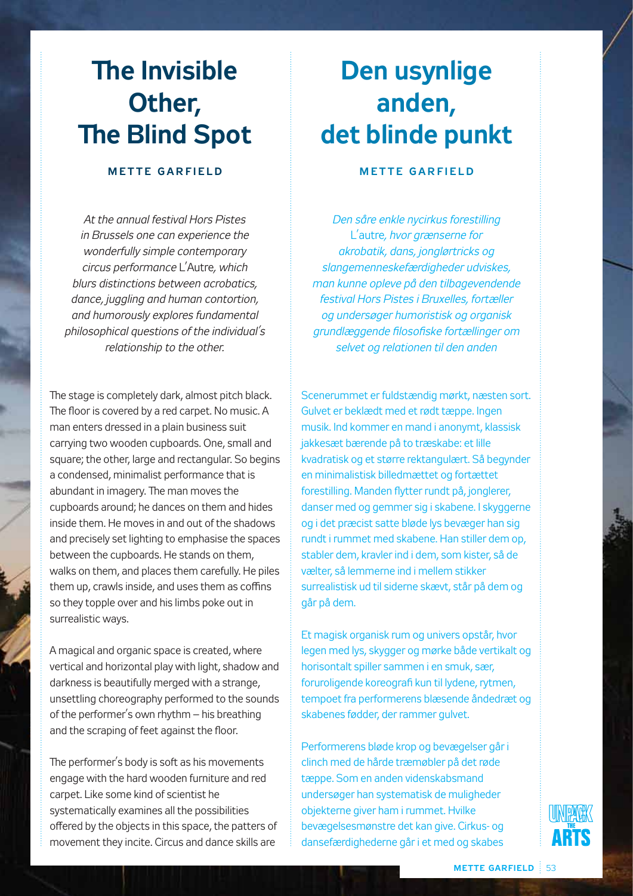# The Invisible Other, The Blind Spot

**METTE GARFIELD**

*At the annual festival Hors Pistes in Brussels one can experience the wonderfully simple contemporary circus performance* L'Autre*, which blurs distinctions between acrobatics, dance, juggling and human contortion, and humorously explores fundamental philosophical questions of the individual's relationship to the other.*

The stage is completely dark, almost pitch black. The floor is covered by a red carpet. No music. A man enters dressed in a plain business suit carrying two wooden cupboards. One, small and square; the other, large and rectangular. So begins a condensed, minimalist performance that is abundant in imagery. The man moves the cupboards around; he dances on them and hides inside them. He moves in and out of the shadows and precisely set lighting to emphasise the spaces between the cupboards. He stands on them, walks on them, and places them carefully. He piles them up, crawls inside, and uses them as coffins so they topple over and his limbs poke out in surrealistic ways.

A magical and organic space is created, where vertical and horizontal play with light, shadow and darkness is beautifully merged with a strange, unsettling choreography performed to the sounds of the performer's own rhythm – his breathing and the scraping of feet against the floor.

The performer's body is soft as his movements engage with the hard wooden furniture and red carpet. Like some kind of scientist he systematically examines all the possibilities offered by the objects in this space, the patters of movement they incite. Circus and dance skills are

# Den usynlige anden, det blinde punkt

**METTE GARFIELD**

*Den såre enkle nycirkus forestilling* L'autre*, hvor grænserne for akrobatik, dans, jonglørtricks og slangemenneskefærdigheder udviskes, man kunne opleve på den tilbagevendende festival Hors Pistes i Bruxelles, fortæller og undersøger humoristisk og organisk grundlæggende filosofiske fortællinger om selvet og relationen til den anden*

Scenerummet er fuldstændig mørkt, næsten sort. Gulvet er beklædt med et rødt tæppe. Ingen musik. Ind kommer en mand i anonymt, klassisk jakkesæt bærende på to træskabe: et lille kvadratisk og et større rektangulært. Så begynder en minimalistisk billedmættet og fortættet forestilling. Manden flytter rundt på, jonglerer, danser med og gemmer sig i skabene. I skyggerne og i det præcist satte bløde lys bevæger han sig rundt i rummet med skabene. Han stiller dem op, stabler dem, kravler ind i dem, som kister, så de vælter, så lemmerne ind i mellem stikker surrealistisk ud til siderne skævt, står på dem og går på dem.

Et magisk organisk rum og univers opstår, hvor legen med lys, skygger og mørke både vertikalt og horisontalt spiller sammen i en smuk, sær, foruroligende koreografi kun til lydene, rytmen, tempoet fra performerens blæsende åndedræt og skabenes fødder, der rammer gulvet.

Performerens bløde krop og bevægelser går i clinch med de hårde træmøbler på det røde tæppe. Som en anden videnskabsmand undersøger han systematisk de muligheder objekterne giver ham i rummet. Hvilke bevægelsesmønstre det kan give. Cirkus- og dansefærdighederne går i et med og skabes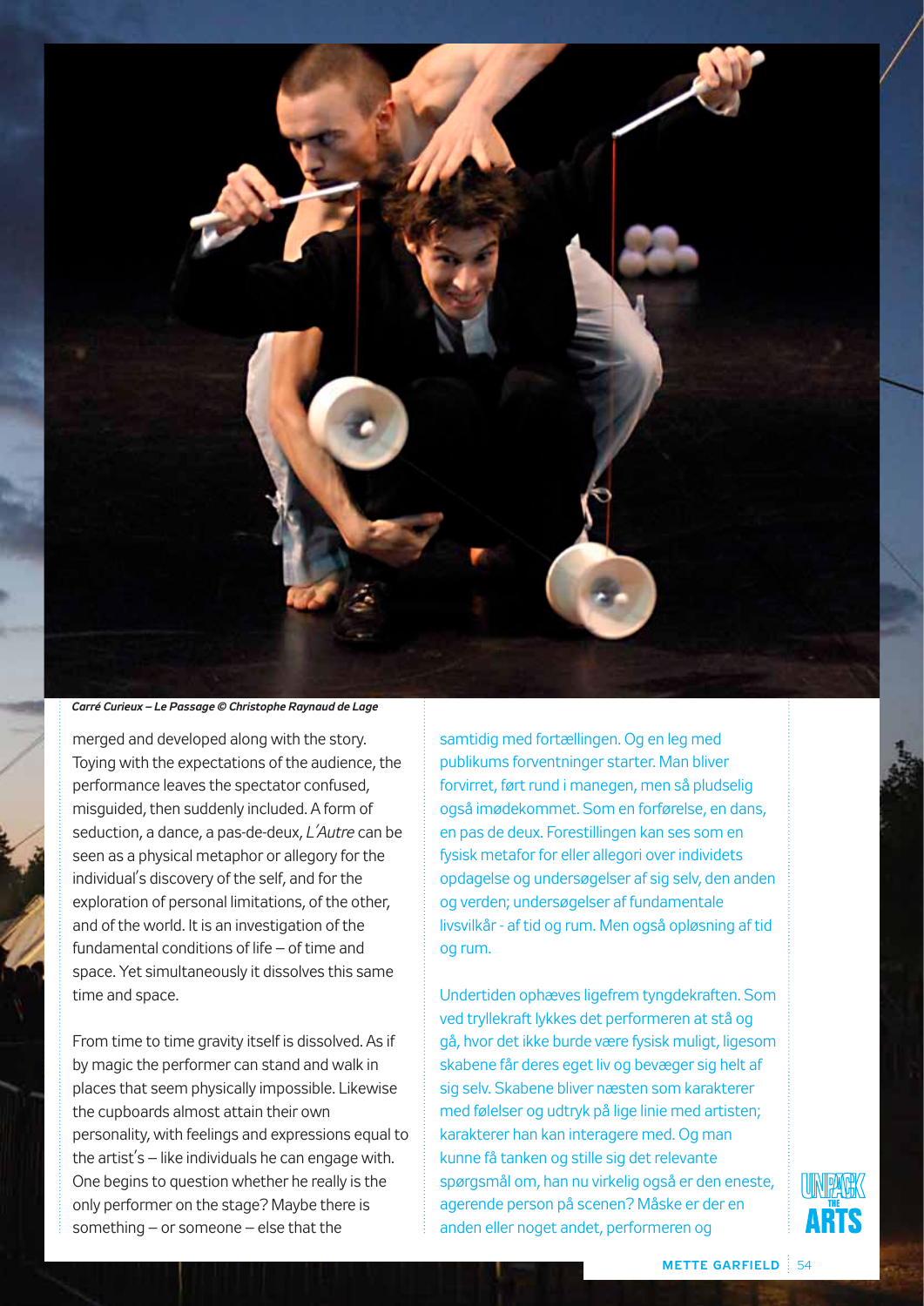*Carré Curieux – Le Passage © Christophe Raynaud de Lage*

merged and developed along with the story. Toying with the expectations of the audience, the performance leaves the spectator confused, misguided, then suddenly included. A form of seduction, a dance, a pas-de-deux, *L'Autre* can be seen as a physical metaphor or allegory for the individual's discovery of the self, and for the exploration of personal limitations, of the other, and of the world. It is an investigation of the fundamental conditions of life – of time and space. Yet simultaneously it dissolves this same time and space.

From time to time gravity itself is dissolved. As if by magic the performer can stand and walk in places that seem physically impossible. Likewise the cupboards almost attain their own personality, with feelings and expressions equal to the artist's – like individuals he can engage with. One begins to question whether he really is the only performer on the stage? Maybe there is something – or someone – else that the

samtidig med fortællingen. Og en leg med publikums forventninger starter. Man bliver forvirret, ført rund i manegen, men så pludselig også imødekommet. Som en forførelse, en dans, en pas de deux. Forestillingen kan ses som en fysisk metafor for eller allegori over individets opdagelse og undersøgelser af sig selv, den anden og verden; undersøgelser af fundamentale livsvilkår - af tid og rum. Men også opløsning af tid og rum.

Undertiden ophæves ligefrem tyngdekraften. Som ved tryllekraft lykkes det performeren at stå og gå, hvor det ikke burde være fysisk muligt, ligesom skabene får deres eget liv og bevæger sig helt af sig selv. Skabene bliver næsten som karakterer med følelser og udtryk på lige linie med artisten; karakterer han kan interagere med. Og man kunne få tanken og stille sig det relevante spørgsmål om, han nu virkelig også er den eneste, agerende person på scenen? Måske er der en anden eller noget andet, performeren og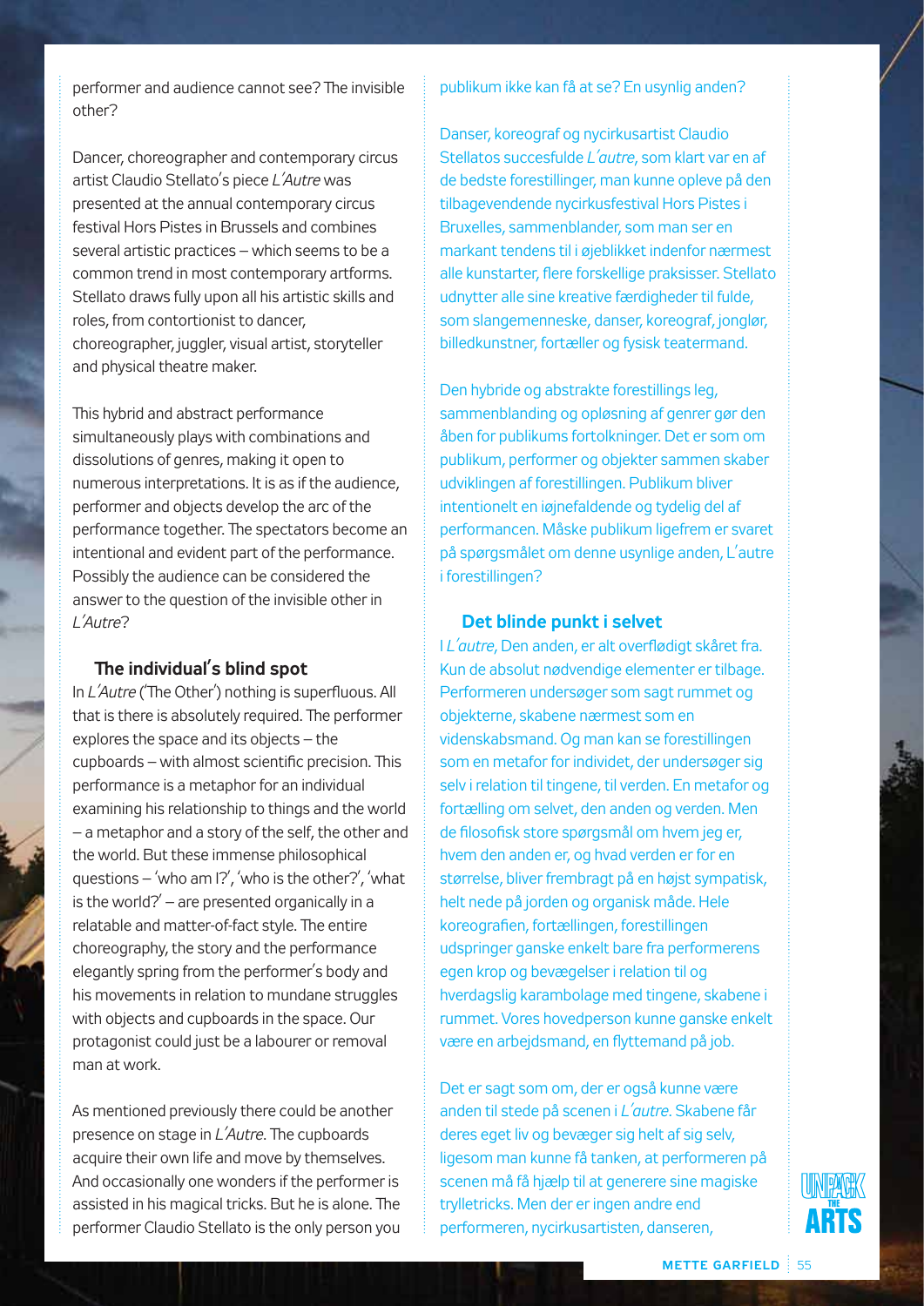performer and audience cannot see? The invisible other?

Dancer, choreographer and contemporary circus artist Claudio Stellato's piece *L'Autre* was presented at the annual contemporary circus festival Hors Pistes in Brussels and combines several artistic practices – which seems to be a common trend in most contemporary artforms. Stellato draws fully upon all his artistic skills and roles, from contortionist to dancer, choreographer, juggler, visual artist, storyteller and physical theatre maker.

This hybrid and abstract performance simultaneously plays with combinations and dissolutions of genres, making it open to numerous interpretations. It is as if the audience, performer and objects develop the arc of the performance together. The spectators become an intentional and evident part of the performance. Possibly the audience can be considered the answer to the question of the invisible other in *L'Autre*?

### The individual's blind spot

In *L'Autre* ('The Other') nothing is superfluous. All that is there is absolutely required. The performer explores the space and its objects – the cupboards – with almost scientific precision. This performance is a metaphor for an individual examining his relationship to things and the world – a metaphor and a story of the self, the other and the world. But these immense philosophical questions – 'who am I?', 'who is the other?', 'what is the world?' – are presented organically in a relatable and matter-of-fact style. The entire choreography, the story and the performance elegantly spring from the performer's body and his movements in relation to mundane struggles with objects and cupboards in the space. Our protagonist could just be a labourer or removal man at work.

As mentioned previously there could be another presence on stage in *L'Autre*. The cupboards acquire their own life and move by themselves. And occasionally one wonders if the performer is assisted in his magical tricks. But he is alone. The performer Claudio Stellato is the only person you

publikum ikke kan få at se? En usynlig anden?

Danser, koreograf og nycirkusartist Claudio Stellatos succesfulde *L'autre*, som klart var en af de bedste forestillinger, man kunne opleve på den tilbagevendende nycirkusfestival Hors Pistes i Bruxelles, sammenblander, som man ser en markant tendens til i øjeblikket indenfor nærmest alle kunstarter, flere forskellige praksisser. Stellato udnytter alle sine kreative færdigheder til fulde, som slangemenneske, danser, koreograf, jonglør, billedkunstner, fortæller og fysisk teatermand.

Den hybride og abstrakte forestillings leg, sammenblanding og opløsning af genrer gør den åben for publikums fortolkninger. Det er som om publikum, performer og objekter sammen skaber udviklingen af forestillingen. Publikum bliver intentionelt en iøjnefaldende og tydelig del af performancen. Måske publikum ligefrem er svaret på spørgsmålet om denne usynlige anden, L'autre i forestillingen?

### Det blinde punkt i selvet

I *L'autre*, Den anden, er alt overflødigt skåret fra. Kun de absolut nødvendige elementer er tilbage. Performeren undersøger som sagt rummet og objekterne, skabene nærmest som en videnskabsmand. Og man kan se forestillingen som en metafor for individet, der undersøger sig selv i relation til tingene, til verden. En metafor og fortælling om selvet, den anden og verden. Men de filosofisk store spørgsmål om hvem jeg er, hvem den anden er, og hvad verden er for en størrelse, bliver frembragt på en højst sympatisk, helt nede på jorden og organisk måde. Hele koreografien, fortællingen, forestillingen udspringer ganske enkelt bare fra performerens egen krop og bevægelser i relation til og hverdagslig karambolage med tingene, skabene i rummet. Vores hovedperson kunne ganske enkelt være en arbejdsmand, en flyttemand på job.

Det er sagt som om, der er også kunne være anden til stede på scenen i *L'autre*. Skabene får deres eget liv og bevæger sig helt af sig selv, ligesom man kunne få tanken, at performeren på scenen må få hjælp til at generere sine magiske trylletricks. Men der er ingen andre end performeren, nycirkusartisten, danseren,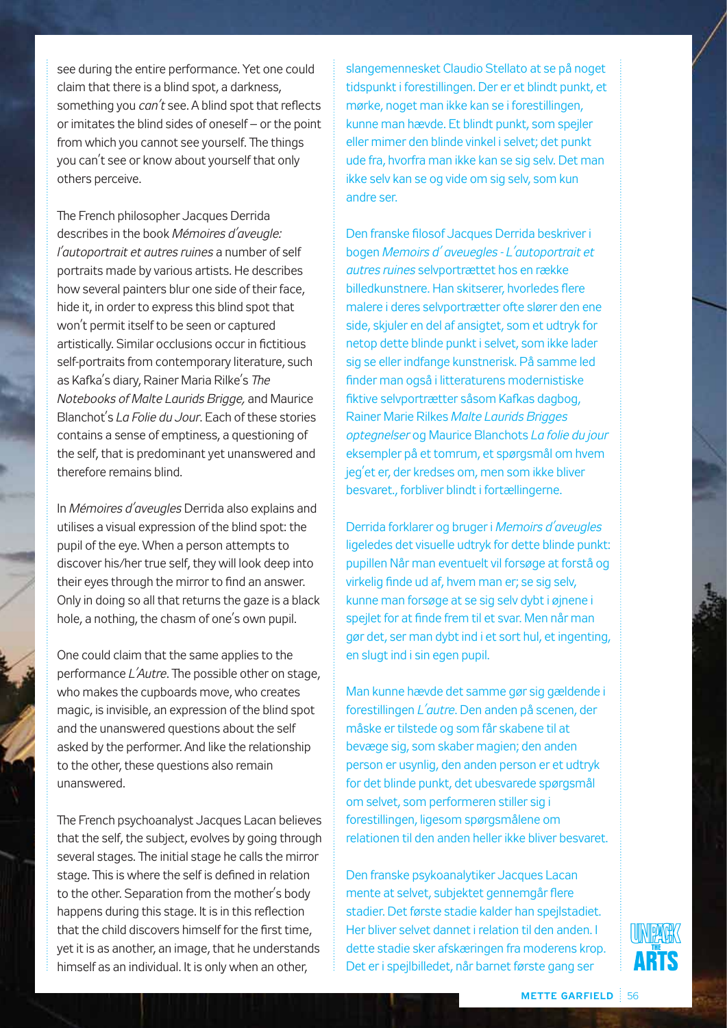see during the entire performance. Yet one could claim that there is a blind spot, a darkness, something you *can't* see. A blind spot that reflects or imitates the blind sides of oneself – or the point from which you cannot see yourself. The things you can't see or know about yourself that only others perceive.

The French philosopher Jacques Derrida describes in the book *Mémoires d'aveugle: l'autoportrait et autres ruines* a number of self portraits made by various artists. He describes how several painters blur one side of their face, hide it, in order to express this blind spot that won't permit itself to be seen or captured artistically. Similar occlusions occur in fictitious self-portraits from contemporary literature, such as Kafka's diary, Rainer Maria Rilke's *The Notebooks of Malte Laurids Brigge,* and Maurice Blanchot's *La Folie du Jour*. Each of these stories contains a sense of emptiness, a questioning of the self, that is predominant yet unanswered and therefore remains blind.

In *Mémoires d'aveugles* Derrida also explains and utilises a visual expression of the blind spot: the pupil of the eye. When a person attempts to discover his/her true self, they will look deep into their eyes through the mirror to find an answer. Only in doing so all that returns the gaze is a black hole, a nothing, the chasm of one's own pupil.

One could claim that the same applies to the performance *L'Autre*. The possible other on stage, who makes the cupboards move, who creates magic, is invisible, an expression of the blind spot and the unanswered questions about the self asked by the performer. And like the relationship to the other, these questions also remain unanswered.

The French psychoanalyst Jacques Lacan believes that the self, the subject, evolves by going through several stages. The initial stage he calls the mirror stage. This is where the self is defined in relation to the other. Separation from the mother's body happens during this stage. It is in this reflection that the child discovers himself for the first time, yet it is as another, an image, that he understands himself as an individual. It is only when an other,

slangemennesket Claudio Stellato at se på noget tidspunkt i forestillingen. Der er et blindt punkt, et mørke, noget man ikke kan se i forestillingen, kunne man hævde. Et blindt punkt, som spejler eller mimer den blinde vinkel i selvet; det punkt ude fra, hvorfra man ikke kan se sig selv. Det man ikke selv kan se og vide om sig selv, som kun andre ser.

Den franske filosof Jacques Derrida beskriver i bogen *Memoirs d' aveuegles - L'autoportrait et autres ruines* selvportrættet hos en række billedkunstnere. Han skitserer, hvorledes flere malere i deres selvportrætter ofte slører den ene side, skjuler en del af ansigtet, som et udtryk for netop dette blinde punkt i selvet, som ikke lader sig se eller indfange kunstnerisk. På samme led finder man også i litteraturens modernistiske fiktive selvportrætter såsom Kafkas dagbog, Rainer Marie Rilkes *Malte Laurids Brigges optegnelser* og Maurice Blanchots *La folie du jour* eksempler på et tomrum, et spørgsmål om hvem jeg'et er, der kredses om, men som ikke bliver besvaret., forbliver blindt i fortællingerne.

Derrida forklarer og bruger i *Memoirs d'aveuegles* ligeledes det visuelle udtryk for dette blinde punkt: pupillen Når man eventuelt vil forsøge at forstå og virkelig finde ud af, hvem man er; se sig selv, kunne man forsøge at se sig selv dybt i øjnene i spejlet for at finde frem til et svar. Men når man gør det, ser man dybt ind i et sort hul, et ingenting, en slugt ind i sin egen pupil.

Man kunne hævde det samme gør sig gældende i forestillingen *L'autre*. Den anden på scenen, der måske er tilstede og som får skabene til at bevæge sig, som skaber magien; den anden person er usynlig, den anden person er et udtryk for det blinde punkt, det ubesvarede spørgsmål om selvet, som performeren stiller sig i forestillingen, ligesom spørgsmålene om relationen til den anden heller ikke bliver besvaret.

Den franske psykoanalytiker Jacques Lacan mente at selvet, subjektet gennemgår flere stadier. Det første stadie kalder han spejlstadiet. Her bliver selvet dannet i relation til den anden. I dette stadie sker afskæringen fra moderens krop. Det er i spejlbilledet, når barnet første gang ser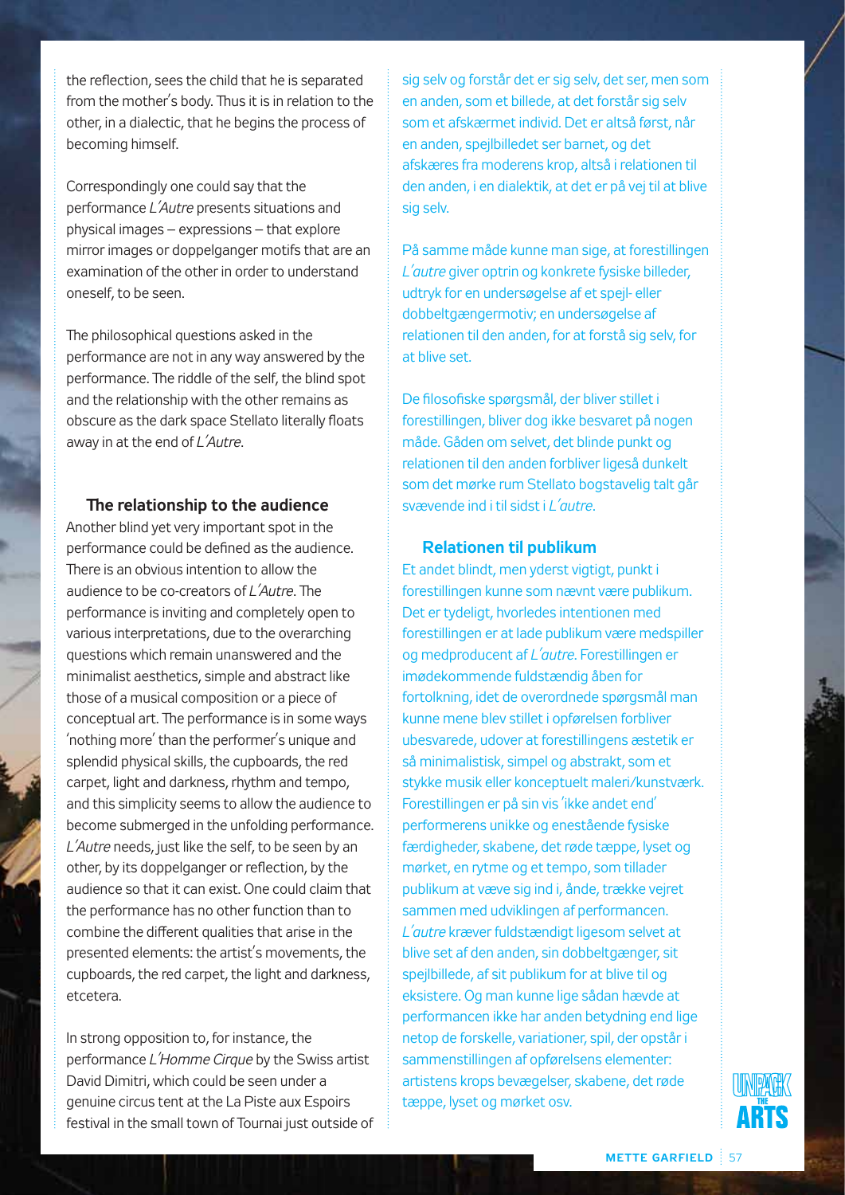the reflection, sees the child that he is separated from the mother's body. Thus it is in relation to the other, in a dialectic, that he begins the process of becoming himself.

Correspondingly one could say that the performance *L'Autre* presents situations and physical images – expressions – that explore mirror images or doppelganger motifs that are an examination of the other in order to understand oneself, to be seen.

The philosophical questions asked in the performance are not in any way answered by the performance. The riddle of the self, the blind spot and the relationship with the other remains as obscure as the dark space Stellato literally floats away in at the end of *L'Autre*.

### The relationship to the audience

Another blind yet very important spot in the performance could be defined as the audience. There is an obvious intention to allow the audience to be co-creators of *L'Autre*. The performance is inviting and completely open to various interpretations, due to the overarching questions which remain unanswered and the minimalist aesthetics, simple and abstract like those of a musical composition or a piece of conceptual art. The performance is in some ways 'nothing more' than the performer's unique and splendid physical skills, the cupboards, the red carpet, light and darkness, rhythm and tempo, and this simplicity seems to allow the audience to become submerged in the unfolding performance. *L'Autre* needs, just like the self, to be seen by an other, by its doppelganger or reflection, by the audience so that it can exist. One could claim that the performance has no other function than to combine the different qualities that arise in the presented elements: the artist's movements, the cupboards, the red carpet, the light and darkness, etcetera.

In strong opposition to, for instance, the performance *L'Homme Cirque* by the Swiss artist David Dimitri, which could be seen under a genuine circus tent at the La Piste aux Espoirs festival in the small town of Tournai just outside of

sig selv og forstår det er sig selv, det ser, men som en anden, som et billede, at det forstår sig selv som et afskærmet individ. Det er altså først, når en anden, spejlbilledet ser barnet, og det afskæres fra moderens krop, altså i relationen til den anden, i en dialektik, at det er på vej til at blive sig selv.

På samme måde kunne man sige, at forestillingen *L'autre* giver optrin og konkrete fysiske billeder, udtryk for en undersøgelse af et spejl- eller dobbeltgængermotiv; en undersøgelse af relationen til den anden, for at forstå sig selv, for at blive set.

De filosofiske spørgsmål, der bliver stillet i forestillingen, bliver dog ikke besvaret på nogen måde. Gåden om selvet, det blinde punkt og relationen til den anden forbliver ligeså dunkelt som det mørke rum Stellato bogstavelig talt går svævende ind i til sidst i *L'autre*.

### Relationen til publikum

Et andet blindt, men yderst vigtigt, punkt i forestillingen kunne som nævnt være publikum. Det er tydeligt, hvorledes intentionen med forestillingen er at lade publikum være medspiller og medproducent af *L'autre*. Forestillingen er imødekommende fuldstændig åben for fortolkning, idet de overordnede spørgsmål man kunne mene blev stillet i opførelsen forbliver ubesvarede, udover at forestillingens æstetik er så minimalistisk, simpel og abstrakt, som et stykke musik eller konceptuelt maleri/kunstværk. Forestillingen er på sin vis 'ikke andet end' performerens unikke og enestående fysiske færdigheder, skabene, det røde tæppe, lyset og mørket, en rytme og et tempo, som tillader publikum at væve sig ind i, ånde, trække vejret sammen med udviklingen af performancen. *L'autre* kræver fuldstændigt ligesom selvet at blive set af den anden, sin dobbeltgænger, sit spejlbillede, af sit publikum for at blive til og eksistere. Og man kunne lige sådan hævde at performancen ikke har anden betydning end lige netop de forskelle, variationer, spil, der opstår i sammenstillingen af opførelsens elementer: artistens krops bevægelser, skabene, det røde tæppe, lyset og mørket osv.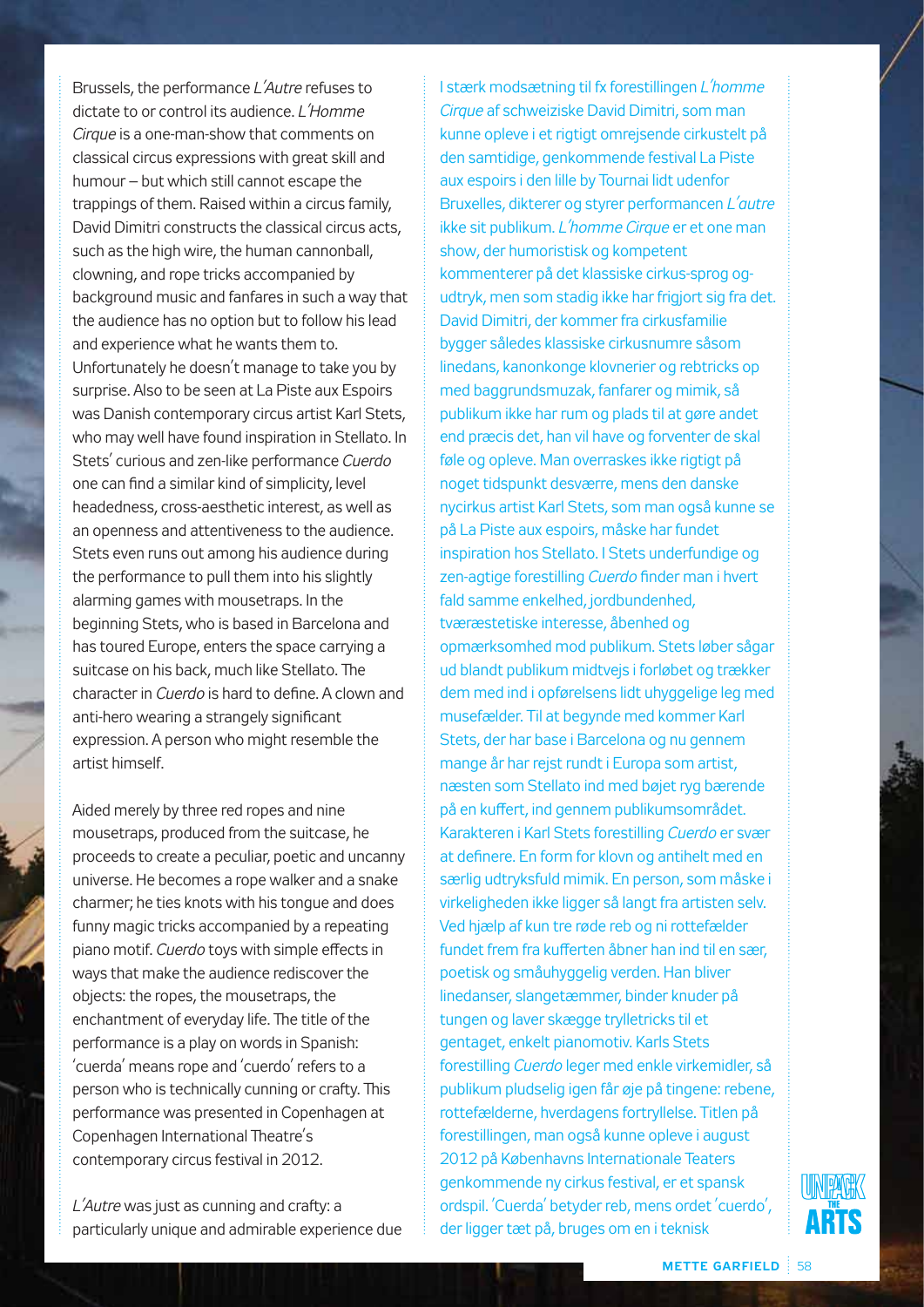Brussels, the performance *L'Autre* refuses to dictate to or control its audience. *L'Homme Cirque* is a one-man-show that comments on classical circus expressions with great skill and humour – but which still cannot escape the trappings of them. Raised within a circus family, David Dimitri constructs the classical circus acts, such as the high wire, the human cannonball, clowning, and rope tricks accompanied by background music and fanfares in such a way that the audience has no option but to follow his lead and experience what he wants them to. Unfortunately he doesn't manage to take you by surprise. Also to be seen at La Piste aux Espoirs was Danish contemporary circus artist Karl Stets, who may well have found inspiration in Stellato. In Stets' curious and zen-like performance *Cuerdo* one can find a similar kind of simplicity, level headedness, cross-aesthetic interest, as well as an openness and attentiveness to the audience. Stets even runs out among his audience during the performance to pull them into his slightly alarming games with mousetraps. In the beginning Stets, who is based in Barcelona and has toured Europe, enters the space carrying a suitcase on his back, much like Stellato. The character in *Cuerdo* is hard to define. A clown and anti-hero wearing a strangely significant expression. A person who might resemble the artist himself.

Aided merely by three red ropes and nine mousetraps, produced from the suitcase, he proceeds to create a peculiar, poetic and uncanny universe. He becomes a rope walker and a snake charmer; he ties knots with his tongue and does funny magic tricks accompanied by a repeating piano motif. *Cuerdo* toys with simple effects in ways that make the audience rediscover the objects: the ropes, the mousetraps, the enchantment of everyday life. The title of the performance is a play on words in Spanish: 'cuerda' means rope and 'cuerdo' refers to a person who is technically cunning or crafty. This performance was presented in Copenhagen at Copenhagen International Theatre's contemporary circus festival in 2012.

*L'Autre* was just as cunning and crafty: a particularly unique and admirable experience due

I stærk modsætning til fx forestillingen *L'homme Cirque* af schweiziske David Dimitri, som man kunne opleve i et rigtigt omrejsende cirkustelt på den samtidige, genkommende festival La Piste aux espoirs i den lille by Tournai lidt udenfor Bruxelles, dikterer og styrer performancen *L'autre* ikke sit publikum. *L'homme Cirque* er et one man show, der humoristisk og kompetent kommenterer på det klassiske cirkus-sprog og -udtryk, men som stadig ikke har frigjort sig fra det. David Dimitri, der kommer fra cirkusfamilie bygger således klassiske cirkusnumre såsom linedans, kanonkonge klovnerier og rebtricks op med baggrundsmuzak, fanfarer og mimik, så publikum ikke har rum og plads til at gøre andet end præcis det, han vil have og forventer de skal føle og opleve. Man overraskes ikke rigtigt på noget tidspunkt desværre, mens den danske nycirkus artist Karl Stets, som man også kunne se på La Piste aux espoirs, måske har fundet inspiration hos Stellato. I Stets underfundige og zen-agtige forestilling *Cuerdo* finder man i hvert fald samme enkelhed, jordbundenhed, tværæstetiske interesse, åbenhed og opmærksomhed mod publikum. Stets løber sågar ud blandt publikum midtvejs i forløbet og trækker dem med ind i opførelsens lidt uhyggelige leg med musefælder. Til at begynde med kommer Karl Stets, der har base i Barcelona og nu gennem mange år har rejst rundt i Europa som artist, næsten som Stellato ind med bøjet ryg bærende på en kuffert, ind gennem publikumsområdet. Karakteren i Karl Stets forestilling *Cuerdo* er svær at definere. En form for klovn og antihelt med en særlig udtryksfuld mimik. En person, som måske i virkeligheden ikke ligger så langt fra artisten selv. Ved hjælp af kun tre røde reb og ni rottefælder fundet frem fra kufferten åbner han ind til en sær, poetisk og småuhyggelig verden. Han bliver linedanser, slangetæmmer, binder knuder på tungen og laver skægge trylletricks til et gentaget, enkelt pianomotiv. Karls Stets forestilling *Cuerdo* leger med enkle virkemidler, så publikum pludselig igen får øje på tingene: rebene, rottefælderne, hverdagens fortryllelse. Titlen på forestillingen, man også kunne opleve i august 2012 på Københavns Internationale Teaters genkommende ny cirkus festival, er et spansk ordspil. 'Cuerda' betyder reb, mens ordet 'cuerdo', der ligger tæt på, bruges om en i teknisk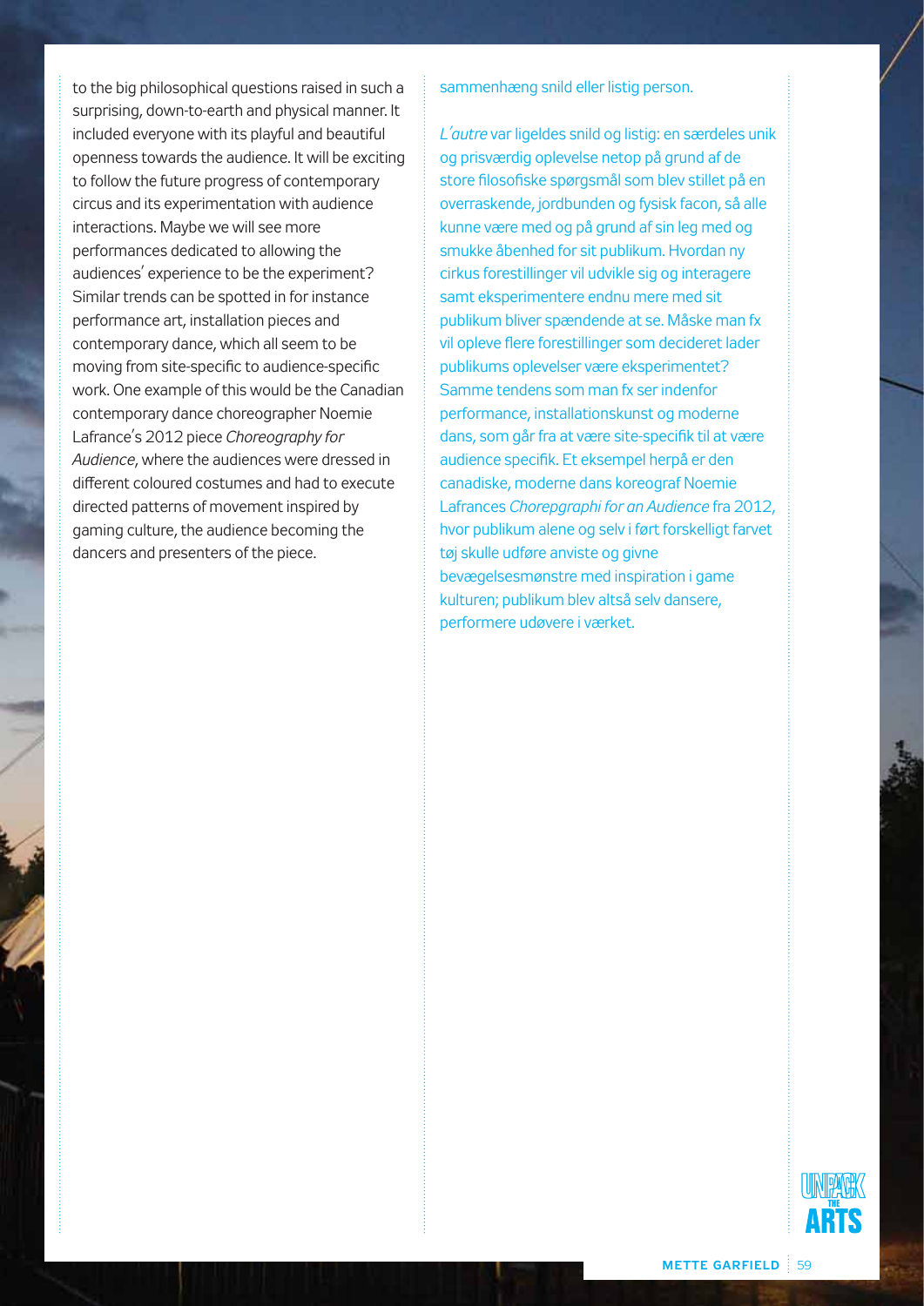to the big philosophical questions raised in such a surprising, down-to-earth and physical manner. It included everyone with its playful and beautiful openness towards the audience. It will be exciting to follow the future progress of contemporary circus and its experimentation with audience interactions. Maybe we will see more performances dedicated to allowing the audiences' experience to be the experiment? Similar trends can be spotted in for instance performance art, installation pieces and contemporary dance, which all seem to be moving from site-specific to audience-specific work. One example of this would be the Canadian contemporary dance choreographer Noemie Lafrance's 2012 piece *Choreography for Audience*, where the audiences were dressed in different coloured costumes and had to execute directed patterns of movement inspired by gaming culture, the audience becoming the dancers and presenters of the piece.

sammenhæng snild eller listig person.

*L'autre* var ligeldes snild og listig: en særdeles unik og prisværdig oplevelse netop på grund af de store filosofiske spørgsmål som blev stillet på en overraskende, jordbunden og fysisk facon, så alle kunne være med og på grund af sin leg med og smukke åbenhed for sit publikum. Hvordan ny cirkus forestillinger vil udvikle sig og interagere samt eksperimentere endnu mere med sit publikum bliver spændende at se. Måske man fx vil opleve flere forestillinger som decideret lader publikums oplevelser være eksperimentet? Samme tendens som man fx ser indenfor performance, installationskunst og moderne dans, som går fra at være site-specifik til at være audience specifik. Et eksempel herpå er den canadiske, moderne dans koreograf Noemie Lafrances *Chorepgraphi for an Audience* fra 2012, hvor publikum alene og selv i ført forskelligt farvet tøj skulle udføre anviste og givne bevægelsesmønstre med inspiration i game kulturen; publikum blev altså selv dansere, performere udøvere i værket.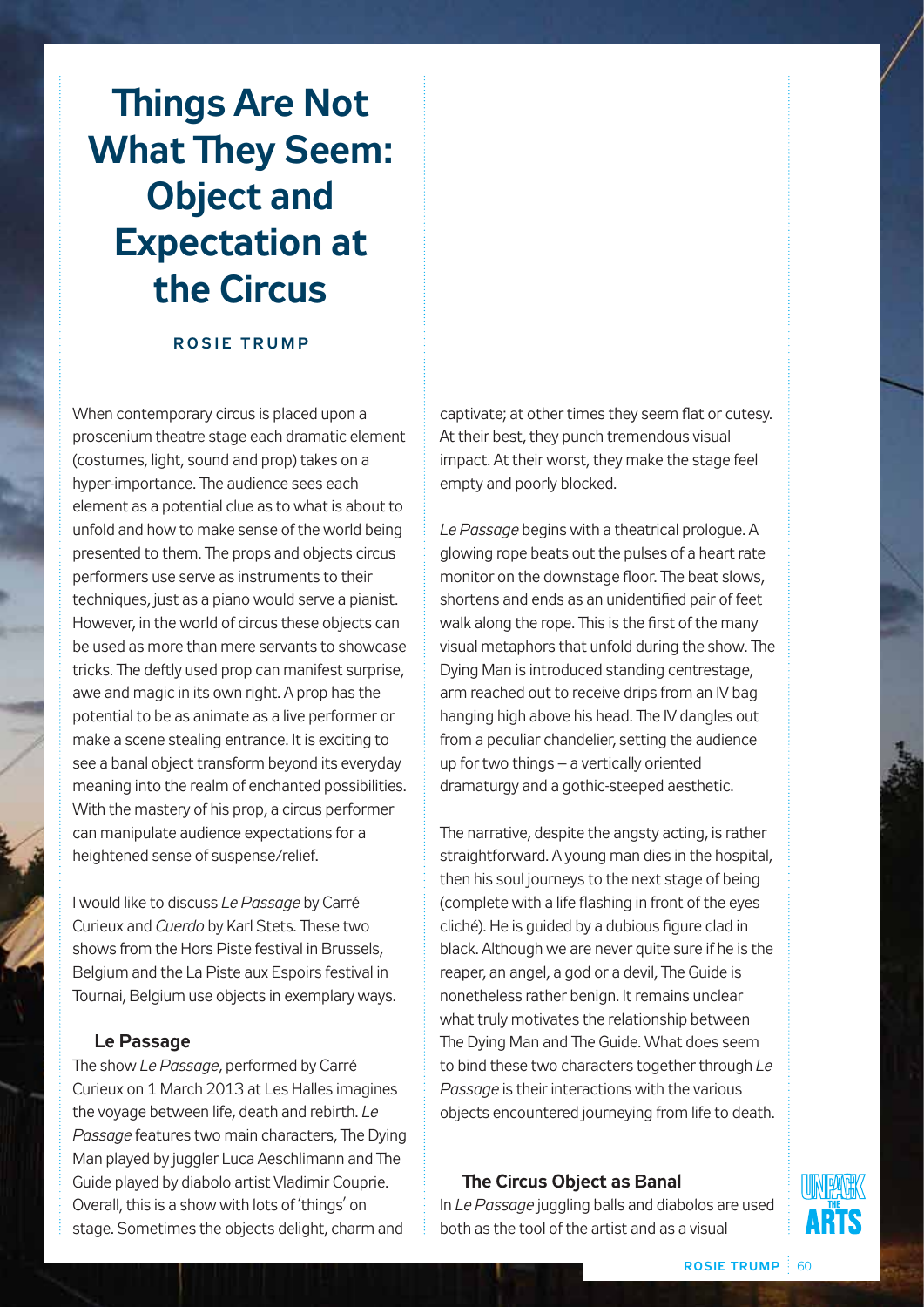# Things Are Not What They Seem: Object and Expectation at the Circus

**ROSIE TRUMP**

When contemporary circus is placed upon a proscenium theatre stage each dramatic element (costumes, light, sound and prop) takes on a hyper-importance. The audience sees each element as a potential clue as to what is about to unfold and how to make sense of the world being presented to them. The props and objects circus performers use serve as instruments to their techniques, just as a piano would serve a pianist. However, in the world of circus these objects can be used as more than mere servants to showcase tricks. The deftly used prop can manifest surprise, awe and magic in its own right. A prop has the potential to be as animate as a live performer or make a scene stealing entrance. It is exciting to see a banal object transform beyond its everyday meaning into the realm of enchanted possibilities. With the mastery of his prop, a circus performer can manipulate audience expectations for a heightened sense of suspense/relief.

I would like to discuss *Le Passage* by Carré Curieux and *Cuerdo* by Karl Stets. These two shows from the Hors Piste festival in Brussels, Belgium and the La Piste aux Espoirs festival in Tournai, Belgium use objects in exemplary ways.

## Le Passage

The show *Le Passage*, performed by Carré Curieux on 1 March 2013 at Les Halles imagines the voyage between life, death and rebirth. *Le Passage* features two main characters, The Dying Man played by juggler Luca Aeschlimann and The Guide played by diabolo artist Vladimir Couprie. Overall, this is a show with lots of 'things' on stage. Sometimes the objects delight, charm and captivate; at other times they seem flat or cutesy. At their best, they punch tremendous visual impact. At their worst, they make the stage feel empty and poorly blocked.

*Le Passage* begins with a theatrical prologue. A glowing rope beats out the pulses of a heart rate monitor on the downstage floor. The beat slows, shortens and ends as an unidentified pair of feet walk along the rope. This is the first of the many visual metaphors that unfold during the show. The Dying Man is introduced standing centrestage, arm reached out to receive drips from an IV bag hanging high above his head. The IV dangles out from a peculiar chandelier, setting the audience up for two things – a vertically oriented dramaturgy and a gothic-steeped aesthetic.

The narrative, despite the angsty acting, is rather straightforward. A young man dies in the hospital, then his soul journeys to the next stage of being (complete with a life flashing in front of the eyes cliché). He is guided by a dubious figure clad in black. Although we are never quite sure if he is the reaper, an angel, a god or a devil, The Guide is nonetheless rather benign. It remains unclear what truly motivates the relationship between The Dying Man and The Guide. What does seem to bind these two characters together through *Le Passage* is their interactions with the various objects encountered journeying from life to death.

## The Circus Object as Banal

In *Le Passage* juggling balls and diabolos are used both as the tool of the artist and as a visual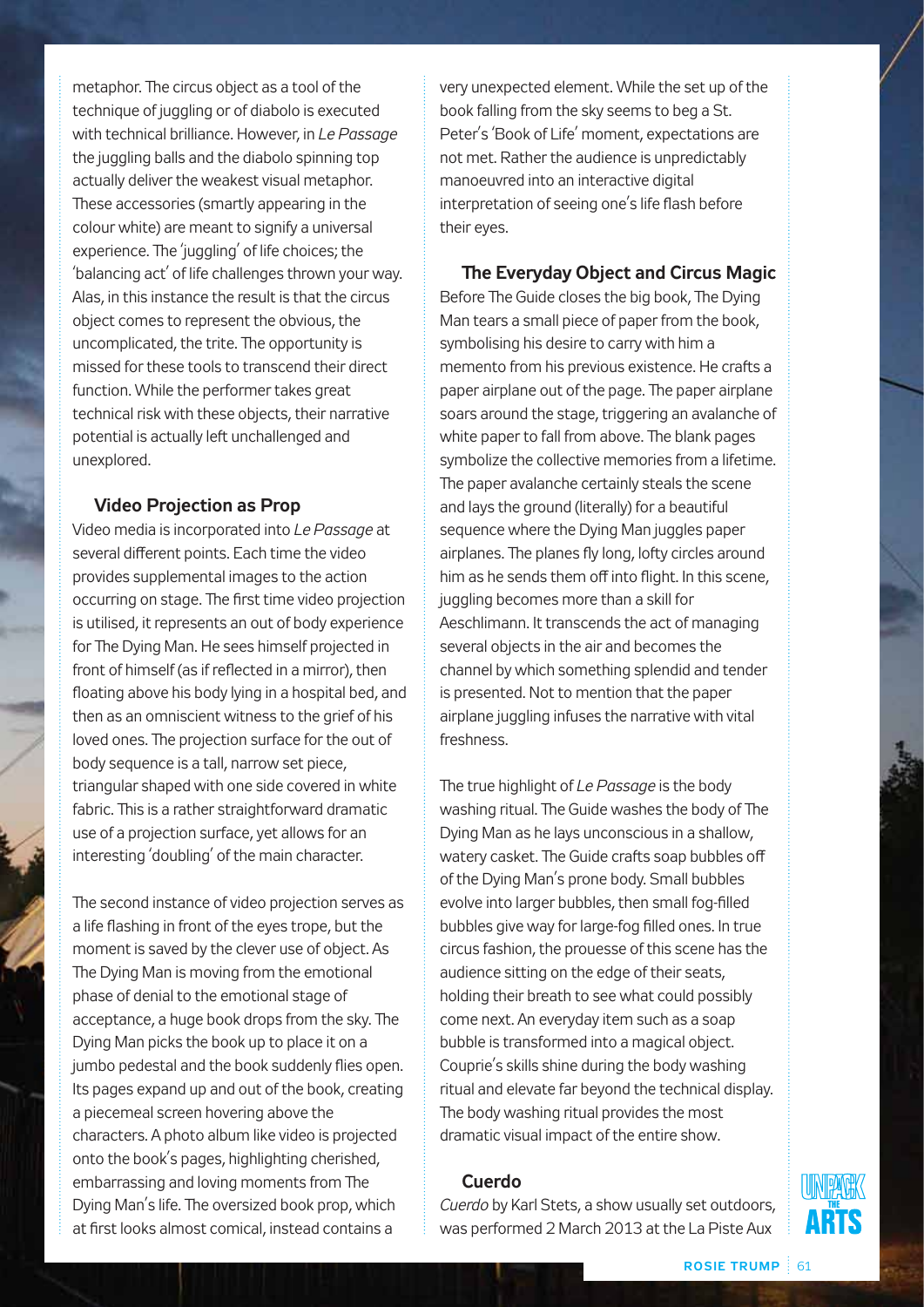metaphor. The circus object as a tool of the technique of juggling or of diabolo is executed with technical brilliance. However, in *Le Passage* the juggling balls and the diabolo spinning top actually deliver the weakest visual metaphor. These accessories (smartly appearing in the colour white) are meant to signify a universal experience. The 'juggling' of life choices; the 'balancing act' of life challenges thrown your way. Alas, in this instance the result is that the circus object comes to represent the obvious, the uncomplicated, the trite. The opportunity is missed for these tools to transcend their direct function. While the performer takes great technical risk with these objects, their narrative potential is actually left unchallenged and unexplored.

### Video Projection as Prop

Video media is incorporated into *Le Passage* at several different points. Each time the video provides supplemental images to the action occurring on stage. The first time video projection is utilised, it represents an out of body experience for The Dying Man. He sees himself projected in front of himself (as if reflected in a mirror), then floating above his body lying in a hospital bed, and then as an omniscient witness to the grief of his loved ones. The projection surface for the out of body sequence is a tall, narrow set piece, triangular shaped with one side covered in white fabric. This is a rather straightforward dramatic use of a projection surface, yet allows for an interesting 'doubling' of the main character.

The second instance of video projection serves as a life flashing in front of the eyes trope, but the moment is saved by the clever use of object. As The Dying Man is moving from the emotional phase of denial to the emotional stage of acceptance, a huge book drops from the sky. The Dying Man picks the book up to place it on a jumbo pedestal and the book suddenly flies open. Its pages expand up and out of the book, creating a piecemeal screen hovering above the characters. A photo album like video is projected onto the book's pages, highlighting cherished, embarrassing and loving moments from The Dying Man's life. The oversized book prop, which at first looks almost comical, instead contains a very unexpected element. While the set up of the book falling from the sky seems to beg a St. Peter's 'Book of Life' moment, expectations are not met. Rather the audience is unpredictably manoeuvred into an interactive digital interpretation of seeing one's life flash before their eyes.

### The Everyday Object and Circus Magic

Before The Guide closes the big book, The Dying Man tears a small piece of paper from the book, symbolising his desire to carry with him a memento from his previous existence. He crafts a paper airplane out of the page. The paper airplane soars around the stage, triggering an avalanche of white paper to fall from above. The blank pages symbolize the collective memories from a lifetime. The paper avalanche certainly steals the scene and lays the ground (literally) for a beautiful sequence where the Dying Man juggles paper airplanes. The planes fly long, lofty circles around him as he sends them off into flight. In this scene, juggling becomes more than a skill for Aeschlimann. It transcends the act of managing several objects in the air and becomes the channel by which something splendid and tender is presented. Not to mention that the paper airplane juggling infuses the narrative with vital freshness.

The true highlight of *Le Passage* is the body washing ritual. The Guide washes the body of The Dying Man as he lays unconscious in a shallow, watery casket. The Guide crafts soap bubbles off of the Dying Man's prone body. Small bubbles evolve into larger bubbles, then small fog-filled bubbles give way for large-fog filled ones. In true circus fashion, the prouesse of this scene has the audience sitting on the edge of their seats, holding their breath to see what could possibly come next. An everyday item such as a soap bubble is transformed into a magical object. Couprie's skills shine during the body washing ritual and elevate far beyond the technical display. The body washing ritual provides the most dramatic visual impact of the entire show.

### Cuerdo

*Cuerdo* by Karl Stets, a show usually set outdoors, was performed 2 March 2013 at the La Piste Aux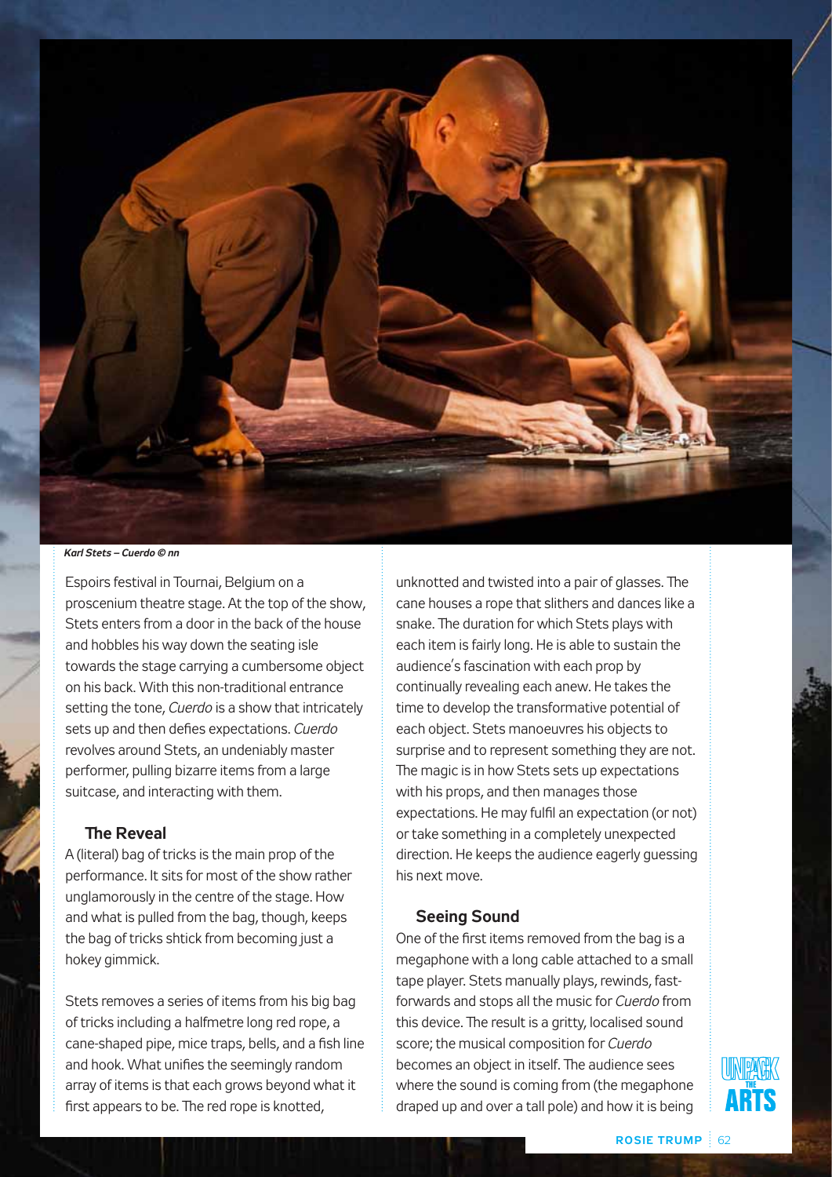*Karl Stets – Cuerdo © nn*

Espoirs festival in Tournai, Belgium on a proscenium theatre stage. At the top of the show, Stets enters from a door in the back of the house and hobbles his way down the seating isle towards the stage carrying a cumbersome object on his back. With this non-traditional entrance setting the tone, *Cuerdo* is a show that intricately sets up and then defies expectations. *Cuerdo* revolves around Stets, an undeniably master performer, pulling bizarre items from a large suitcase, and interacting with them.

## The Reveal

A (literal) bag of tricks is the main prop of the performance. It sits for most of the show rather unglamorously in the centre of the stage. How and what is pulled from the bag, though, keeps the bag of tricks shtick from becoming just a hokey gimmick.

Stets removes a series of items from his big bag of tricks including a halfmetre long red rope, a cane-shaped pipe, mice traps, bells, and a fish line and hook. What unifies the seemingly random array of items is that each grows beyond what it first appears to be. The red rope is knotted, unknotted and twisted into a pair of glasses. The cane houses a rope that slithers and dances like a snake. The duration for which Stets plays with each item is fairly long. He is able to sustain the audience's fascination with each prop by continually revealing each anew. He takes the time to develop the transformative potential of each object. Stets manoeuvres his objects to surprise and to represent something they are not. The magic is in how Stets sets up expectations with his props, and then manages those expectations. He may fulfil an expectation (or not) or take something in a completely unexpected direction. He keeps the audience eagerly guessing his next move.

## Seeing Sound

One of the first items removed from the bag is a megaphone with a long cable attached to a small tape player. Stets manually plays, rewinds, fast-forwards and stops all the music for *Cuerdo* from this device. The result is a gritty, localised sound score; the musical composition for *Cuerdo* becomes an object in itself. The audience sees where the sound is coming from (the megaphone draped up and over a tall pole) and how it is being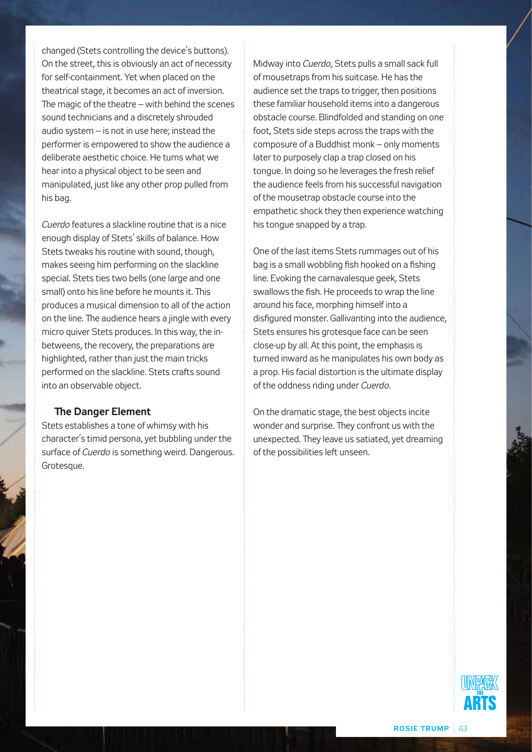changed (Stets controlling the device's buttons). On the street, this is obviously an act of necessity for self-containment. Yet when placed on the theatrical stage, it becomes an act of inversion. The magic of the theatre – with behind the scenes sound technicians and a discretely shrouded audio system – is not in use here; instead the performer is empowered to show the audience a deliberate aesthetic choice. He turns what we hear into a physical object to be seen and manipulated, just like any other prop pulled from his bag.

*Cuerdo* features a slackline routine that is a nice enough display of Stets' skills of balance. How Stets tweaks his routine with sound, though, makes seeing him performing on the slackline special. Stets ties two bells (one large and one small) onto his line before he mounts it. This produces a musical dimension to all of the action on the line. The audience hears a jingle with every micro quiver Stets produces. In this way, the in-betweens, the recovery, the preparations are highlighted, rather than just the main tricks performed on the slackline. Stets crafts sound into an observable object.

### The Danger Element

Stets establishes a tone of whimsy with his character's timid persona, yet bubbling under the surface of *Cuerdo* is something weird. Dangerous. Grotesque.

Midway into *Cuerdo*, Stets pulls a small sack full of mousetraps from his suitcase. He has the audience set the traps to trigger, then positions these familiar household items into a dangerous obstacle course. Blindfolded and standing on one foot, Stets side steps across the traps with the composure of a Buddhist monk – only moments later to purposely clap a trap closed on his tongue. In doing so he leverages the fresh relief the audience feels from his successful navigation of the mousetrap obstacle course into the empathetic shock they then experience watching his tongue snapped by a trap.

One of the last items Stets rummages out of his bag is a small wobbling fish hooked on a fishing line. Evoking the carnavalesque geek, Stets swallows the fish. He proceeds to wrap the line around his face, morphing himself into a disfigured monster. Gallivanting into the audience, Stets ensures his grotesque face can be seen close-up by all. At this point, the emphasis is turned inward as he manipulates his own body as a prop. His facial distortion is the ultimate display of the oddness riding under *Cuerdo*.

On the dramatic stage, the best objects incite wonder and surprise. They confront us with the unexpected. They leave us satiated, yet dreaming of the possibilities left unseen.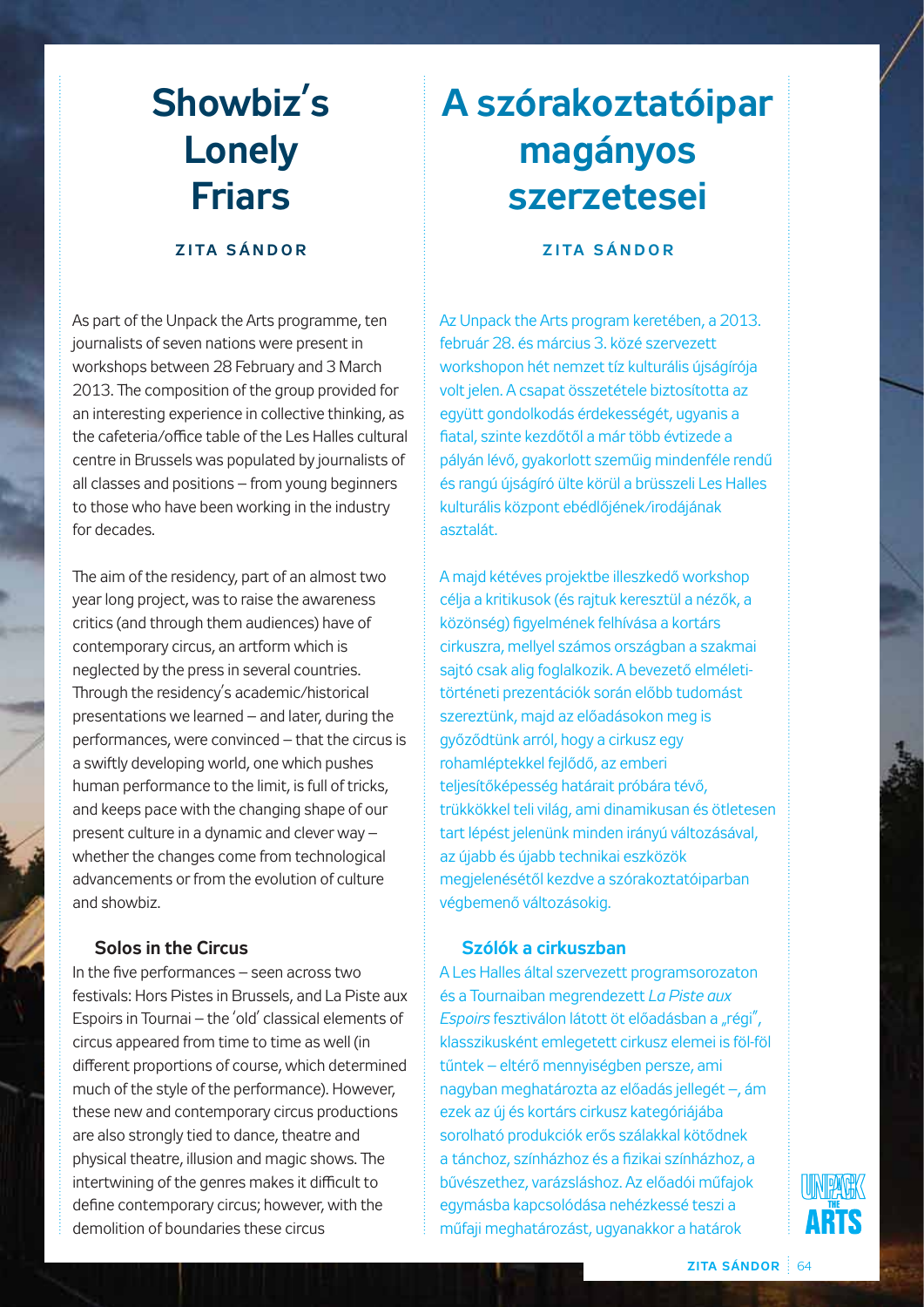# Showbiz's Lonely Friars

**ZITA SÁNDOR**

As part of the Unpack the Arts programme, ten journalists of seven nations were present in workshops between 28 February and 3 March 2013. The composition of the group provided for an interesting experience in collective thinking, as the cafeteria/office table of the Les Halles cultural centre in Brussels was populated by journalists of all classes and positions – from young beginners to those who have been working in the industry for decades.

The aim of the residency, part of an almost two year long project, was to raise the awareness critics (and through them audiences) have of contemporary circus, an artform which is neglected by the press in several countries. Through the residency's academic/historical presentations we learned – and later, during the performances, were convinced – that the circus is a swiftly developing world, one which pushes human performance to the limit, is full of tricks, and keeps pace with the changing shape of our present culture in a dynamic and clever way – whether the changes come from technological advancements or from the evolution of culture and showbiz.

### Solos in the Circus

In the five performances – seen across two festivals: Hors Pistes in Brussels, and La Piste aux Espoirs in Tournai – the 'old' classical elements of circus appeared from time to time as well (in different proportions of course, which determined much of the style of the performance). However, these new and contemporary circus productions are also strongly tied to dance, theatre and physical theatre, illusion and magic shows. The intertwining of the genres makes it difficult to define contemporary circus; however, with the demolition of boundaries these circus

# A szórakoztatóipar magányos szerzetesei

**ZITA SÁNDOR**

Az Unpack the Arts program keretében, a 2013. február 28. és március 3. közé szervezett workshopon hét nemzet tíz kulturális újságírója volt jelen. A csapat összetétele biztosította az együtt gondolkodás érdekességét, ugyanis a fiatal, szinte kezdőtől a már több évtizede a pályán lévő, gyakorlott szeműig mindenféle rendű és rangú újságíró ülte körül a brüsszeli Les Halles kulturális központ ebédlőjének/irodájának asztalát.

A majd kétéves projektbe illeszkedő workshop célja a kritikusok (és rajtuk keresztül a nézők, a közönség) figyelmének felhívása a kortárs cirkuszra, mellyel számos országban a szakmai sajtó csak alig foglalkozik. A bevezető elméleti-történeti prezentációk során előbb tudomást szereztünk, majd az előadásokon meg is győződtünk arról, hogy a cirkusz egy rohamléptekkel fejlődő, az emberi teljesítőképesség határait próbára tévő, trükkökkel teli világ, ami dinamikusan és ötletesen tart lépést jelenünk minden irányú változásával, az újabb és újabb technikai eszközök megjelenésétől kezdve a szórakoztatóiparban végbemenő változásokig.

### Szólók a cirkuszban

A Les Halles által szervezett programsorozaton és a Tournaiban megrendezett *La Piste aux Espoirs* fesztiválon látott öt előadásban a „régi", klasszikusként emlegetett cirkusz elemei is föl-föl tűntek – eltérő mennyiségben persze, ami nagyban meghatározta az előadás jellegét –, ám ezek az új és kortárs cirkusz kategóriájába sorolható produkciók erős szálakkal kötődnek a tánchoz, színházhoz és a fizikai színházhoz, a bűvészethez, varázsláshoz. Az előadói műfajok egymásba kapcsolódása nehézkessé teszi a műfaji meghatározást, ugyanakkor a határok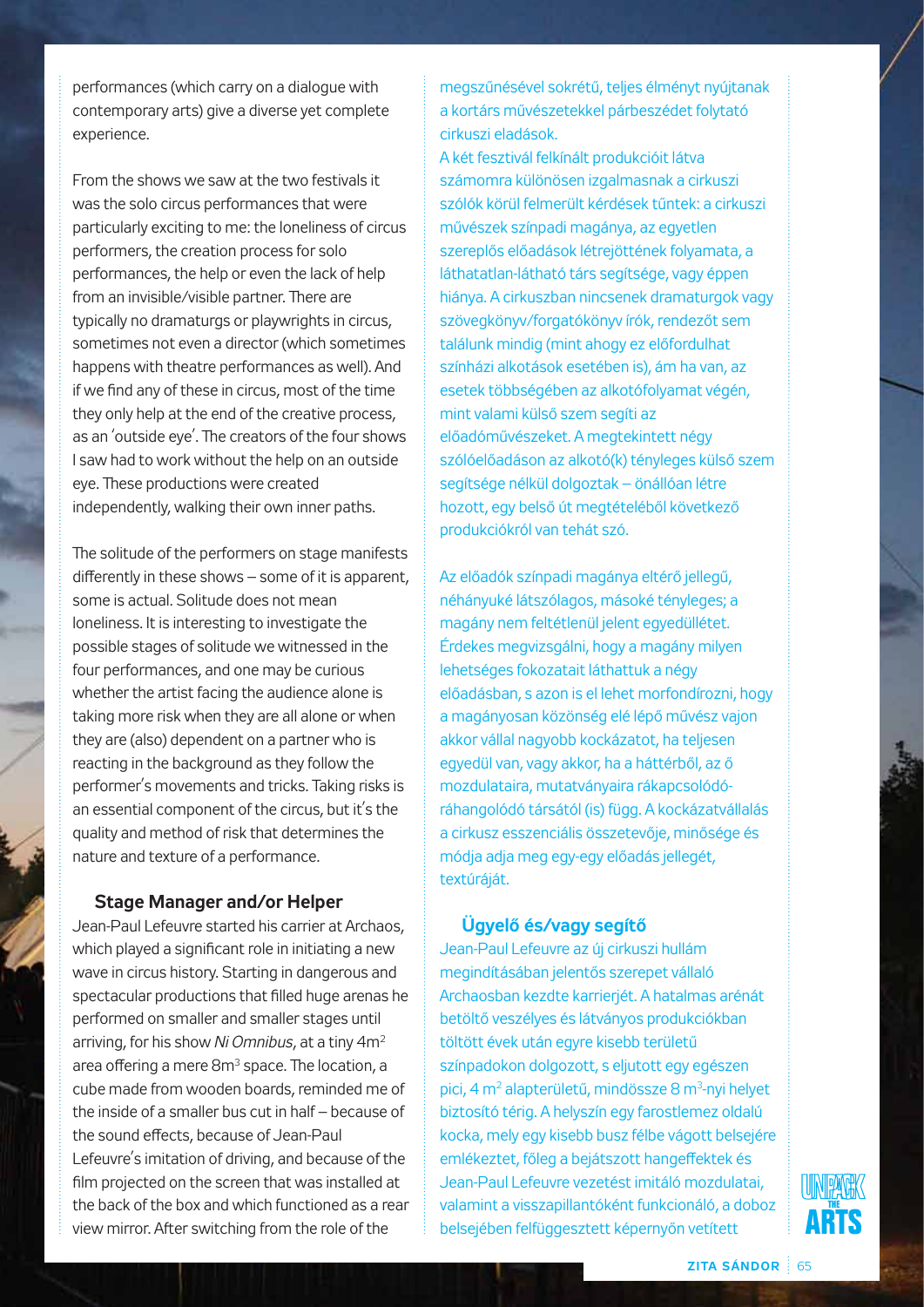performances (which carry on a dialogue with contemporary arts) give a diverse yet complete experience.

From the shows we saw at the two festivals it was the solo circus performances that were particularly exciting to me: the loneliness of circus performers, the creation process for solo performances, the help or even the lack of help from an invisible/visible partner. There are typically no dramaturgs or playwrights in circus, sometimes not even a director (which sometimes happens with theatre performances as well). And if we find any of these in circus, most of the time they only help at the end of the creative process, as an 'outside eye'. The creators of the four shows I saw had to work without the help on an outside eye. These productions were created independently, walking their own inner paths.

The solitude of the performers on stage manifests differently in these shows – some of it is apparent, some is actual. Solitude does not mean loneliness. It is interesting to investigate the possible stages of solitude we witnessed in the four performances, and one may be curious whether the artist facing the audience alone is taking more risk when they are all alone or when they are (also) dependent on a partner who is reacting in the background as they follow the performer's movements and tricks. Taking risks is an essential component of the circus, but it's the quality and method of risk that determines the nature and texture of a performance.

### Stage Manager and/or Helper

Jean-Paul Lefeuvre started his carrier at Archaos, which played a significant role in initiating a new wave in circus history. Starting in dangerous and spectacular productions that filled huge arenas he performed on smaller and smaller stages until arriving, for his show *Ni Omnibus*, at a tiny 4m$^2$ area offering a mere 8m$^3$ space. The location, a cube made from wooden boards, reminded me of the inside of a smaller bus cut in half – because of the sound effects, because of Jean-Paul Lefeuvre's imitation of driving, and because of the film projected on the screen that was installed at the back of the box and which functioned as a rear view mirror. After switching from the role of the

megszűnésével sokrétű, teljes élményt nyújtanak a kortárs művészetekkel párbeszédet folytató cirkuszi eladások.

A két fesztivál felkínált produkcióit látva számomra különösen izgalmasnak a cirkuszi szólók körül felmerült kérdések tűntek: a cirkuszi művészek színpadi magánya, az egyetlen szereplős előadások létrejöttének folyamata, a láthatatlan-látható társ segítsége, vagy éppen hiánya. A cirkuszban nincsenek dramaturgok vagy szövegkönyv/forgatókönyv írók, rendezőt sem találunk mindig (mint ahogy ez előfordulhat színházi alkotások esetében is), ám ha van, az esetek többségében az alkotófolyamat végén, mint valami külső szem segíti az előadóművészeket. A megtekintett négy szólóelőadáson az alkotó(k) tényleges külső szem segítsége nélkül dolgoztak – önállóan létre hozott, egy belső út megtételéből következő produkciókról van tehát szó.

Az előadók színpadi magánya eltérő jellegű, néhányuké látszólagos, másoké tényleges; a magány nem feltétlenül jelent egyedüllétet. Érdekes megvizsgálni, hogy a magány milyen lehetséges fokozatait láthattuk a négy előadásban, s azon is el lehet morfondírozni, hogy a magányosan közönség elé lépő művész vajon akkor vállal nagyobb kockázatot, ha teljesen egyedül van, vagy akkor, ha a háttérből, az ő mozdulataira, mutatványaira rákapcsolódó-ráhangolódó társától (is) függ. A kockázatvállalás a cirkusz esszenciális összetevője, minősége és módja adja meg egy-egy előadás jellegét, textúráját.

### Ügyelő és/vagy segítő

Jean-Paul Lefeuvre az új cirkuszi hullám megindításában jelentős szerepet vállaló Archaosban kezdte karrierjét. A hatalmas arénát betöltő veszélyes és látványos produkciókban töltött évek után egyre kisebb területű színpadokon dolgozott, s eljutott egy egészen pici, 4 m$^2$ alapterületű, mindössze 8 m$^3$-nyi helyet biztosító térig. A helyszín egy farostlemez oldalú kocka, mely egy kisebb busz félbe vágott belsejére emlékeztet, főleg a bejátszott hangeffektek és Jean-Paul Lefeuvre vezetést imitáló mozdulatai, valamint a visszapillantóként funkcionáló, a doboz belsejében felfüggesztett képernyőn vetített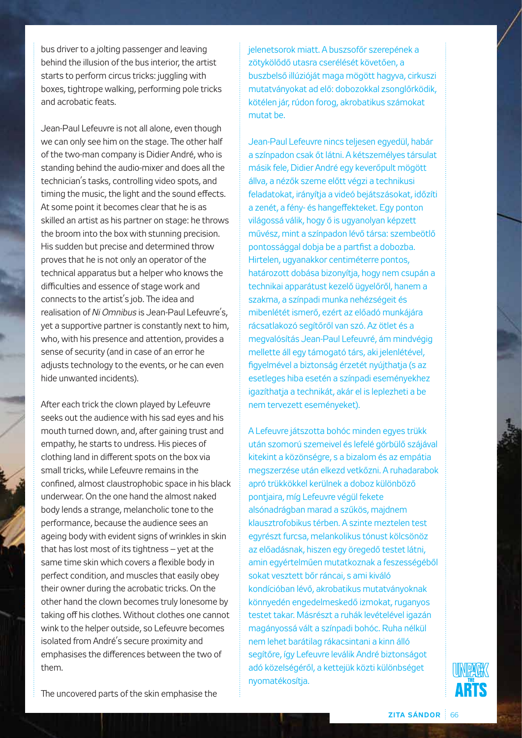bus driver to a jolting passenger and leaving behind the illusion of the bus interior, the artist starts to perform circus tricks: juggling with boxes, tightrope walking, performing pole tricks and acrobatic feats.

Jean-Paul Lefeuvre is not all alone, even though we can only see him on the stage. The other half of the two-man company is Didier André, who is standing behind the audio-mixer and does all the technician's tasks, controlling video spots, and timing the music, the light and the sound effects. At some point it becomes clear that he is as skilled an artist as his partner on stage: he throws the broom into the box with stunning precision. His sudden but precise and determined throw proves that he is not only an operator of the technical apparatus but a helper who knows the difficulties and essence of stage work and connects to the artist's job. The idea and realisation of *Ni Omnibus* is Jean-Paul Lefeuvre's, yet a supportive partner is constantly next to him, who, with his presence and attention, provides a sense of security (and in case of an error he adjusts technology to the events, or he can even hide unwanted incidents).

After each trick the clown played by Lefeuvre seeks out the audience with his sad eyes and his mouth turned down, and, after gaining trust and empathy, he starts to undress. His pieces of clothing land in different spots on the box via small tricks, while Lefeuvre remains in the confined, almost claustrophobic space in his black underwear. On the one hand the almost naked body lends a strange, melancholic tone to the performance, because the audience sees an ageing body with evident signs of wrinkles in skin that has lost most of its tightness – yet at the same time skin which covers a flexible body in perfect condition, and muscles that easily obey their owner during the acrobatic tricks. On the other hand the clown becomes truly lonesome by taking off his clothes. Without clothes one cannot wink to the helper outside, so Lefeuvre becomes isolated from André's secure proximity and emphasises the differences between the two of them.

The uncovered parts of the skin emphasise the

jelenetsorok miatt. A buszsofőr szerepének a zötyökölődő utasra cserélését követően, a buszbelső illúzióját maga mögött hagyva, cirkuszi mutatványokat ad elő: dobozokkal zsonglőrködik, kötélen jár, rúdon forog, akrobatikus számokat mutat be.

Jean-Paul Lefeuvre nincs teljesen egyedül, habár a színpadon csak őt látni. A kétszemélyes társulat másik fele, Didier André egy keverőpult mögött állva, a nézők szeme előtt végzi a technikusi feladatokat, irányítja a videó bejátszásokat, időzíti a zenét, a fény- és hangeffekteket. Egy ponton világossá válik, hogy ő is ugyanolyan képzett művész, mint a színpadon lévő társa: szembeötlő pontossággal dobja be a partfist a dobozba. Hirtelen, ugyanakkor centiméterre pontos, határozott dobása bizonyítja, hogy nem csupán a technikai apparátust kezelő ügyelőről, hanem a szakma, a színpadi munka nehézségeit és mibenlétét ismerő, ezért az előadó munkájára rácsatlakozó segítőről van szó. Az ötlet és a megvalósítás Jean-Paul Lefeuvré, ám mindvégig mellette áll egy támogató társ, aki jelenlétével, figyelmével a biztonság érzetét nyújthatja (s az esetleges hiba esetén a színpadi eseményekhez igazíthatja a technikát, akár el is leplezheti a be nem tervezett eseményeket).

A Lefeuvre játszotta bohóc minden egyes trükk után szomorú szemeivel és lefelé görbülő szájával kitekint a közönségre, s a bizalom és az empátia megszerzése után elkezd vetkőzni. A ruhadarabok apró trükkökkel kerülnek a doboz különböző pontjaira, míg Lefeuvre végül fekete alsónadrágban marad a szűkös, majdnem klausztrofobikus térben. A szinte meztelen test egyrészt furcsa, melankolikus tónust kölcsönöz az előadásnak, hiszen egy öregedő testet látni, amin egyértelműen mutatkoznak a feszességéből sokat vesztett bőr ráncai, s ami kiváló kondícióban lévő, akrobatikus mutatványoknak könnyedén engedelmeskedő izmokat, ruganyos testet takar. Másrészt a ruhák levételével igazán magányossá vált a színpadi bohóc. Ruha nélkül nem lehet barátilag rákacsintani a kinn álló segítőre, így Lefeuvre leválik André biztonságot adó közelségéről, a kettejük közti különbséget nyomatékosítja.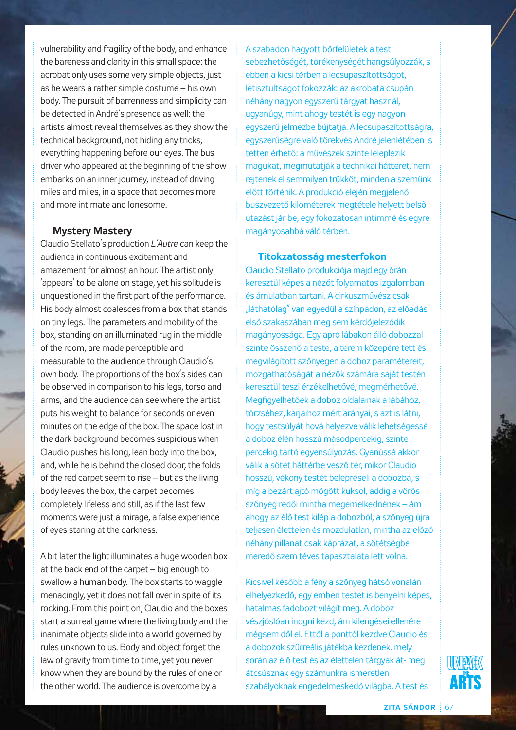vulnerability and fragility of the body, and enhance the bareness and clarity in this small space: the acrobat only uses some very simple objects, just as he wears a rather simple costume – his own body. The pursuit of barrenness and simplicity can be detected in André's presence as well: the artists almost reveal themselves as they show the technical background, not hiding any tricks, everything happening before our eyes. The bus driver who appeared at the beginning of the show embarks on an inner journey, instead of driving miles and miles, in a space that becomes more and more intimate and lonesome.

### Mystery Mastery

Claudio Stellato's production *L'Autre* can keep the audience in continuous excitement and amazement for almost an hour. The artist only 'appears' to be alone on stage, yet his solitude is unquestioned in the first part of the performance. His body almost coalesces from a box that stands on tiny legs. The parameters and mobility of the box, standing on an illuminated rug in the middle of the room, are made perceptible and measurable to the audience through Claudio's own body. The proportions of the box's sides can be observed in comparison to his legs, torso and arms, and the audience can see where the artist puts his weight to balance for seconds or even minutes on the edge of the box. The space lost in the dark background becomes suspicious when Claudio pushes his long, lean body into the box, and, while he is behind the closed door, the folds of the red carpet seem to rise – but as the living body leaves the box, the carpet becomes completely lifeless and still, as if the last few moments were just a mirage, a false experience of eyes staring at the darkness.

A bit later the light illuminates a huge wooden box at the back end of the carpet – big enough to swallow a human body. The box starts to waggle menacingly, yet it does not fall over in spite of its rocking. From this point on, Claudio and the boxes start a surreal game where the living body and the inanimate objects slide into a world governed by rules unknown to us. Body and object forget the law of gravity from time to time, yet you never know when they are bound by the rules of one or the other world. The audience is overcome by a

A szabadon hagyott bőrfelületek a test sebezhetőségét, törékenységét hangsúlyozzák, s ebben a kicsi térben a lecsupaszítottságot, letisztultságot fokozzák: az akrobata csupán néhány nagyon egyszerű tárgyat használ, ugyanúgy, mint ahogy testét is egy nagyon egyszerű jelmezbe bújtatja. A lecsupaszítottságra, egyszerűségre való törekvés André jelenlétében is tetten érhető: a művészek szinte leleplezik magukat, megmutatják a technikai hátteret, nem rejtenek el semmilyen trükköt, minden a szemünk előtt történik. A produkció elején megjelenő buszvezető kilométerek megtétele helyett belső utazást jár be, egy fokozatosan intimmé és egyre magányosabbá váló térben.

### Titokzatosság mesterfokon

Claudio Stellato produkciója majd egy órán keresztül képes a nézőt folyamatos izgalomban és ámulatban tartani. A cirkuszművész csak „láthatólag" van egyedül a színpadon, az előadás első szakaszában meg sem kérdőjeleződik magányossága. Egy apró lábakon álló dobozzal szinte összenő a teste, a terem közepére tett és megvilágított szőnyegen a doboz paramétereit, mozgathatóságát a nézők számára saját testén keresztül teszi érzékelhetővé, megmérhetővé. Megfigyelhetőek a doboz oldalainak a lábához, törzséhez, karjaihoz mért arányai, s azt is látni, hogy testsúlyát hová helyezve válik lehetségessé a doboz élén hosszú másodpercekig, szinte percekig tartó egyensúlyozás. Gyanússá akkor válik a sötét háttérbe vesző tér, mikor Claudio hosszú, vékony testét belepréseli a dobozba, s míg a bezárt ajtó mögött kuksol, addig a vörös szőnyeg redői mintha megemelkednének – ám ahogy az élő test kilép a dobozból, a szőnyeg újra teljesen élettelen és mozdulatlan, mintha az előző néhány pillanat csak káprázat, a sötétségbe meredő szem téves tapasztalata lett volna.

Kicsivel később a fény a szőnyeg hátsó vonalán elhelyezkedő, egy emberi testet is benyelni képes, hatalmas fadobozt világít meg. A doboz vészjóslóan inogni kezd, ám kilengései ellenére mégsem dől el. Ettől a ponttól kezdve Claudio és a dobozok szürreális játékba kezdenek, mely során az élő test és az élettelen tárgyak át- meg átcsúsznak egy számunkra ismeretlen szabályoknak engedelmeskedő világba. A test és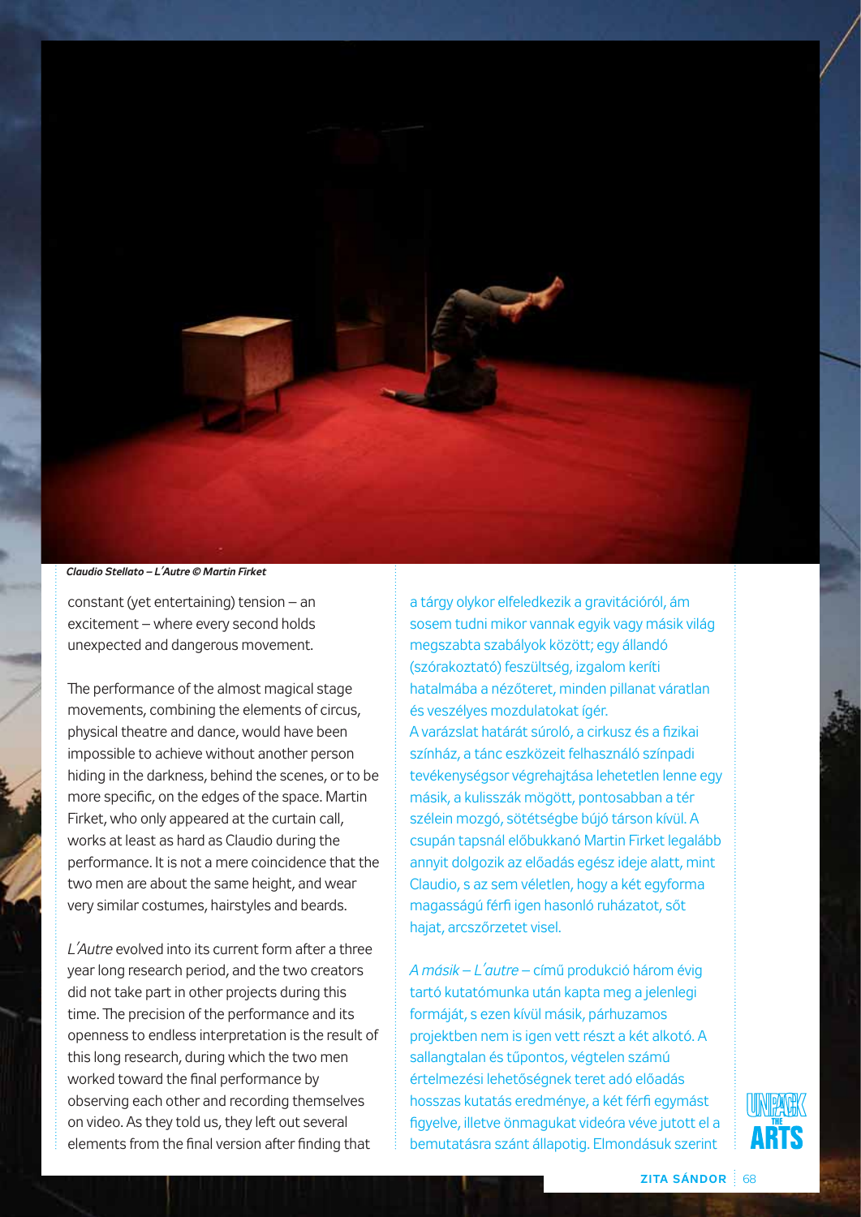*Claudio Stellato – L´Autre © Martin Firket*

constant (yet entertaining) tension – an excitement – where every second holds unexpected and dangerous movement.

The performance of the almost magical stage movements, combining the elements of circus, physical theatre and dance, would have been impossible to achieve without another person hiding in the darkness, behind the scenes, or to be more specific, on the edges of the space. Martin Firket, who only appeared at the curtain call, works at least as hard as Claudio during the performance. It is not a mere coincidence that the two men are about the same height, and wear very similar costumes, hairstyles and beards.

*L´Autre* evolved into its current form after a three year long research period, and the two creators did not take part in other projects during this time. The precision of the performance and its openness to endless interpretation is the result of this long research, during which the two men worked toward the final performance by observing each other and recording themselves on video. As they told us, they left out several elements from the final version after finding that

a tárgy olykor elfeledkezik a gravitációról, ám sosem tudni mikor vannak egyik vagy másik világ megszabta szabályok között; egy állandó (szórakoztató) feszültség, izgalom keríti hatalmába a nézőteret, minden pillanat váratlan és veszélyes mozdulatokat ígér.
A varázslat határát súroló, a cirkusz és a fizikai színház, a tánc eszközeit felhasználó színpadi tevékenységsor végrehajtása lehetetlen lenne egy másik, a kulisszák mögött, pontosabban a tér szélein mozgó, sötétségbe bújó társon kívül. A csupán tapsnál előbukkanó Martin Firket legalább annyit dolgozik az előadás egész ideje alatt, mint Claudio, s az sem véletlen, hogy a két egyforma magasságú férfi igen hasonló ruházatot, sőt hajat, arcszőrzetet visel.

*A másik – L´autre* – című produkció három évig tartó kutatómunka után kapta meg a jelenlegi formáját, s ezen kívül másik, párhuzamos projektben nem is igen vett részt a két alkotó. A sallangtalan és tűpontos, végtelen számú értelmezési lehetőségnek teret adó előadás hosszas kutatás eredménye, a két férfi egymást figyelve, illetve önmagukat videóra véve jutott el a bemutatásra szánt állapotig. Elmondásuk szerint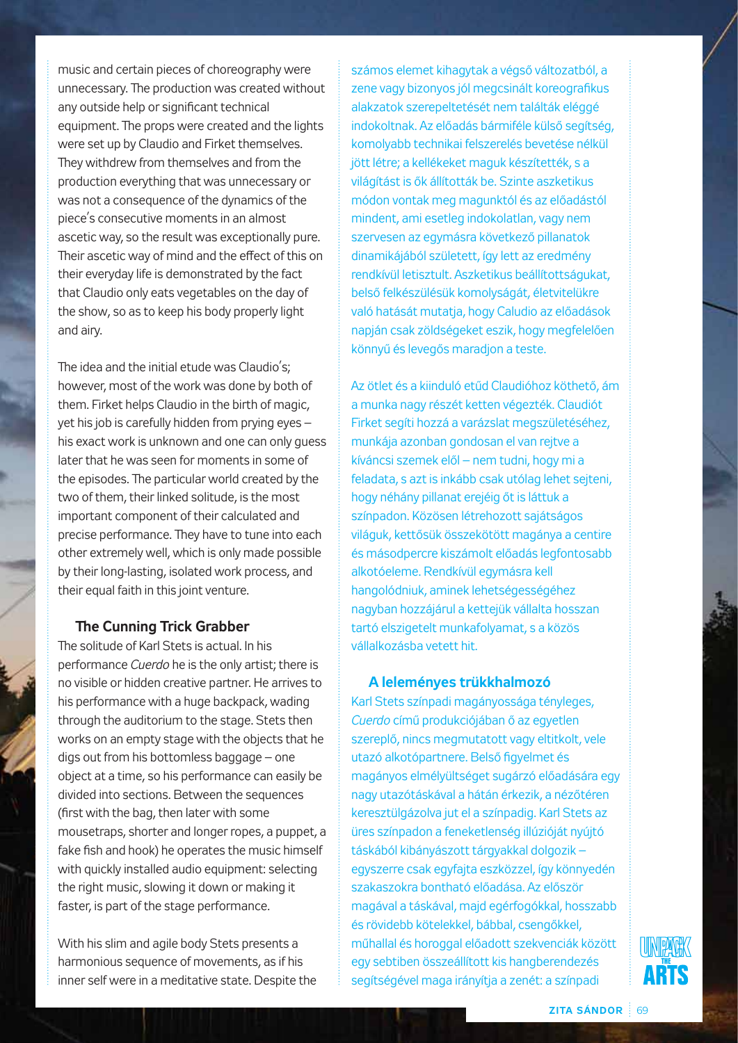music and certain pieces of choreography were unnecessary. The production was created without any outside help or significant technical equipment. The props were created and the lights were set up by Claudio and Firket themselves. They withdrew from themselves and from the production everything that was unnecessary or was not a consequence of the dynamics of the piece's consecutive moments in an almost ascetic way, so the result was exceptionally pure. Their ascetic way of mind and the effect of this on their everyday life is demonstrated by the fact that Claudio only eats vegetables on the day of the show, so as to keep his body properly light and airy.

The idea and the initial etude was Claudio's; however, most of the work was done by both of them. Firket helps Claudio in the birth of magic, yet his job is carefully hidden from prying eyes – his exact work is unknown and one can only guess later that he was seen for moments in some of the episodes. The particular world created by the two of them, their linked solitude, is the most important component of their calculated and precise performance. They have to tune into each other extremely well, which is only made possible by their long-lasting, isolated work process, and their equal faith in this joint venture.

### The Cunning Trick Grabber

The solitude of Karl Stets is actual. In his performance *Cuerdo* he is the only artist; there is no visible or hidden creative partner. He arrives to his performance with a huge backpack, wading through the auditorium to the stage. Stets then works on an empty stage with the objects that he digs out from his bottomless baggage – one object at a time, so his performance can easily be divided into sections. Between the sequences (first with the bag, then later with some mousetraps, shorter and longer ropes, a puppet, a fake fish and hook) he operates the music himself with quickly installed audio equipment: selecting the right music, slowing it down or making it faster, is part of the stage performance.

With his slim and agile body Stets presents a harmonious sequence of movements, as if his inner self were in a meditative state. Despite the

számos elemet kihagytak a végső változatból, a zene vagy bizonyos jól megcsinált koreografikus alakzatok szerepeltetését nem találták eléggé indokoltnak. Az előadás bármiféle külső segítség, komolyabb technikai felszerelés bevetése nélkül jött létre; a kellékeket maguk készítették, s a világítást is ők állították be. Szinte aszketikus módon vontak meg magunktól és az előadástól mindent, ami esetleg indokolatlan, vagy nem szervesen az egymásra következő pillanatok dinamikájából született, így lett az eredmény rendkívül letisztult. Aszketikus beállítottságukat, belső felkészülésük komolyságát, életvitelükre való hatását mutatja, hogy Caludio az előadások napján csak zöldségeket eszik, hogy megfelelően könnyű és levegős maradjon a teste.

Az ötlet és a kiinduló etűd Claudióhoz köthető, ám a munka nagy részét ketten végezték. Claudiót Firket segíti hozzá a varázslat megszületéséhez, munkája azonban gondosan el van rejtve a kíváncsi szemek elől – nem tudni, hogy mi a feladata, s azt is inkább csak utólag lehet sejteni, hogy néhány pillanat erejéig őt is láttuk a színpadon. Közösen létrehozott sajátságos világuk, kettősük összekötött magánya a centire és másodpercre kiszámolt előadás legfontosabb alkotóeleme. Rendkívül egymásra kell hangolódniuk, aminek lehetségességéhez nagyban hozzájárul a kettejük vállalta hosszan tartó elszigetelt munkafolyamat, s a közös vállalkozásba vetett hit.

### A leleményes trükkhalmozó

Karl Stets színpadi magányossága tényleges, *Cuerdo* című produkciójában ő az egyetlen szereplő, nincs megmutatott vagy eltitkolt, vele utazó alkotópartnere. Belső figyelmet és magányos elmélyültséget sugárzó előadására egy nagy utazótáskával a hátán érkezik, a nézőtéren keresztülgázolva jut el a színpadig. Karl Stets az üres színpadon a feneketlenség illúzióját nyújtó táskából kibányászott tárgyakkal dolgozik – egyszerre csak egyfajta eszközzel, így könnyedén szakaszokra bontható előadása. Az először magával a táskával, majd egérfogókkal, hosszabb és rövidebb kötelekkel, bábbal, csengőkkel, műhallal és horoggal előadott szekvenciák között egy sebtiben összeállított kis hangberendezés segítségével maga irányítja a zenét: a színpadi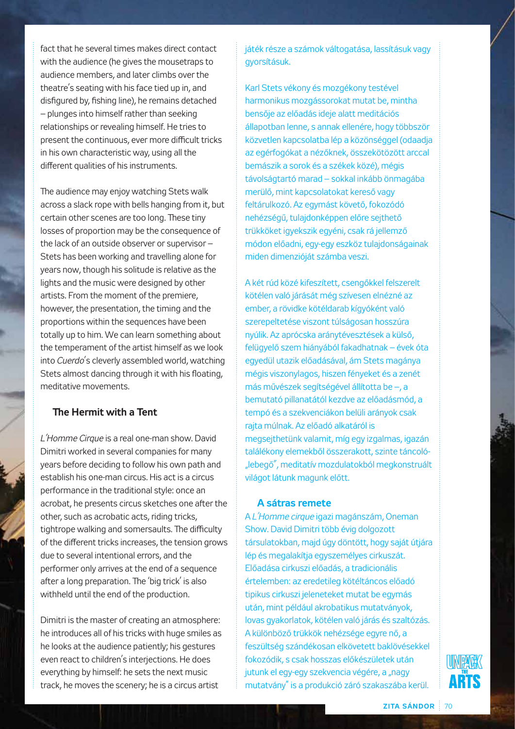fact that he several times makes direct contact with the audience (he gives the mousetraps to audience members, and later climbs over the theatre's seating with his face tied up in, and disfigured by, fishing line), he remains detached – plunges into himself rather than seeking relationships or revealing himself. He tries to present the continuous, ever more difficult tricks in his own characteristic way, using all the different qualities of his instruments.

The audience may enjoy watching Stets walk across a slack rope with bells hanging from it, but certain other scenes are too long. These tiny losses of proportion may be the consequence of the lack of an outside observer or supervisor – Stets has been working and travelling alone for years now, though his solitude is relative as the lights and the music were designed by other artists. From the moment of the premiere, however, the presentation, the timing and the proportions within the sequences have been totally up to him. We can learn something about the temperament of the artist himself as we look into *Cuerdo*'s cleverly assembled world, watching Stets almost dancing through it with his floating, meditative movements.

### The Hermit with a Tent

*L'Homme Cirque* is a real one-man show. David Dimitri worked in several companies for many years before deciding to follow his own path and establish his one-man circus. His act is a circus performance in the traditional style: once an acrobat, he presents circus sketches one after the other, such as acrobatic acts, riding tricks, tightrope walking and somersaults. The difficulty of the different tricks increases, the tension grows due to several intentional errors, and the performer only arrives at the end of a sequence after a long preparation. The 'big trick' is also withheld until the end of the production.

Dimitri is the master of creating an atmosphere: he introduces all of his tricks with huge smiles as he looks at the audience patiently; his gestures even react to children's interjections. He does everything by himself: he sets the next music track, he moves the scenery; he is a circus artist

játék része a számok váltogatása, lassításuk vagy gyorsításuk.

Karl Stets vékony és mozgékony testével harmonikus mozgássorokat mutat be, mintha bensője az előadás ideje alatt meditációs állapotban lenne, s annak ellenére, hogy többször közvetlen kapcsolatba lép a közönséggel (odaadja az egérfogókat a nézőknek, összekötözött arccal bemászik a sorok és a székek közé), mégis távolságtartó marad – sokkal inkább önmagába merülő, mint kapcsolatokat kereső vagy feltárulkozó. Az egymást követő, fokozódó nehézségű, tulajdonképpen előre sejthető trükköket igyekszik egyéni, csak rá jellemző módon előadni, egy-egy eszköz tulajdonságainak miden dimenzióját számba veszi.

A két rúd közé kifeszített, csengőkkel felszerelt kötélen való járását még szívesen elnézné az ember, a rövidke kötéldarab kígyóként való szerepeltetése viszont túlságosan hosszúra nyúlik. Az aprócska aránytévesztések a külső, felügyelő szem hiányából fakadhatnak – évek óta egyedül utazik előadásával, ám Stets magánya mégis viszonylagos, hiszen fényeket és a zenét más művészek segítségével állította be –, a bemutató pillanatától kezdve az előadásmód, a tempó és a szekvenciákon belüli arányok csak rajta múlnak. Az előadó alkatáról is megsejthetünk valamit, míg egy izgalmas, igazán találékony elemekből összerakott, szinte táncoló-„lebegő", meditatív mozdulatokból megkonstruált világot látunk magunk előtt.

### A sátras remete

A *L'Homme cirque* igazi magánszám, Oneman Show. David Dimitri több évig dolgozott társulatokban, majd úgy döntött, hogy saját útjára lép és megalakítja egyszemélyes cirkuszát. Előadása cirkuszi előadás, a tradicionális értelemben: az eredetileg kötéltáncos előadó tipikus cirkuszi jeleneteket mutat be egymás után, mint például akrobatikus mutatványok, lovas gyakorlatok, kötélen való járás és szaltózás. A különböző trükkök nehézsége egyre nő, a feszültség szándékosan elkövetett baklövésekkel fokozódik, s csak hosszas előkészületek után jutunk el egy-egy szekvencia végére, a „nagy mutatvány" is a produkció záró szakaszába kerül.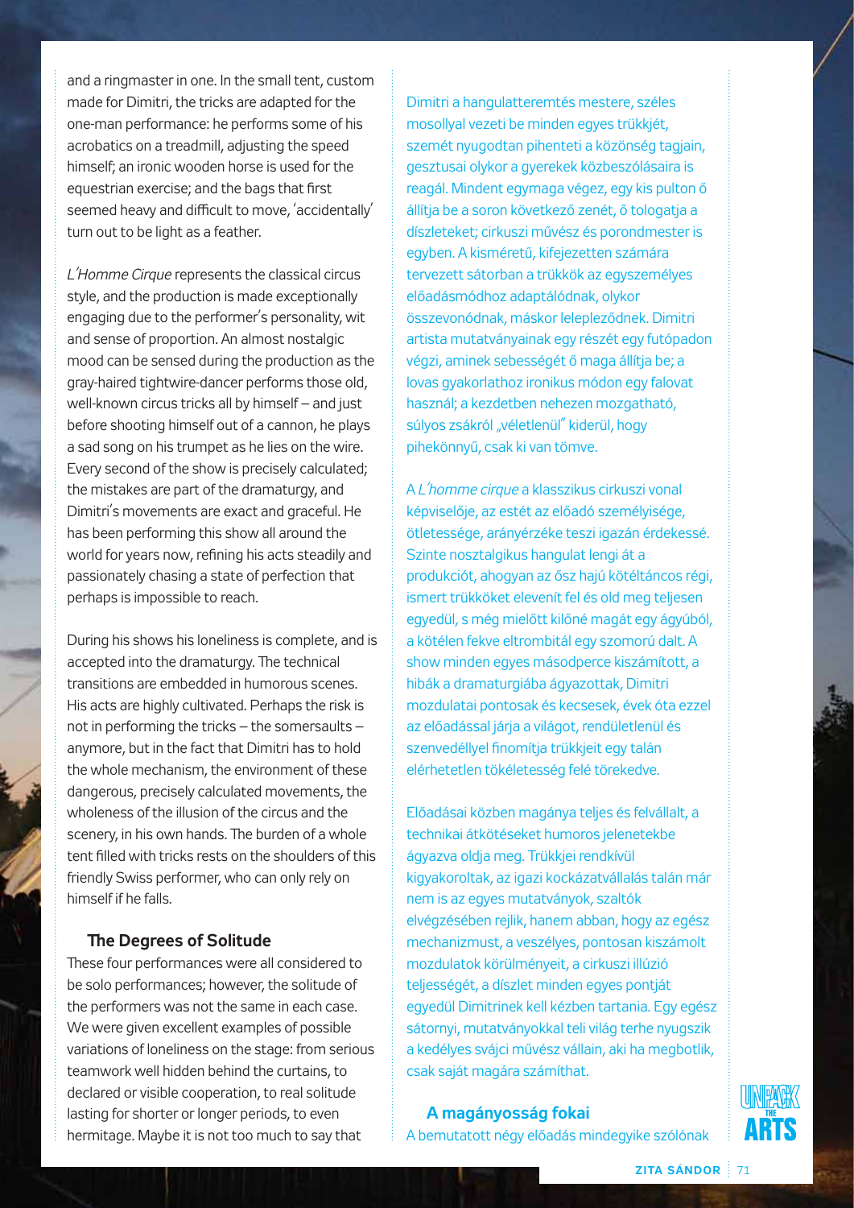and a ringmaster in one. In the small tent, custom made for Dimitri, the tricks are adapted for the one-man performance: he performs some of his acrobatics on a treadmill, adjusting the speed himself; an ironic wooden horse is used for the equestrian exercise; and the bags that first seemed heavy and difficult to move, 'accidentally' turn out to be light as a feather.

*L'Homme Cirque* represents the classical circus style, and the production is made exceptionally engaging due to the performer's personality, wit and sense of proportion. An almost nostalgic mood can be sensed during the production as the gray-haired tightwire-dancer performs those old, well-known circus tricks all by himself – and just before shooting himself out of a cannon, he plays a sad song on his trumpet as he lies on the wire. Every second of the show is precisely calculated; the mistakes are part of the dramaturgy, and Dimitri's movements are exact and graceful. He has been performing this show all around the world for years now, refining his acts steadily and passionately chasing a state of perfection that perhaps is impossible to reach.

During his shows his loneliness is complete, and is accepted into the dramaturgy. The technical transitions are embedded in humorous scenes. His acts are highly cultivated. Perhaps the risk is not in performing the tricks – the somersaults – anymore, but in the fact that Dimitri has to hold the whole mechanism, the environment of these dangerous, precisely calculated movements, the wholeness of the illusion of the circus and the scenery, in his own hands. The burden of a whole tent filled with tricks rests on the shoulders of this friendly Swiss performer, who can only rely on himself if he falls.

### The Degrees of Solitude

These four performances were all considered to be solo performances; however, the solitude of the performers was not the same in each case. We were given excellent examples of possible variations of loneliness on the stage: from serious teamwork well hidden behind the curtains, to declared or visible cooperation, to real solitude lasting for shorter or longer periods, to even hermitage. Maybe it is not too much to say that

Dimitri a hangulatteremtés mestere, széles mosollyal vezeti be minden egyes trükkjét, szemét nyugodtan pihenteti a közönség tagjain, gesztusai olykor a gyerekek közbeszólásaira is reagál. Mindent egymaga végez, egy kis pulton ő állítja be a soron következő zenét, ő tologatja a díszleteket; cirkuszi művész és porondmester is egyben. A kisméretű, kifejezetten számára tervezett sátorban a trükkök az egyszemélyes előadásmódhoz adaptálódnak, olykor összevonódnak, máskor leleplezödnek. Dimitri artista mutatványainak egy részét egy futópadon végzi, aminek sebességét ő maga állítja be; a lovas gyakorlathoz ironikus módon egy falovat használ; a kezdetben nehezen mozgatható, súlyos zsákról „véletlenül" kiderül, hogy pihekönnyű, csak ki van tömve.

A *L'homme cirque* a klasszikus cirkuszi vonal képviselője, az estét az előadó személyisége, ötletessége, arányérzéke teszi igazán érdekessé. Szinte nosztalgikus hangulat lengi át a produkciót, ahogyan az ősz hajú kötéltáncos régi, ismert trükköket elevenít fel és old meg teljesen egyedül, s még mielőtt kilőné magát egy ágyúból, a kötélen fekve eltrombitál egy szomorú dalt. A show minden egyes másodperce kiszámított, a hibák a dramaturgiába ágyazottak, Dimitri mozdulatai pontosak és kecsesek, évek óta ezzel az előadással járja a világot, rendületlenül és szenvedéllyel finomítja trükkjeit egy talán elérhetetlen tökéletesség felé törekedve.

Előadásai közben magánya teljes és felvállalt, a technikai átkötéseket humoros jelenetekbe ágyazva oldja meg. Trükkjei rendkívül kigyakoroltak, az igazi kockázatvállalás talán már nem is az egyes mutatványok, szaltók elvégzésében rejlik, hanem abban, hogy az egész mechanizmust, a veszélyes, pontosan kiszámolt mozdulatok körülményeit, a cirkuszi illúzió teljességét, a díszlet minden egyes pontját egyedül Dimitrinek kell kézben tartania. Egy egész sátornyi, mutatványokkal teli világ terhe nyugszik a kedélyes svájci művész vállain, aki ha megbotlik, csak saját magára számíthat.

### A magányosság fokai

A bemutatott négy előadás mindegyike szólónak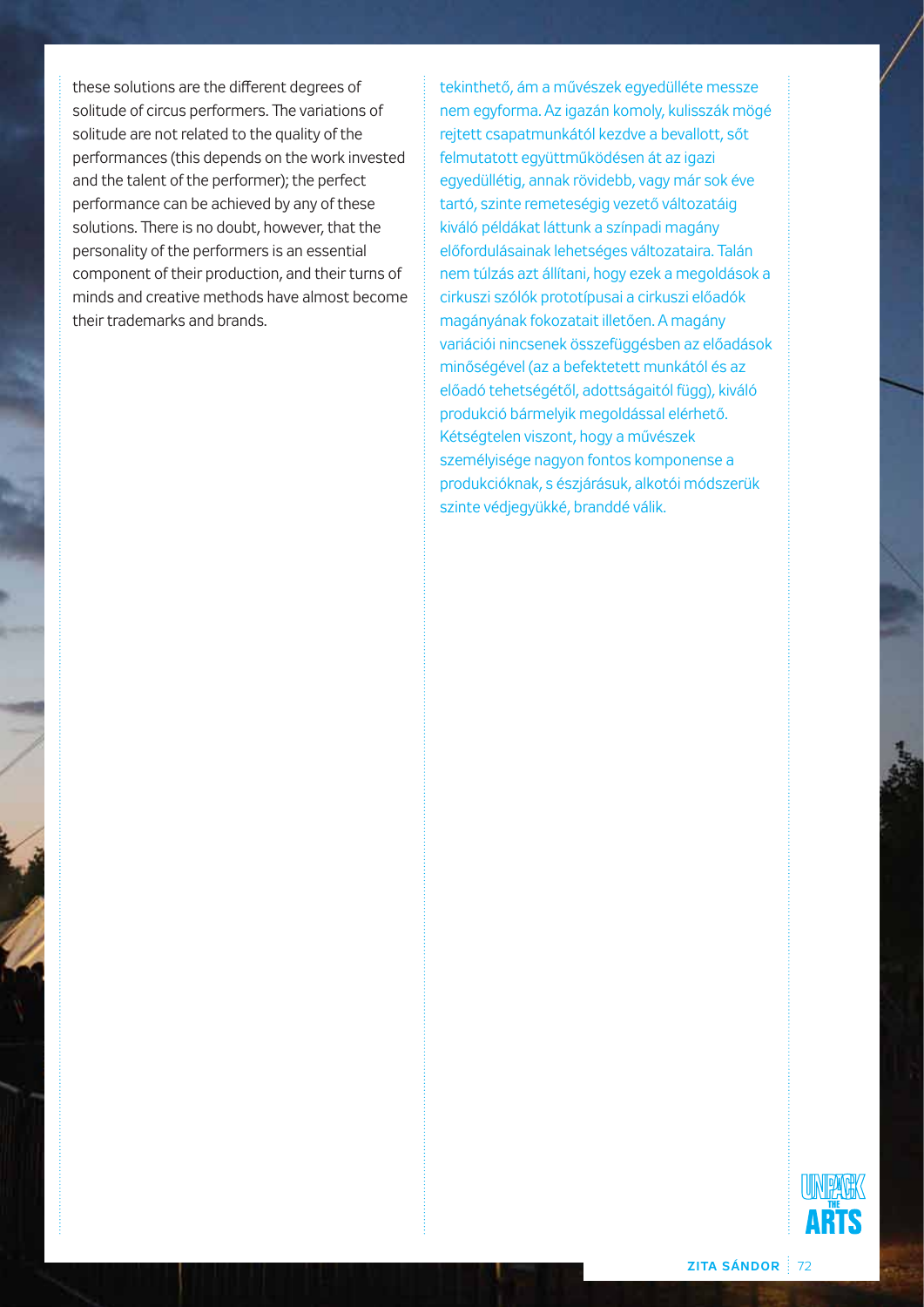these solutions are the different degrees of solitude of circus performers. The variations of solitude are not related to the quality of the performances (this depends on the work invested and the talent of the performer); the perfect performance can be achieved by any of these solutions. There is no doubt, however, that the personality of the performers is an essential component of their production, and their turns of minds and creative methods have almost become their trademarks and brands.

tekinthető, ám a művészek egyedülléte messze nem egyforma. Az igazán komoly, kulisszák mögé rejtett csapatmunkától kezdve a bevallott, sőt felmutatott együttműködésen át az igazi egyedüllétig, annak rövidebb, vagy már sok éve tartó, szinte remeteségig vezető változatáig kiváló példákat láttunk a színpadi magány előfordulásainak lehetséges változataira. Talán nem túlzás azt állítani, hogy ezek a megoldások a cirkuszi szólók prototípusai a cirkuszi előadók magányának fokozatait illetően. A magány variációi nincsenek összefüggésben az előadások minőségével (az a befektetett munkától és az előadó tehetségétől, adottságaitól függ), kiváló produkció bármelyik megoldással elérhető. Kétségtelen viszont, hogy a művészek személyisége nagyon fontos komponense a produkcióknak, s észjárásuk, alkotói módszerük szinte védjegyükké, branddé válik.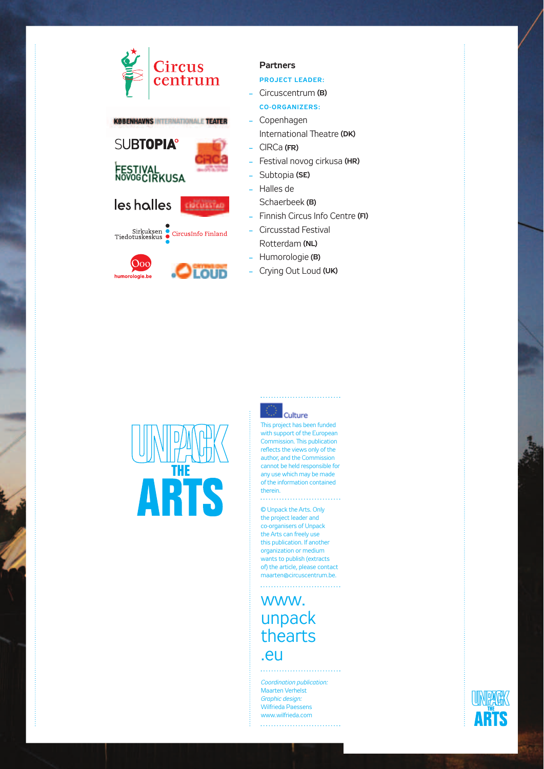## Partners

**PROJECT LEADER:**

- Circuscentrum **(B)**

**CO-ORGANIZERS:**

- Copenhagen International Theatre **(DK)**
- CIRCa **(FR)**
- Festival novog cirkusa **(HR)**
- Subtopia **(SE)**
- Halles de Schaerbeek **(B)**
- Finnish Circus Info Centre **(FI)**
- Circusstad Festival Rotterdam **(NL)**
- Humorologie **(B)**
- Crying Out Loud **(UK)**

Culture

This project has been funded with support of the European Commission. This publication reflects the views only of the author, and the Commission cannot be held responsible for any use which may be made of the information contained therein.

© Unpack the Arts. Only the project leader and co-organisers of Unpack the Arts can freely use this publication. If another organization or medium wants to publish (extracts of) the article, please contact maarten@circuscentrum.be.

www.unpacktheartS.eu

*Coordination publication:*
Maarten Verhelst
*Graphic design:*
Wilfrieda Paessens
www.wilfrieda.com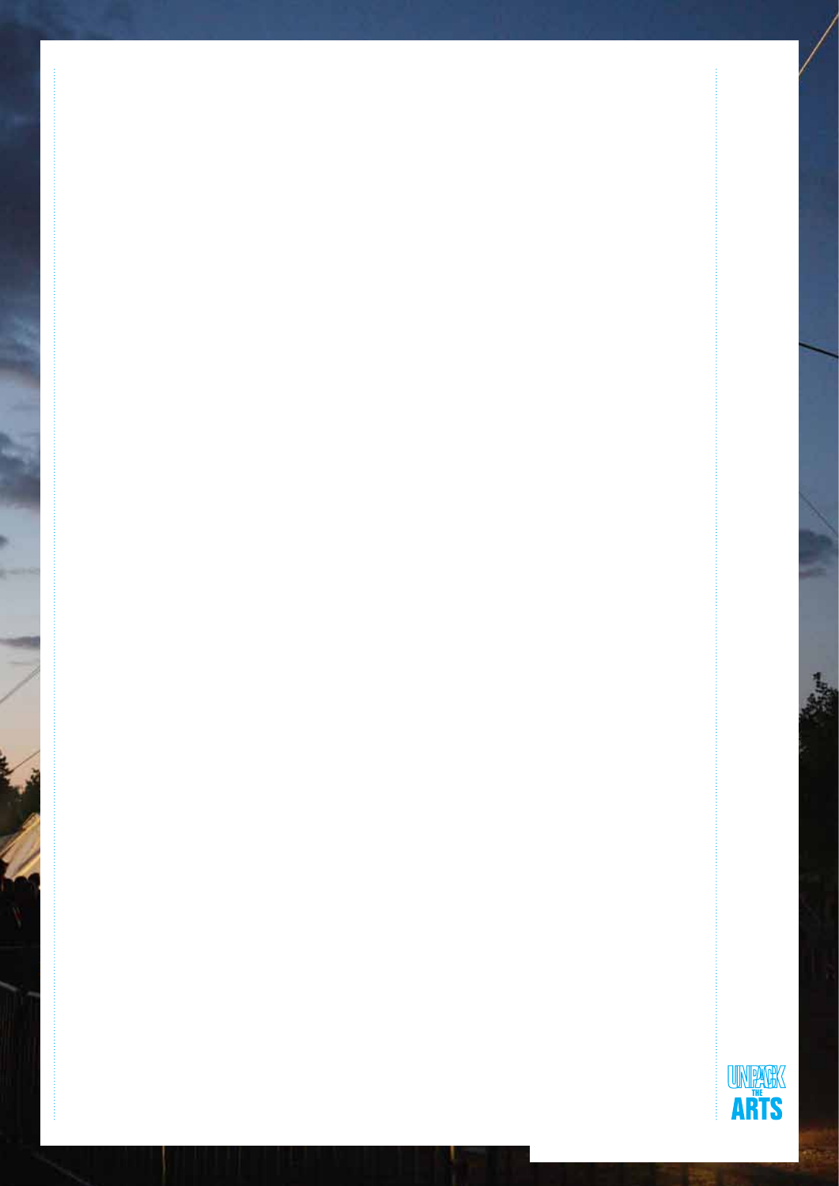UNPACK THE ARTS